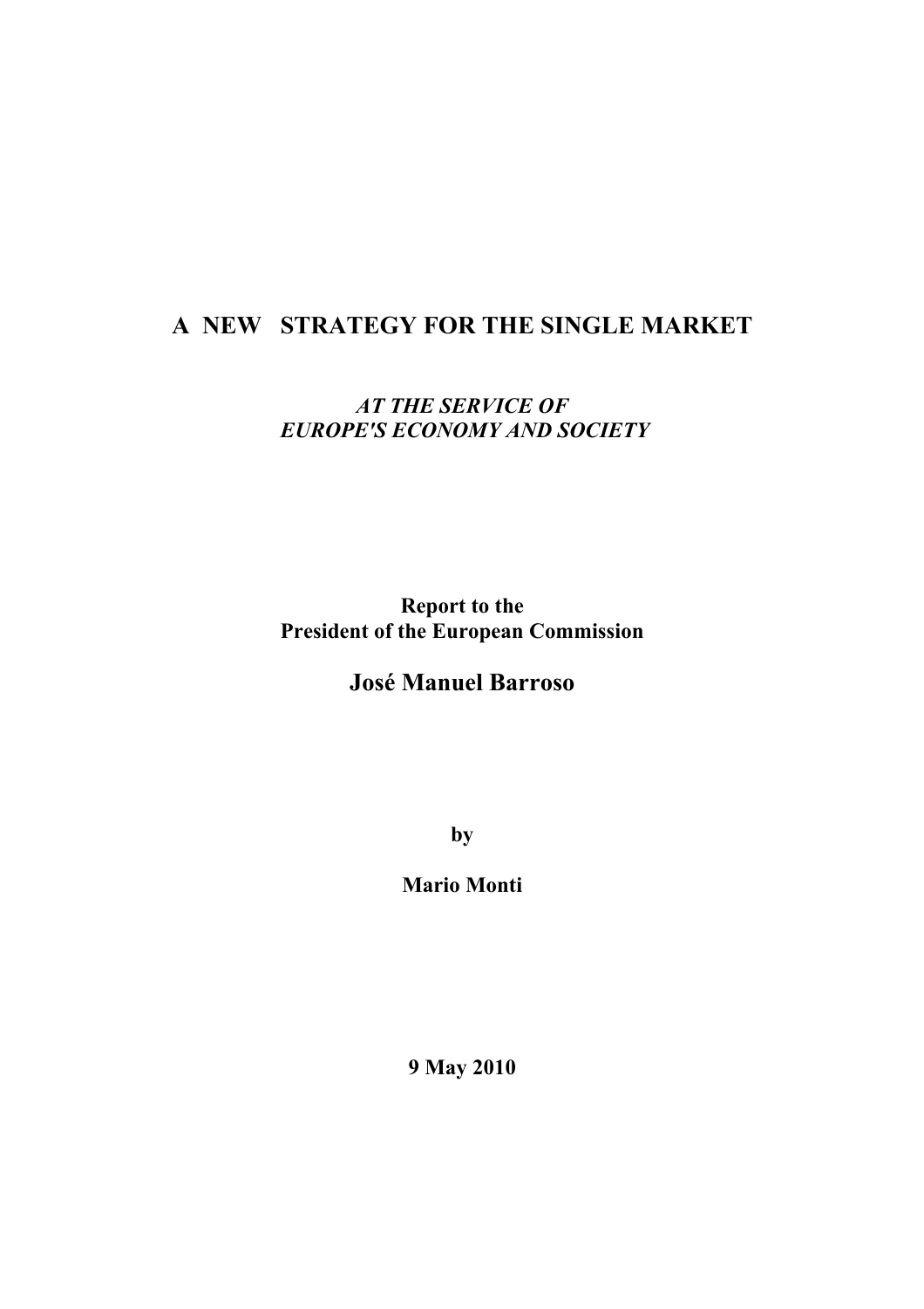# A NEW STRATEGY FOR THE SINGLE MARKET

***AT THE SERVICE OF EUROPE'S ECONOMY AND SOCIETY***

**Report to the President of the European Commission**

## José Manuel Barroso

**by**

**Mario Monti**

**9 May 2010**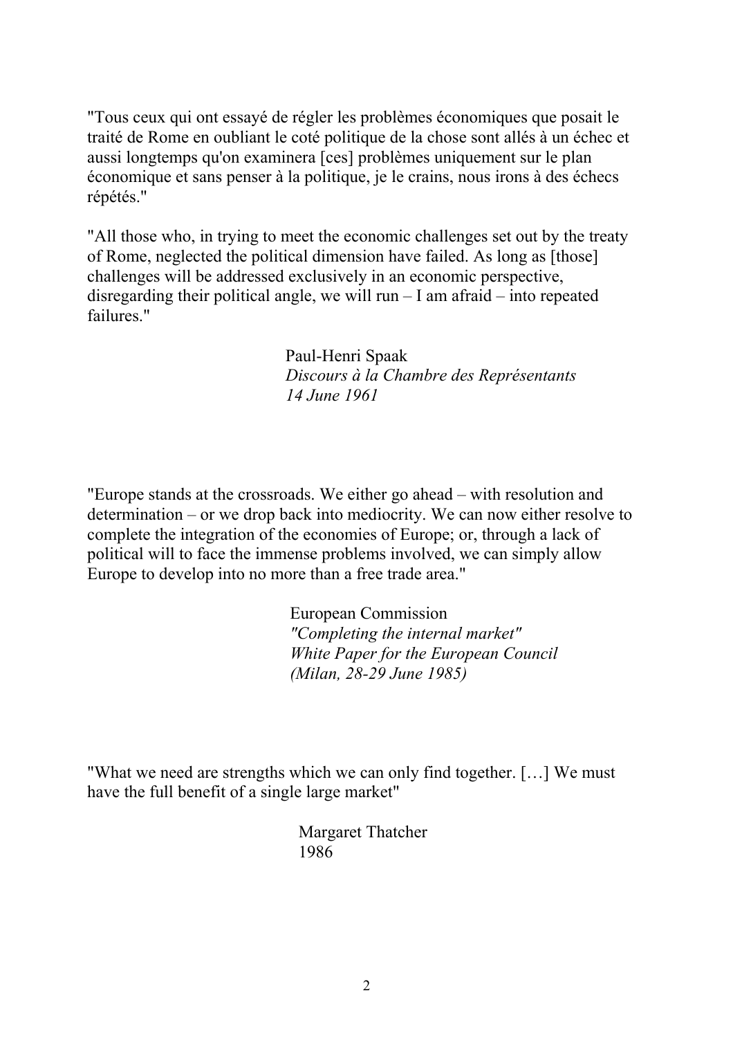"Tous ceux qui ont essayé de régler les problèmes économiques que posait le traité de Rome en oubliant le coté politique de la chose sont allés à un échec et aussi longtemps qu'on examinera [ces] problèmes uniquement sur le plan économique et sans penser à la politique, je le crains, nous irons à des échecs répétés."

"All those who, in trying to meet the economic challenges set out by the treaty of Rome, neglected the political dimension have failed. As long as [those] challenges will be addressed exclusively in an economic perspective, disregarding their political angle, we will run – I am afraid – into repeated failures."

Paul-Henri Spaak
*Discours à la Chambre des Représentants*
*14 June 1961*

"Europe stands at the crossroads. We either go ahead – with resolution and determination – or we drop back into mediocrity. We can now either resolve to complete the integration of the economies of Europe; or, through a lack of political will to face the immense problems involved, we can simply allow Europe to develop into no more than a free trade area."

European Commission
*"Completing the internal market"*
*White Paper for the European Council*
*(Milan, 28-29 June 1985)*

"What we need are strengths which we can only find together. […] We must have the full benefit of a single large market"

Margaret Thatcher
1986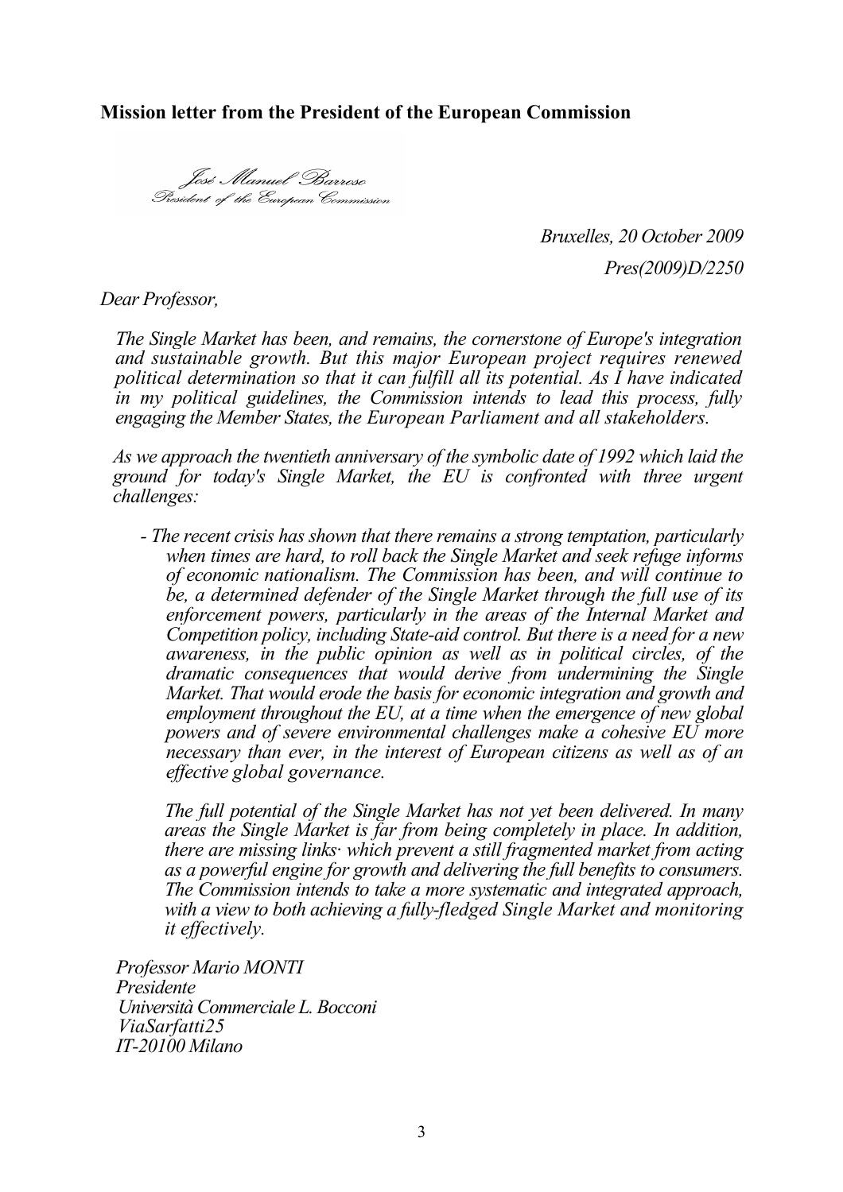**Mission letter from the President of the European Commission**

*José Manuel Barroso*
*President of the European Commission*

*Bruxelles, 20 October 2009*

*Pres(2009)D/2250*

*Dear Professor,*

*The Single Market has been, and remains, the cornerstone of Europe's integration and sustainable growth. But this major European project requires renewed political determination so that it can fulfill all its potential. As I have indicated in my political guidelines, the Commission intends to lead this process, fully engaging the Member States, the European Parliament and all stakeholders.*

*As we approach the twentieth anniversary of the symbolic date of 1992 which laid the ground for today's Single Market, the EU is confronted with three urgent challenges:*

- *The recent crisis has shown that there remains a strong temptation, particularly when times are hard, to roll back the Single Market and seek refuge informs of economic nationalism. The Commission has been, and will continue to be, a determined defender of the Single Market through the full use of its enforcement powers, particularly in the areas of the Internal Market and Competition policy, including State-aid control. But there is a need for a new awareness, in the public opinion as well as in political circles, of the dramatic consequences that would derive from undermining the Single Market. That would erode the basis for economic integration and growth and employment throughout the EU, at a time when the emergence of new global powers and of severe environmental challenges make a cohesive EU more necessary than ever, in the interest of European citizens as well as of an effective global governance.*

  *The full potential of the Single Market has not yet been delivered. In many areas the Single Market is far from being completely in place. In addition, there are missing links· which prevent a still fragmented market from acting as a powerful engine for growth and delivering the full benefits to consumers. The Commission intends to take a more systematic and integrated approach, with a view to both achieving a fully-fledged Single Market and monitoring it effectively.*

*Professor Mario MONTI*
*Presidente*
*Università Commerciale L. Bocconi*
*ViaSarfatti25*
*IT-20100 Milano*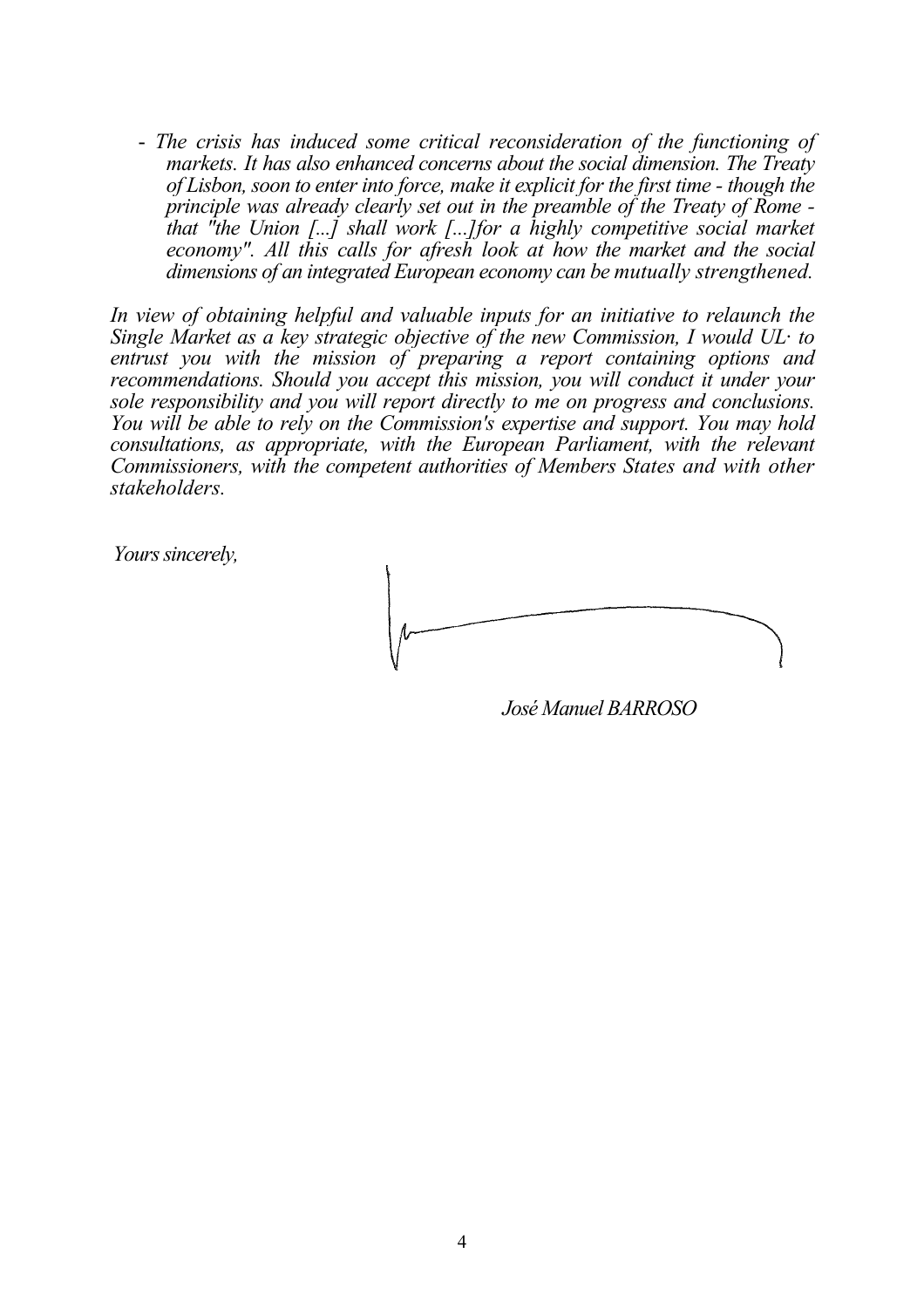- *The crisis has induced some critical reconsideration of the functioning of markets. It has also enhanced concerns about the social dimension. The Treaty of Lisbon, soon to enter into force, make it explicit for the first time - though the principle was already clearly set out in the preamble of the Treaty of Rome - that "the Union [...] shall work [...]for a highly competitive social market economy". All this calls for afresh look at how the market and the social dimensions of an integrated European economy can be mutually strengthened.*

*In view of obtaining helpful and valuable inputs for an initiative to relaunch the Single Market as a key strategic objective of the new Commission, I would UL· to entrust you with the mission of preparing a report containing options and recommendations. Should you accept this mission, you will conduct it under your sole responsibility and you will report directly to me on progress and conclusions. You will be able to rely on the Commission's expertise and support. You may hold consultations, as appropriate, with the European Parliament, with the relevant Commissioners, with the competent authorities of Members States and with other stakeholders.*

*Yours sincerely,*

*José Manuel BARROSO*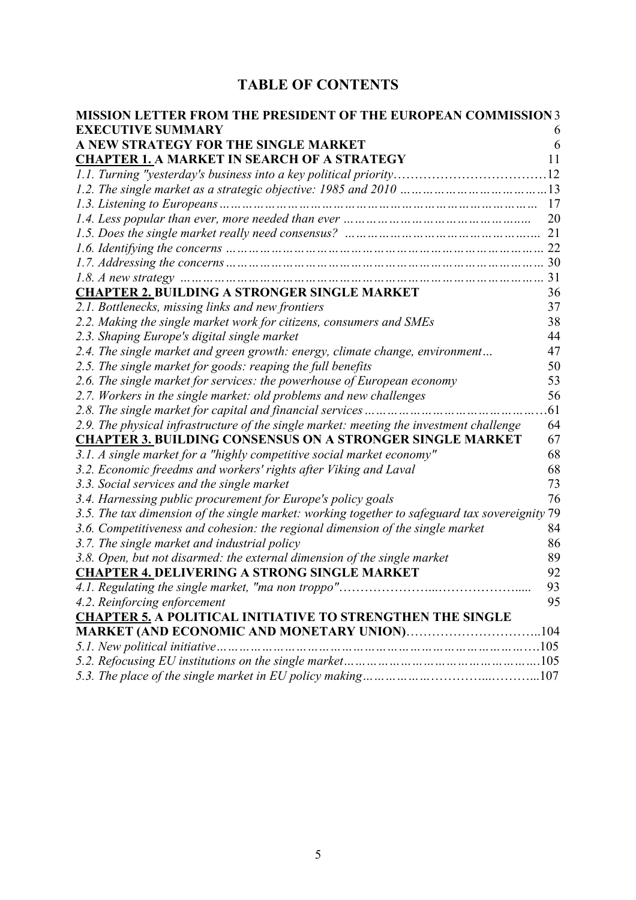# TABLE OF CONTENTS

**MISSION LETTER FROM THE PRESIDENT OF THE EUROPEAN COMMISSION** 3
**EXECUTIVE SUMMARY** 6
**A NEW STRATEGY FOR THE SINGLE MARKET** 6
**CHAPTER 1. A MARKET IN SEARCH OF A STRATEGY** 11
*1.1. Turning "yesterday's business into a key political priority*……………………………….12
*1.2. The single market as a strategic objective: 1985 and 2010* ………………………………13
*1.3. Listening to Europeans*………………………………………………………………… 17
*1.4. Less popular than ever, more needed than ever* …………………………………….….. 20
*1.5. Does the single market really need consensus?* ……………………………………….... 21
*1.6. Identifying the concerns* ……………………………………………………………………… 22
*1.7. Addressing the concerns*……………………………………………………………………… 30
*1.8. A new strategy* ………………………………………………………………………………… 31
**CHAPTER 2. BUILDING A STRONGER SINGLE MARKET** 36
*2.1. Bottlenecks, missing links and new frontiers* 37
*2.2. Making the single market work for citizens, consumers and SMEs* 38
*2.3. Shaping Europe's digital single market* 44
*2.4. The single market and green growth: energy, climate change, environment…* 47
*2.5. The single market for goods: reaping the full benefits* 50
*2.6. The single market for services: the powerhouse of European economy* 53
*2.7. Workers in the single market: old problems and new challenges* 56
*2.8. The single market for capital and financial services*…………………………………….…61
*2.9. The physical infrastructure of the single market: meeting the investment challenge* 64
**CHAPTER 3. BUILDING CONSENSUS ON A STRONGER SINGLE MARKET** 67
*3.1. A single market for a "highly competitive social market economy"* 68
*3.2. Economic freedms and workers' rights after Viking and Laval* 68
*3.3. Social services and the single market* 73
*3.4. Harnessing public procurement for Europe's policy goals* 76
*3.5. The tax dimension of the single market: working together to safeguard tax sovereignty* 79
*3.6. Competitiveness and cohesion: the regional dimension of the single market* 84
*3.7. The single market and industrial policy* 86
*3.8. Open, but not disarmed: the external dimension of the single market* 89
**CHAPTER 4. DELIVERING A STRONG SINGLE MARKET** 92
*4.1. Regulating the single market, "ma non troppo"*………………….....……………….... 93
*4.2. Reinforcing enforcement* 95
**CHAPTER 5. A POLITICAL INITIATIVE TO STRENGTHEN THE SINGLE MARKET (AND ECONOMIC AND MONETARY UNION)**…………………………..104
*5.1. New political initiative*…………………………………………………………………….105
*5.2. Refocusing EU institutions on the single market*………………………………………….105
*5.3. The place of the single market in EU policy making*…………….…………...………...107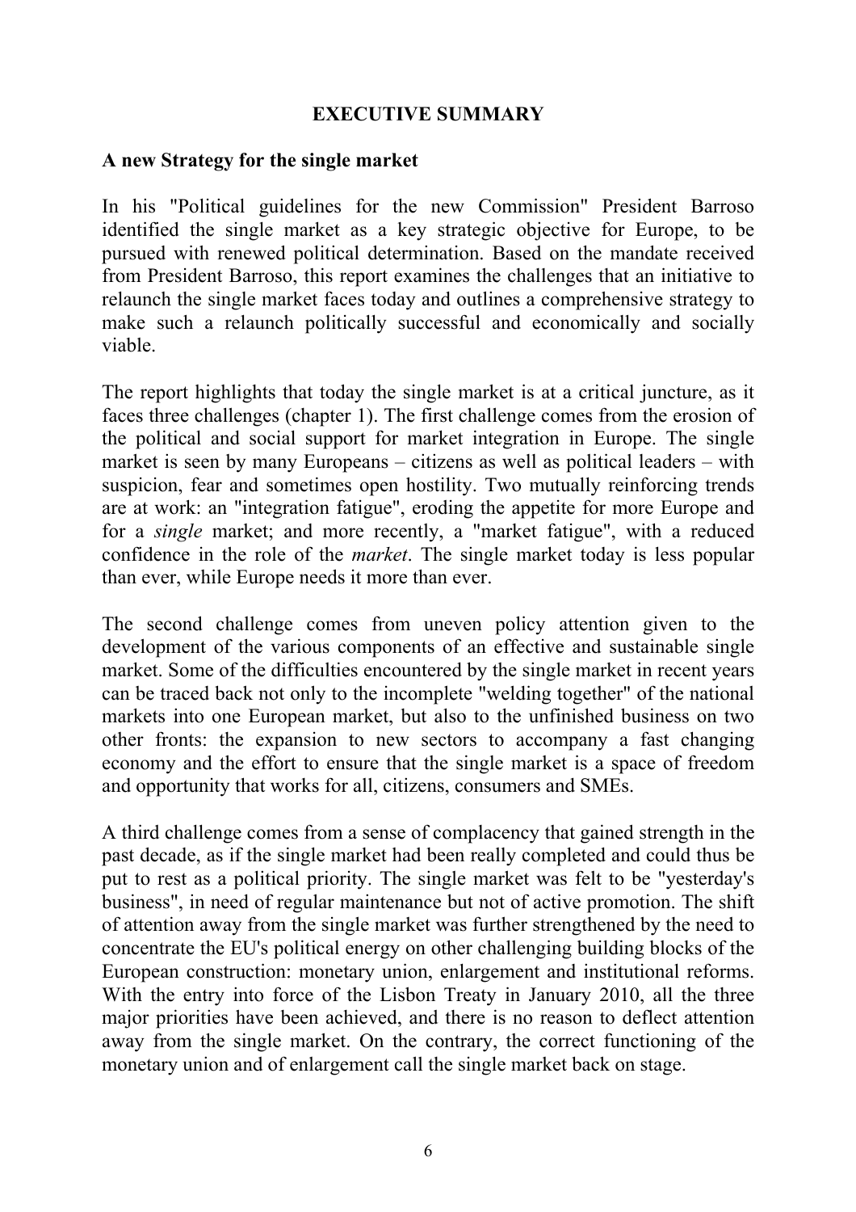# EXECUTIVE SUMMARY

## A new Strategy for the single market

In his "Political guidelines for the new Commission" President Barroso identified the single market as a key strategic objective for Europe, to be pursued with renewed political determination. Based on the mandate received from President Barroso, this report examines the challenges that an initiative to relaunch the single market faces today and outlines a comprehensive strategy to make such a relaunch politically successful and economically and socially viable.

The report highlights that today the single market is at a critical juncture, as it faces three challenges (chapter 1). The first challenge comes from the erosion of the political and social support for market integration in Europe. The single market is seen by many Europeans – citizens as well as political leaders – with suspicion, fear and sometimes open hostility. Two mutually reinforcing trends are at work: an "integration fatigue", eroding the appetite for more Europe and for a *single* market; and more recently, a "market fatigue", with a reduced confidence in the role of the *market*. The single market today is less popular than ever, while Europe needs it more than ever.

The second challenge comes from uneven policy attention given to the development of the various components of an effective and sustainable single market. Some of the difficulties encountered by the single market in recent years can be traced back not only to the incomplete "welding together" of the national markets into one European market, but also to the unfinished business on two other fronts: the expansion to new sectors to accompany a fast changing economy and the effort to ensure that the single market is a space of freedom and opportunity that works for all, citizens, consumers and SMEs.

A third challenge comes from a sense of complacency that gained strength in the past decade, as if the single market had been really completed and could thus be put to rest as a political priority. The single market was felt to be "yesterday's business", in need of regular maintenance but not of active promotion. The shift of attention away from the single market was further strengthened by the need to concentrate the EU's political energy on other challenging building blocks of the European construction: monetary union, enlargement and institutional reforms. With the entry into force of the Lisbon Treaty in January 2010, all the three major priorities have been achieved, and there is no reason to deflect attention away from the single market. On the contrary, the correct functioning of the monetary union and of enlargement call the single market back on stage.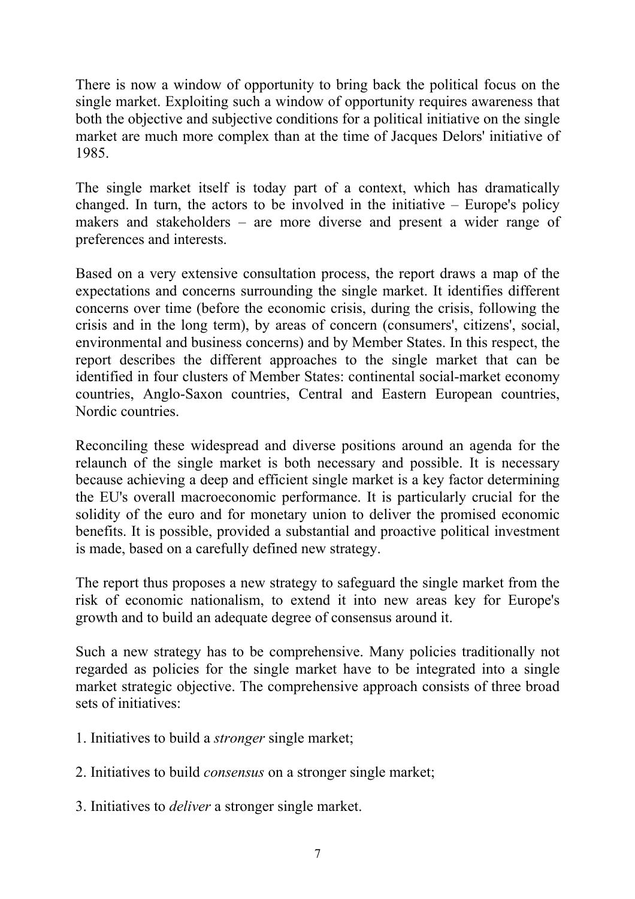There is now a window of opportunity to bring back the political focus on the single market. Exploiting such a window of opportunity requires awareness that both the objective and subjective conditions for a political initiative on the single market are much more complex than at the time of Jacques Delors' initiative of 1985.

The single market itself is today part of a context, which has dramatically changed. In turn, the actors to be involved in the initiative – Europe's policy makers and stakeholders – are more diverse and present a wider range of preferences and interests.

Based on a very extensive consultation process, the report draws a map of the expectations and concerns surrounding the single market. It identifies different concerns over time (before the economic crisis, during the crisis, following the crisis and in the long term), by areas of concern (consumers', citizens', social, environmental and business concerns) and by Member States. In this respect, the report describes the different approaches to the single market that can be identified in four clusters of Member States: continental social-market economy countries, Anglo-Saxon countries, Central and Eastern European countries, Nordic countries.

Reconciling these widespread and diverse positions around an agenda for the relaunch of the single market is both necessary and possible. It is necessary because achieving a deep and efficient single market is a key factor determining the EU's overall macroeconomic performance. It is particularly crucial for the solidity of the euro and for monetary union to deliver the promised economic benefits. It is possible, provided a substantial and proactive political investment is made, based on a carefully defined new strategy.

The report thus proposes a new strategy to safeguard the single market from the risk of economic nationalism, to extend it into new areas key for Europe's growth and to build an adequate degree of consensus around it.

Such a new strategy has to be comprehensive. Many policies traditionally not regarded as policies for the single market have to be integrated into a single market strategic objective. The comprehensive approach consists of three broad sets of initiatives:

1. Initiatives to build a *stronger* single market;

2. Initiatives to build *consensus* on a stronger single market;

3. Initiatives to *deliver* a stronger single market.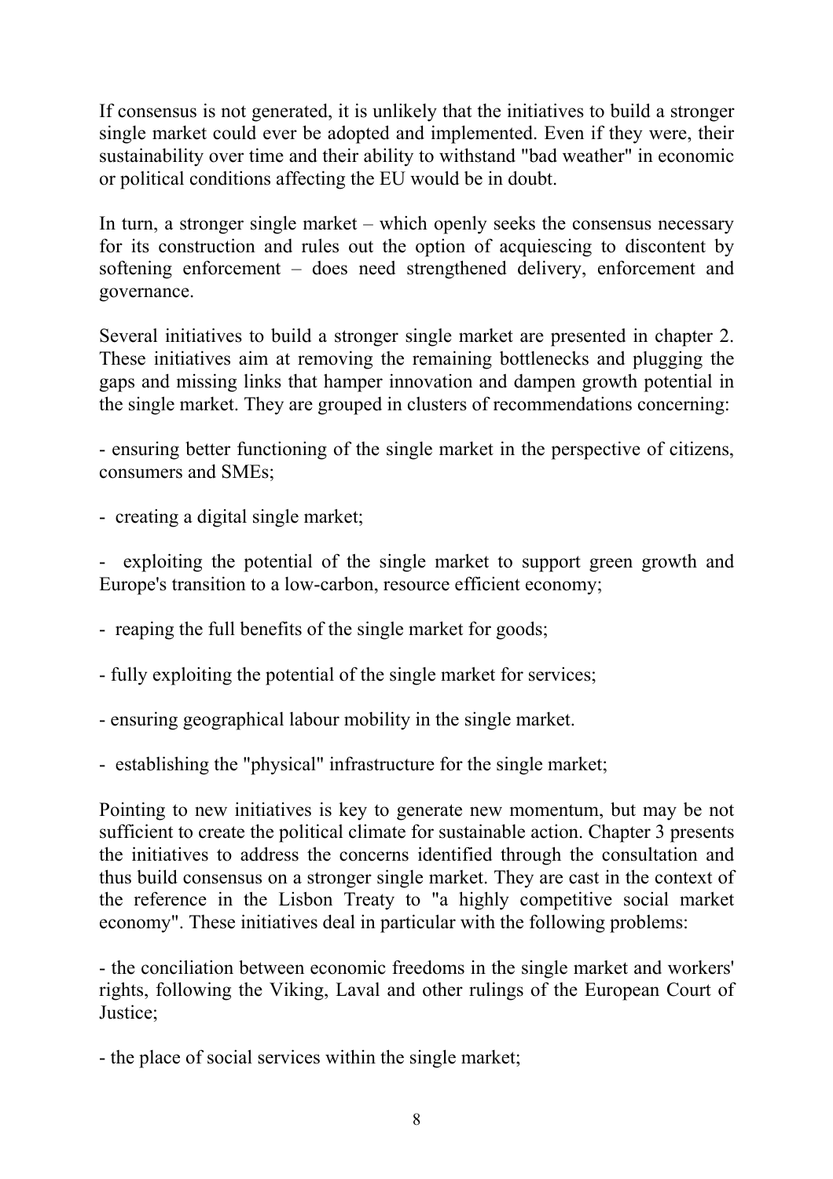If consensus is not generated, it is unlikely that the initiatives to build a stronger single market could ever be adopted and implemented. Even if they were, their sustainability over time and their ability to withstand "bad weather" in economic or political conditions affecting the EU would be in doubt.

In turn, a stronger single market – which openly seeks the consensus necessary for its construction and rules out the option of acquiescing to discontent by softening enforcement – does need strengthened delivery, enforcement and governance.

Several initiatives to build a stronger single market are presented in chapter 2. These initiatives aim at removing the remaining bottlenecks and plugging the gaps and missing links that hamper innovation and dampen growth potential in the single market. They are grouped in clusters of recommendations concerning:

- ensuring better functioning of the single market in the perspective of citizens, consumers and SMEs;

- creating a digital single market;

- exploiting the potential of the single market to support green growth and Europe's transition to a low-carbon, resource efficient economy;

- reaping the full benefits of the single market for goods;

- fully exploiting the potential of the single market for services;

- ensuring geographical labour mobility in the single market.

- establishing the "physical" infrastructure for the single market;

Pointing to new initiatives is key to generate new momentum, but may be not sufficient to create the political climate for sustainable action. Chapter 3 presents the initiatives to address the concerns identified through the consultation and thus build consensus on a stronger single market. They are cast in the context of the reference in the Lisbon Treaty to "a highly competitive social market economy". These initiatives deal in particular with the following problems:

- the conciliation between economic freedoms in the single market and workers' rights, following the Viking, Laval and other rulings of the European Court of Justice;

- the place of social services within the single market;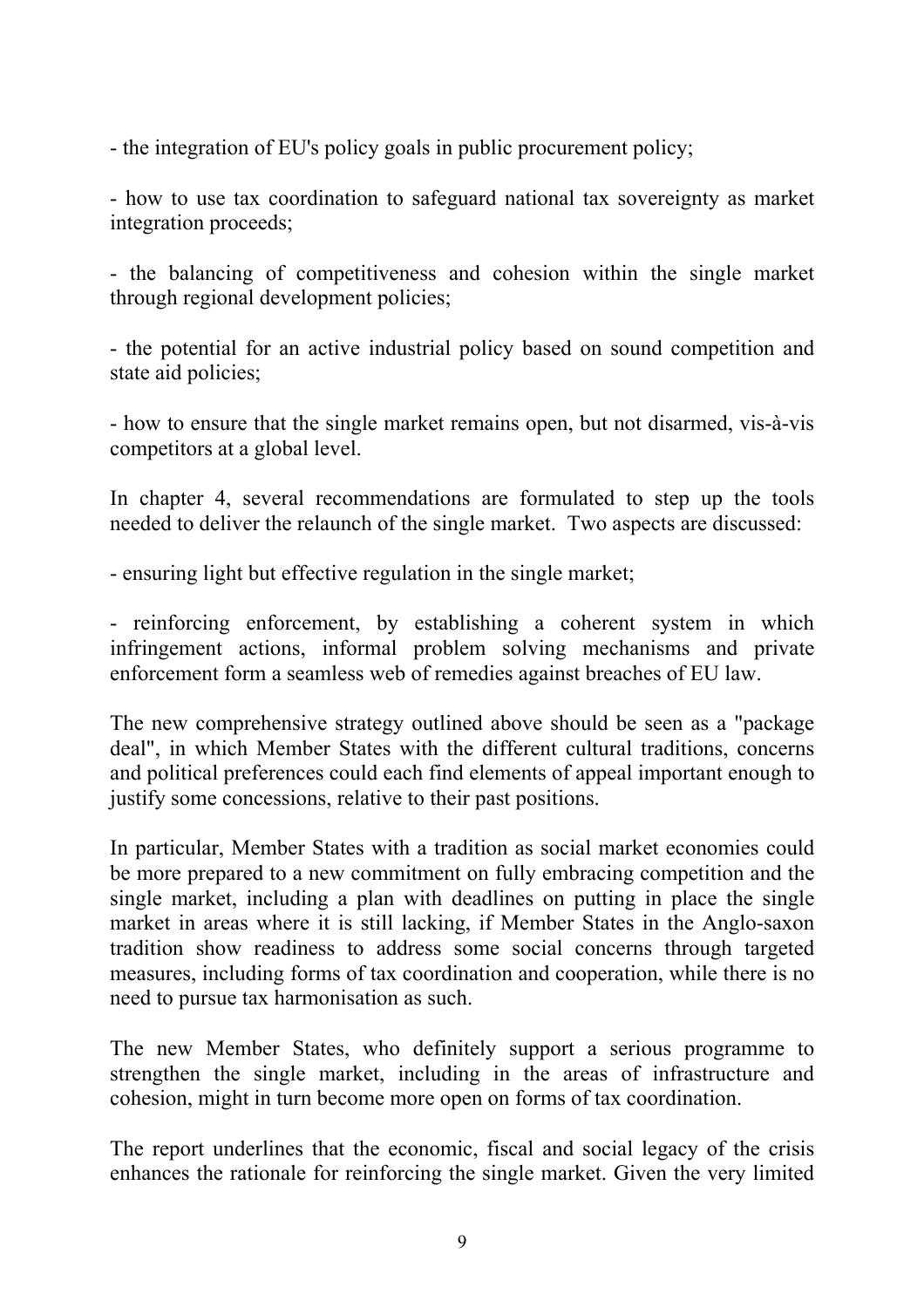- the integration of EU's policy goals in public procurement policy;

- how to use tax coordination to safeguard national tax sovereignty as market integration proceeds;

- the balancing of competitiveness and cohesion within the single market through regional development policies;

- the potential for an active industrial policy based on sound competition and state aid policies;

- how to ensure that the single market remains open, but not disarmed, vis-à-vis competitors at a global level.

In chapter 4, several recommendations are formulated to step up the tools needed to deliver the relaunch of the single market. Two aspects are discussed:

- ensuring light but effective regulation in the single market;

- reinforcing enforcement, by establishing a coherent system in which infringement actions, informal problem solving mechanisms and private enforcement form a seamless web of remedies against breaches of EU law.

The new comprehensive strategy outlined above should be seen as a "package deal", in which Member States with the different cultural traditions, concerns and political preferences could each find elements of appeal important enough to justify some concessions, relative to their past positions.

In particular, Member States with a tradition as social market economies could be more prepared to a new commitment on fully embracing competition and the single market, including a plan with deadlines on putting in place the single market in areas where it is still lacking, if Member States in the Anglo-saxon tradition show readiness to address some social concerns through targeted measures, including forms of tax coordination and cooperation, while there is no need to pursue tax harmonisation as such.

The new Member States, who definitely support a serious programme to strengthen the single market, including in the areas of infrastructure and cohesion, might in turn become more open on forms of tax coordination.

The report underlines that the economic, fiscal and social legacy of the crisis enhances the rationale for reinforcing the single market. Given the very limited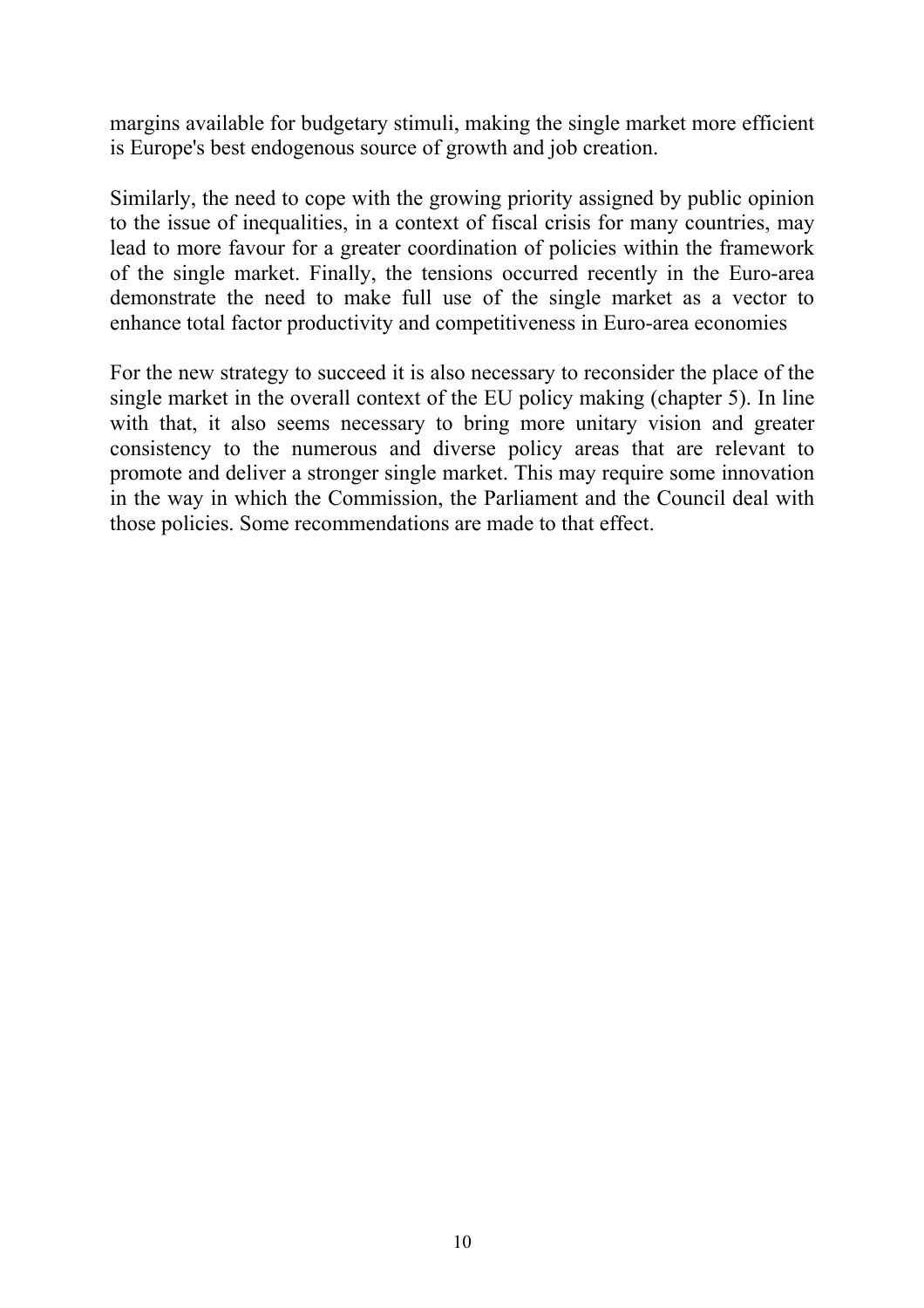margins available for budgetary stimuli, making the single market more efficient is Europe's best endogenous source of growth and job creation.

Similarly, the need to cope with the growing priority assigned by public opinion to the issue of inequalities, in a context of fiscal crisis for many countries, may lead to more favour for a greater coordination of policies within the framework of the single market. Finally, the tensions occurred recently in the Euro-area demonstrate the need to make full use of the single market as a vector to enhance total factor productivity and competitiveness in Euro-area economies

For the new strategy to succeed it is also necessary to reconsider the place of the single market in the overall context of the EU policy making (chapter 5). In line with that, it also seems necessary to bring more unitary vision and greater consistency to the numerous and diverse policy areas that are relevant to promote and deliver a stronger single market. This may require some innovation in the way in which the Commission, the Parliament and the Council deal with those policies. Some recommendations are made to that effect.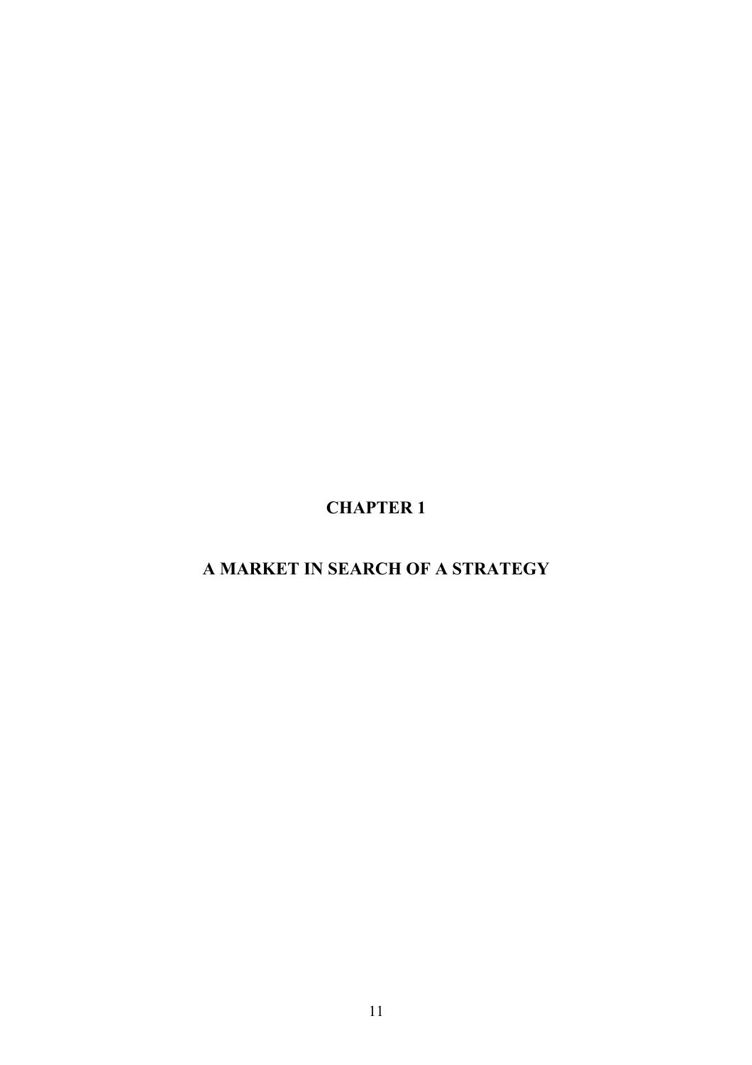# CHAPTER 1

# A MARKET IN SEARCH OF A STRATEGY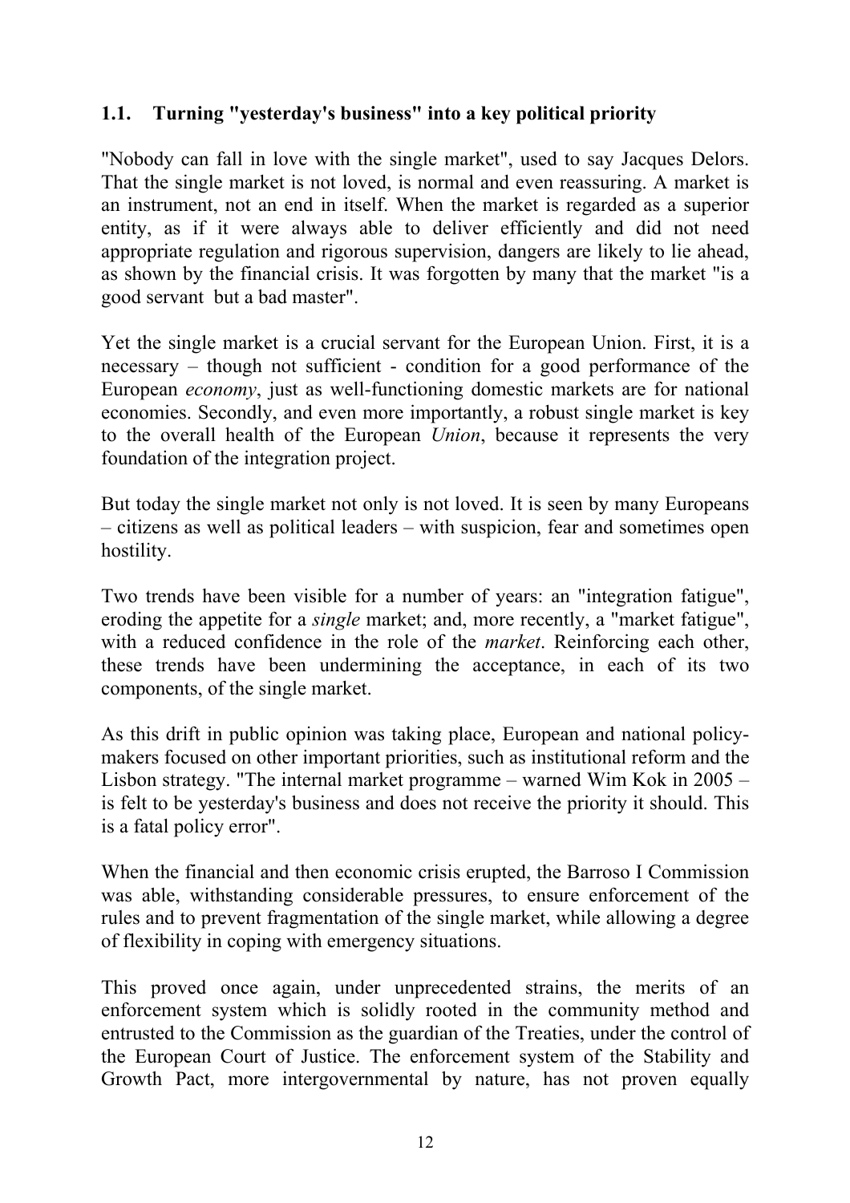### 1.1. Turning "yesterday's business" into a key political priority

"Nobody can fall in love with the single market", used to say Jacques Delors. That the single market is not loved, is normal and even reassuring. A market is an instrument, not an end in itself. When the market is regarded as a superior entity, as if it were always able to deliver efficiently and did not need appropriate regulation and rigorous supervision, dangers are likely to lie ahead, as shown by the financial crisis. It was forgotten by many that the market "is a good servant but a bad master".

Yet the single market is a crucial servant for the European Union. First, it is a necessary – though not sufficient - condition for a good performance of the European *economy*, just as well-functioning domestic markets are for national economies. Secondly, and even more importantly, a robust single market is key to the overall health of the European *Union*, because it represents the very foundation of the integration project.

But today the single market not only is not loved. It is seen by many Europeans – citizens as well as political leaders – with suspicion, fear and sometimes open hostility.

Two trends have been visible for a number of years: an "integration fatigue", eroding the appetite for a *single* market; and, more recently, a "market fatigue", with a reduced confidence in the role of the *market*. Reinforcing each other, these trends have been undermining the acceptance, in each of its two components, of the single market.

As this drift in public opinion was taking place, European and national policy-makers focused on other important priorities, such as institutional reform and the Lisbon strategy. "The internal market programme – warned Wim Kok in 2005 – is felt to be yesterday's business and does not receive the priority it should. This is a fatal policy error".

When the financial and then economic crisis erupted, the Barroso I Commission was able, withstanding considerable pressures, to ensure enforcement of the rules and to prevent fragmentation of the single market, while allowing a degree of flexibility in coping with emergency situations.

This proved once again, under unprecedented strains, the merits of an enforcement system which is solidly rooted in the community method and entrusted to the Commission as the guardian of the Treaties, under the control of the European Court of Justice. The enforcement system of the Stability and Growth Pact, more intergovernmental by nature, has not proven equally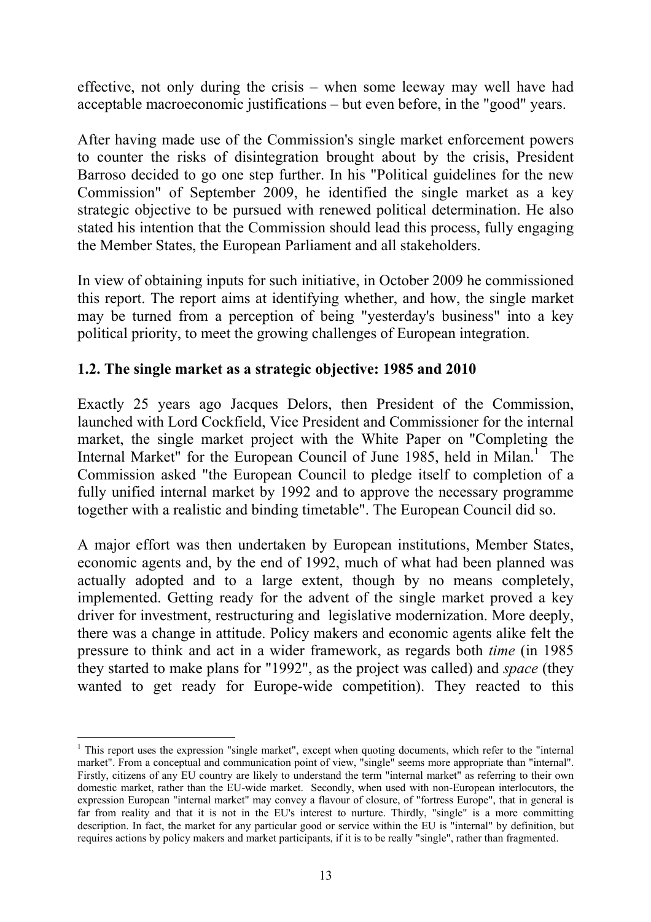effective, not only during the crisis – when some leeway may well have had acceptable macroeconomic justifications – but even before, in the "good" years.

After having made use of the Commission's single market enforcement powers to counter the risks of disintegration brought about by the crisis, President Barroso decided to go one step further. In his "Political guidelines for the new Commission" of September 2009, he identified the single market as a key strategic objective to be pursued with renewed political determination. He also stated his intention that the Commission should lead this process, fully engaging the Member States, the European Parliament and all stakeholders.

In view of obtaining inputs for such initiative, in October 2009 he commissioned this report. The report aims at identifying whether, and how, the single market may be turned from a perception of being "yesterday's business" into a key political priority, to meet the growing challenges of European integration.

### 1.2. The single market as a strategic objective: 1985 and 2010

Exactly 25 years ago Jacques Delors, then President of the Commission, launched with Lord Cockfield, Vice President and Commissioner for the internal market, the single market project with the White Paper on "Completing the Internal Market" for the European Council of June 1985, held in Milan.[1] The Commission asked "the European Council to pledge itself to completion of a fully unified internal market by 1992 and to approve the necessary programme together with a realistic and binding timetable". The European Council did so.

A major effort was then undertaken by European institutions, Member States, economic agents and, by the end of 1992, much of what had been planned was actually adopted and to a large extent, though by no means completely, implemented. Getting ready for the advent of the single market proved a key driver for investment, restructuring and legislative modernization. More deeply, there was a change in attitude. Policy makers and economic agents alike felt the pressure to think and act in a wider framework, as regards both *time* (in 1985 they started to make plans for "1992", as the project was called) and *space* (they wanted to get ready for Europe-wide competition). They reacted to this

---

[1] This report uses the expression "single market", except when quoting documents, which refer to the "internal market". From a conceptual and communication point of view, "single" seems more appropriate than "internal". Firstly, citizens of any EU country are likely to understand the term "internal market" as referring to their own domestic market, rather than the EU-wide market. Secondly, when used with non-European interlocutors, the expression European "internal market" may convey a flavour of closure, of "fortress Europe", that in general is far from reality and that it is not in the EU's interest to nurture. Thirdly, "single" is a more committing description. In fact, the market for any particular good or service within the EU is "internal" by definition, but requires actions by policy makers and market participants, if it is to be really "single", rather than fragmented.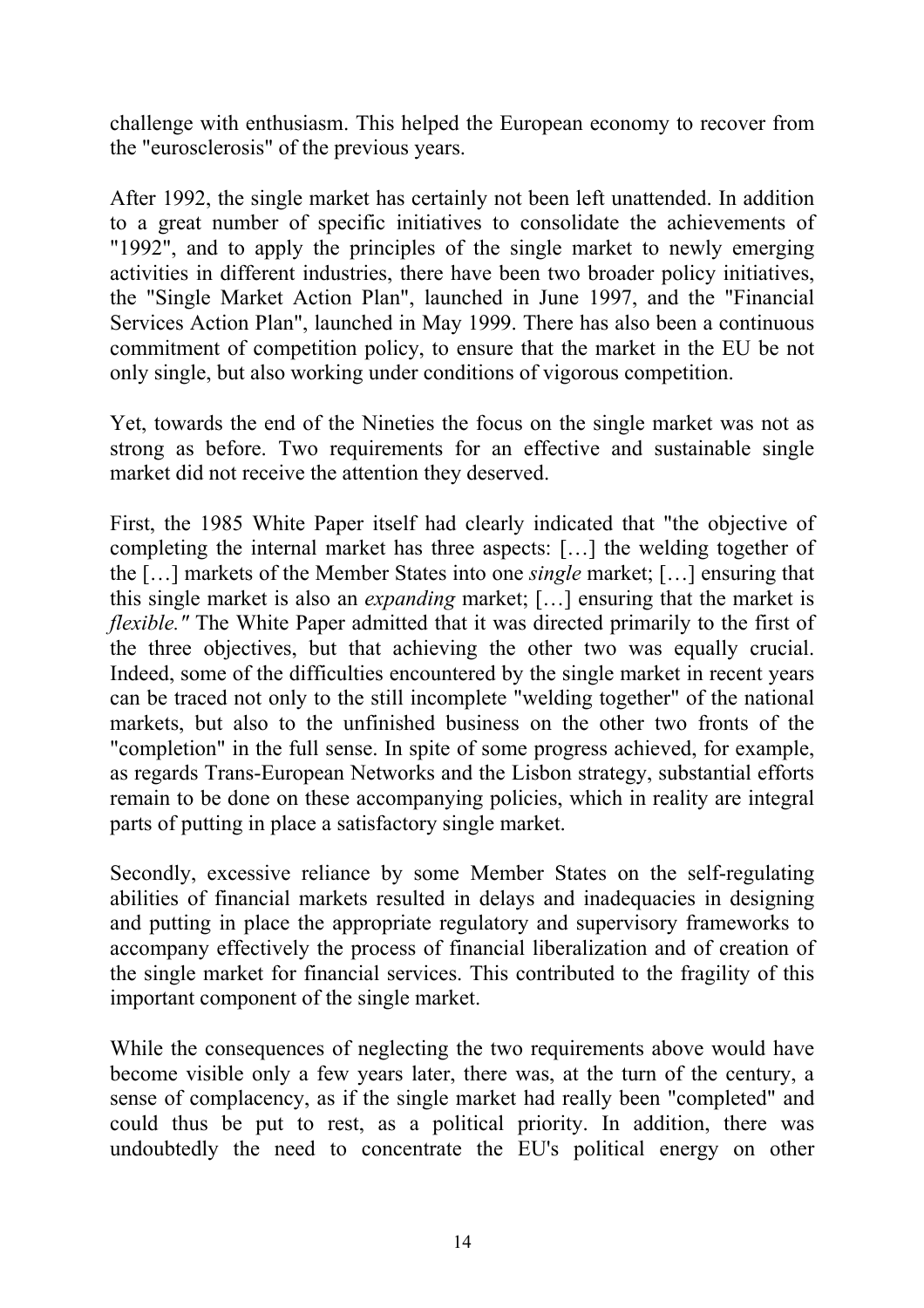challenge with enthusiasm. This helped the European economy to recover from the "eurosclerosis" of the previous years.

After 1992, the single market has certainly not been left unattended. In addition to a great number of specific initiatives to consolidate the achievements of "1992", and to apply the principles of the single market to newly emerging activities in different industries, there have been two broader policy initiatives, the "Single Market Action Plan", launched in June 1997, and the "Financial Services Action Plan", launched in May 1999. There has also been a continuous commitment of competition policy, to ensure that the market in the EU be not only single, but also working under conditions of vigorous competition.

Yet, towards the end of the Nineties the focus on the single market was not as strong as before. Two requirements for an effective and sustainable single market did not receive the attention they deserved.

First, the 1985 White Paper itself had clearly indicated that "the objective of completing the internal market has three aspects: […] the welding together of the […] markets of the Member States into one *single* market; […] ensuring that this single market is also an *expanding* market; […] ensuring that the market is *flexible."* The White Paper admitted that it was directed primarily to the first of the three objectives, but that achieving the other two was equally crucial. Indeed, some of the difficulties encountered by the single market in recent years can be traced not only to the still incomplete "welding together" of the national markets, but also to the unfinished business on the other two fronts of the "completion" in the full sense. In spite of some progress achieved, for example, as regards Trans-European Networks and the Lisbon strategy, substantial efforts remain to be done on these accompanying policies, which in reality are integral parts of putting in place a satisfactory single market.

Secondly, excessive reliance by some Member States on the self-regulating abilities of financial markets resulted in delays and inadequacies in designing and putting in place the appropriate regulatory and supervisory frameworks to accompany effectively the process of financial liberalization and of creation of the single market for financial services. This contributed to the fragility of this important component of the single market.

While the consequences of neglecting the two requirements above would have become visible only a few years later, there was, at the turn of the century, a sense of complacency, as if the single market had really been "completed" and could thus be put to rest, as a political priority. In addition, there was undoubtedly the need to concentrate the EU's political energy on other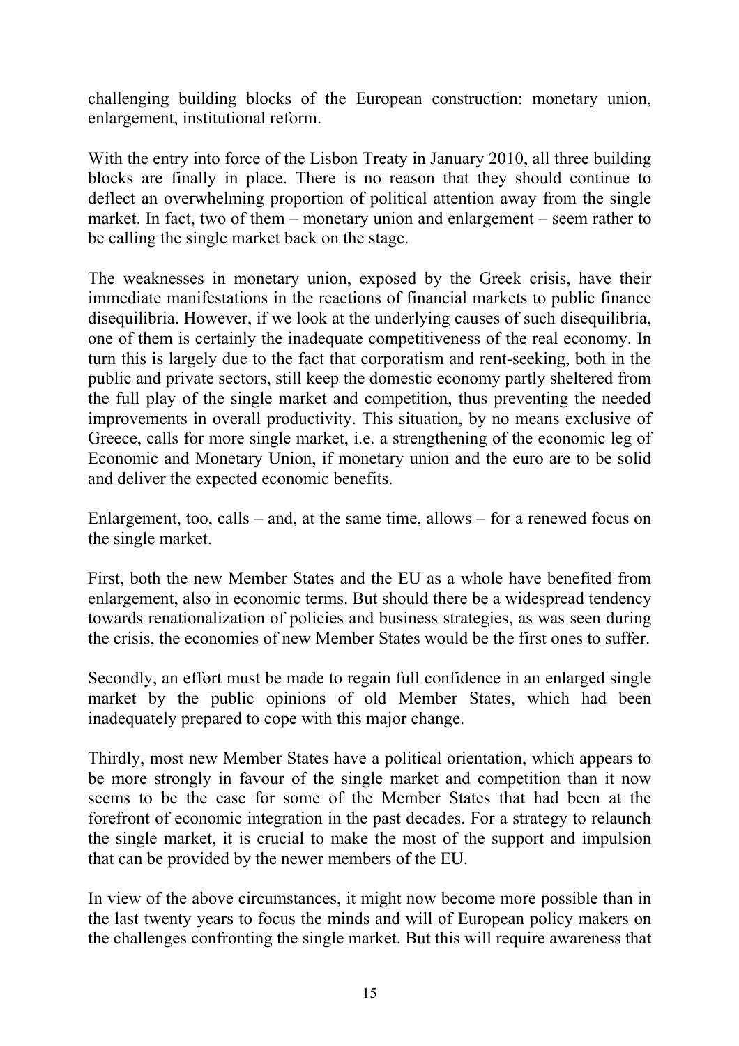challenging building blocks of the European construction: monetary union, enlargement, institutional reform.

With the entry into force of the Lisbon Treaty in January 2010, all three building blocks are finally in place. There is no reason that they should continue to deflect an overwhelming proportion of political attention away from the single market. In fact, two of them – monetary union and enlargement – seem rather to be calling the single market back on the stage.

The weaknesses in monetary union, exposed by the Greek crisis, have their immediate manifestations in the reactions of financial markets to public finance disequilibria. However, if we look at the underlying causes of such disequilibria, one of them is certainly the inadequate competitiveness of the real economy. In turn this is largely due to the fact that corporatism and rent-seeking, both in the public and private sectors, still keep the domestic economy partly sheltered from the full play of the single market and competition, thus preventing the needed improvements in overall productivity. This situation, by no means exclusive of Greece, calls for more single market, i.e. a strengthening of the economic leg of Economic and Monetary Union, if monetary union and the euro are to be solid and deliver the expected economic benefits.

Enlargement, too, calls – and, at the same time, allows – for a renewed focus on the single market.

First, both the new Member States and the EU as a whole have benefited from enlargement, also in economic terms. But should there be a widespread tendency towards renationalization of policies and business strategies, as was seen during the crisis, the economies of new Member States would be the first ones to suffer.

Secondly, an effort must be made to regain full confidence in an enlarged single market by the public opinions of old Member States, which had been inadequately prepared to cope with this major change.

Thirdly, most new Member States have a political orientation, which appears to be more strongly in favour of the single market and competition than it now seems to be the case for some of the Member States that had been at the forefront of economic integration in the past decades. For a strategy to relaunch the single market, it is crucial to make the most of the support and impulsion that can be provided by the newer members of the EU.

In view of the above circumstances, it might now become more possible than in the last twenty years to focus the minds and will of European policy makers on the challenges confronting the single market. But this will require awareness that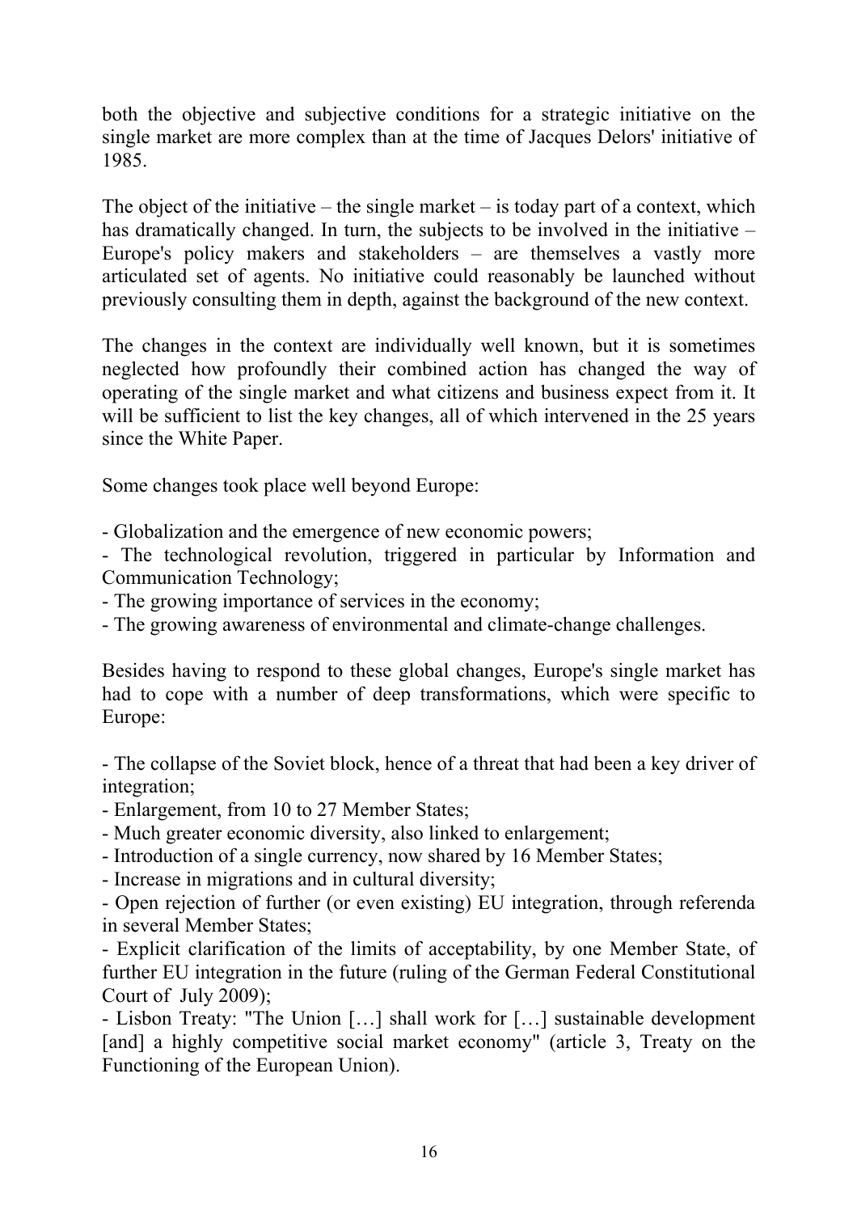both the objective and subjective conditions for a strategic initiative on the single market are more complex than at the time of Jacques Delors' initiative of 1985.

The object of the initiative – the single market – is today part of a context, which has dramatically changed. In turn, the subjects to be involved in the initiative – Europe's policy makers and stakeholders – are themselves a vastly more articulated set of agents. No initiative could reasonably be launched without previously consulting them in depth, against the background of the new context.

The changes in the context are individually well known, but it is sometimes neglected how profoundly their combined action has changed the way of operating of the single market and what citizens and business expect from it. It will be sufficient to list the key changes, all of which intervened in the 25 years since the White Paper.

Some changes took place well beyond Europe:

- Globalization and the emergence of new economic powers;
- The technological revolution, triggered in particular by Information and Communication Technology;
- The growing importance of services in the economy;
- The growing awareness of environmental and climate-change challenges.

Besides having to respond to these global changes, Europe's single market has had to cope with a number of deep transformations, which were specific to Europe:

- The collapse of the Soviet block, hence of a threat that had been a key driver of integration;
- Enlargement, from 10 to 27 Member States;
- Much greater economic diversity, also linked to enlargement;
- Introduction of a single currency, now shared by 16 Member States;
- Increase in migrations and in cultural diversity;
- Open rejection of further (or even existing) EU integration, through referenda in several Member States;
- Explicit clarification of the limits of acceptability, by one Member State, of further EU integration in the future (ruling of the German Federal Constitutional Court of July 2009);
- Lisbon Treaty: "The Union […] shall work for […] sustainable development [and] a highly competitive social market economy" (article 3, Treaty on the Functioning of the European Union).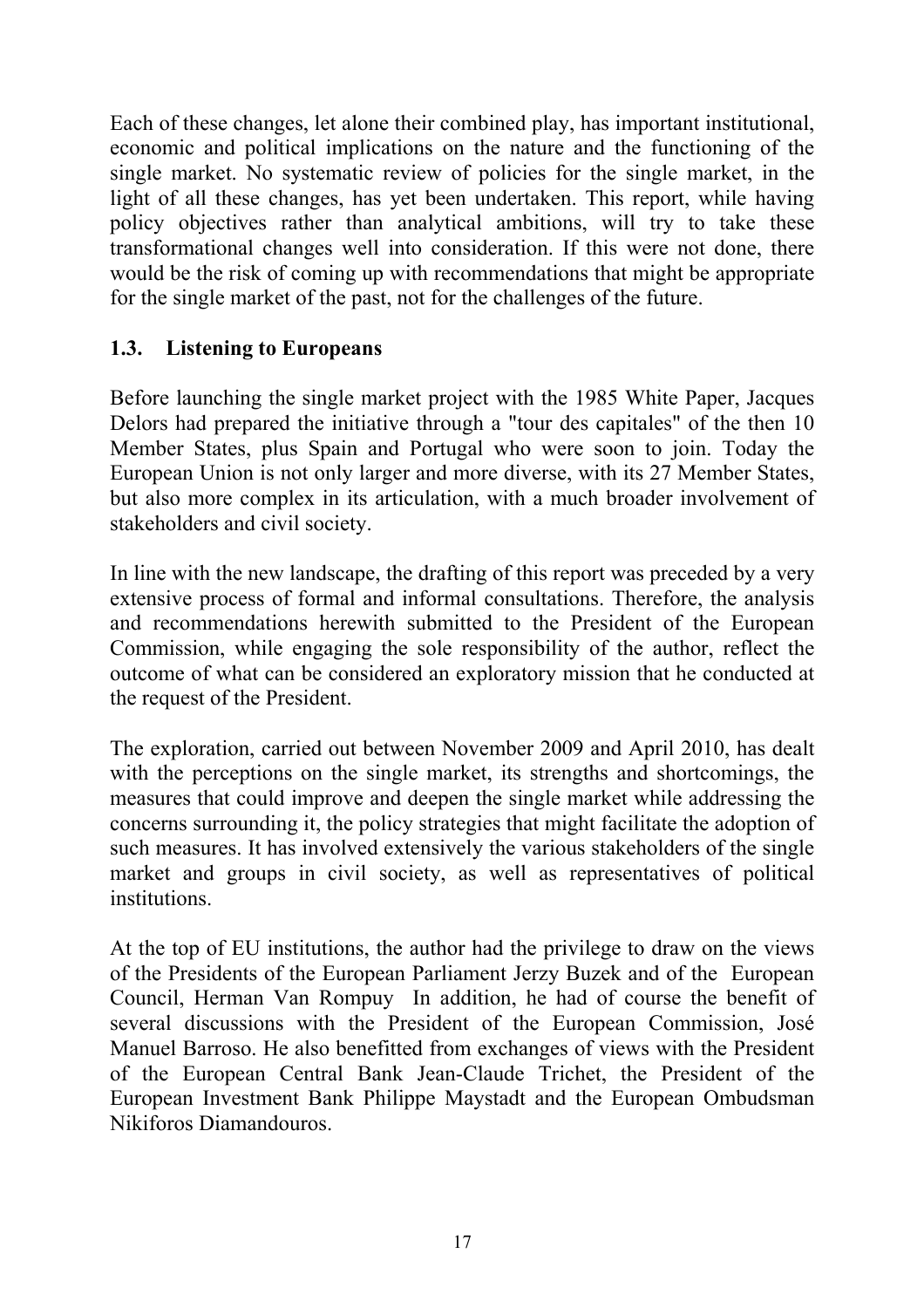Each of these changes, let alone their combined play, has important institutional, economic and political implications on the nature and the functioning of the single market. No systematic review of policies for the single market, in the light of all these changes, has yet been undertaken. This report, while having policy objectives rather than analytical ambitions, will try to take these transformational changes well into consideration. If this were not done, there would be the risk of coming up with recommendations that might be appropriate for the single market of the past, not for the challenges of the future.

### 1.3. Listening to Europeans

Before launching the single market project with the 1985 White Paper, Jacques Delors had prepared the initiative through a "tour des capitales" of the then 10 Member States, plus Spain and Portugal who were soon to join. Today the European Union is not only larger and more diverse, with its 27 Member States, but also more complex in its articulation, with a much broader involvement of stakeholders and civil society.

In line with the new landscape, the drafting of this report was preceded by a very extensive process of formal and informal consultations. Therefore, the analysis and recommendations herewith submitted to the President of the European Commission, while engaging the sole responsibility of the author, reflect the outcome of what can be considered an exploratory mission that he conducted at the request of the President.

The exploration, carried out between November 2009 and April 2010, has dealt with the perceptions on the single market, its strengths and shortcomings, the measures that could improve and deepen the single market while addressing the concerns surrounding it, the policy strategies that might facilitate the adoption of such measures. It has involved extensively the various stakeholders of the single market and groups in civil society, as well as representatives of political institutions.

At the top of EU institutions, the author had the privilege to draw on the views of the Presidents of the European Parliament Jerzy Buzek and of the European Council, Herman Van Rompuy In addition, he had of course the benefit of several discussions with the President of the European Commission, José Manuel Barroso. He also benefitted from exchanges of views with the President of the European Central Bank Jean-Claude Trichet, the President of the European Investment Bank Philippe Maystadt and the European Ombudsman Nikiforos Diamandouros.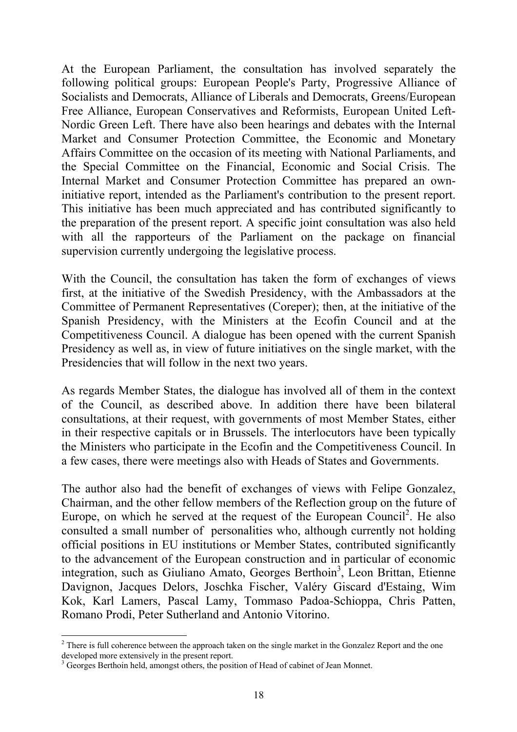At the European Parliament, the consultation has involved separately the following political groups: European People's Party, Progressive Alliance of Socialists and Democrats, Alliance of Liberals and Democrats, Greens/European Free Alliance, European Conservatives and Reformists, European United Left-Nordic Green Left. There have also been hearings and debates with the Internal Market and Consumer Protection Committee, the Economic and Monetary Affairs Committee on the occasion of its meeting with National Parliaments, and the Special Committee on the Financial, Economic and Social Crisis. The Internal Market and Consumer Protection Committee has prepared an own-initiative report, intended as the Parliament's contribution to the present report. This initiative has been much appreciated and has contributed significantly to the preparation of the present report. A specific joint consultation was also held with all the rapporteurs of the Parliament on the package on financial supervision currently undergoing the legislative process.

With the Council, the consultation has taken the form of exchanges of views first, at the initiative of the Swedish Presidency, with the Ambassadors at the Committee of Permanent Representatives (Coreper); then, at the initiative of the Spanish Presidency, with the Ministers at the Ecofin Council and at the Competitiveness Council. A dialogue has been opened with the current Spanish Presidency as well as, in view of future initiatives on the single market, with the Presidencies that will follow in the next two years.

As regards Member States, the dialogue has involved all of them in the context of the Council, as described above. In addition there have been bilateral consultations, at their request, with governments of most Member States, either in their respective capitals or in Brussels. The interlocutors have been typically the Ministers who participate in the Ecofin and the Competitiveness Council. In a few cases, there were meetings also with Heads of States and Governments.

The author also had the benefit of exchanges of views with Felipe Gonzalez, Chairman, and the other fellow members of the Reflection group on the future of Europe, on which he served at the request of the European Council[2]. He also consulted a small number of personalities who, although currently not holding official positions in EU institutions or Member States, contributed significantly to the advancement of the European construction and in particular of economic integration, such as Giuliano Amato, Georges Berthoin[3], Leon Brittan, Etienne Davignon, Jacques Delors, Joschka Fischer, Valéry Giscard d'Estaing, Wim Kok, Karl Lamers, Pascal Lamy, Tommaso Padoa-Schioppa, Chris Patten, Romano Prodi, Peter Sutherland and Antonio Vitorino.

---

[2] There is full coherence between the approach taken on the single market in the Gonzalez Report and the one developed more extensively in the present report.

[3] Georges Berthoin held, amongst others, the position of Head of cabinet of Jean Monnet.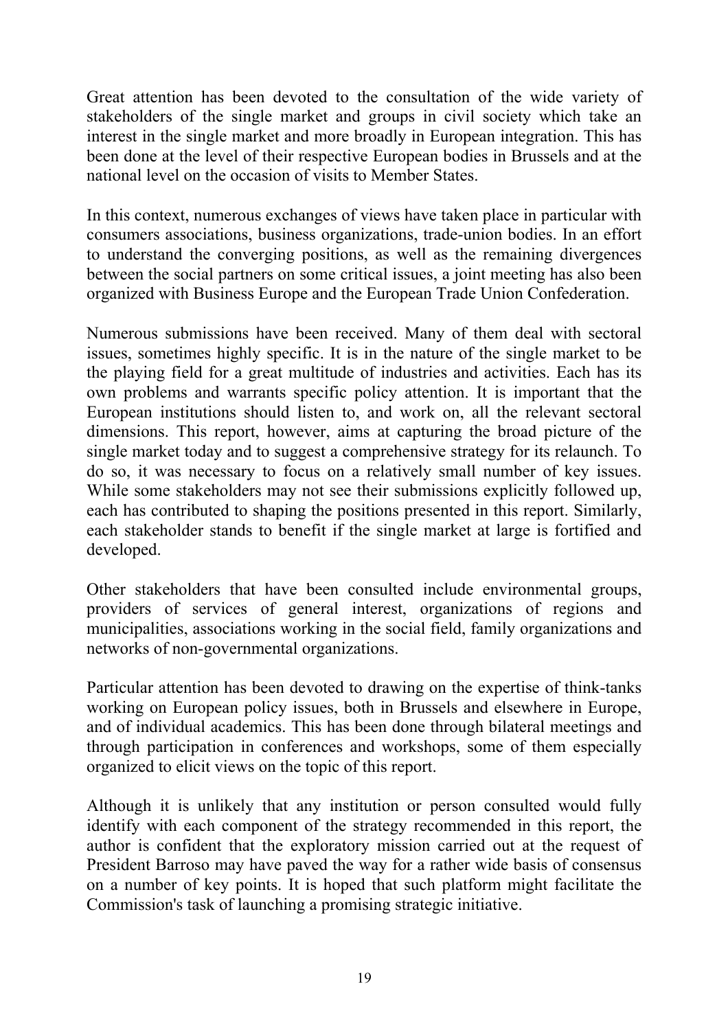Great attention has been devoted to the consultation of the wide variety of stakeholders of the single market and groups in civil society which take an interest in the single market and more broadly in European integration. This has been done at the level of their respective European bodies in Brussels and at the national level on the occasion of visits to Member States.

In this context, numerous exchanges of views have taken place in particular with consumers associations, business organizations, trade-union bodies. In an effort to understand the converging positions, as well as the remaining divergences between the social partners on some critical issues, a joint meeting has also been organized with Business Europe and the European Trade Union Confederation.

Numerous submissions have been received. Many of them deal with sectoral issues, sometimes highly specific. It is in the nature of the single market to be the playing field for a great multitude of industries and activities. Each has its own problems and warrants specific policy attention. It is important that the European institutions should listen to, and work on, all the relevant sectoral dimensions. This report, however, aims at capturing the broad picture of the single market today and to suggest a comprehensive strategy for its relaunch. To do so, it was necessary to focus on a relatively small number of key issues. While some stakeholders may not see their submissions explicitly followed up, each has contributed to shaping the positions presented in this report. Similarly, each stakeholder stands to benefit if the single market at large is fortified and developed.

Other stakeholders that have been consulted include environmental groups, providers of services of general interest, organizations of regions and municipalities, associations working in the social field, family organizations and networks of non-governmental organizations.

Particular attention has been devoted to drawing on the expertise of think-tanks working on European policy issues, both in Brussels and elsewhere in Europe, and of individual academics. This has been done through bilateral meetings and through participation in conferences and workshops, some of them especially organized to elicit views on the topic of this report.

Although it is unlikely that any institution or person consulted would fully identify with each component of the strategy recommended in this report, the author is confident that the exploratory mission carried out at the request of President Barroso may have paved the way for a rather wide basis of consensus on a number of key points. It is hoped that such platform might facilitate the Commission's task of launching a promising strategic initiative.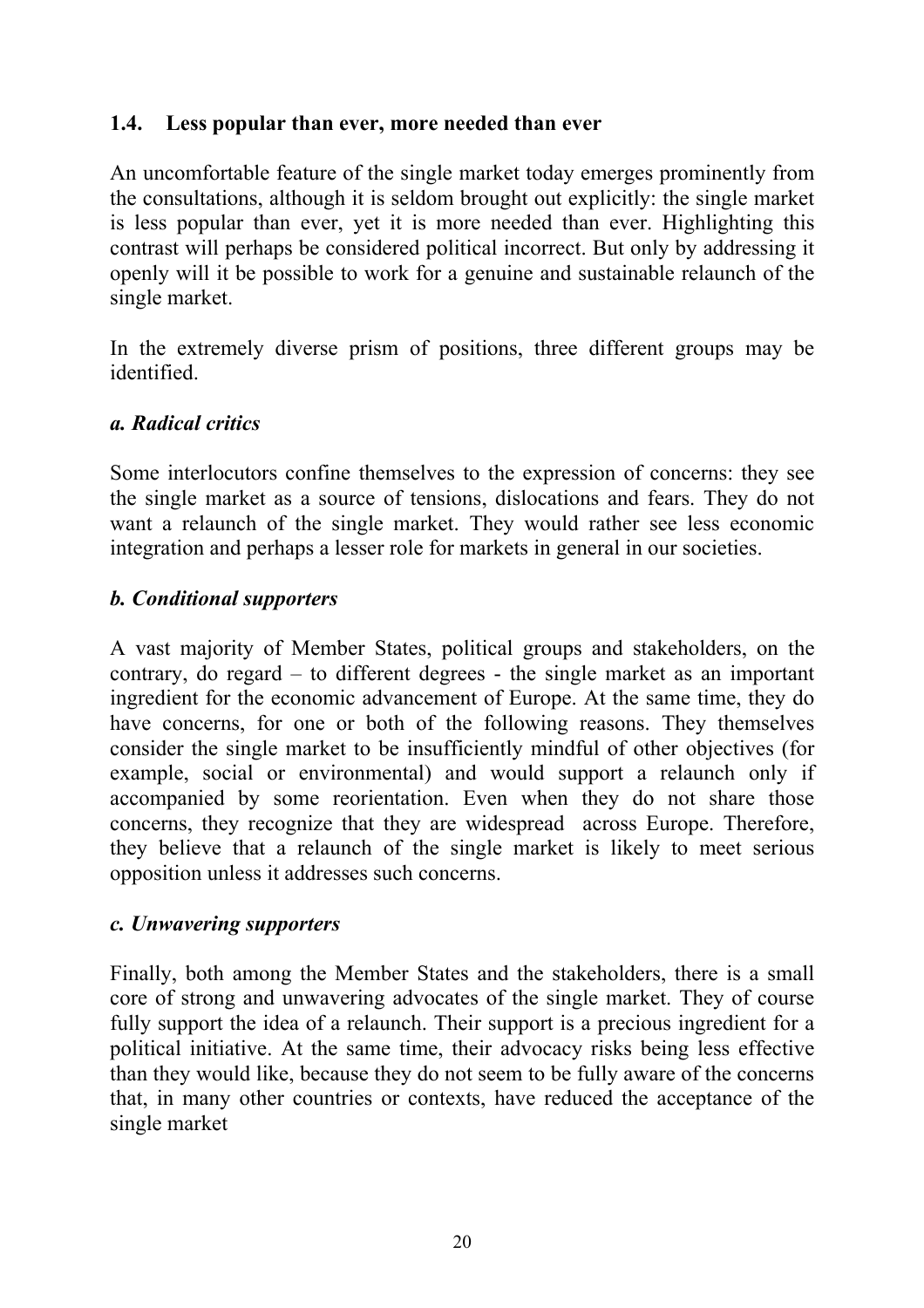### 1.4. Less popular than ever, more needed than ever

An uncomfortable feature of the single market today emerges prominently from the consultations, although it is seldom brought out explicitly: the single market is less popular than ever, yet it is more needed than ever. Highlighting this contrast will perhaps be considered political incorrect. But only by addressing it openly will it be possible to work for a genuine and sustainable relaunch of the single market.

In the extremely diverse prism of positions, three different groups may be identified.

#### *a. Radical critics*

Some interlocutors confine themselves to the expression of concerns: they see the single market as a source of tensions, dislocations and fears. They do not want a relaunch of the single market. They would rather see less economic integration and perhaps a lesser role for markets in general in our societies.

#### *b. Conditional supporters*

A vast majority of Member States, political groups and stakeholders, on the contrary, do regard – to different degrees - the single market as an important ingredient for the economic advancement of Europe. At the same time, they do have concerns, for one or both of the following reasons. They themselves consider the single market to be insufficiently mindful of other objectives (for example, social or environmental) and would support a relaunch only if accompanied by some reorientation. Even when they do not share those concerns, they recognize that they are widespread across Europe. Therefore, they believe that a relaunch of the single market is likely to meet serious opposition unless it addresses such concerns.

#### *c. Unwavering supporters*

Finally, both among the Member States and the stakeholders, there is a small core of strong and unwavering advocates of the single market. They of course fully support the idea of a relaunch. Their support is a precious ingredient for a political initiative. At the same time, their advocacy risks being less effective than they would like, because they do not seem to be fully aware of the concerns that, in many other countries or contexts, have reduced the acceptance of the single market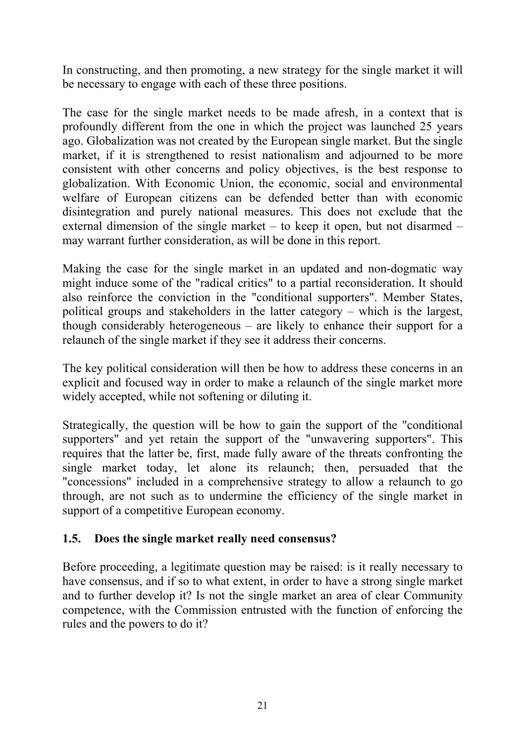In constructing, and then promoting, a new strategy for the single market it will be necessary to engage with each of these three positions.

The case for the single market needs to be made afresh, in a context that is profoundly different from the one in which the project was launched 25 years ago. Globalization was not created by the European single market. But the single market, if it is strengthened to resist nationalism and adjourned to be more consistent with other concerns and policy objectives, is the best response to globalization. With Economic Union, the economic, social and environmental welfare of European citizens can be defended better than with economic disintegration and purely national measures. This does not exclude that the external dimension of the single market – to keep it open, but not disarmed – may warrant further consideration, as will be done in this report.

Making the case for the single market in an updated and non-dogmatic way might induce some of the "radical critics" to a partial reconsideration. It should also reinforce the conviction in the "conditional supporters". Member States, political groups and stakeholders in the latter category – which is the largest, though considerably heterogeneous – are likely to enhance their support for a relaunch of the single market if they see it address their concerns.

The key political consideration will then be how to address these concerns in an explicit and focused way in order to make a relaunch of the single market more widely accepted, while not softening or diluting it.

Strategically, the question will be how to gain the support of the "conditional supporters" and yet retain the support of the "unwavering supporters". This requires that the latter be, first, made fully aware of the threats confronting the single market today, let alone its relaunch; then, persuaded that the "concessions" included in a comprehensive strategy to allow a relaunch to go through, are not such as to undermine the efficiency of the single market in support of a competitive European economy.

### 1.5. Does the single market really need consensus?

Before proceeding, a legitimate question may be raised: is it really necessary to have consensus, and if so to what extent, in order to have a strong single market and to further develop it? Is not the single market an area of clear Community competence, with the Commission entrusted with the function of enforcing the rules and the powers to do it?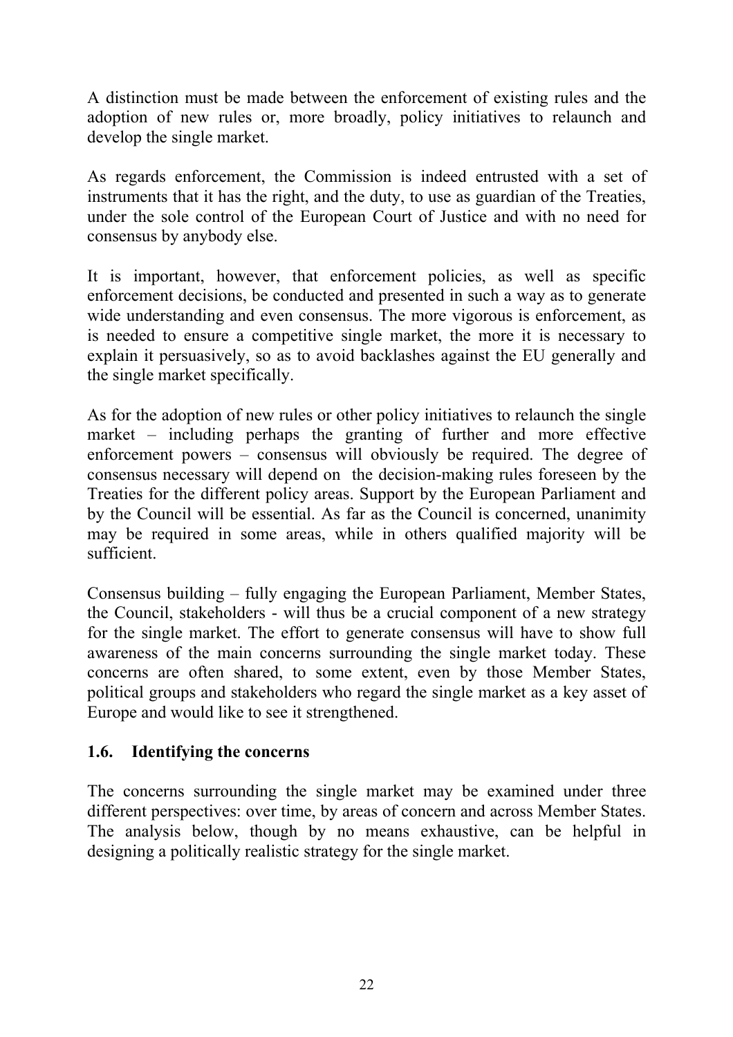A distinction must be made between the enforcement of existing rules and the adoption of new rules or, more broadly, policy initiatives to relaunch and develop the single market.

As regards enforcement, the Commission is indeed entrusted with a set of instruments that it has the right, and the duty, to use as guardian of the Treaties, under the sole control of the European Court of Justice and with no need for consensus by anybody else.

It is important, however, that enforcement policies, as well as specific enforcement decisions, be conducted and presented in such a way as to generate wide understanding and even consensus. The more vigorous is enforcement, as is needed to ensure a competitive single market, the more it is necessary to explain it persuasively, so as to avoid backlashes against the EU generally and the single market specifically.

As for the adoption of new rules or other policy initiatives to relaunch the single market – including perhaps the granting of further and more effective enforcement powers – consensus will obviously be required. The degree of consensus necessary will depend on the decision-making rules foreseen by the Treaties for the different policy areas. Support by the European Parliament and by the Council will be essential. As far as the Council is concerned, unanimity may be required in some areas, while in others qualified majority will be sufficient.

Consensus building – fully engaging the European Parliament, Member States, the Council, stakeholders - will thus be a crucial component of a new strategy for the single market. The effort to generate consensus will have to show full awareness of the main concerns surrounding the single market today. These concerns are often shared, to some extent, even by those Member States, political groups and stakeholders who regard the single market as a key asset of Europe and would like to see it strengthened.

### 1.6. Identifying the concerns

The concerns surrounding the single market may be examined under three different perspectives: over time, by areas of concern and across Member States. The analysis below, though by no means exhaustive, can be helpful in designing a politically realistic strategy for the single market.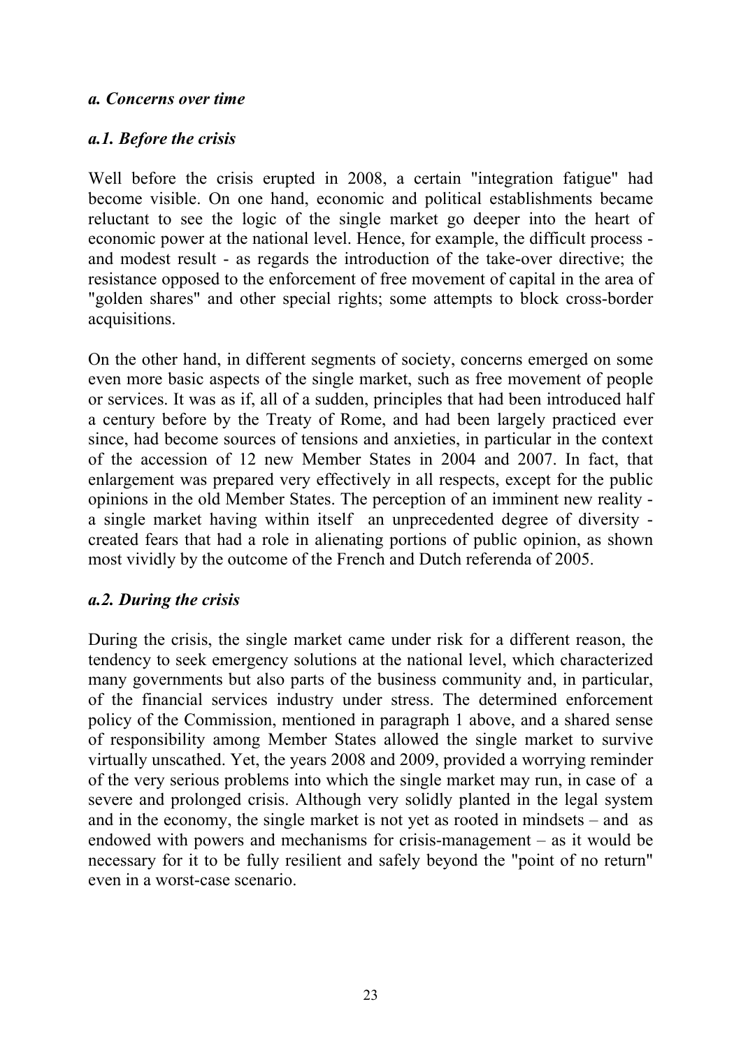### *a. Concerns over time*

#### *a.1. Before the crisis*

Well before the crisis erupted in 2008, a certain "integration fatigue" had become visible. On one hand, economic and political establishments became reluctant to see the logic of the single market go deeper into the heart of economic power at the national level. Hence, for example, the difficult process - and modest result - as regards the introduction of the take-over directive; the resistance opposed to the enforcement of free movement of capital in the area of "golden shares" and other special rights; some attempts to block cross-border acquisitions.

On the other hand, in different segments of society, concerns emerged on some even more basic aspects of the single market, such as free movement of people or services. It was as if, all of a sudden, principles that had been introduced half a century before by the Treaty of Rome, and had been largely practiced ever since, had become sources of tensions and anxieties, in particular in the context of the accession of 12 new Member States in 2004 and 2007. In fact, that enlargement was prepared very effectively in all respects, except for the public opinions in the old Member States. The perception of an imminent new reality - a single market having within itself an unprecedented degree of diversity - created fears that had a role in alienating portions of public opinion, as shown most vividly by the outcome of the French and Dutch referenda of 2005.

#### *a.2. During the crisis*

During the crisis, the single market came under risk for a different reason, the tendency to seek emergency solutions at the national level, which characterized many governments but also parts of the business community and, in particular, of the financial services industry under stress. The determined enforcement policy of the Commission, mentioned in paragraph 1 above, and a shared sense of responsibility among Member States allowed the single market to survive virtually unscathed. Yet, the years 2008 and 2009, provided a worrying reminder of the very serious problems into which the single market may run, in case of a severe and prolonged crisis. Although very solidly planted in the legal system and in the economy, the single market is not yet as rooted in mindsets – and as endowed with powers and mechanisms for crisis-management – as it would be necessary for it to be fully resilient and safely beyond the "point of no return" even in a worst-case scenario.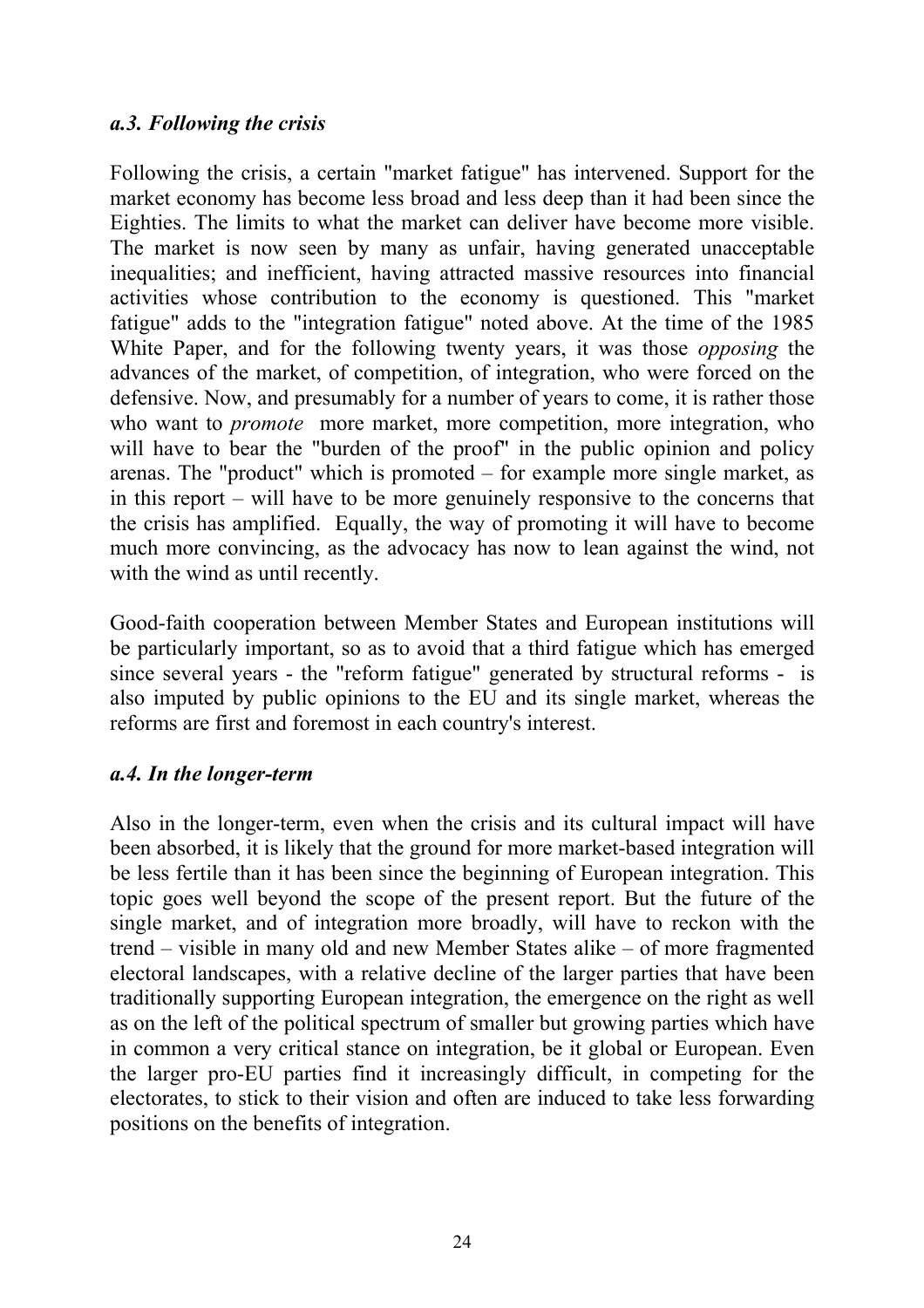### *a.3. Following the crisis*

Following the crisis, a certain "market fatigue" has intervened. Support for the market economy has become less broad and less deep than it had been since the Eighties. The limits to what the market can deliver have become more visible. The market is now seen by many as unfair, having generated unacceptable inequalities; and inefficient, having attracted massive resources into financial activities whose contribution to the economy is questioned. This "market fatigue" adds to the "integration fatigue" noted above. At the time of the 1985 White Paper, and for the following twenty years, it was those *opposing* the advances of the market, of competition, of integration, who were forced on the defensive. Now, and presumably for a number of years to come, it is rather those who want to *promote* more market, more competition, more integration, who will have to bear the "burden of the proof" in the public opinion and policy arenas. The "product" which is promoted – for example more single market, as in this report – will have to be more genuinely responsive to the concerns that the crisis has amplified. Equally, the way of promoting it will have to become much more convincing, as the advocacy has now to lean against the wind, not with the wind as until recently.

Good-faith cooperation between Member States and European institutions will be particularly important, so as to avoid that a third fatigue which has emerged since several years - the "reform fatigue" generated by structural reforms - is also imputed by public opinions to the EU and its single market, whereas the reforms are first and foremost in each country's interest.

### *a.4. In the longer-term*

Also in the longer-term, even when the crisis and its cultural impact will have been absorbed, it is likely that the ground for more market-based integration will be less fertile than it has been since the beginning of European integration. This topic goes well beyond the scope of the present report. But the future of the single market, and of integration more broadly, will have to reckon with the trend – visible in many old and new Member States alike – of more fragmented electoral landscapes, with a relative decline of the larger parties that have been traditionally supporting European integration, the emergence on the right as well as on the left of the political spectrum of smaller but growing parties which have in common a very critical stance on integration, be it global or European. Even the larger pro-EU parties find it increasingly difficult, in competing for the electorates, to stick to their vision and often are induced to take less forwarding positions on the benefits of integration.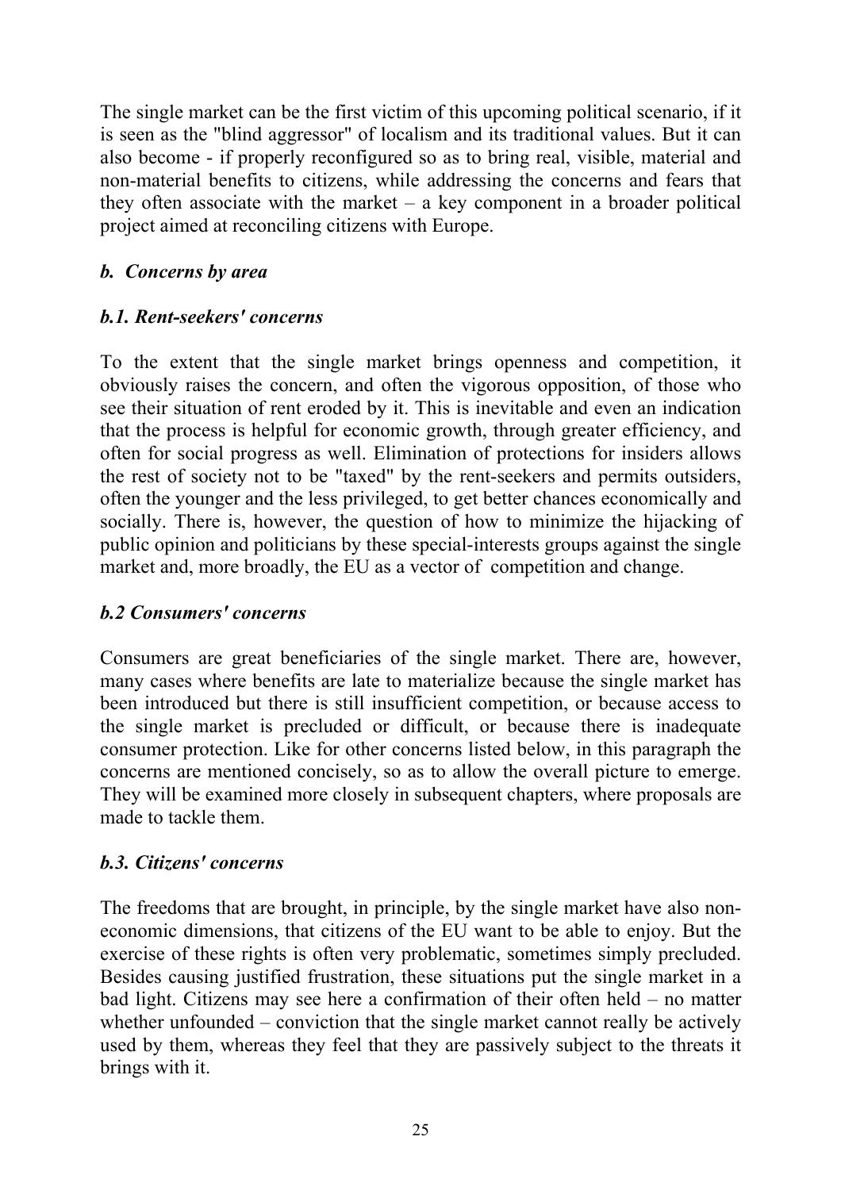The single market can be the first victim of this upcoming political scenario, if it is seen as the "blind aggressor" of localism and its traditional values. But it can also become - if properly reconfigured so as to bring real, visible, material and non-material benefits to citizens, while addressing the concerns and fears that they often associate with the market – a key component in a broader political project aimed at reconciling citizens with Europe.

### *b. Concerns by area*

#### *b.1. Rent-seekers' concerns*

To the extent that the single market brings openness and competition, it obviously raises the concern, and often the vigorous opposition, of those who see their situation of rent eroded by it. This is inevitable and even an indication that the process is helpful for economic growth, through greater efficiency, and often for social progress as well. Elimination of protections for insiders allows the rest of society not to be "taxed" by the rent-seekers and permits outsiders, often the younger and the less privileged, to get better chances economically and socially. There is, however, the question of how to minimize the hijacking of public opinion and politicians by these special-interests groups against the single market and, more broadly, the EU as a vector of competition and change.

#### *b.2 Consumers' concerns*

Consumers are great beneficiaries of the single market. There are, however, many cases where benefits are late to materialize because the single market has been introduced but there is still insufficient competition, or because access to the single market is precluded or difficult, or because there is inadequate consumer protection. Like for other concerns listed below, in this paragraph the concerns are mentioned concisely, so as to allow the overall picture to emerge. They will be examined more closely in subsequent chapters, where proposals are made to tackle them.

#### *b.3. Citizens' concerns*

The freedoms that are brought, in principle, by the single market have also non-economic dimensions, that citizens of the EU want to be able to enjoy. But the exercise of these rights is often very problematic, sometimes simply precluded. Besides causing justified frustration, these situations put the single market in a bad light. Citizens may see here a confirmation of their often held – no matter whether unfounded – conviction that the single market cannot really be actively used by them, whereas they feel that they are passively subject to the threats it brings with it.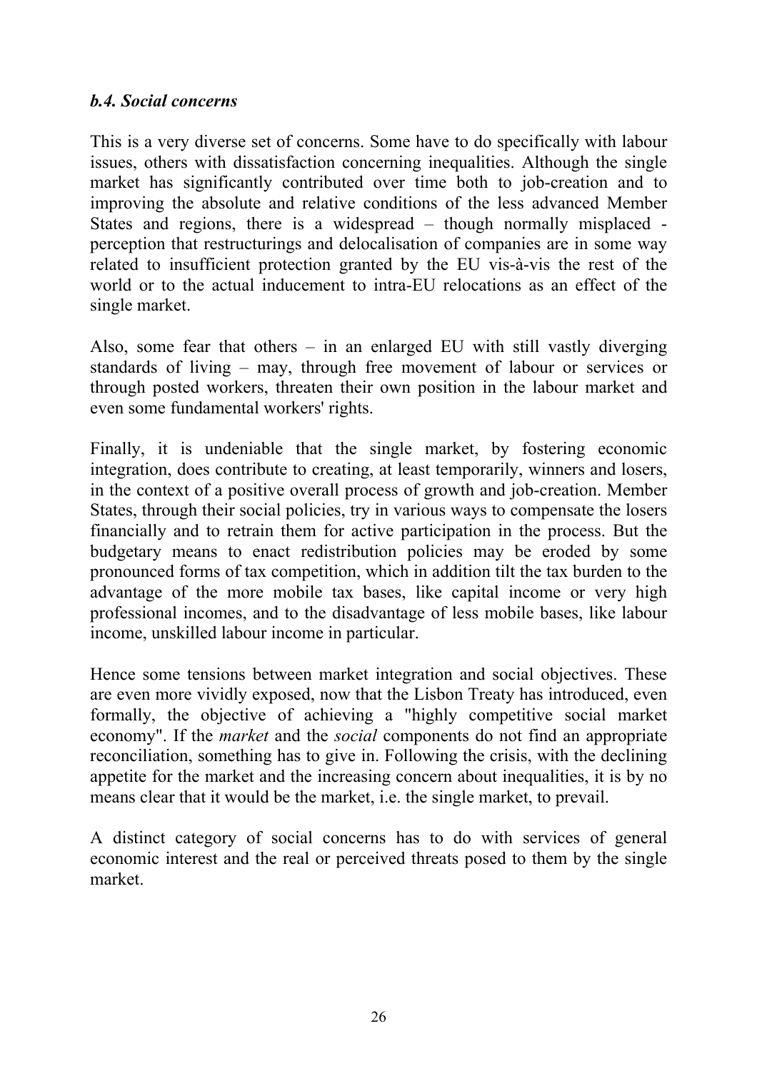#### *b.4. Social concerns*

This is a very diverse set of concerns. Some have to do specifically with labour issues, others with dissatisfaction concerning inequalities. Although the single market has significantly contributed over time both to job-creation and to improving the absolute and relative conditions of the less advanced Member States and regions, there is a widespread – though normally misplaced - perception that restructurings and delocalisation of companies are in some way related to insufficient protection granted by the EU vis-à-vis the rest of the world or to the actual inducement to intra-EU relocations as an effect of the single market.

Also, some fear that others – in an enlarged EU with still vastly diverging standards of living – may, through free movement of labour or services or through posted workers, threaten their own position in the labour market and even some fundamental workers' rights.

Finally, it is undeniable that the single market, by fostering economic integration, does contribute to creating, at least temporarily, winners and losers, in the context of a positive overall process of growth and job-creation. Member States, through their social policies, try in various ways to compensate the losers financially and to retrain them for active participation in the process. But the budgetary means to enact redistribution policies may be eroded by some pronounced forms of tax competition, which in addition tilt the tax burden to the advantage of the more mobile tax bases, like capital income or very high professional incomes, and to the disadvantage of less mobile bases, like labour income, unskilled labour income in particular.

Hence some tensions between market integration and social objectives. These are even more vividly exposed, now that the Lisbon Treaty has introduced, even formally, the objective of achieving a "highly competitive social market economy". If the *market* and the *social* components do not find an appropriate reconciliation, something has to give in. Following the crisis, with the declining appetite for the market and the increasing concern about inequalities, it is by no means clear that it would be the market, i.e. the single market, to prevail.

A distinct category of social concerns has to do with services of general economic interest and the real or perceived threats posed to them by the single market.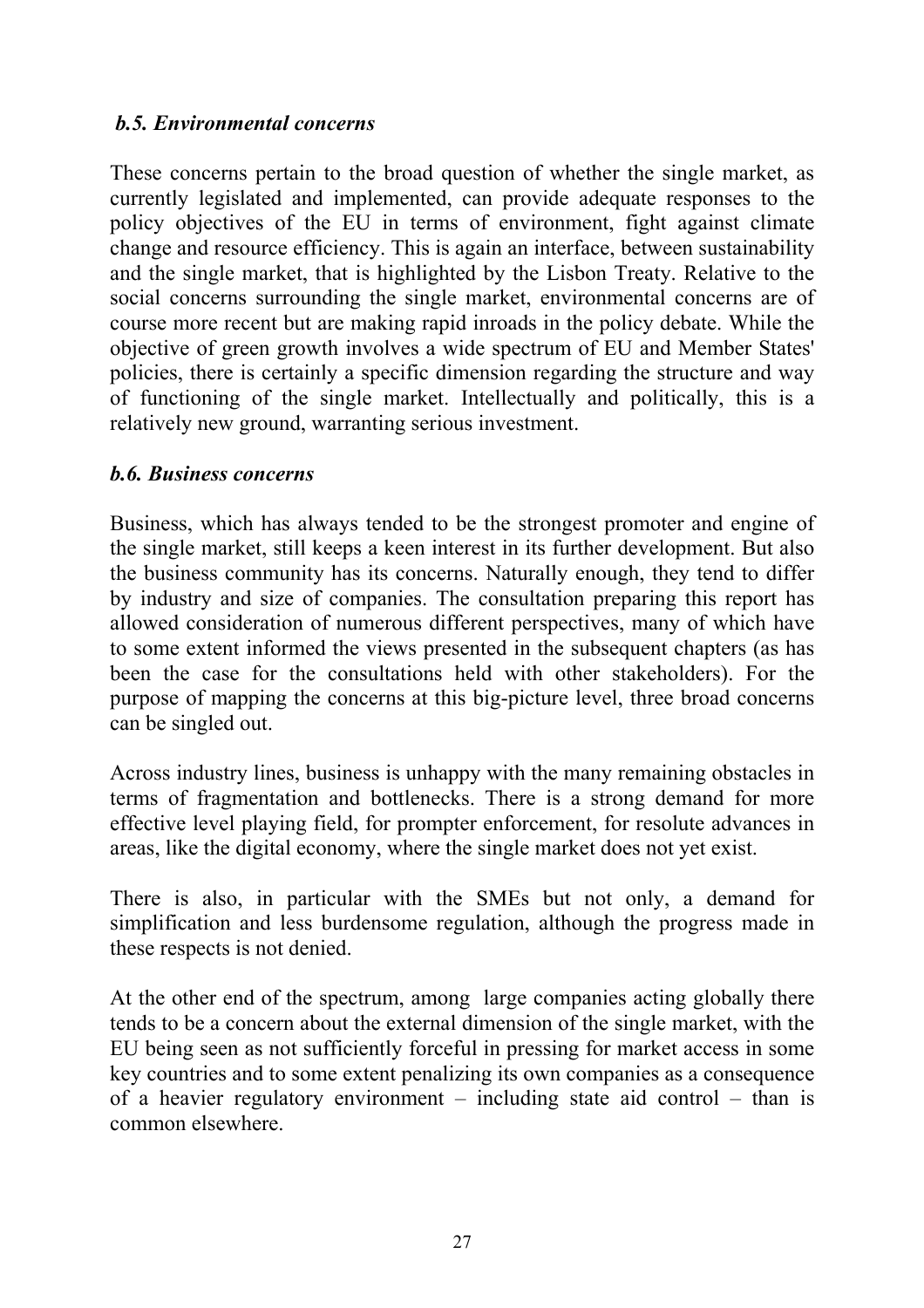### *b.5. Environmental concerns*

These concerns pertain to the broad question of whether the single market, as currently legislated and implemented, can provide adequate responses to the policy objectives of the EU in terms of environment, fight against climate change and resource efficiency. This is again an interface, between sustainability and the single market, that is highlighted by the Lisbon Treaty. Relative to the social concerns surrounding the single market, environmental concerns are of course more recent but are making rapid inroads in the policy debate. While the objective of green growth involves a wide spectrum of EU and Member States' policies, there is certainly a specific dimension regarding the structure and way of functioning of the single market. Intellectually and politically, this is a relatively new ground, warranting serious investment.

### *b.6. Business concerns*

Business, which has always tended to be the strongest promoter and engine of the single market, still keeps a keen interest in its further development. But also the business community has its concerns. Naturally enough, they tend to differ by industry and size of companies. The consultation preparing this report has allowed consideration of numerous different perspectives, many of which have to some extent informed the views presented in the subsequent chapters (as has been the case for the consultations held with other stakeholders). For the purpose of mapping the concerns at this big-picture level, three broad concerns can be singled out.

Across industry lines, business is unhappy with the many remaining obstacles in terms of fragmentation and bottlenecks. There is a strong demand for more effective level playing field, for prompter enforcement, for resolute advances in areas, like the digital economy, where the single market does not yet exist.

There is also, in particular with the SMEs but not only, a demand for simplification and less burdensome regulation, although the progress made in these respects is not denied.

At the other end of the spectrum, among large companies acting globally there tends to be a concern about the external dimension of the single market, with the EU being seen as not sufficiently forceful in pressing for market access in some key countries and to some extent penalizing its own companies as a consequence of a heavier regulatory environment – including state aid control – than is common elsewhere.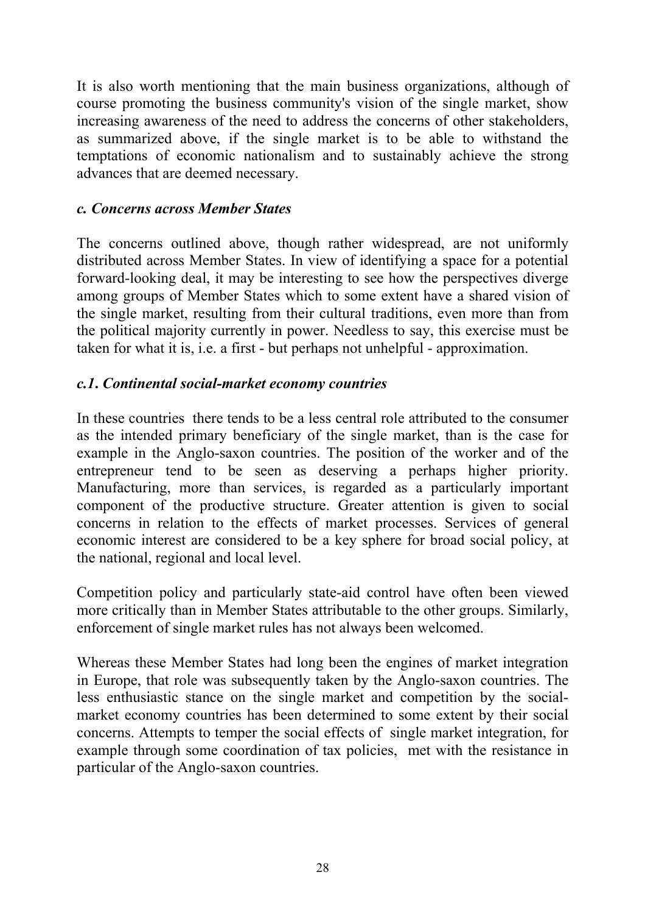It is also worth mentioning that the main business organizations, although of course promoting the business community's vision of the single market, show increasing awareness of the need to address the concerns of other stakeholders, as summarized above, if the single market is to be able to withstand the temptations of economic nationalism and to sustainably achieve the strong advances that are deemed necessary.

### *c. Concerns across Member States*

The concerns outlined above, though rather widespread, are not uniformly distributed across Member States. In view of identifying a space for a potential forward-looking deal, it may be interesting to see how the perspectives diverge among groups of Member States which to some extent have a shared vision of the single market, resulting from their cultural traditions, even more than from the political majority currently in power. Needless to say, this exercise must be taken for what it is, i.e. a first - but perhaps not unhelpful - approximation.

#### *c.1. Continental social-market economy countries*

In these countries there tends to be a less central role attributed to the consumer as the intended primary beneficiary of the single market, than is the case for example in the Anglo-saxon countries. The position of the worker and of the entrepreneur tend to be seen as deserving a perhaps higher priority. Manufacturing, more than services, is regarded as a particularly important component of the productive structure. Greater attention is given to social concerns in relation to the effects of market processes. Services of general economic interest are considered to be a key sphere for broad social policy, at the national, regional and local level.

Competition policy and particularly state-aid control have often been viewed more critically than in Member States attributable to the other groups. Similarly, enforcement of single market rules has not always been welcomed.

Whereas these Member States had long been the engines of market integration in Europe, that role was subsequently taken by the Anglo-saxon countries. The less enthusiastic stance on the single market and competition by the social-market economy countries has been determined to some extent by their social concerns. Attempts to temper the social effects of single market integration, for example through some coordination of tax policies, met with the resistance in particular of the Anglo-saxon countries.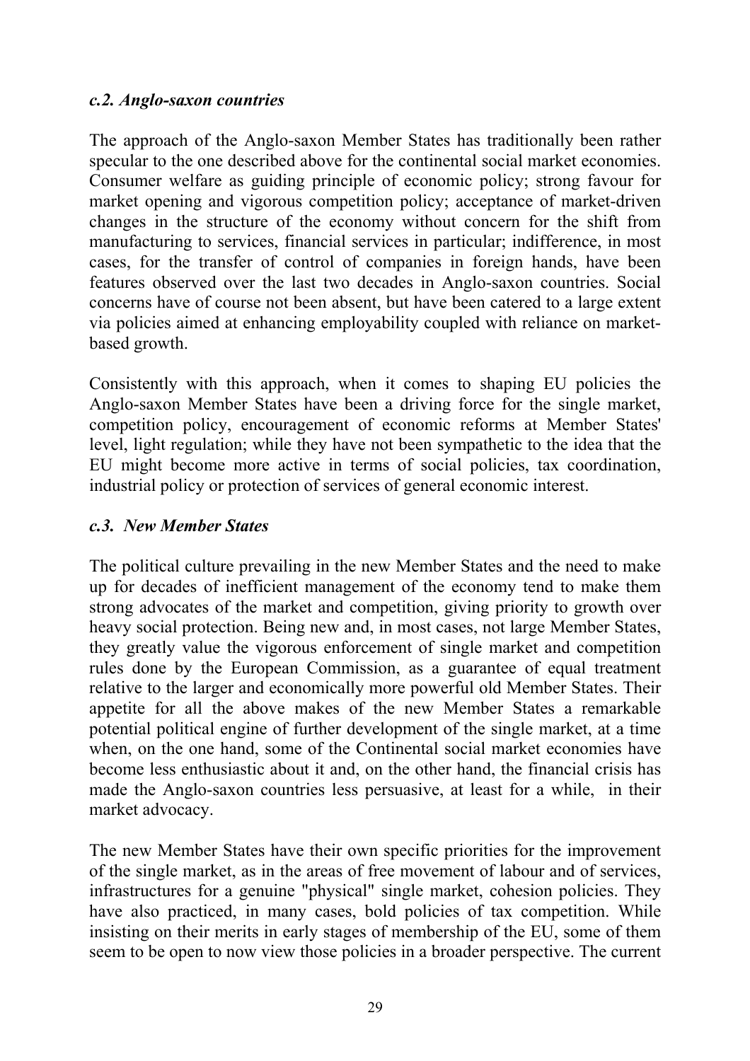### *c.2. Anglo-saxon countries*

The approach of the Anglo-saxon Member States has traditionally been rather specular to the one described above for the continental social market economies. Consumer welfare as guiding principle of economic policy; strong favour for market opening and vigorous competition policy; acceptance of market-driven changes in the structure of the economy without concern for the shift from manufacturing to services, financial services in particular; indifference, in most cases, for the transfer of control of companies in foreign hands, have been features observed over the last two decades in Anglo-saxon countries. Social concerns have of course not been absent, but have been catered to a large extent via policies aimed at enhancing employability coupled with reliance on market-based growth.

Consistently with this approach, when it comes to shaping EU policies the Anglo-saxon Member States have been a driving force for the single market, competition policy, encouragement of economic reforms at Member States' level, light regulation; while they have not been sympathetic to the idea that the EU might become more active in terms of social policies, tax coordination, industrial policy or protection of services of general economic interest.

### *c.3. New Member States*

The political culture prevailing in the new Member States and the need to make up for decades of inefficient management of the economy tend to make them strong advocates of the market and competition, giving priority to growth over heavy social protection. Being new and, in most cases, not large Member States, they greatly value the vigorous enforcement of single market and competition rules done by the European Commission, as a guarantee of equal treatment relative to the larger and economically more powerful old Member States. Their appetite for all the above makes of the new Member States a remarkable potential political engine of further development of the single market, at a time when, on the one hand, some of the Continental social market economies have become less enthusiastic about it and, on the other hand, the financial crisis has made the Anglo-saxon countries less persuasive, at least for a while, in their market advocacy.

The new Member States have their own specific priorities for the improvement of the single market, as in the areas of free movement of labour and of services, infrastructures for a genuine "physical" single market, cohesion policies. They have also practiced, in many cases, bold policies of tax competition. While insisting on their merits in early stages of membership of the EU, some of them seem to be open to now view those policies in a broader perspective. The current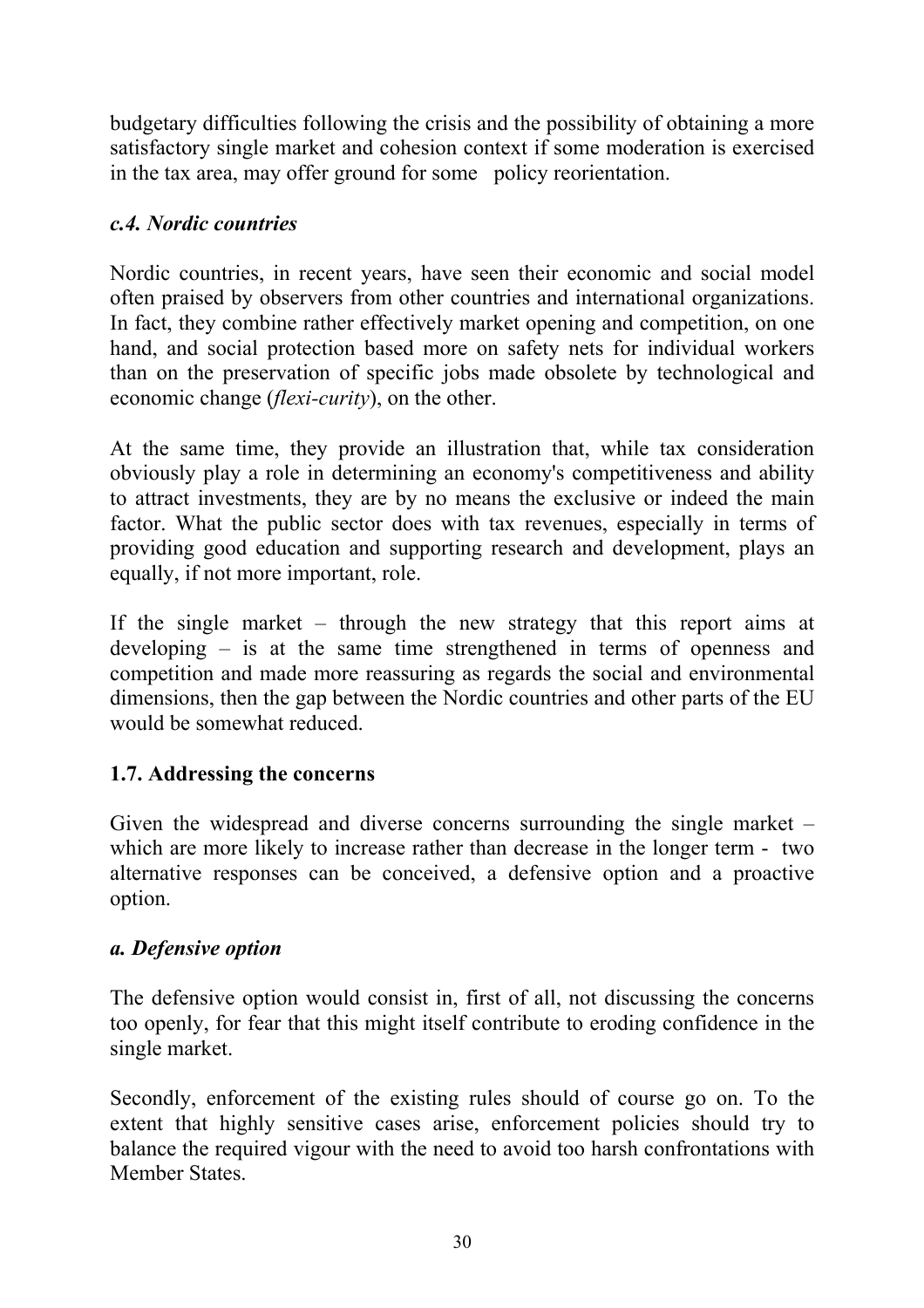budgetary difficulties following the crisis and the possibility of obtaining a more satisfactory single market and cohesion context if some moderation is exercised in the tax area, may offer ground for some policy reorientation.

### *c.4. Nordic countries*

Nordic countries, in recent years, have seen their economic and social model often praised by observers from other countries and international organizations. In fact, they combine rather effectively market opening and competition, on one hand, and social protection based more on safety nets for individual workers than on the preservation of specific jobs made obsolete by technological and economic change (*flexi-curity*), on the other.

At the same time, they provide an illustration that, while tax consideration obviously play a role in determining an economy's competitiveness and ability to attract investments, they are by no means the exclusive or indeed the main factor. What the public sector does with tax revenues, especially in terms of providing good education and supporting research and development, plays an equally, if not more important, role.

If the single market – through the new strategy that this report aims at developing – is at the same time strengthened in terms of openness and competition and made more reassuring as regards the social and environmental dimensions, then the gap between the Nordic countries and other parts of the EU would be somewhat reduced.

## 1.7. Addressing the concerns

Given the widespread and diverse concerns surrounding the single market – which are more likely to increase rather than decrease in the longer term - two alternative responses can be conceived, a defensive option and a proactive option.

### *a. Defensive option*

The defensive option would consist in, first of all, not discussing the concerns too openly, for fear that this might itself contribute to eroding confidence in the single market.

Secondly, enforcement of the existing rules should of course go on. To the extent that highly sensitive cases arise, enforcement policies should try to balance the required vigour with the need to avoid too harsh confrontations with Member States.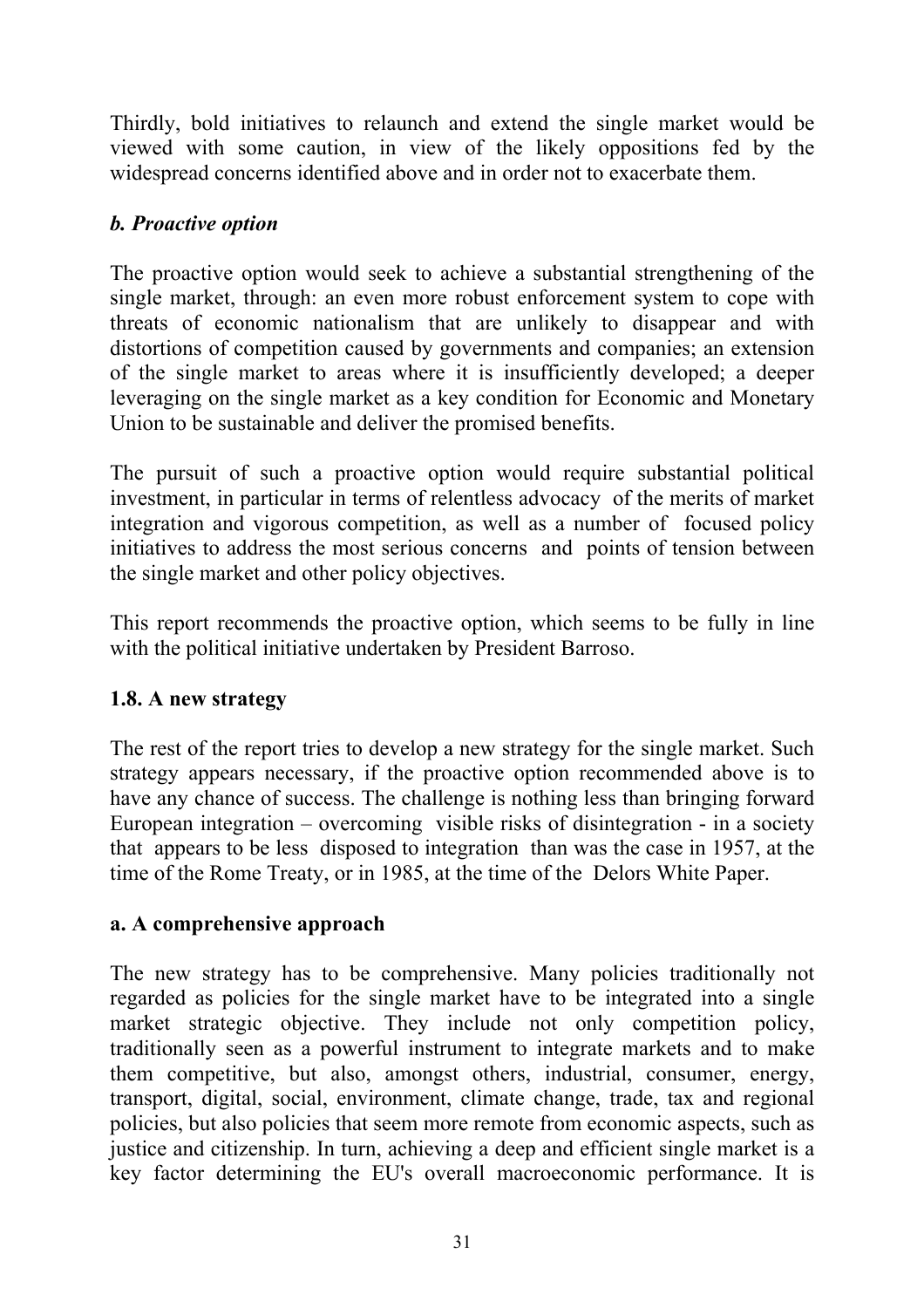Thirdly, bold initiatives to relaunch and extend the single market would be viewed with some caution, in view of the likely oppositions fed by the widespread concerns identified above and in order not to exacerbate them.

### *b. Proactive option*

The proactive option would seek to achieve a substantial strengthening of the single market, through: an even more robust enforcement system to cope with threats of economic nationalism that are unlikely to disappear and with distortions of competition caused by governments and companies; an extension of the single market to areas where it is insufficiently developed; a deeper leveraging on the single market as a key condition for Economic and Monetary Union to be sustainable and deliver the promised benefits.

The pursuit of such a proactive option would require substantial political investment, in particular in terms of relentless advocacy of the merits of market integration and vigorous competition, as well as a number of focused policy initiatives to address the most serious concerns and points of tension between the single market and other policy objectives.

This report recommends the proactive option, which seems to be fully in line with the political initiative undertaken by President Barroso.

## 1.8. A new strategy

The rest of the report tries to develop a new strategy for the single market. Such strategy appears necessary, if the proactive option recommended above is to have any chance of success. The challenge is nothing less than bringing forward European integration – overcoming visible risks of disintegration - in a society that appears to be less disposed to integration than was the case in 1957, at the time of the Rome Treaty, or in 1985, at the time of the Delors White Paper.

### a. A comprehensive approach

The new strategy has to be comprehensive. Many policies traditionally not regarded as policies for the single market have to be integrated into a single market strategic objective. They include not only competition policy, traditionally seen as a powerful instrument to integrate markets and to make them competitive, but also, amongst others, industrial, consumer, energy, transport, digital, social, environment, climate change, trade, tax and regional policies, but also policies that seem more remote from economic aspects, such as justice and citizenship. In turn, achieving a deep and efficient single market is a key factor determining the EU's overall macroeconomic performance. It is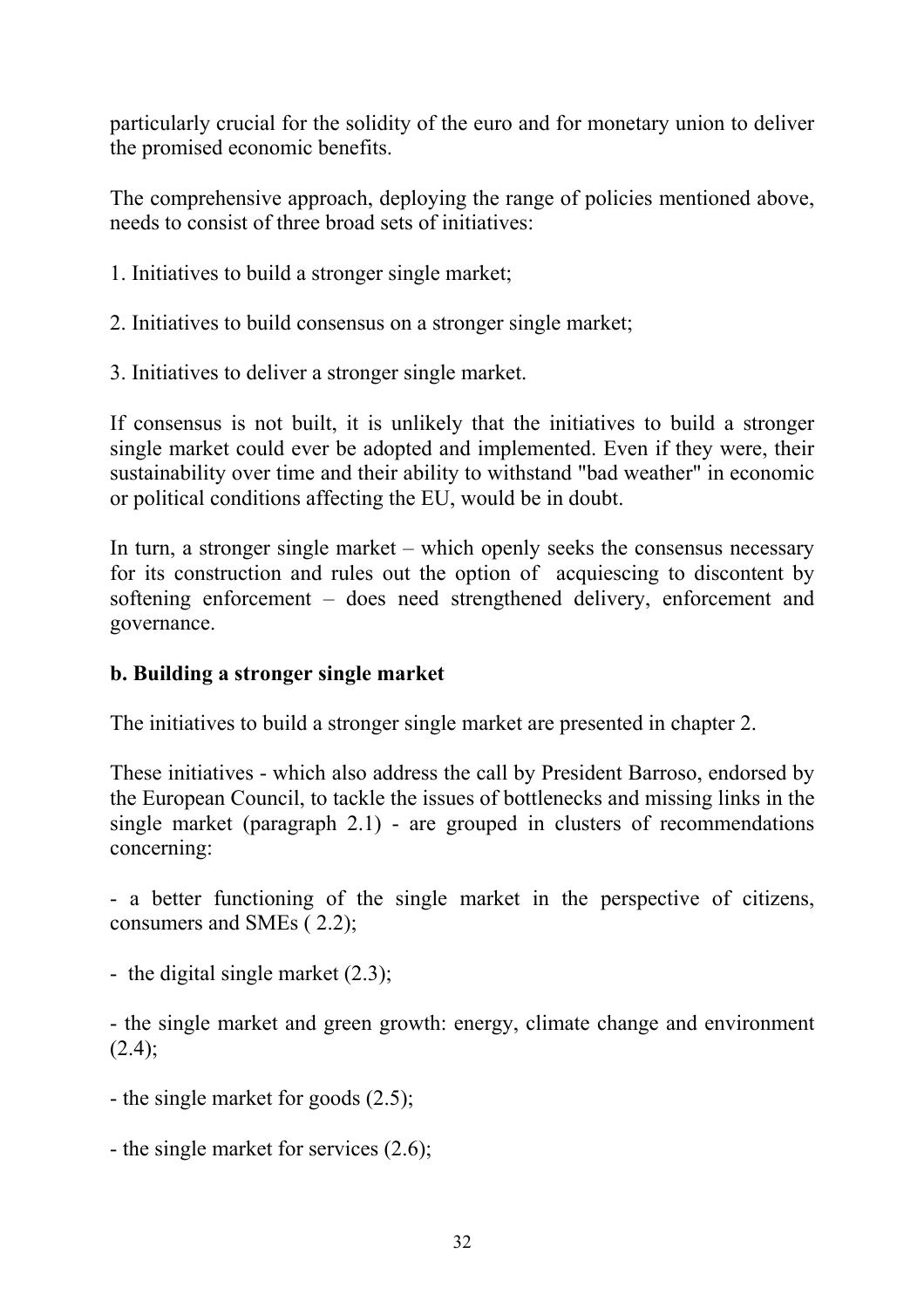particularly crucial for the solidity of the euro and for monetary union to deliver the promised economic benefits.

The comprehensive approach, deploying the range of policies mentioned above, needs to consist of three broad sets of initiatives:

1. Initiatives to build a stronger single market;

2. Initiatives to build consensus on a stronger single market;

3. Initiatives to deliver a stronger single market.

If consensus is not built, it is unlikely that the initiatives to build a stronger single market could ever be adopted and implemented. Even if they were, their sustainability over time and their ability to withstand "bad weather" in economic or political conditions affecting the EU, would be in doubt.

In turn, a stronger single market – which openly seeks the consensus necessary for its construction and rules out the option of acquiescing to discontent by softening enforcement – does need strengthened delivery, enforcement and governance.

**b. Building a stronger single market**

The initiatives to build a stronger single market are presented in chapter 2.

These initiatives - which also address the call by President Barroso, endorsed by the European Council, to tackle the issues of bottlenecks and missing links in the single market (paragraph 2.1) - are grouped in clusters of recommendations concerning:

- a better functioning of the single market in the perspective of citizens, consumers and SMEs ( 2.2);

- the digital single market (2.3);

- the single market and green growth: energy, climate change and environment (2.4);

- the single market for goods (2.5);

- the single market for services (2.6);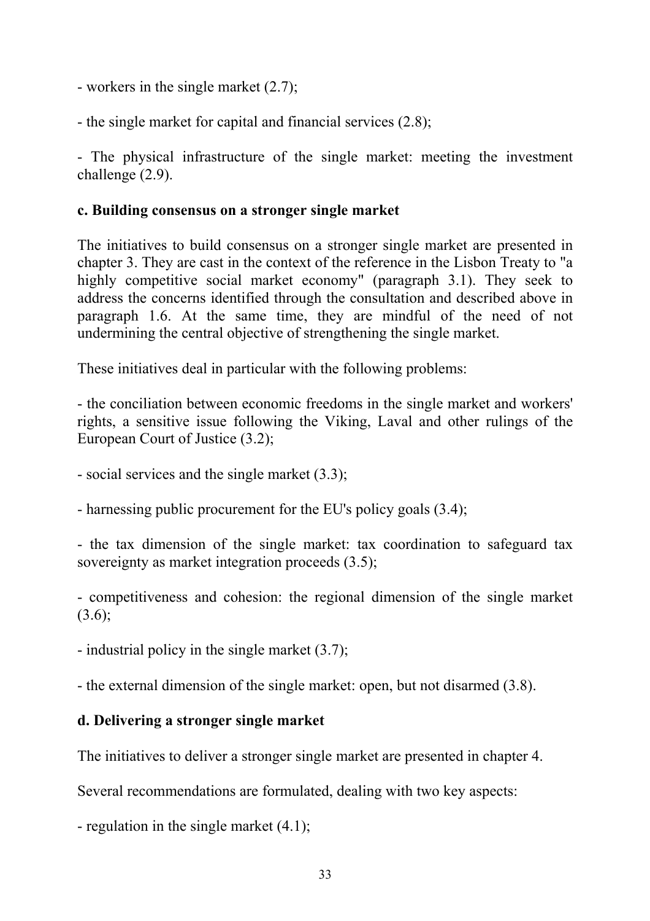- workers in the single market (2.7);

- the single market for capital and financial services (2.8);

- The physical infrastructure of the single market: meeting the investment challenge (2.9).

**c. Building consensus on a stronger single market**

The initiatives to build consensus on a stronger single market are presented in chapter 3. They are cast in the context of the reference in the Lisbon Treaty to "a highly competitive social market economy" (paragraph 3.1). They seek to address the concerns identified through the consultation and described above in paragraph 1.6. At the same time, they are mindful of the need of not undermining the central objective of strengthening the single market.

These initiatives deal in particular with the following problems:

- the conciliation between economic freedoms in the single market and workers' rights, a sensitive issue following the Viking, Laval and other rulings of the European Court of Justice (3.2);

- social services and the single market (3.3);

- harnessing public procurement for the EU's policy goals (3.4);

- the tax dimension of the single market: tax coordination to safeguard tax sovereignty as market integration proceeds (3.5);

- competitiveness and cohesion: the regional dimension of the single market (3.6);

- industrial policy in the single market (3.7);

- the external dimension of the single market: open, but not disarmed (3.8).

**d. Delivering a stronger single market**

The initiatives to deliver a stronger single market are presented in chapter 4.

Several recommendations are formulated, dealing with two key aspects:

- regulation in the single market (4.1);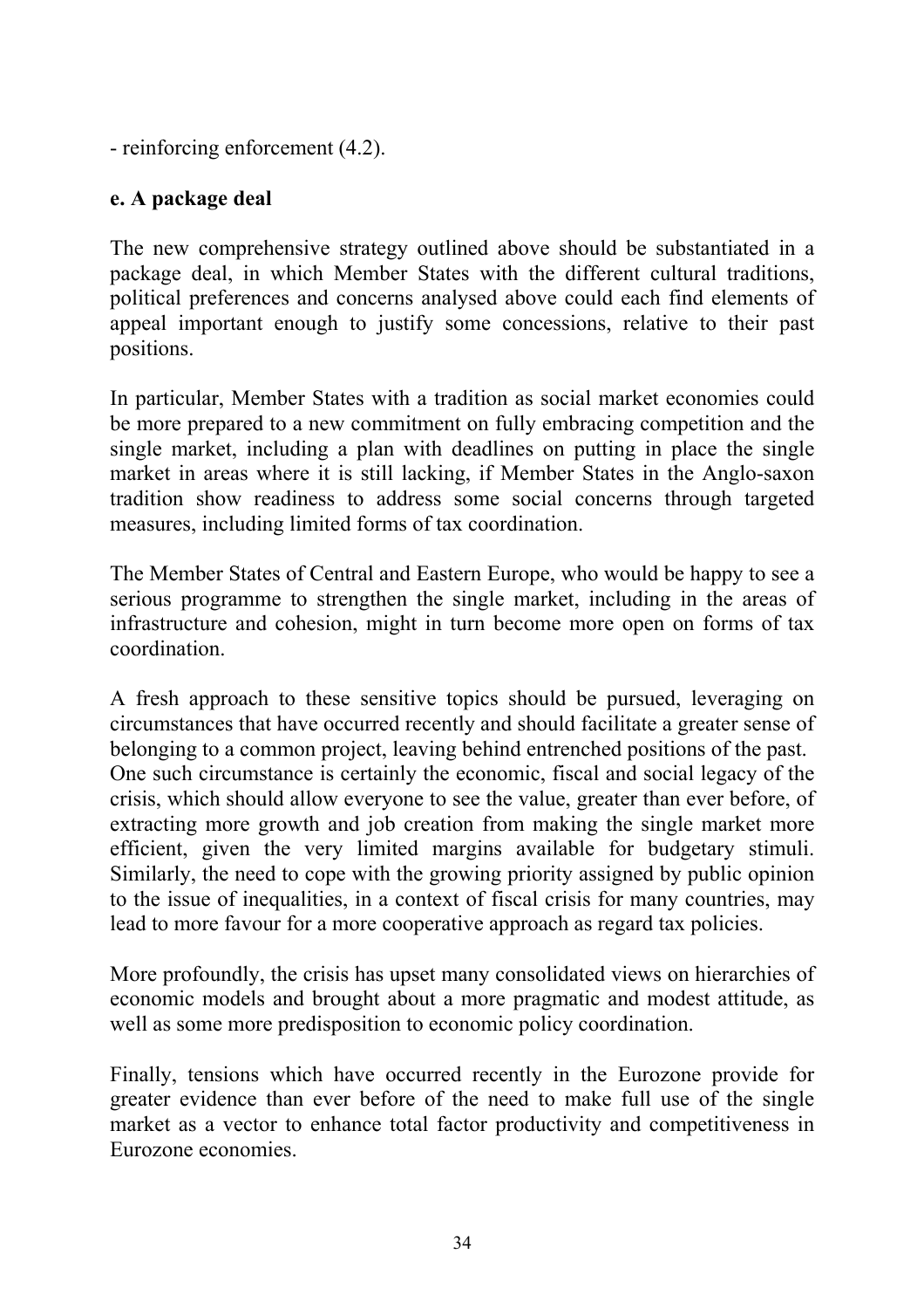- reinforcing enforcement (4.2).

**e. A package deal**

The new comprehensive strategy outlined above should be substantiated in a package deal, in which Member States with the different cultural traditions, political preferences and concerns analysed above could each find elements of appeal important enough to justify some concessions, relative to their past positions.

In particular, Member States with a tradition as social market economies could be more prepared to a new commitment on fully embracing competition and the single market, including a plan with deadlines on putting in place the single market in areas where it is still lacking, if Member States in the Anglo-saxon tradition show readiness to address some social concerns through targeted measures, including limited forms of tax coordination.

The Member States of Central and Eastern Europe, who would be happy to see a serious programme to strengthen the single market, including in the areas of infrastructure and cohesion, might in turn become more open on forms of tax coordination.

A fresh approach to these sensitive topics should be pursued, leveraging on circumstances that have occurred recently and should facilitate a greater sense of belonging to a common project, leaving behind entrenched positions of the past. One such circumstance is certainly the economic, fiscal and social legacy of the crisis, which should allow everyone to see the value, greater than ever before, of extracting more growth and job creation from making the single market more efficient, given the very limited margins available for budgetary stimuli. Similarly, the need to cope with the growing priority assigned by public opinion to the issue of inequalities, in a context of fiscal crisis for many countries, may lead to more favour for a more cooperative approach as regard tax policies.

More profoundly, the crisis has upset many consolidated views on hierarchies of economic models and brought about a more pragmatic and modest attitude, as well as some more predisposition to economic policy coordination.

Finally, tensions which have occurred recently in the Eurozone provide for greater evidence than ever before of the need to make full use of the single market as a vector to enhance total factor productivity and competitiveness in Eurozone economies.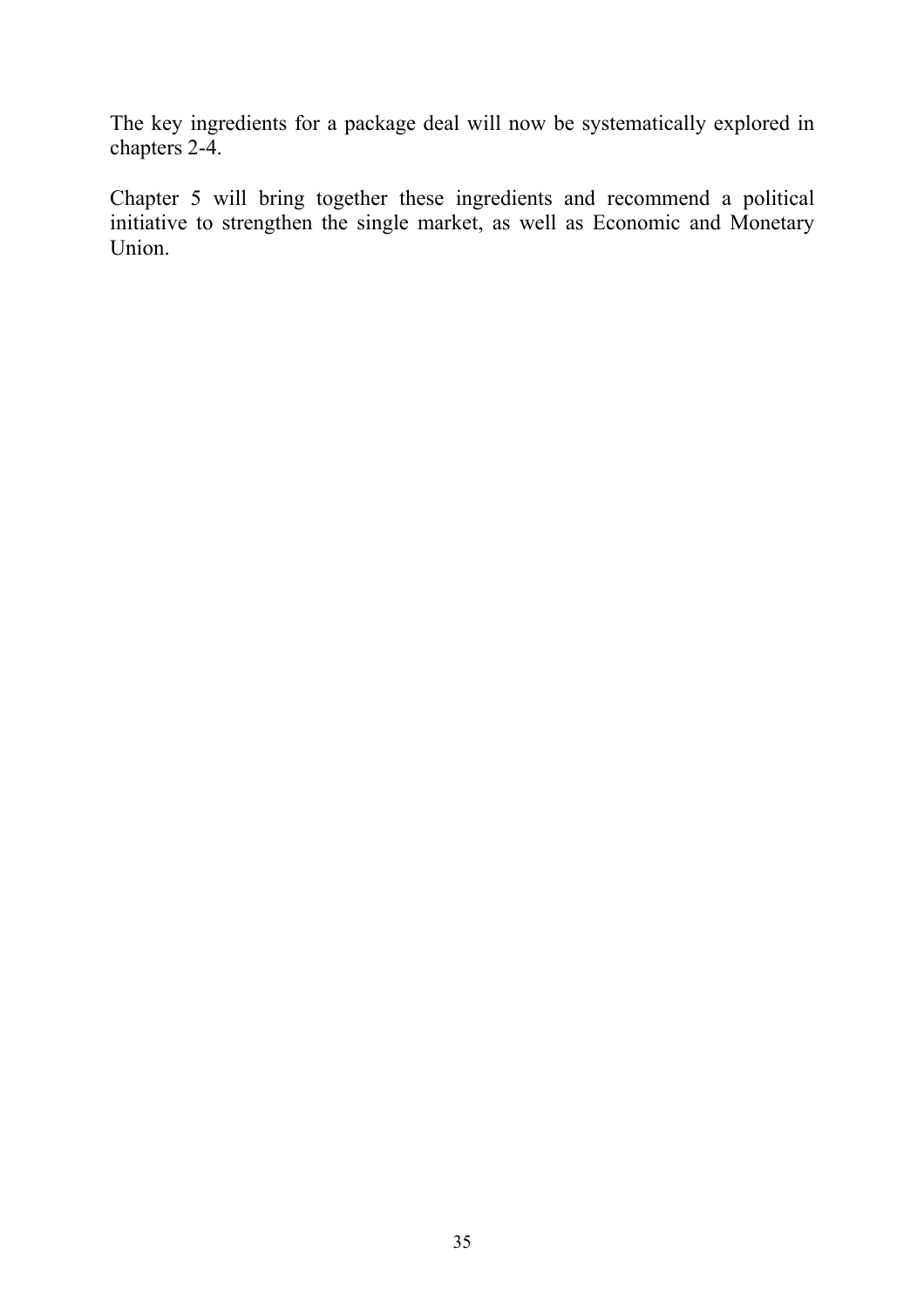The key ingredients for a package deal will now be systematically explored in chapters 2-4.

Chapter 5 will bring together these ingredients and recommend a political initiative to strengthen the single market, as well as Economic and Monetary Union.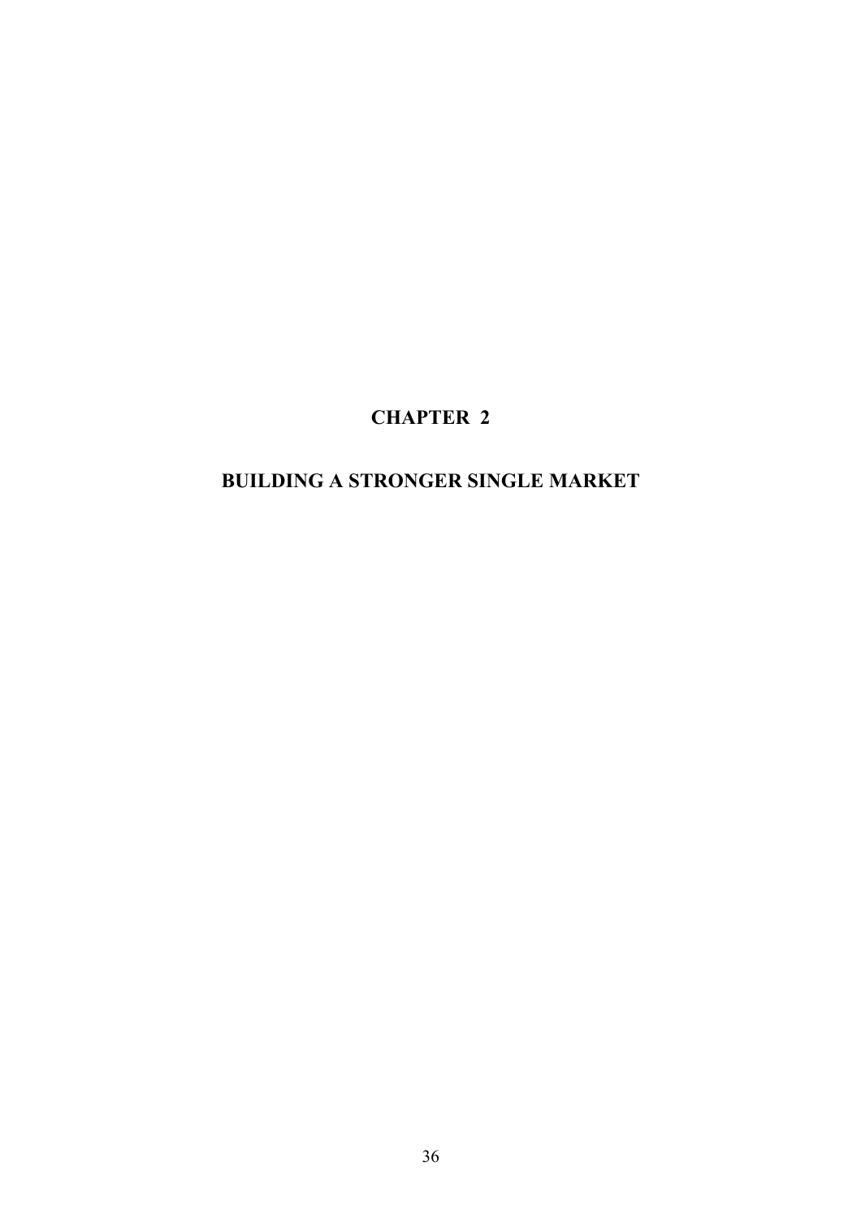# CHAPTER 2

# BUILDING A STRONGER SINGLE MARKET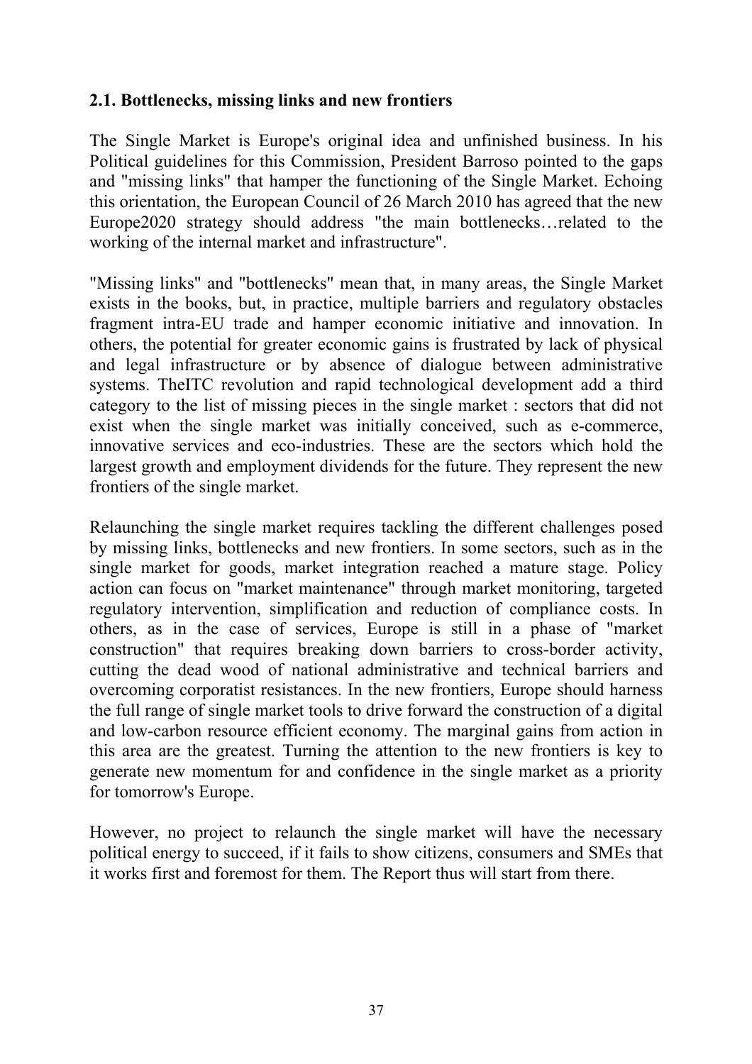### 2.1. Bottlenecks, missing links and new frontiers

The Single Market is Europe's original idea and unfinished business. In his Political guidelines for this Commission, President Barroso pointed to the gaps and "missing links" that hamper the functioning of the Single Market. Echoing this orientation, the European Council of 26 March 2010 has agreed that the new Europe2020 strategy should address "the main bottlenecks…related to the working of the internal market and infrastructure".

"Missing links" and "bottlenecks" mean that, in many areas, the Single Market exists in the books, but, in practice, multiple barriers and regulatory obstacles fragment intra-EU trade and hamper economic initiative and innovation. In others, the potential for greater economic gains is frustrated by lack of physical and legal infrastructure or by absence of dialogue between administrative systems. TheITC revolution and rapid technological development add a third category to the list of missing pieces in the single market : sectors that did not exist when the single market was initially conceived, such as e-commerce, innovative services and eco-industries. These are the sectors which hold the largest growth and employment dividends for the future. They represent the new frontiers of the single market.

Relaunching the single market requires tackling the different challenges posed by missing links, bottlenecks and new frontiers. In some sectors, such as in the single market for goods, market integration reached a mature stage. Policy action can focus on "market maintenance" through market monitoring, targeted regulatory intervention, simplification and reduction of compliance costs. In others, as in the case of services, Europe is still in a phase of "market construction" that requires breaking down barriers to cross-border activity, cutting the dead wood of national administrative and technical barriers and overcoming corporatist resistances. In the new frontiers, Europe should harness the full range of single market tools to drive forward the construction of a digital and low-carbon resource efficient economy. The marginal gains from action in this area are the greatest. Turning the attention to the new frontiers is key to generate new momentum for and confidence in the single market as a priority for tomorrow's Europe.

However, no project to relaunch the single market will have the necessary political energy to succeed, if it fails to show citizens, consumers and SMEs that it works first and foremost for them. The Report thus will start from there.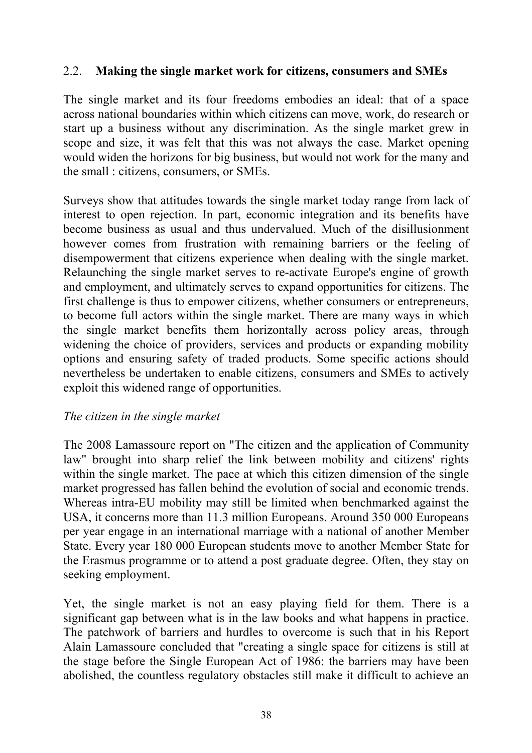## 2.2. **Making the single market work for citizens, consumers and SMEs**

The single market and its four freedoms embodies an ideal: that of a space across national boundaries within which citizens can move, work, do research or start up a business without any discrimination. As the single market grew in scope and size, it was felt that this was not always the case. Market opening would widen the horizons for big business, but would not work for the many and the small : citizens, consumers, or SMEs.

Surveys show that attitudes towards the single market today range from lack of interest to open rejection. In part, economic integration and its benefits have become business as usual and thus undervalued. Much of the disillusionment however comes from frustration with remaining barriers or the feeling of disempowerment that citizens experience when dealing with the single market. Relaunching the single market serves to re-activate Europe's engine of growth and employment, and ultimately serves to expand opportunities for citizens. The first challenge is thus to empower citizens, whether consumers or entrepreneurs, to become full actors within the single market. There are many ways in which the single market benefits them horizontally across policy areas, through widening the choice of providers, services and products or expanding mobility options and ensuring safety of traded products. Some specific actions should nevertheless be undertaken to enable citizens, consumers and SMEs to actively exploit this widened range of opportunities.

*The citizen in the single market*

The 2008 Lamassoure report on "The citizen and the application of Community law" brought into sharp relief the link between mobility and citizens' rights within the single market. The pace at which this citizen dimension of the single market progressed has fallen behind the evolution of social and economic trends. Whereas intra-EU mobility may still be limited when benchmarked against the USA, it concerns more than 11.3 million Europeans. Around 350 000 Europeans per year engage in an international marriage with a national of another Member State. Every year 180 000 European students move to another Member State for the Erasmus programme or to attend a post graduate degree. Often, they stay on seeking employment.

Yet, the single market is not an easy playing field for them. There is a significant gap between what is in the law books and what happens in practice. The patchwork of barriers and hurdles to overcome is such that in his Report Alain Lamassoure concluded that "creating a single space for citizens is still at the stage before the Single European Act of 1986: the barriers may have been abolished, the countless regulatory obstacles still make it difficult to achieve an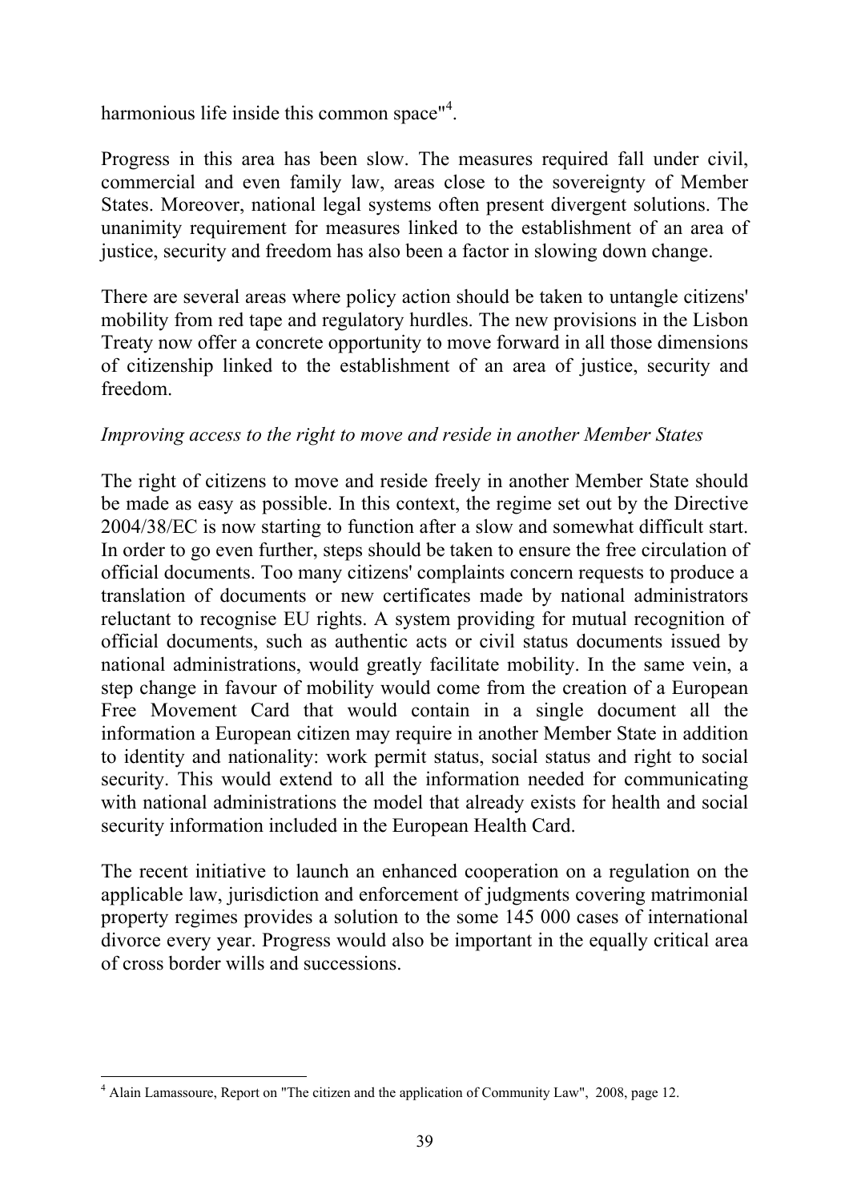harmonious life inside this common space"[4].

Progress in this area has been slow. The measures required fall under civil, commercial and even family law, areas close to the sovereignty of Member States. Moreover, national legal systems often present divergent solutions. The unanimity requirement for measures linked to the establishment of an area of justice, security and freedom has also been a factor in slowing down change.

There are several areas where policy action should be taken to untangle citizens' mobility from red tape and regulatory hurdles. The new provisions in the Lisbon Treaty now offer a concrete opportunity to move forward in all those dimensions of citizenship linked to the establishment of an area of justice, security and freedom.

*Improving access to the right to move and reside in another Member States*

The right of citizens to move and reside freely in another Member State should be made as easy as possible. In this context, the regime set out by the Directive 2004/38/EC is now starting to function after a slow and somewhat difficult start. In order to go even further, steps should be taken to ensure the free circulation of official documents. Too many citizens' complaints concern requests to produce a translation of documents or new certificates made by national administrators reluctant to recognise EU rights. A system providing for mutual recognition of official documents, such as authentic acts or civil status documents issued by national administrations, would greatly facilitate mobility. In the same vein, a step change in favour of mobility would come from the creation of a European Free Movement Card that would contain in a single document all the information a European citizen may require in another Member State in addition to identity and nationality: work permit status, social status and right to social security. This would extend to all the information needed for communicating with national administrations the model that already exists for health and social security information included in the European Health Card.

The recent initiative to launch an enhanced cooperation on a regulation on the applicable law, jurisdiction and enforcement of judgments covering matrimonial property regimes provides a solution to the some 145 000 cases of international divorce every year. Progress would also be important in the equally critical area of cross border wills and successions.

---

[4] Alain Lamassoure, Report on "The citizen and the application of Community Law", 2008, page 12.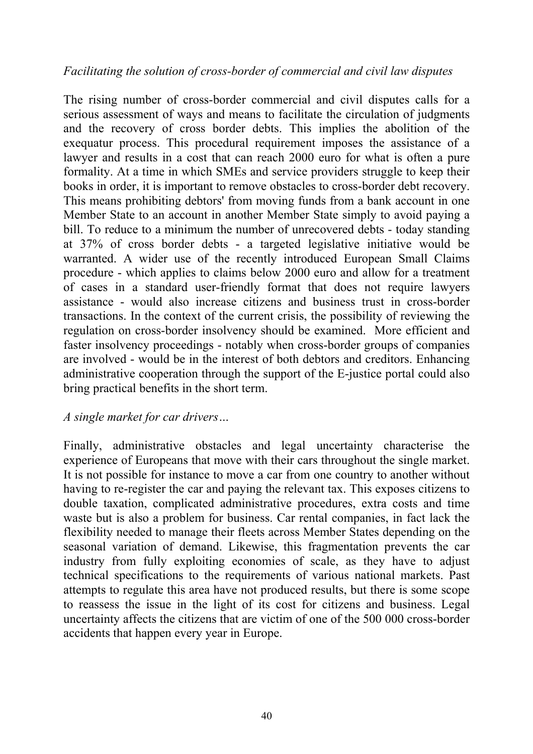*Facilitating the solution of cross-border of commercial and civil law disputes*

The rising number of cross-border commercial and civil disputes calls for a serious assessment of ways and means to facilitate the circulation of judgments and the recovery of cross border debts. This implies the abolition of the exequatur process. This procedural requirement imposes the assistance of a lawyer and results in a cost that can reach 2000 euro for what is often a pure formality. At a time in which SMEs and service providers struggle to keep their books in order, it is important to remove obstacles to cross-border debt recovery. This means prohibiting debtors' from moving funds from a bank account in one Member State to an account in another Member State simply to avoid paying a bill. To reduce to a minimum the number of unrecovered debts - today standing at 37% of cross border debts - a targeted legislative initiative would be warranted. A wider use of the recently introduced European Small Claims procedure - which applies to claims below 2000 euro and allow for a treatment of cases in a standard user-friendly format that does not require lawyers assistance - would also increase citizens and business trust in cross-border transactions. In the context of the current crisis, the possibility of reviewing the regulation on cross-border insolvency should be examined. More efficient and faster insolvency proceedings - notably when cross-border groups of companies are involved - would be in the interest of both debtors and creditors. Enhancing administrative cooperation through the support of the E-justice portal could also bring practical benefits in the short term.

*A single market for car drivers…*

Finally, administrative obstacles and legal uncertainty characterise the experience of Europeans that move with their cars throughout the single market. It is not possible for instance to move a car from one country to another without having to re-register the car and paying the relevant tax. This exposes citizens to double taxation, complicated administrative procedures, extra costs and time waste but is also a problem for business. Car rental companies, in fact lack the flexibility needed to manage their fleets across Member States depending on the seasonal variation of demand. Likewise, this fragmentation prevents the car industry from fully exploiting economies of scale, as they have to adjust technical specifications to the requirements of various national markets. Past attempts to regulate this area have not produced results, but there is some scope to reassess the issue in the light of its cost for citizens and business. Legal uncertainty affects the citizens that are victim of one of the 500 000 cross-border accidents that happen every year in Europe.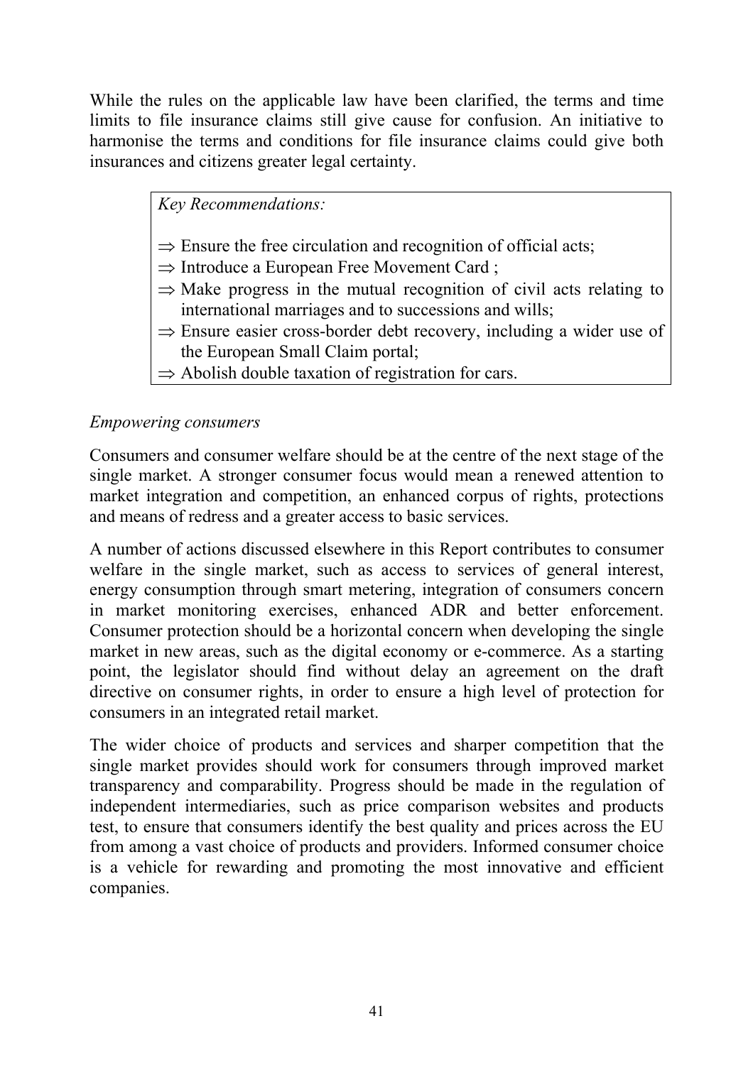While the rules on the applicable law have been clarified, the terms and time limits to file insurance claims still give cause for confusion. An initiative to harmonise the terms and conditions for file insurance claims could give both insurances and citizens greater legal certainty.

> *Key Recommendations:*
>
> ⇒ Ensure the free circulation and recognition of official acts;
> ⇒ Introduce a European Free Movement Card ;
> ⇒ Make progress in the mutual recognition of civil acts relating to international marriages and to successions and wills;
> ⇒ Ensure easier cross-border debt recovery, including a wider use of the European Small Claim portal;
> ⇒ Abolish double taxation of registration for cars.

*Empowering consumers*

Consumers and consumer welfare should be at the centre of the next stage of the single market. A stronger consumer focus would mean a renewed attention to market integration and competition, an enhanced corpus of rights, protections and means of redress and a greater access to basic services.

A number of actions discussed elsewhere in this Report contributes to consumer welfare in the single market, such as access to services of general interest, energy consumption through smart metering, integration of consumers concern in market monitoring exercises, enhanced ADR and better enforcement. Consumer protection should be a horizontal concern when developing the single market in new areas, such as the digital economy or e-commerce. As a starting point, the legislator should find without delay an agreement on the draft directive on consumer rights, in order to ensure a high level of protection for consumers in an integrated retail market.

The wider choice of products and services and sharper competition that the single market provides should work for consumers through improved market transparency and comparability. Progress should be made in the regulation of independent intermediaries, such as price comparison websites and products test, to ensure that consumers identify the best quality and prices across the EU from among a vast choice of products and providers. Informed consumer choice is a vehicle for rewarding and promoting the most innovative and efficient companies.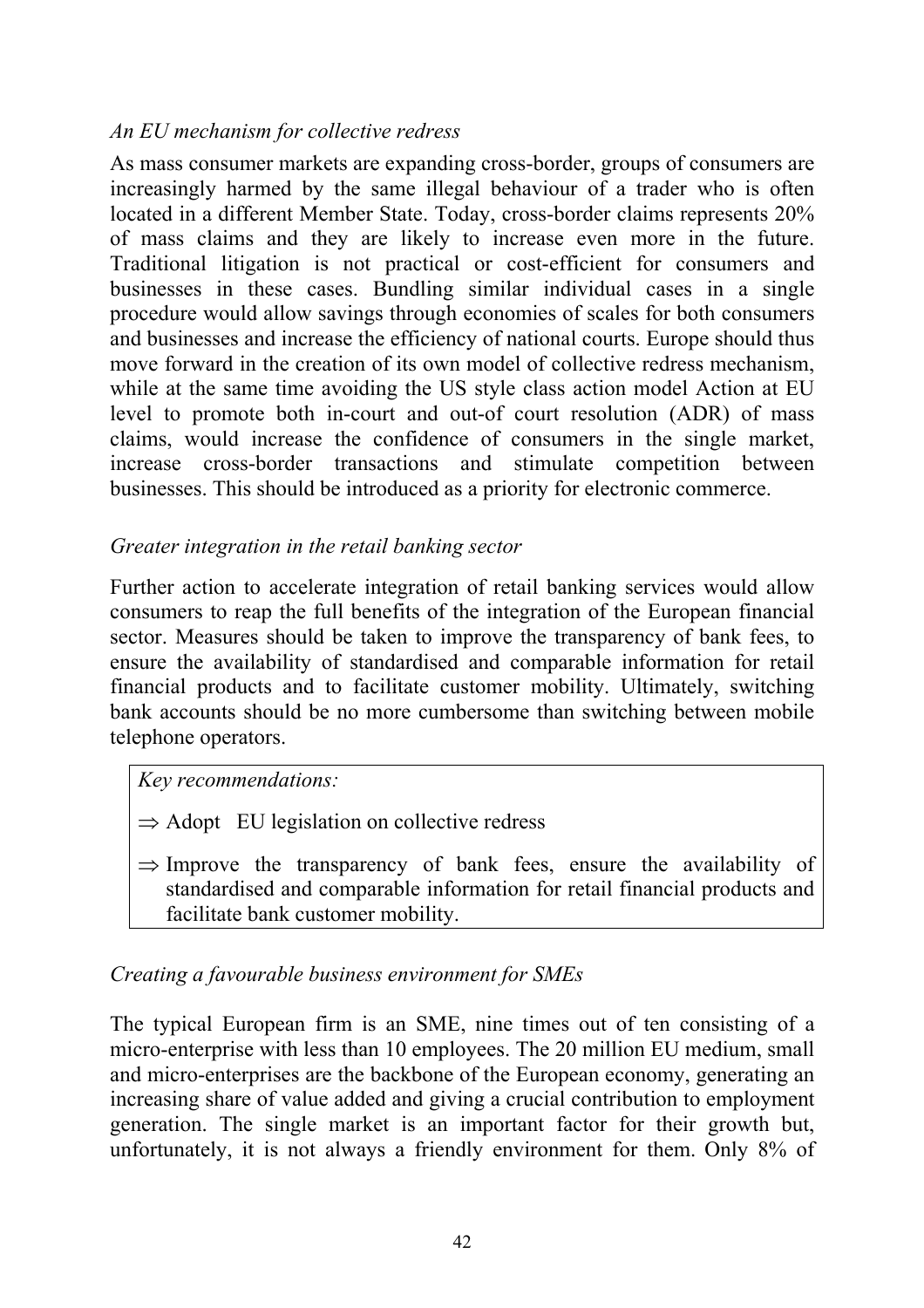*An EU mechanism for collective redress*

As mass consumer markets are expanding cross-border, groups of consumers are increasingly harmed by the same illegal behaviour of a trader who is often located in a different Member State. Today, cross-border claims represents 20% of mass claims and they are likely to increase even more in the future. Traditional litigation is not practical or cost-efficient for consumers and businesses in these cases. Bundling similar individual cases in a single procedure would allow savings through economies of scales for both consumers and businesses and increase the efficiency of national courts. Europe should thus move forward in the creation of its own model of collective redress mechanism, while at the same time avoiding the US style class action model Action at EU level to promote both in-court and out-of court resolution (ADR) of mass claims, would increase the confidence of consumers in the single market, increase cross-border transactions and stimulate competition between businesses. This should be introduced as a priority for electronic commerce.

*Greater integration in the retail banking sector*

Further action to accelerate integration of retail banking services would allow consumers to reap the full benefits of the integration of the European financial sector. Measures should be taken to improve the transparency of bank fees, to ensure the availability of standardised and comparable information for retail financial products and to facilitate customer mobility. Ultimately, switching bank accounts should be no more cumbersome than switching between mobile telephone operators.

*Key recommendations:*

⇒ Adopt EU legislation on collective redress

⇒ Improve the transparency of bank fees, ensure the availability of standardised and comparable information for retail financial products and facilitate bank customer mobility.

*Creating a favourable business environment for SMEs*

The typical European firm is an SME, nine times out of ten consisting of a micro-enterprise with less than 10 employees. The 20 million EU medium, small and micro-enterprises are the backbone of the European economy, generating an increasing share of value added and giving a crucial contribution to employment generation. The single market is an important factor for their growth but, unfortunately, it is not always a friendly environment for them. Only 8% of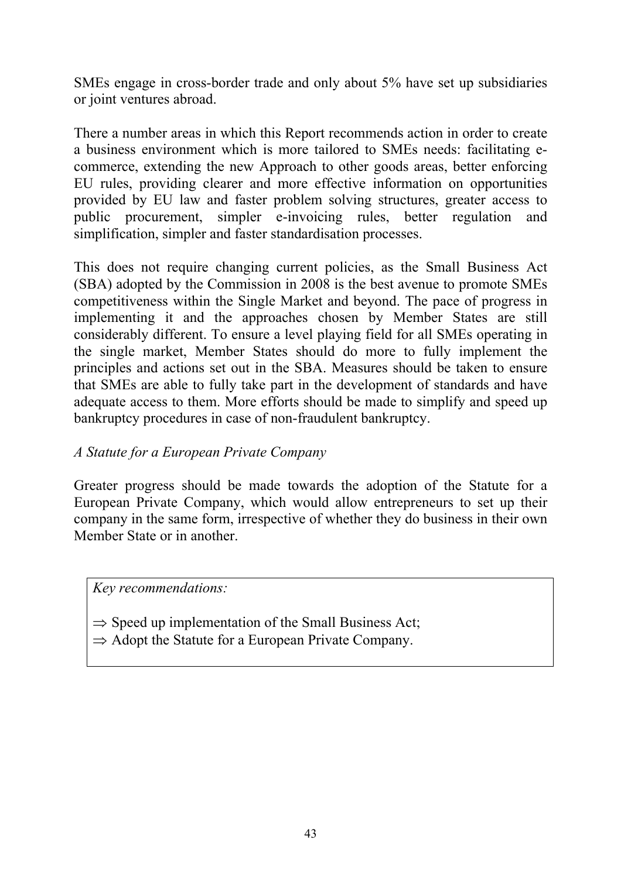SMEs engage in cross-border trade and only about 5% have set up subsidiaries or joint ventures abroad.

There a number areas in which this Report recommends action in order to create a business environment which is more tailored to SMEs needs: facilitating e-commerce, extending the new Approach to other goods areas, better enforcing EU rules, providing clearer and more effective information on opportunities provided by EU law and faster problem solving structures, greater access to public procurement, simpler e-invoicing rules, better regulation and simplification, simpler and faster standardisation processes.

This does not require changing current policies, as the Small Business Act (SBA) adopted by the Commission in 2008 is the best avenue to promote SMEs competitiveness within the Single Market and beyond. The pace of progress in implementing it and the approaches chosen by Member States are still considerably different. To ensure a level playing field for all SMEs operating in the single market, Member States should do more to fully implement the principles and actions set out in the SBA. Measures should be taken to ensure that SMEs are able to fully take part in the development of standards and have adequate access to them. More efforts should be made to simplify and speed up bankruptcy procedures in case of non-fraudulent bankruptcy.

*A Statute for a European Private Company*

Greater progress should be made towards the adoption of the Statute for a European Private Company, which would allow entrepreneurs to set up their company in the same form, irrespective of whether they do business in their own Member State or in another.

*Key recommendations:*

⇒ Speed up implementation of the Small Business Act;
⇒ Adopt the Statute for a European Private Company.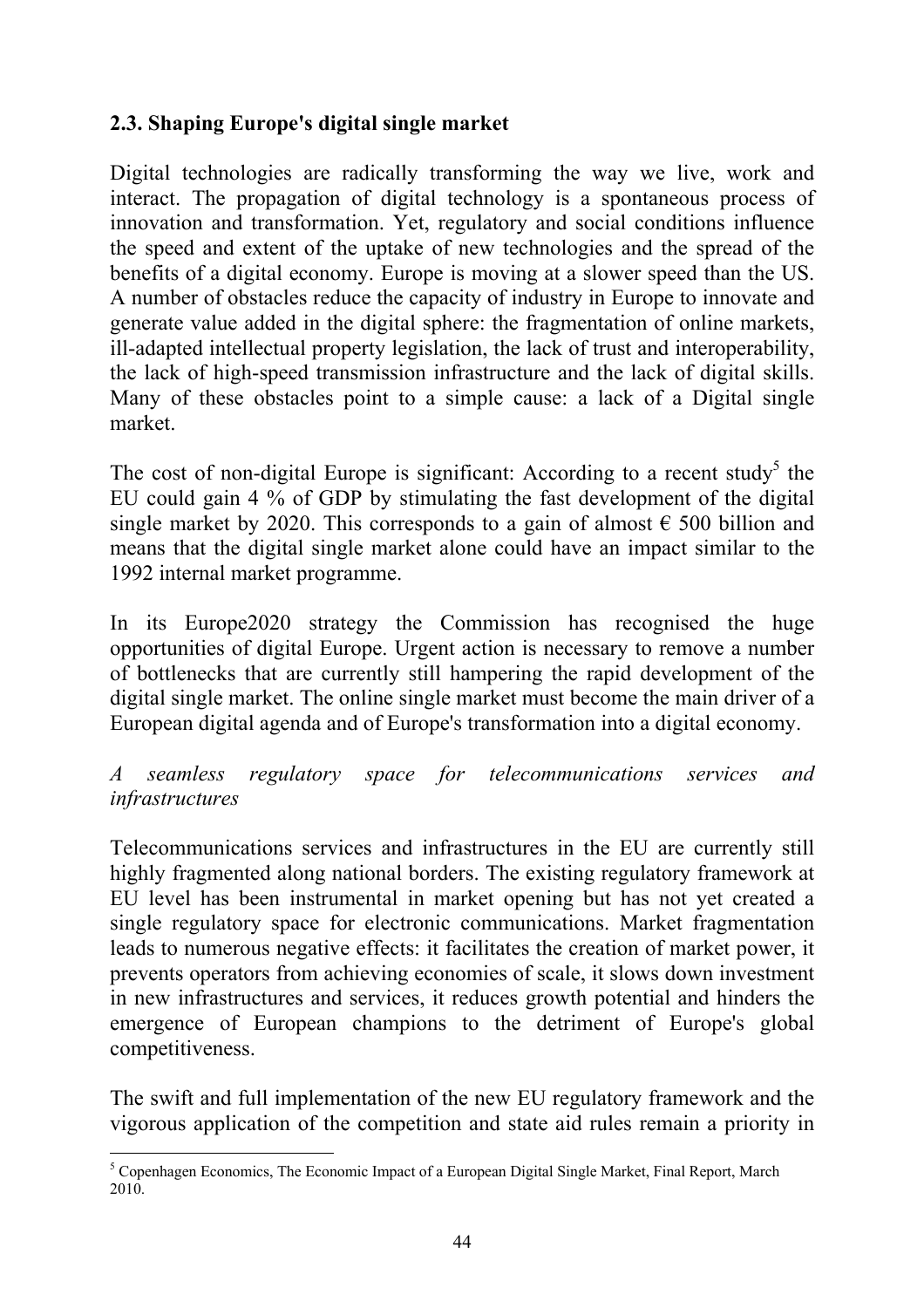## 2.3. Shaping Europe's digital single market

Digital technologies are radically transforming the way we live, work and interact. The propagation of digital technology is a spontaneous process of innovation and transformation. Yet, regulatory and social conditions influence the speed and extent of the uptake of new technologies and the spread of the benefits of a digital economy. Europe is moving at a slower speed than the US. A number of obstacles reduce the capacity of industry in Europe to innovate and generate value added in the digital sphere: the fragmentation of online markets, ill-adapted intellectual property legislation, the lack of trust and interoperability, the lack of high-speed transmission infrastructure and the lack of digital skills. Many of these obstacles point to a simple cause: a lack of a Digital single market.

The cost of non-digital Europe is significant: According to a recent study[5] the EU could gain 4 % of GDP by stimulating the fast development of the digital single market by 2020. This corresponds to a gain of almost € 500 billion and means that the digital single market alone could have an impact similar to the 1992 internal market programme.

In its Europe2020 strategy the Commission has recognised the huge opportunities of digital Europe. Urgent action is necessary to remove a number of bottlenecks that are currently still hampering the rapid development of the digital single market. The online single market must become the main driver of a European digital agenda and of Europe's transformation into a digital economy.

*A seamless regulatory space for telecommunications services and infrastructures*

Telecommunications services and infrastructures in the EU are currently still highly fragmented along national borders. The existing regulatory framework at EU level has been instrumental in market opening but has not yet created a single regulatory space for electronic communications. Market fragmentation leads to numerous negative effects: it facilitates the creation of market power, it prevents operators from achieving economies of scale, it slows down investment in new infrastructures and services, it reduces growth potential and hinders the emergence of European champions to the detriment of Europe's global competitiveness.

The swift and full implementation of the new EU regulatory framework and the vigorous application of the competition and state aid rules remain a priority in

---

[5] Copenhagen Economics, The Economic Impact of a European Digital Single Market, Final Report, March 2010.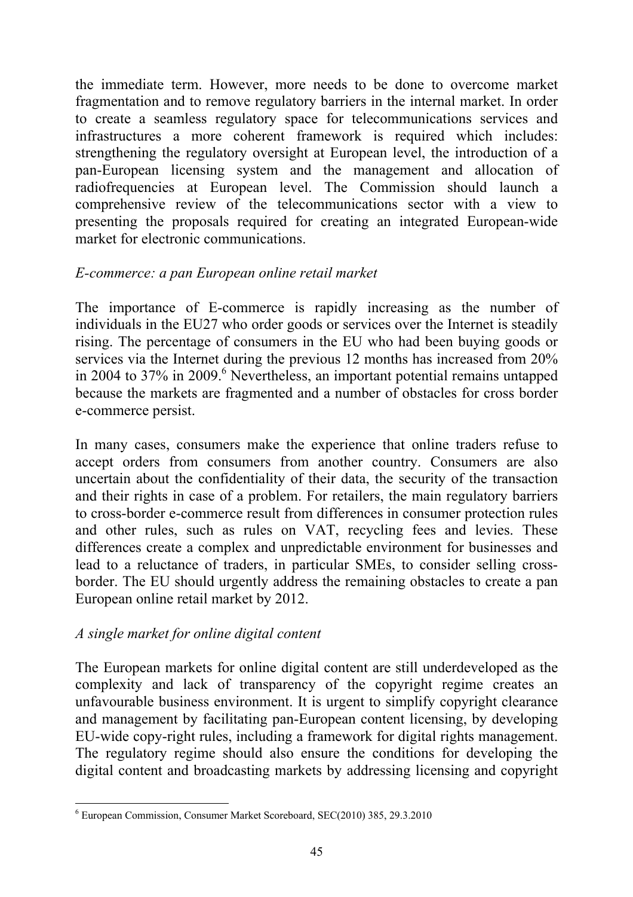the immediate term. However, more needs to be done to overcome market fragmentation and to remove regulatory barriers in the internal market. In order to create a seamless regulatory space for telecommunications services and infrastructures a more coherent framework is required which includes: strengthening the regulatory oversight at European level, the introduction of a pan-European licensing system and the management and allocation of radiofrequencies at European level. The Commission should launch a comprehensive review of the telecommunications sector with a view to presenting the proposals required for creating an integrated European-wide market for electronic communications.

*E-commerce: a pan European online retail market*

The importance of E-commerce is rapidly increasing as the number of individuals in the EU27 who order goods or services over the Internet is steadily rising. The percentage of consumers in the EU who had been buying goods or services via the Internet during the previous 12 months has increased from 20% in 2004 to 37% in 2009.[6] Nevertheless, an important potential remains untapped because the markets are fragmented and a number of obstacles for cross border e-commerce persist.

In many cases, consumers make the experience that online traders refuse to accept orders from consumers from another country. Consumers are also uncertain about the confidentiality of their data, the security of the transaction and their rights in case of a problem. For retailers, the main regulatory barriers to cross-border e-commerce result from differences in consumer protection rules and other rules, such as rules on VAT, recycling fees and levies. These differences create a complex and unpredictable environment for businesses and lead to a reluctance of traders, in particular SMEs, to consider selling cross-border. The EU should urgently address the remaining obstacles to create a pan European online retail market by 2012.

*A single market for online digital content*

The European markets for online digital content are still underdeveloped as the complexity and lack of transparency of the copyright regime creates an unfavourable business environment. It is urgent to simplify copyright clearance and management by facilitating pan-European content licensing, by developing EU-wide copy-right rules, including a framework for digital rights management. The regulatory regime should also ensure the conditions for developing the digital content and broadcasting markets by addressing licensing and copyright

---

[6] European Commission, Consumer Market Scoreboard, SEC(2010) 385, 29.3.2010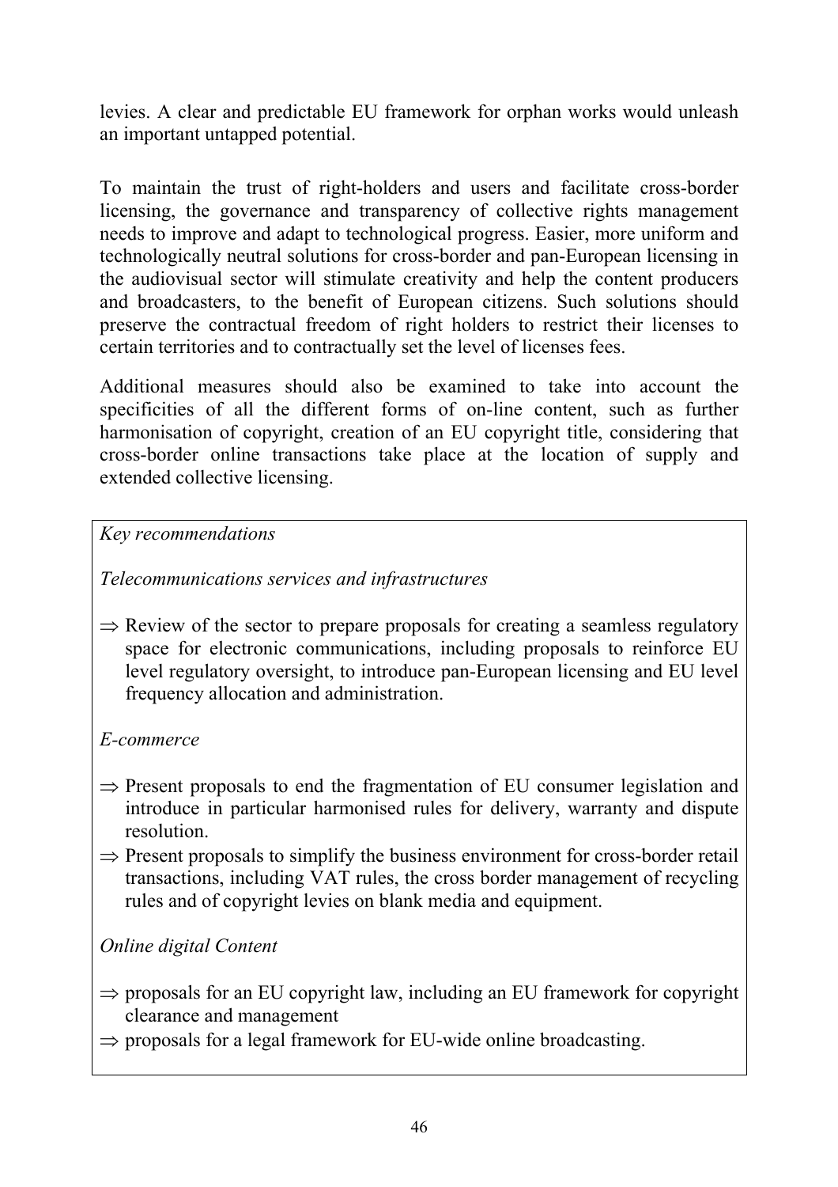levies. A clear and predictable EU framework for orphan works would unleash an important untapped potential.

To maintain the trust of right-holders and users and facilitate cross-border licensing, the governance and transparency of collective rights management needs to improve and adapt to technological progress. Easier, more uniform and technologically neutral solutions for cross-border and pan-European licensing in the audiovisual sector will stimulate creativity and help the content producers and broadcasters, to the benefit of European citizens. Such solutions should preserve the contractual freedom of right holders to restrict their licenses to certain territories and to contractually set the level of licenses fees.

Additional measures should also be examined to take into account the specificities of all the different forms of on-line content, such as further harmonisation of copyright, creation of an EU copyright title, considering that cross-border online transactions take place at the location of supply and extended collective licensing.

*Key recommendations*

*Telecommunications services and infrastructures*

⇒ Review of the sector to prepare proposals for creating a seamless regulatory space for electronic communications, including proposals to reinforce EU level regulatory oversight, to introduce pan-European licensing and EU level frequency allocation and administration.

*E-commerce*

⇒ Present proposals to end the fragmentation of EU consumer legislation and introduce in particular harmonised rules for delivery, warranty and dispute resolution.

⇒ Present proposals to simplify the business environment for cross-border retail transactions, including VAT rules, the cross border management of recycling rules and of copyright levies on blank media and equipment.

*Online digital Content*

⇒ proposals for an EU copyright law, including an EU framework for copyright clearance and management

⇒ proposals for a legal framework for EU-wide online broadcasting.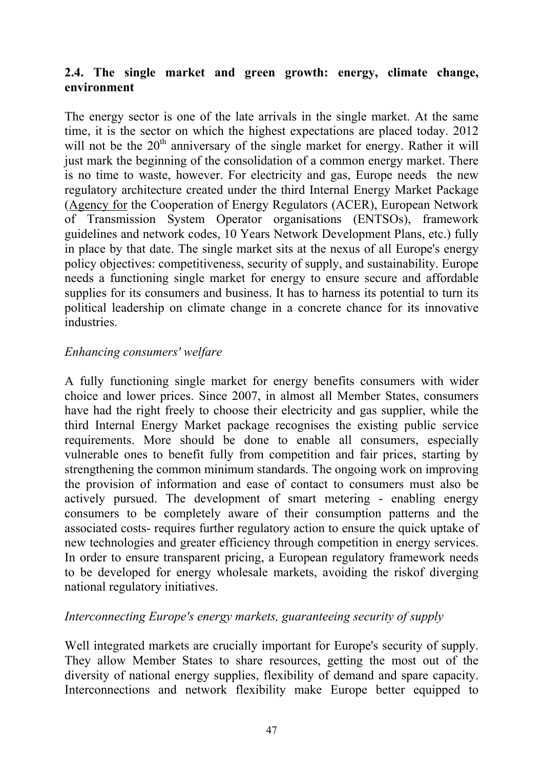## 2.4. The single market and green growth: energy, climate change, environment

The energy sector is one of the late arrivals in the single market. At the same time, it is the sector on which the highest expectations are placed today. 2012 will not be the 20th anniversary of the single market for energy. Rather it will just mark the beginning of the consolidation of a common energy market. There is no time to waste, however. For electricity and gas, Europe needs the new regulatory architecture created under the third Internal Energy Market Package (Agency for the Cooperation of Energy Regulators (ACER), European Network of Transmission System Operator organisations (ENTSOs), framework guidelines and network codes, 10 Years Network Development Plans, etc.) fully in place by that date. The single market sits at the nexus of all Europe's energy policy objectives: competitiveness, security of supply, and sustainability. Europe needs a functioning single market for energy to ensure secure and affordable supplies for its consumers and business. It has to harness its potential to turn its political leadership on climate change in a concrete chance for its innovative industries.

*Enhancing consumers' welfare*

A fully functioning single market for energy benefits consumers with wider choice and lower prices. Since 2007, in almost all Member States, consumers have had the right freely to choose their electricity and gas supplier, while the third Internal Energy Market package recognises the existing public service requirements. More should be done to enable all consumers, especially vulnerable ones to benefit fully from competition and fair prices, starting by strengthening the common minimum standards. The ongoing work on improving the provision of information and ease of contact to consumers must also be actively pursued. The development of smart metering - enabling energy consumers to be completely aware of their consumption patterns and the associated costs- requires further regulatory action to ensure the quick uptake of new technologies and greater efficiency through competition in energy services. In order to ensure transparent pricing, a European regulatory framework needs to be developed for energy wholesale markets, avoiding the riskof diverging national regulatory initiatives.

*Interconnecting Europe's energy markets, guaranteeing security of supply*

Well integrated markets are crucially important for Europe's security of supply. They allow Member States to share resources, getting the most out of the diversity of national energy supplies, flexibility of demand and spare capacity. Interconnections and network flexibility make Europe better equipped to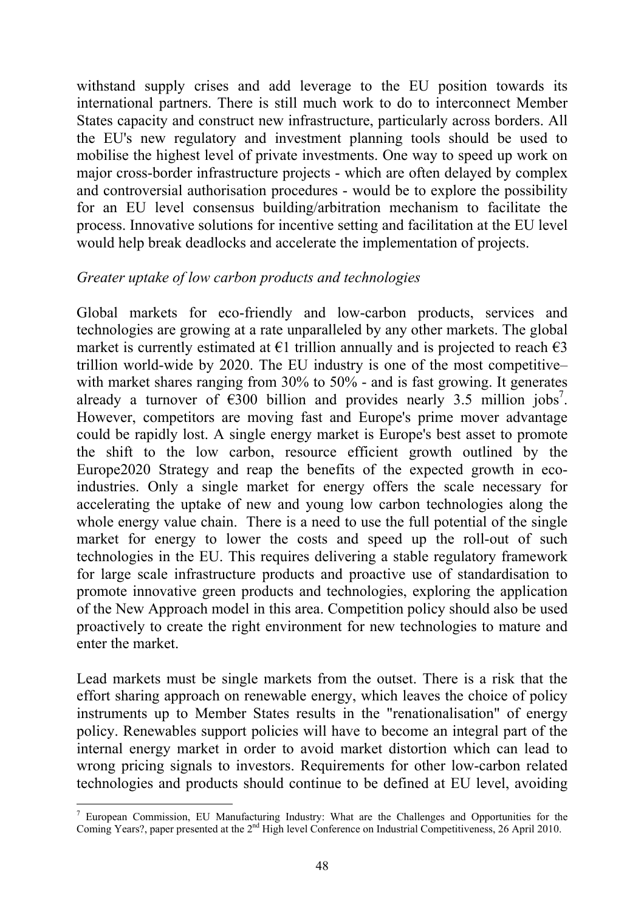withstand supply crises and add leverage to the EU position towards its international partners. There is still much work to do to interconnect Member States capacity and construct new infrastructure, particularly across borders. All the EU's new regulatory and investment planning tools should be used to mobilise the highest level of private investments. One way to speed up work on major cross-border infrastructure projects - which are often delayed by complex and controversial authorisation procedures - would be to explore the possibility for an EU level consensus building/arbitration mechanism to facilitate the process. Innovative solutions for incentive setting and facilitation at the EU level would help break deadlocks and accelerate the implementation of projects.

*Greater uptake of low carbon products and technologies*

Global markets for eco-friendly and low-carbon products, services and technologies are growing at a rate unparalleled by any other markets. The global market is currently estimated at €1 trillion annually and is projected to reach €3 trillion world-wide by 2020. The EU industry is one of the most competitive– with market shares ranging from 30% to 50% - and is fast growing. It generates already a turnover of €300 billion and provides nearly 3.5 million jobs[7]. However, competitors are moving fast and Europe's prime mover advantage could be rapidly lost. A single energy market is Europe's best asset to promote the shift to the low carbon, resource efficient growth outlined by the Europe2020 Strategy and reap the benefits of the expected growth in eco-industries. Only a single market for energy offers the scale necessary for accelerating the uptake of new and young low carbon technologies along the whole energy value chain. There is a need to use the full potential of the single market for energy to lower the costs and speed up the roll-out of such technologies in the EU. This requires delivering a stable regulatory framework for large scale infrastructure products and proactive use of standardisation to promote innovative green products and technologies, exploring the application of the New Approach model in this area. Competition policy should also be used proactively to create the right environment for new technologies to mature and enter the market.

Lead markets must be single markets from the outset. There is a risk that the effort sharing approach on renewable energy, which leaves the choice of policy instruments up to Member States results in the "renationalisation" of energy policy. Renewables support policies will have to become an integral part of the internal energy market in order to avoid market distortion which can lead to wrong pricing signals to investors. Requirements for other low-carbon related technologies and products should continue to be defined at EU level, avoiding

[7] European Commission, EU Manufacturing Industry: What are the Challenges and Opportunities for the Coming Years?, paper presented at the 2nd High level Conference on Industrial Competitiveness, 26 April 2010.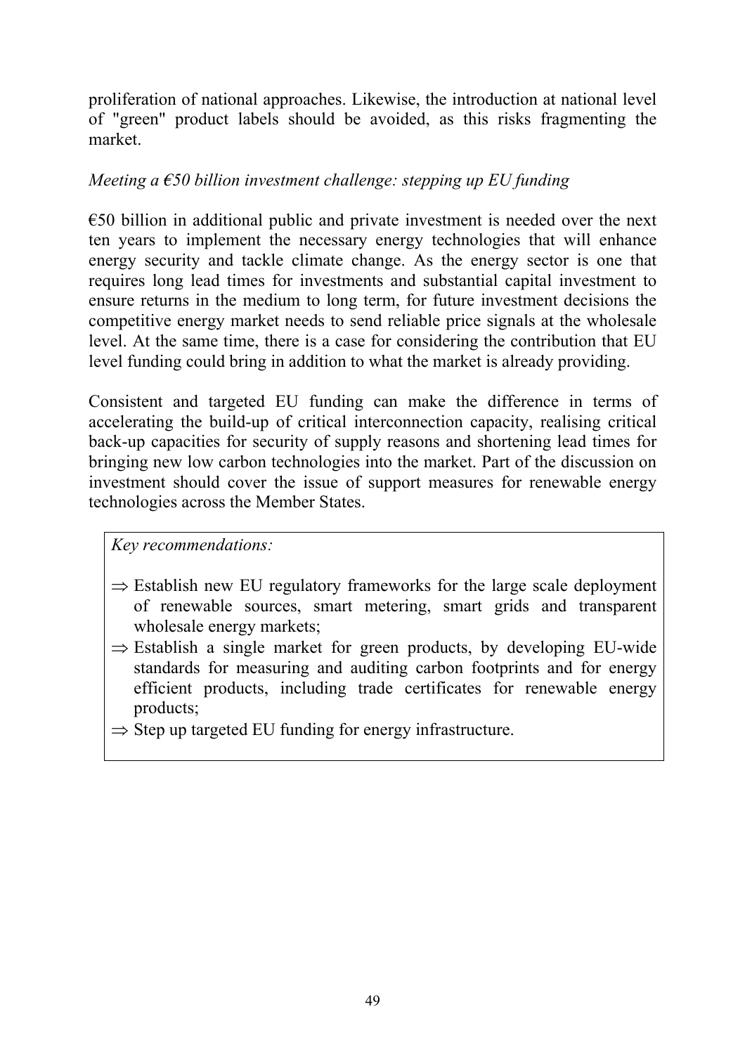proliferation of national approaches. Likewise, the introduction at national level of "green" product labels should be avoided, as this risks fragmenting the market.

*Meeting a €50 billion investment challenge: stepping up EU funding*

€50 billion in additional public and private investment is needed over the next ten years to implement the necessary energy technologies that will enhance energy security and tackle climate change. As the energy sector is one that requires long lead times for investments and substantial capital investment to ensure returns in the medium to long term, for future investment decisions the competitive energy market needs to send reliable price signals at the wholesale level. At the same time, there is a case for considering the contribution that EU level funding could bring in addition to what the market is already providing.

Consistent and targeted EU funding can make the difference in terms of accelerating the build-up of critical interconnection capacity, realising critical back-up capacities for security of supply reasons and shortening lead times for bringing new low carbon technologies into the market. Part of the discussion on investment should cover the issue of support measures for renewable energy technologies across the Member States.

*Key recommendations:*

- ⇒ Establish new EU regulatory frameworks for the large scale deployment of renewable sources, smart metering, smart grids and transparent wholesale energy markets;
- ⇒ Establish a single market for green products, by developing EU-wide standards for measuring and auditing carbon footprints and for energy efficient products, including trade certificates for renewable energy products;
- ⇒ Step up targeted EU funding for energy infrastructure.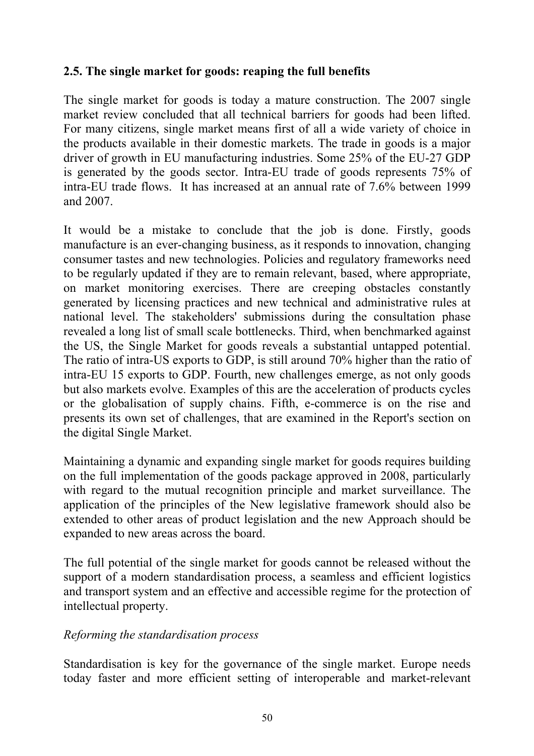## 2.5. The single market for goods: reaping the full benefits

The single market for goods is today a mature construction. The 2007 single market review concluded that all technical barriers for goods had been lifted. For many citizens, single market means first of all a wide variety of choice in the products available in their domestic markets. The trade in goods is a major driver of growth in EU manufacturing industries. Some 25% of the EU-27 GDP is generated by the goods sector. Intra-EU trade of goods represents 75% of intra-EU trade flows. It has increased at an annual rate of 7.6% between 1999 and 2007.

It would be a mistake to conclude that the job is done. Firstly, goods manufacture is an ever-changing business, as it responds to innovation, changing consumer tastes and new technologies. Policies and regulatory frameworks need to be regularly updated if they are to remain relevant, based, where appropriate, on market monitoring exercises. There are creeping obstacles constantly generated by licensing practices and new technical and administrative rules at national level. The stakeholders' submissions during the consultation phase revealed a long list of small scale bottlenecks. Third, when benchmarked against the US, the Single Market for goods reveals a substantial untapped potential. The ratio of intra-US exports to GDP, is still around 70% higher than the ratio of intra-EU 15 exports to GDP. Fourth, new challenges emerge, as not only goods but also markets evolve. Examples of this are the acceleration of products cycles or the globalisation of supply chains. Fifth, e-commerce is on the rise and presents its own set of challenges, that are examined in the Report's section on the digital Single Market.

Maintaining a dynamic and expanding single market for goods requires building on the full implementation of the goods package approved in 2008, particularly with regard to the mutual recognition principle and market surveillance. The application of the principles of the New legislative framework should also be extended to other areas of product legislation and the new Approach should be expanded to new areas across the board.

The full potential of the single market for goods cannot be released without the support of a modern standardisation process, a seamless and efficient logistics and transport system and an effective and accessible regime for the protection of intellectual property.

*Reforming the standardisation process*

Standardisation is key for the governance of the single market. Europe needs today faster and more efficient setting of interoperable and market-relevant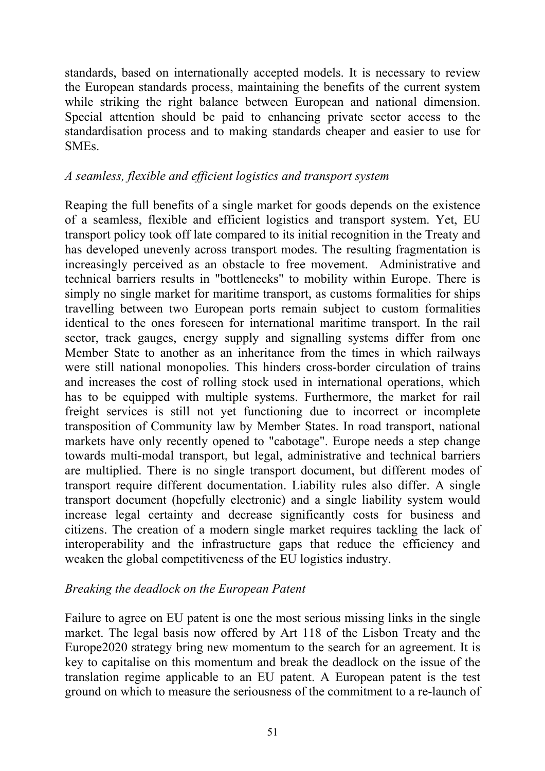standards, based on internationally accepted models. It is necessary to review the European standards process, maintaining the benefits of the current system while striking the right balance between European and national dimension. Special attention should be paid to enhancing private sector access to the standardisation process and to making standards cheaper and easier to use for SMEs.

*A seamless, flexible and efficient logistics and transport system*

Reaping the full benefits of a single market for goods depends on the existence of a seamless, flexible and efficient logistics and transport system. Yet, EU transport policy took off late compared to its initial recognition in the Treaty and has developed unevenly across transport modes. The resulting fragmentation is increasingly perceived as an obstacle to free movement. Administrative and technical barriers results in "bottlenecks" to mobility within Europe. There is simply no single market for maritime transport, as customs formalities for ships travelling between two European ports remain subject to custom formalities identical to the ones foreseen for international maritime transport. In the rail sector, track gauges, energy supply and signalling systems differ from one Member State to another as an inheritance from the times in which railways were still national monopolies. This hinders cross-border circulation of trains and increases the cost of rolling stock used in international operations, which has to be equipped with multiple systems. Furthermore, the market for rail freight services is still not yet functioning due to incorrect or incomplete transposition of Community law by Member States. In road transport, national markets have only recently opened to "cabotage". Europe needs a step change towards multi-modal transport, but legal, administrative and technical barriers are multiplied. There is no single transport document, but different modes of transport require different documentation. Liability rules also differ. A single transport document (hopefully electronic) and a single liability system would increase legal certainty and decrease significantly costs for business and citizens. The creation of a modern single market requires tackling the lack of interoperability and the infrastructure gaps that reduce the efficiency and weaken the global competitiveness of the EU logistics industry.

*Breaking the deadlock on the European Patent*

Failure to agree on EU patent is one the most serious missing links in the single market. The legal basis now offered by Art 118 of the Lisbon Treaty and the Europe2020 strategy bring new momentum to the search for an agreement. It is key to capitalise on this momentum and break the deadlock on the issue of the translation regime applicable to an EU patent. A European patent is the test ground on which to measure the seriousness of the commitment to a re-launch of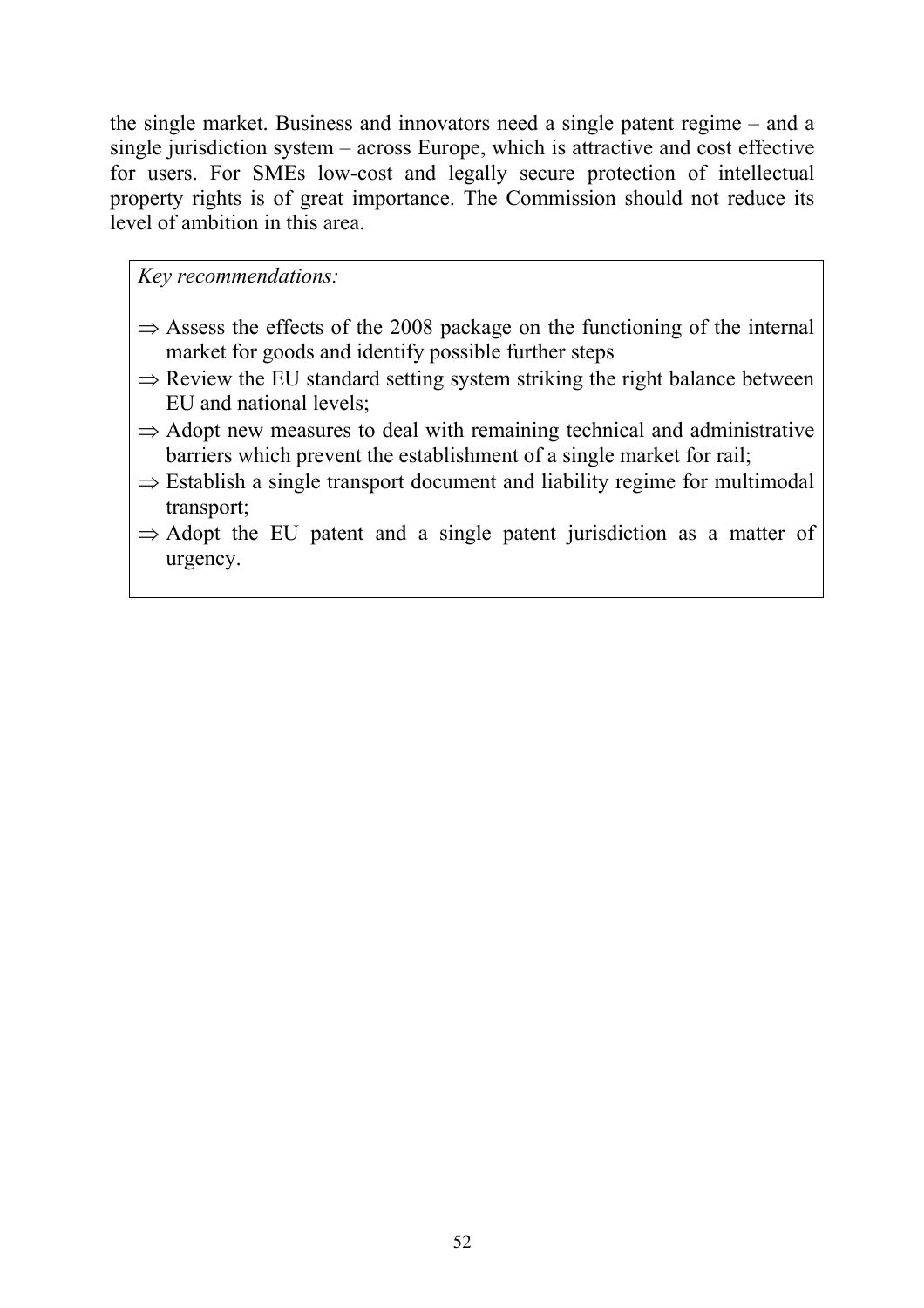the single market. Business and innovators need a single patent regime – and a single jurisdiction system – across Europe, which is attractive and cost effective for users. For SMEs low-cost and legally secure protection of intellectual property rights is of great importance. The Commission should not reduce its level of ambition in this area.

*Key recommendations:*

- ⇒ Assess the effects of the 2008 package on the functioning of the internal market for goods and identify possible further steps
- ⇒ Review the EU standard setting system striking the right balance between EU and national levels;
- ⇒ Adopt new measures to deal with remaining technical and administrative barriers which prevent the establishment of a single market for rail;
- ⇒ Establish a single transport document and liability regime for multimodal transport;
- ⇒ Adopt the EU patent and a single patent jurisdiction as a matter of urgency.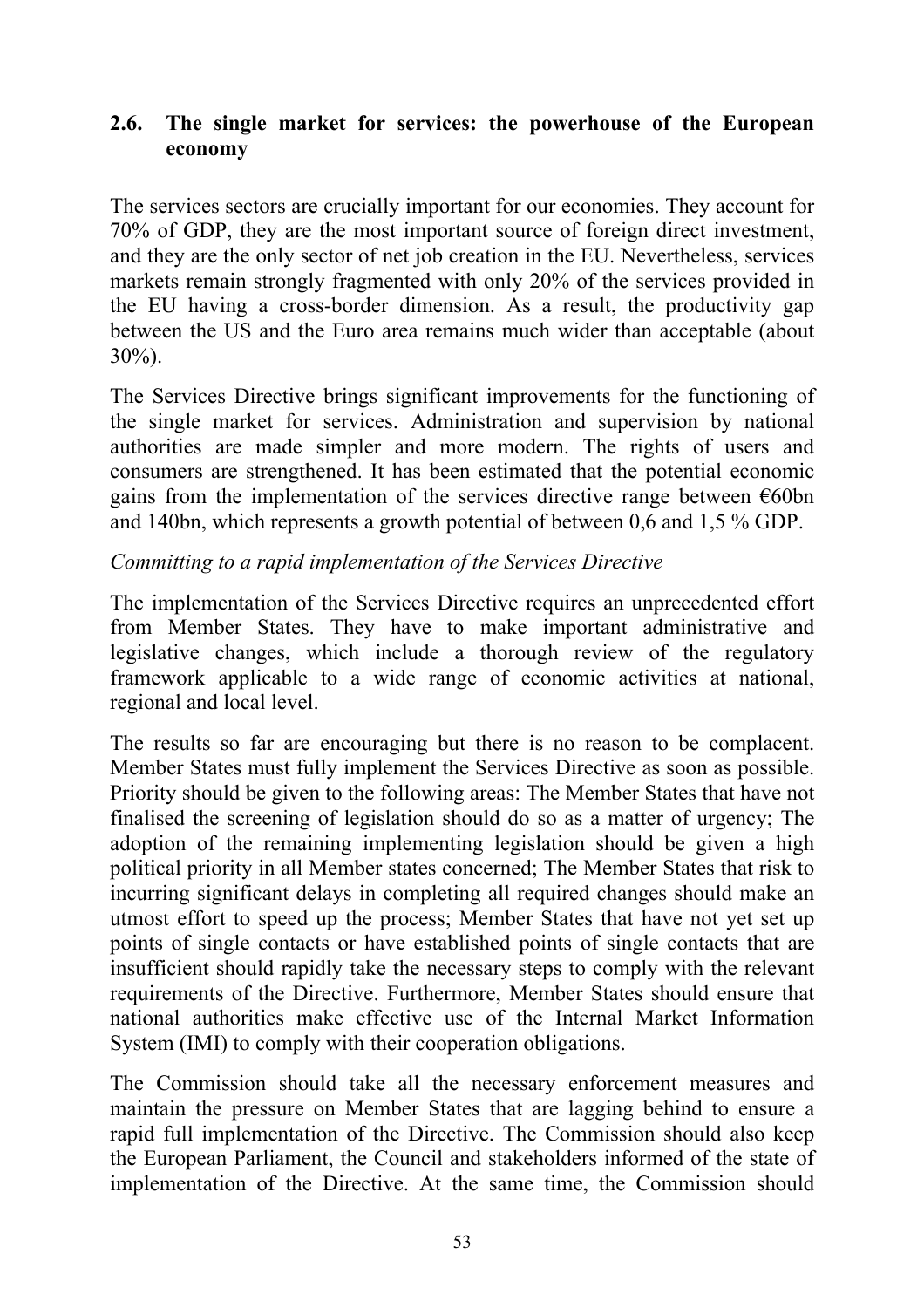## 2.6. The single market for services: the powerhouse of the European economy

The services sectors are crucially important for our economies. They account for 70% of GDP, they are the most important source of foreign direct investment, and they are the only sector of net job creation in the EU. Nevertheless, services markets remain strongly fragmented with only 20% of the services provided in the EU having a cross-border dimension. As a result, the productivity gap between the US and the Euro area remains much wider than acceptable (about 30%).

The Services Directive brings significant improvements for the functioning of the single market for services. Administration and supervision by national authorities are made simpler and more modern. The rights of users and consumers are strengthened. It has been estimated that the potential economic gains from the implementation of the services directive range between €60bn and 140bn, which represents a growth potential of between 0,6 and 1,5 % GDP.

*Committing to a rapid implementation of the Services Directive*

The implementation of the Services Directive requires an unprecedented effort from Member States. They have to make important administrative and legislative changes, which include a thorough review of the regulatory framework applicable to a wide range of economic activities at national, regional and local level.

The results so far are encouraging but there is no reason to be complacent. Member States must fully implement the Services Directive as soon as possible. Priority should be given to the following areas: The Member States that have not finalised the screening of legislation should do so as a matter of urgency; The adoption of the remaining implementing legislation should be given a high political priority in all Member states concerned; The Member States that risk to incurring significant delays in completing all required changes should make an utmost effort to speed up the process; Member States that have not yet set up points of single contacts or have established points of single contacts that are insufficient should rapidly take the necessary steps to comply with the relevant requirements of the Directive. Furthermore, Member States should ensure that national authorities make effective use of the Internal Market Information System (IMI) to comply with their cooperation obligations.

The Commission should take all the necessary enforcement measures and maintain the pressure on Member States that are lagging behind to ensure a rapid full implementation of the Directive. The Commission should also keep the European Parliament, the Council and stakeholders informed of the state of implementation of the Directive. At the same time, the Commission should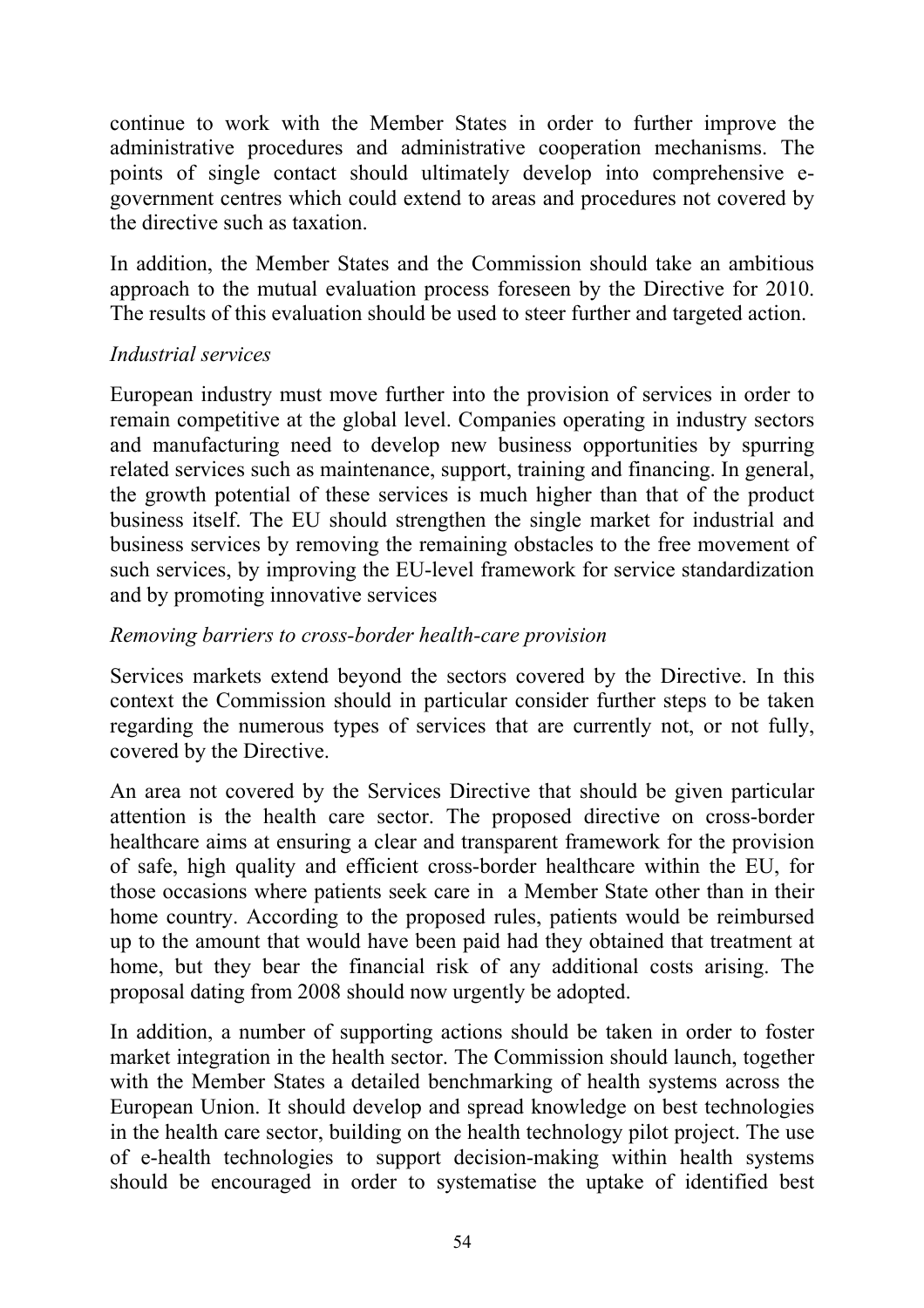continue to work with the Member States in order to further improve the administrative procedures and administrative cooperation mechanisms. The points of single contact should ultimately develop into comprehensive e-government centres which could extend to areas and procedures not covered by the directive such as taxation.

In addition, the Member States and the Commission should take an ambitious approach to the mutual evaluation process foreseen by the Directive for 2010. The results of this evaluation should be used to steer further and targeted action.

*Industrial services*

European industry must move further into the provision of services in order to remain competitive at the global level. Companies operating in industry sectors and manufacturing need to develop new business opportunities by spurring related services such as maintenance, support, training and financing. In general, the growth potential of these services is much higher than that of the product business itself. The EU should strengthen the single market for industrial and business services by removing the remaining obstacles to the free movement of such services, by improving the EU-level framework for service standardization and by promoting innovative services

*Removing barriers to cross-border health-care provision*

Services markets extend beyond the sectors covered by the Directive. In this context the Commission should in particular consider further steps to be taken regarding the numerous types of services that are currently not, or not fully, covered by the Directive.

An area not covered by the Services Directive that should be given particular attention is the health care sector. The proposed directive on cross-border healthcare aims at ensuring a clear and transparent framework for the provision of safe, high quality and efficient cross-border healthcare within the EU, for those occasions where patients seek care in a Member State other than in their home country. According to the proposed rules, patients would be reimbursed up to the amount that would have been paid had they obtained that treatment at home, but they bear the financial risk of any additional costs arising. The proposal dating from 2008 should now urgently be adopted.

In addition, a number of supporting actions should be taken in order to foster market integration in the health sector. The Commission should launch, together with the Member States a detailed benchmarking of health systems across the European Union. It should develop and spread knowledge on best technologies in the health care sector, building on the health technology pilot project. The use of e-health technologies to support decision-making within health systems should be encouraged in order to systematise the uptake of identified best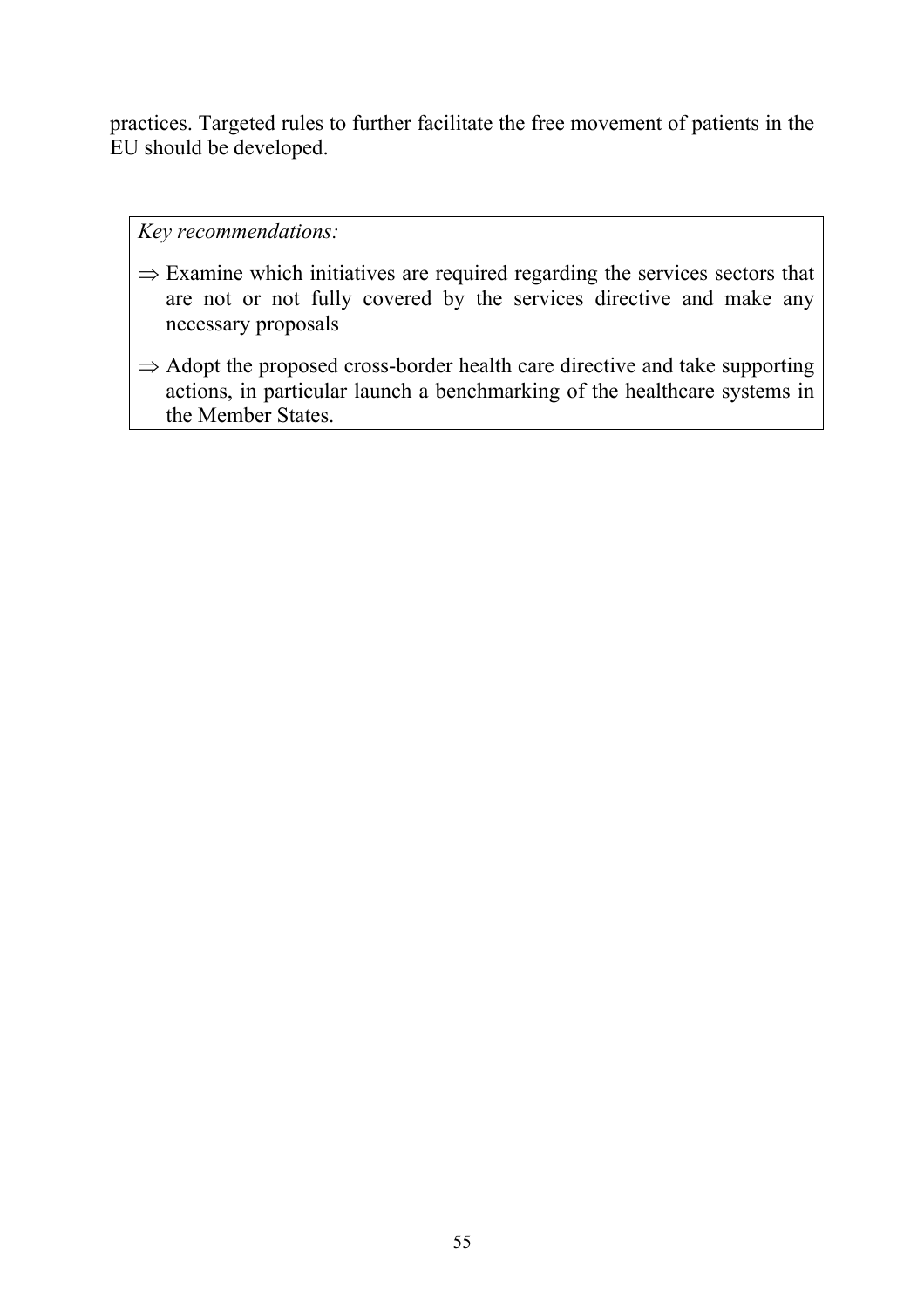practices. Targeted rules to further facilitate the free movement of patients in the EU should be developed.

> *Key recommendations:*
>
> ⇒ Examine which initiatives are required regarding the services sectors that are not or not fully covered by the services directive and make any necessary proposals
>
> ⇒ Adopt the proposed cross-border health care directive and take supporting actions, in particular launch a benchmarking of the healthcare systems in the Member States.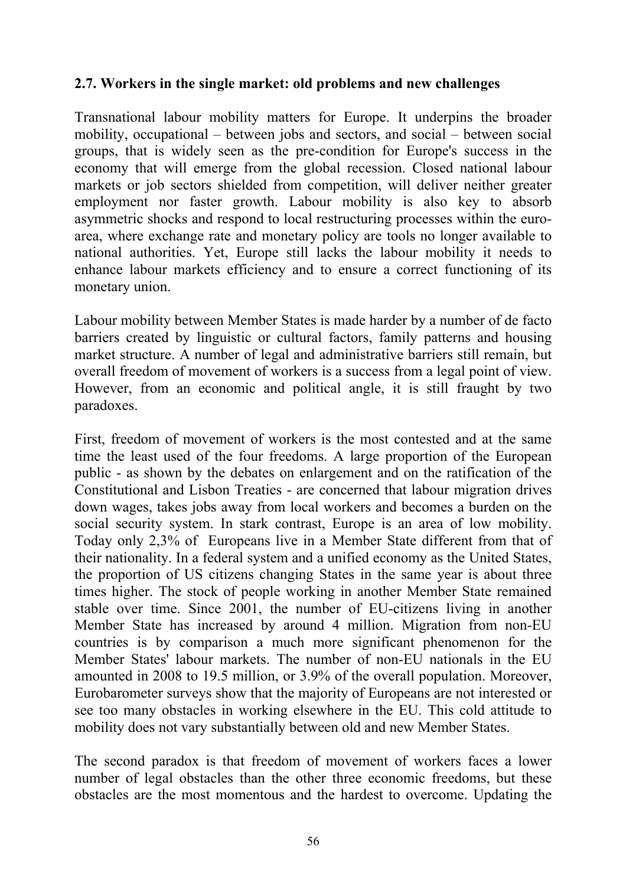## 2.7. Workers in the single market: old problems and new challenges

Transnational labour mobility matters for Europe. It underpins the broader mobility, occupational – between jobs and sectors, and social – between social groups, that is widely seen as the pre-condition for Europe's success in the economy that will emerge from the global recession. Closed national labour markets or job sectors shielded from competition, will deliver neither greater employment nor faster growth. Labour mobility is also key to absorb asymmetric shocks and respond to local restructuring processes within the euro-area, where exchange rate and monetary policy are tools no longer available to national authorities. Yet, Europe still lacks the labour mobility it needs to enhance labour markets efficiency and to ensure a correct functioning of its monetary union.

Labour mobility between Member States is made harder by a number of de facto barriers created by linguistic or cultural factors, family patterns and housing market structure. A number of legal and administrative barriers still remain, but overall freedom of movement of workers is a success from a legal point of view. However, from an economic and political angle, it is still fraught by two paradoxes.

First, freedom of movement of workers is the most contested and at the same time the least used of the four freedoms. A large proportion of the European public - as shown by the debates on enlargement and on the ratification of the Constitutional and Lisbon Treaties - are concerned that labour migration drives down wages, takes jobs away from local workers and becomes a burden on the social security system. In stark contrast, Europe is an area of low mobility. Today only 2,3% of Europeans live in a Member State different from that of their nationality. In a federal system and a unified economy as the United States, the proportion of US citizens changing States in the same year is about three times higher. The stock of people working in another Member State remained stable over time. Since 2001, the number of EU-citizens living in another Member State has increased by around 4 million. Migration from non-EU countries is by comparison a much more significant phenomenon for the Member States' labour markets. The number of non-EU nationals in the EU amounted in 2008 to 19.5 million, or 3.9% of the overall population. Moreover, Eurobarometer surveys show that the majority of Europeans are not interested or see too many obstacles in working elsewhere in the EU. This cold attitude to mobility does not vary substantially between old and new Member States.

The second paradox is that freedom of movement of workers faces a lower number of legal obstacles than the other three economic freedoms, but these obstacles are the most momentous and the hardest to overcome. Updating the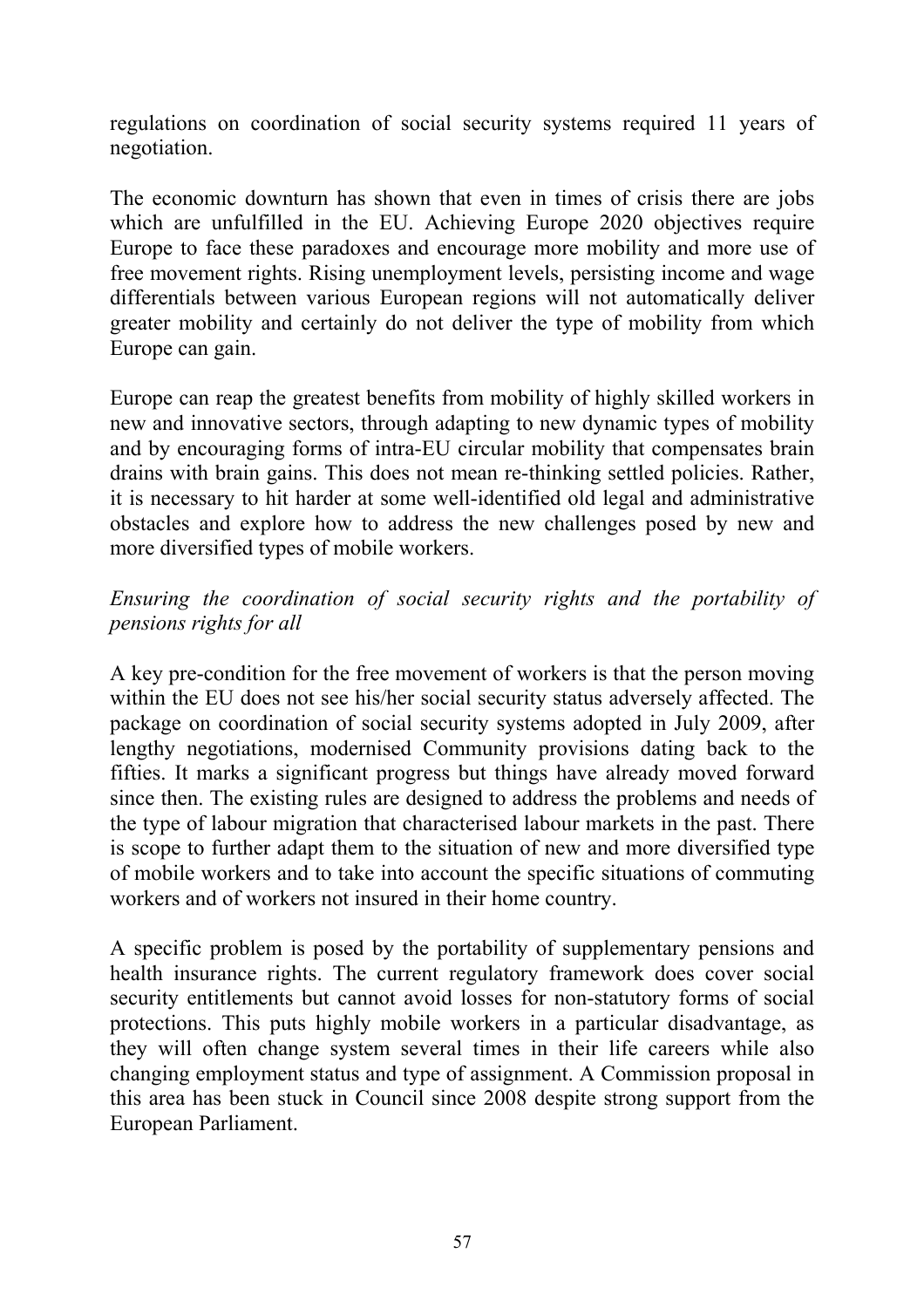regulations on coordination of social security systems required 11 years of negotiation.

The economic downturn has shown that even in times of crisis there are jobs which are unfulfilled in the EU. Achieving Europe 2020 objectives require Europe to face these paradoxes and encourage more mobility and more use of free movement rights. Rising unemployment levels, persisting income and wage differentials between various European regions will not automatically deliver greater mobility and certainly do not deliver the type of mobility from which Europe can gain.

Europe can reap the greatest benefits from mobility of highly skilled workers in new and innovative sectors, through adapting to new dynamic types of mobility and by encouraging forms of intra-EU circular mobility that compensates brain drains with brain gains. This does not mean re-thinking settled policies. Rather, it is necessary to hit harder at some well-identified old legal and administrative obstacles and explore how to address the new challenges posed by new and more diversified types of mobile workers.

*Ensuring the coordination of social security rights and the portability of pensions rights for all*

A key pre-condition for the free movement of workers is that the person moving within the EU does not see his/her social security status adversely affected. The package on coordination of social security systems adopted in July 2009, after lengthy negotiations, modernised Community provisions dating back to the fifties. It marks a significant progress but things have already moved forward since then. The existing rules are designed to address the problems and needs of the type of labour migration that characterised labour markets in the past. There is scope to further adapt them to the situation of new and more diversified type of mobile workers and to take into account the specific situations of commuting workers and of workers not insured in their home country.

A specific problem is posed by the portability of supplementary pensions and health insurance rights. The current regulatory framework does cover social security entitlements but cannot avoid losses for non-statutory forms of social protections. This puts highly mobile workers in a particular disadvantage, as they will often change system several times in their life careers while also changing employment status and type of assignment. A Commission proposal in this area has been stuck in Council since 2008 despite strong support from the European Parliament.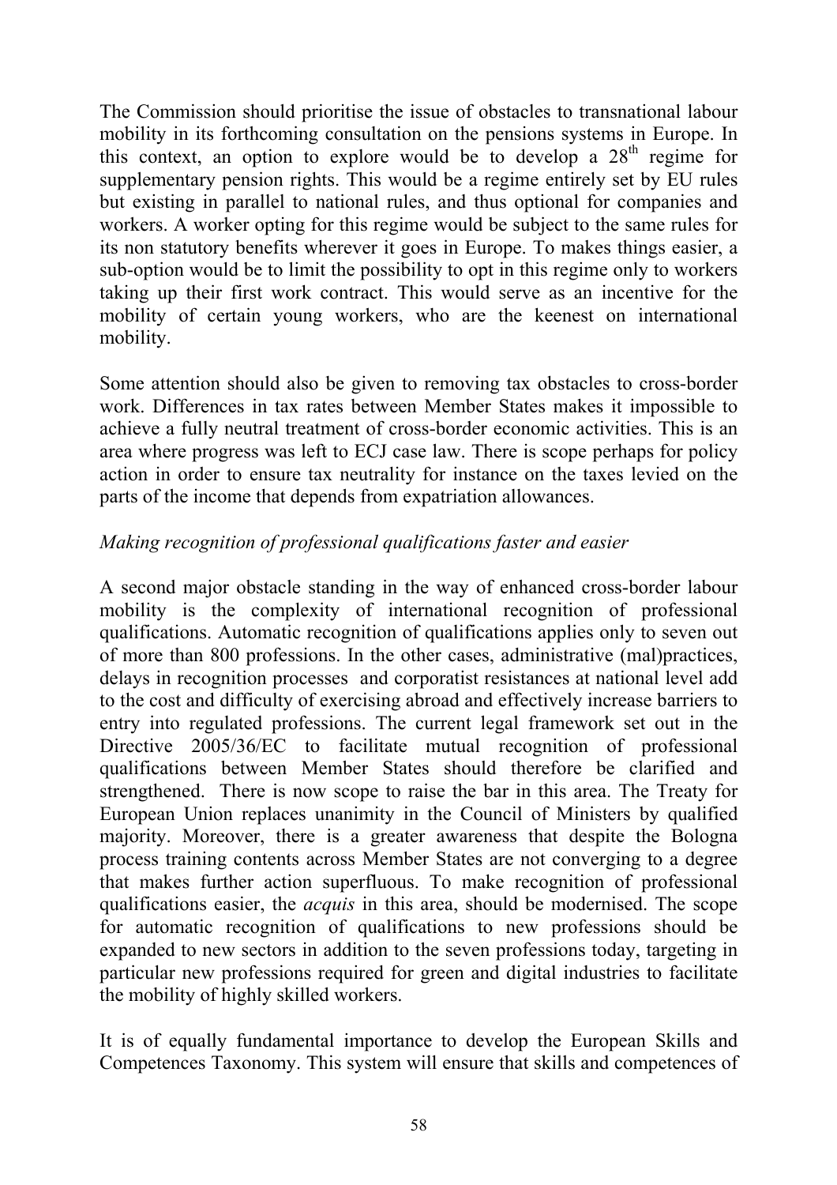The Commission should prioritise the issue of obstacles to transnational labour mobility in its forthcoming consultation on the pensions systems in Europe. In this context, an option to explore would be to develop a 28$^{th}$ regime for supplementary pension rights. This would be a regime entirely set by EU rules but existing in parallel to national rules, and thus optional for companies and workers. A worker opting for this regime would be subject to the same rules for its non statutory benefits wherever it goes in Europe. To makes things easier, a sub-option would be to limit the possibility to opt in this regime only to workers taking up their first work contract. This would serve as an incentive for the mobility of certain young workers, who are the keenest on international mobility.

Some attention should also be given to removing tax obstacles to cross-border work. Differences in tax rates between Member States makes it impossible to achieve a fully neutral treatment of cross-border economic activities. This is an area where progress was left to ECJ case law. There is scope perhaps for policy action in order to ensure tax neutrality for instance on the taxes levied on the parts of the income that depends from expatriation allowances.

*Making recognition of professional qualifications faster and easier*

A second major obstacle standing in the way of enhanced cross-border labour mobility is the complexity of international recognition of professional qualifications. Automatic recognition of qualifications applies only to seven out of more than 800 professions. In the other cases, administrative (mal)practices, delays in recognition processes and corporatist resistances at national level add to the cost and difficulty of exercising abroad and effectively increase barriers to entry into regulated professions. The current legal framework set out in the Directive 2005/36/EC to facilitate mutual recognition of professional qualifications between Member States should therefore be clarified and strengthened. There is now scope to raise the bar in this area. The Treaty for European Union replaces unanimity in the Council of Ministers by qualified majority. Moreover, there is a greater awareness that despite the Bologna process training contents across Member States are not converging to a degree that makes further action superfluous. To make recognition of professional qualifications easier, the *acquis* in this area, should be modernised. The scope for automatic recognition of qualifications to new professions should be expanded to new sectors in addition to the seven professions today, targeting in particular new professions required for green and digital industries to facilitate the mobility of highly skilled workers.

It is of equally fundamental importance to develop the European Skills and Competences Taxonomy. This system will ensure that skills and competences of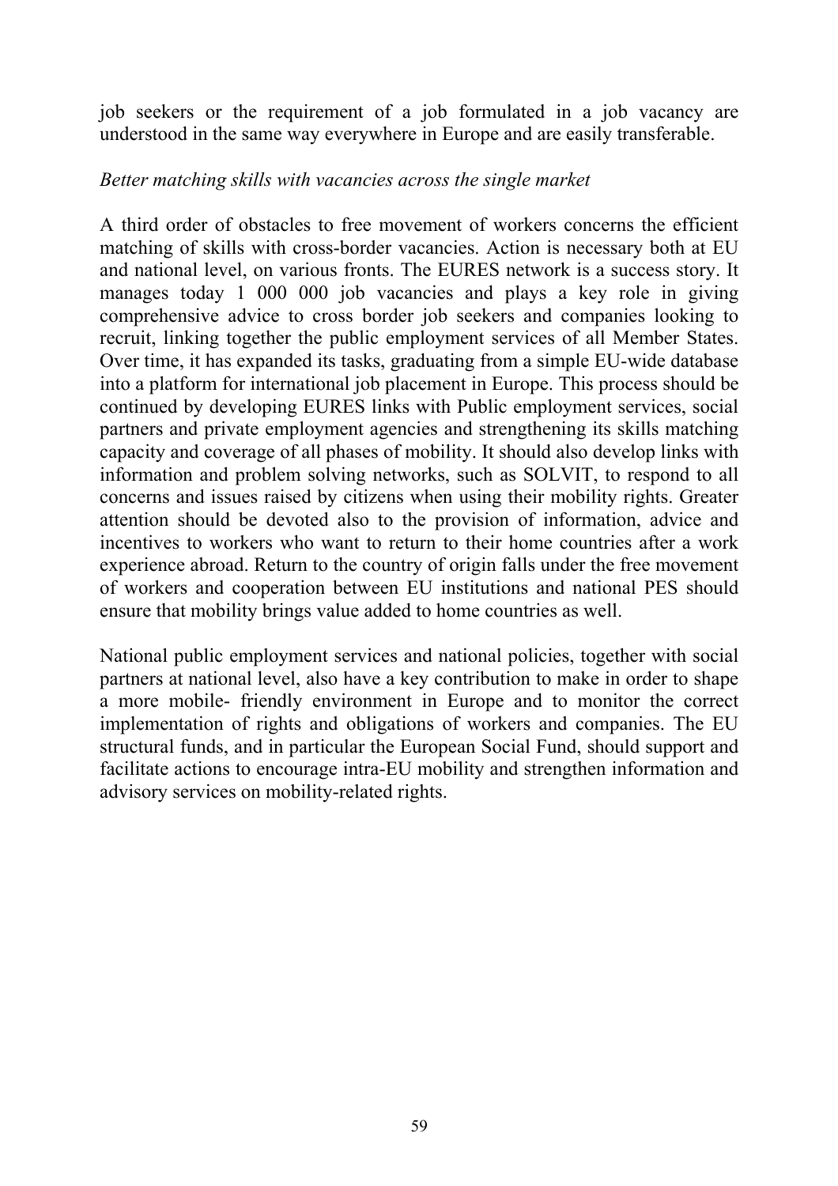job seekers or the requirement of a job formulated in a job vacancy are understood in the same way everywhere in Europe and are easily transferable.

*Better matching skills with vacancies across the single market*

A third order of obstacles to free movement of workers concerns the efficient matching of skills with cross-border vacancies. Action is necessary both at EU and national level, on various fronts. The EURES network is a success story. It manages today 1 000 000 job vacancies and plays a key role in giving comprehensive advice to cross border job seekers and companies looking to recruit, linking together the public employment services of all Member States. Over time, it has expanded its tasks, graduating from a simple EU-wide database into a platform for international job placement in Europe. This process should be continued by developing EURES links with Public employment services, social partners and private employment agencies and strengthening its skills matching capacity and coverage of all phases of mobility. It should also develop links with information and problem solving networks, such as SOLVIT, to respond to all concerns and issues raised by citizens when using their mobility rights. Greater attention should be devoted also to the provision of information, advice and incentives to workers who want to return to their home countries after a work experience abroad. Return to the country of origin falls under the free movement of workers and cooperation between EU institutions and national PES should ensure that mobility brings value added to home countries as well.

National public employment services and national policies, together with social partners at national level, also have a key contribution to make in order to shape a more mobile- friendly environment in Europe and to monitor the correct implementation of rights and obligations of workers and companies. The EU structural funds, and in particular the European Social Fund, should support and facilitate actions to encourage intra-EU mobility and strengthen information and advisory services on mobility-related rights.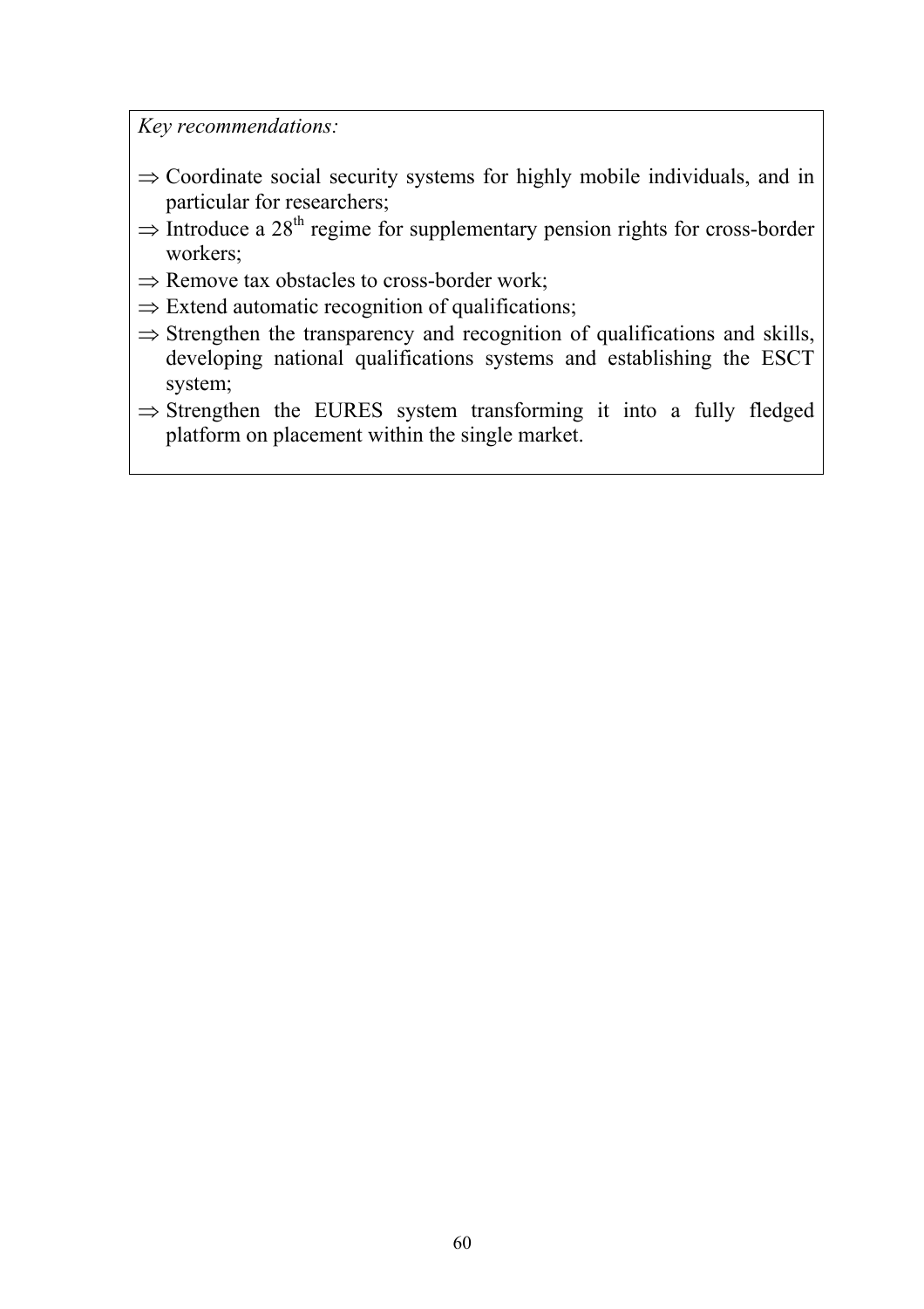*Key recommendations:*

- ⇒ Coordinate social security systems for highly mobile individuals, and in particular for researchers;
- ⇒ Introduce a 28th regime for supplementary pension rights for cross-border workers;
- ⇒ Remove tax obstacles to cross-border work;
- ⇒ Extend automatic recognition of qualifications;
- ⇒ Strengthen the transparency and recognition of qualifications and skills, developing national qualifications systems and establishing the ESCT system;
- ⇒ Strengthen the EURES system transforming it into a fully fledged platform on placement within the single market.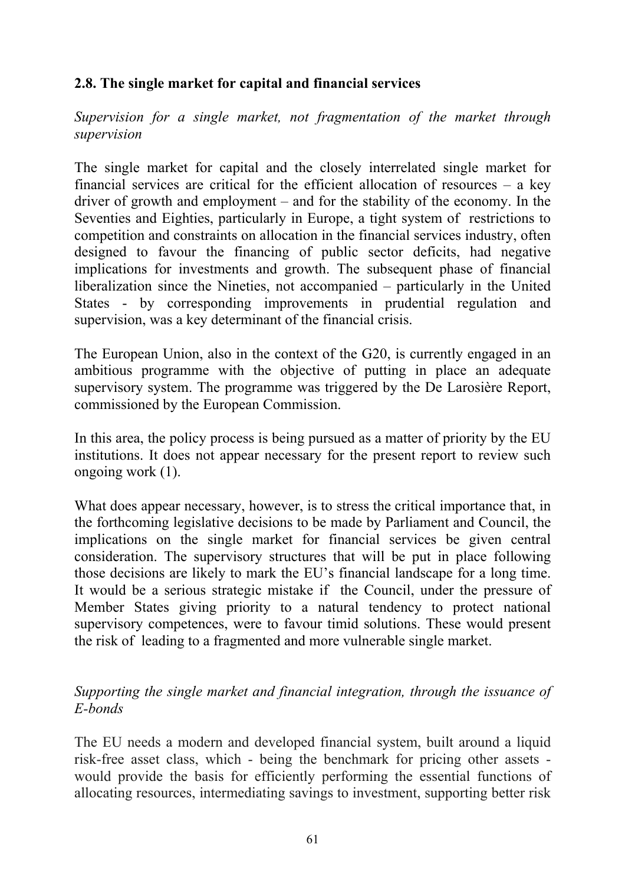### 2.8. The single market for capital and financial services

*Supervision for a single market, not fragmentation of the market through supervision*

The single market for capital and the closely interrelated single market for financial services are critical for the efficient allocation of resources – a key driver of growth and employment – and for the stability of the economy. In the Seventies and Eighties, particularly in Europe, a tight system of restrictions to competition and constraints on allocation in the financial services industry, often designed to favour the financing of public sector deficits, had negative implications for investments and growth. The subsequent phase of financial liberalization since the Nineties, not accompanied – particularly in the United States - by corresponding improvements in prudential regulation and supervision, was a key determinant of the financial crisis.

The European Union, also in the context of the G20, is currently engaged in an ambitious programme with the objective of putting in place an adequate supervisory system. The programme was triggered by the De Larosière Report, commissioned by the European Commission.

In this area, the policy process is being pursued as a matter of priority by the EU institutions. It does not appear necessary for the present report to review such ongoing work (1).

What does appear necessary, however, is to stress the critical importance that, in the forthcoming legislative decisions to be made by Parliament and Council, the implications on the single market for financial services be given central consideration. The supervisory structures that will be put in place following those decisions are likely to mark the EU's financial landscape for a long time. It would be a serious strategic mistake if the Council, under the pressure of Member States giving priority to a natural tendency to protect national supervisory competences, were to favour timid solutions. These would present the risk of leading to a fragmented and more vulnerable single market.

*Supporting the single market and financial integration, through the issuance of E-bonds*

The EU needs a modern and developed financial system, built around a liquid risk-free asset class, which - being the benchmark for pricing other assets - would provide the basis for efficiently performing the essential functions of allocating resources, intermediating savings to investment, supporting better risk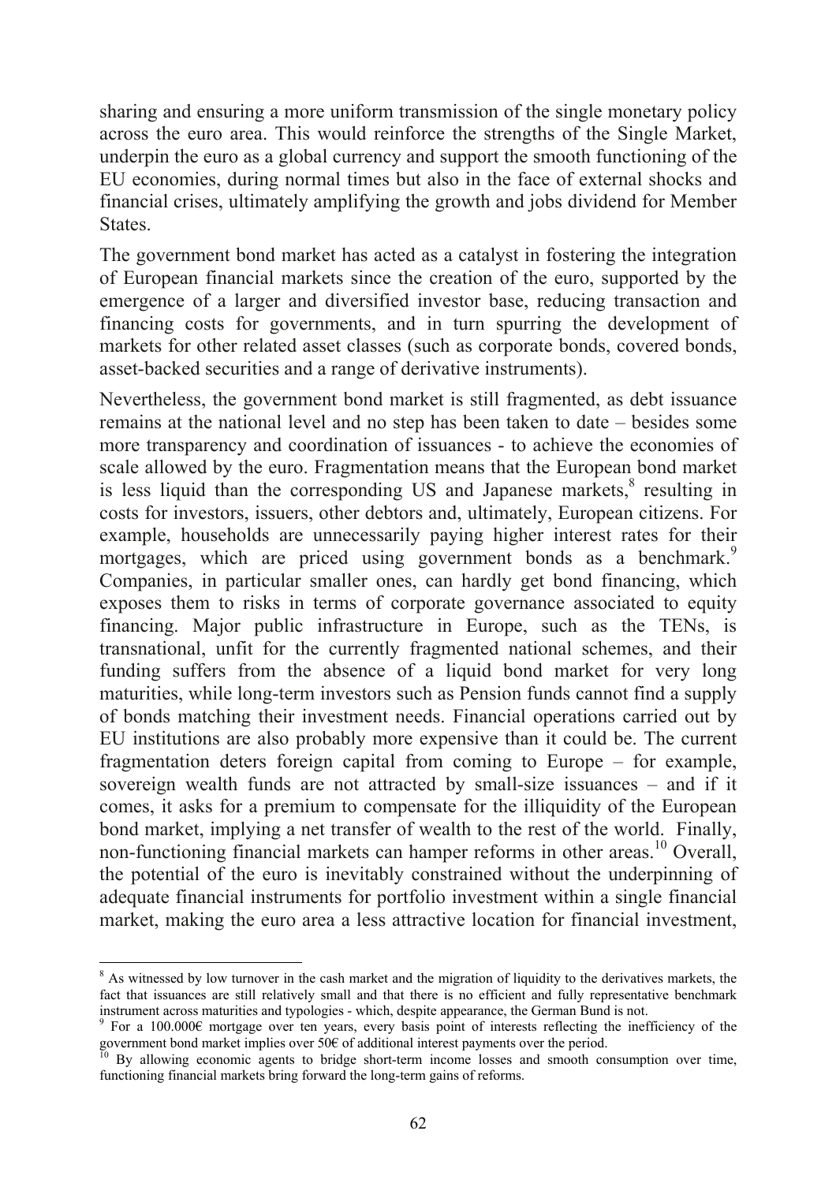sharing and ensuring a more uniform transmission of the single monetary policy across the euro area. This would reinforce the strengths of the Single Market, underpin the euro as a global currency and support the smooth functioning of the EU economies, during normal times but also in the face of external shocks and financial crises, ultimately amplifying the growth and jobs dividend for Member States.

The government bond market has acted as a catalyst in fostering the integration of European financial markets since the creation of the euro, supported by the emergence of a larger and diversified investor base, reducing transaction and financing costs for governments, and in turn spurring the development of markets for other related asset classes (such as corporate bonds, covered bonds, asset-backed securities and a range of derivative instruments).

Nevertheless, the government bond market is still fragmented, as debt issuance remains at the national level and no step has been taken to date – besides some more transparency and coordination of issuances - to achieve the economies of scale allowed by the euro. Fragmentation means that the European bond market is less liquid than the corresponding US and Japanese markets,[8] resulting in costs for investors, issuers, other debtors and, ultimately, European citizens. For example, households are unnecessarily paying higher interest rates for their mortgages, which are priced using government bonds as a benchmark.[9] Companies, in particular smaller ones, can hardly get bond financing, which exposes them to risks in terms of corporate governance associated to equity financing. Major public infrastructure in Europe, such as the TENs, is transnational, unfit for the currently fragmented national schemes, and their funding suffers from the absence of a liquid bond market for very long maturities, while long-term investors such as Pension funds cannot find a supply of bonds matching their investment needs. Financial operations carried out by EU institutions are also probably more expensive than it could be. The current fragmentation deters foreign capital from coming to Europe – for example, sovereign wealth funds are not attracted by small-size issuances – and if it comes, it asks for a premium to compensate for the illiquidity of the European bond market, implying a net transfer of wealth to the rest of the world. Finally, non-functioning financial markets can hamper reforms in other areas.[10] Overall, the potential of the euro is inevitably constrained without the underpinning of adequate financial instruments for portfolio investment within a single financial market, making the euro area a less attractive location for financial investment,

---

[8] As witnessed by low turnover in the cash market and the migration of liquidity to the derivatives markets, the fact that issuances are still relatively small and that there is no efficient and fully representative benchmark instrument across maturities and typologies - which, despite appearance, the German Bund is not.

[9] For a 100.000€ mortgage over ten years, every basis point of interests reflecting the inefficiency of the government bond market implies over 50€ of additional interest payments over the period.

[10] By allowing economic agents to bridge short-term income losses and smooth consumption over time, functioning financial markets bring forward the long-term gains of reforms.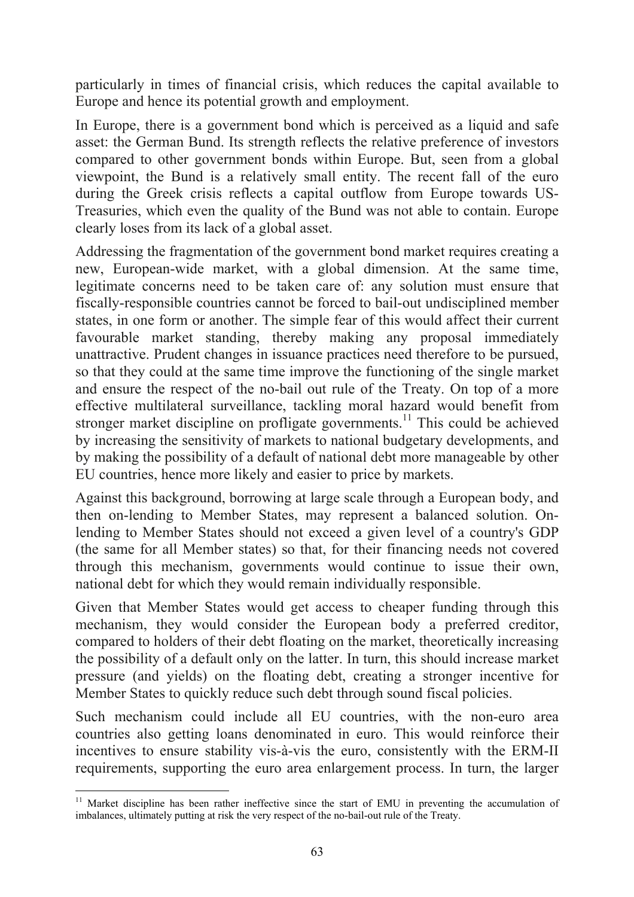particularly in times of financial crisis, which reduces the capital available to Europe and hence its potential growth and employment.

In Europe, there is a government bond which is perceived as a liquid and safe asset: the German Bund. Its strength reflects the relative preference of investors compared to other government bonds within Europe. But, seen from a global viewpoint, the Bund is a relatively small entity. The recent fall of the euro during the Greek crisis reflects a capital outflow from Europe towards US-Treasuries, which even the quality of the Bund was not able to contain. Europe clearly loses from its lack of a global asset.

Addressing the fragmentation of the government bond market requires creating a new, European-wide market, with a global dimension. At the same time, legitimate concerns need to be taken care of: any solution must ensure that fiscally-responsible countries cannot be forced to bail-out undisciplined member states, in one form or another. The simple fear of this would affect their current favourable market standing, thereby making any proposal immediately unattractive. Prudent changes in issuance practices need therefore to be pursued, so that they could at the same time improve the functioning of the single market and ensure the respect of the no-bail out rule of the Treaty. On top of a more effective multilateral surveillance, tackling moral hazard would benefit from stronger market discipline on profligate governments.[11] This could be achieved by increasing the sensitivity of markets to national budgetary developments, and by making the possibility of a default of national debt more manageable by other EU countries, hence more likely and easier to price by markets.

Against this background, borrowing at large scale through a European body, and then on-lending to Member States, may represent a balanced solution. On-lending to Member States should not exceed a given level of a country's GDP (the same for all Member states) so that, for their financing needs not covered through this mechanism, governments would continue to issue their own, national debt for which they would remain individually responsible.

Given that Member States would get access to cheaper funding through this mechanism, they would consider the European body a preferred creditor, compared to holders of their debt floating on the market, theoretically increasing the possibility of a default only on the latter. In turn, this should increase market pressure (and yields) on the floating debt, creating a stronger incentive for Member States to quickly reduce such debt through sound fiscal policies.

Such mechanism could include all EU countries, with the non-euro area countries also getting loans denominated in euro. This would reinforce their incentives to ensure stability vis-à-vis the euro, consistently with the ERM-II requirements, supporting the euro area enlargement process. In turn, the larger

[11] Market discipline has been rather ineffective since the start of EMU in preventing the accumulation of imbalances, ultimately putting at risk the very respect of the no-bail-out rule of the Treaty.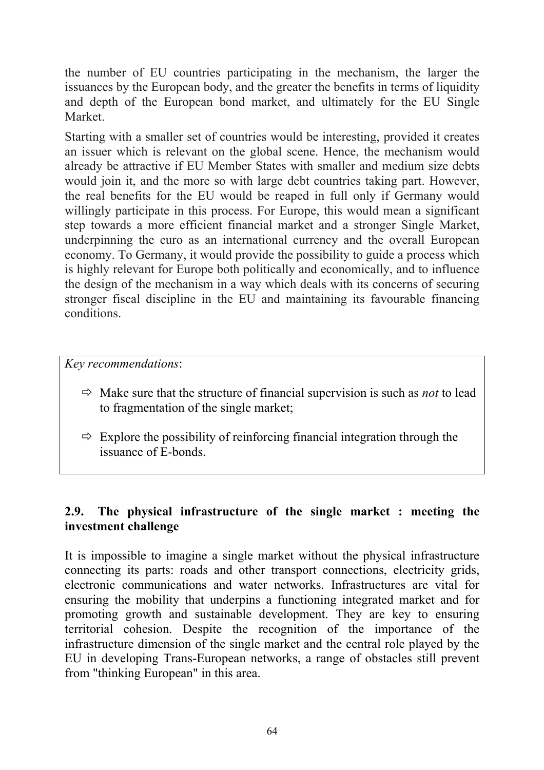the number of EU countries participating in the mechanism, the larger the issuances by the European body, and the greater the benefits in terms of liquidity and depth of the European bond market, and ultimately for the EU Single Market.

Starting with a smaller set of countries would be interesting, provided it creates an issuer which is relevant on the global scene. Hence, the mechanism would already be attractive if EU Member States with smaller and medium size debts would join it, and the more so with large debt countries taking part. However, the real benefits for the EU would be reaped in full only if Germany would willingly participate in this process. For Europe, this would mean a significant step towards a more efficient financial market and a stronger Single Market, underpinning the euro as an international currency and the overall European economy. To Germany, it would provide the possibility to guide a process which is highly relevant for Europe both politically and economically, and to influence the design of the mechanism in a way which deals with its concerns of securing stronger fiscal discipline in the EU and maintaining its favourable financing conditions.

*Key recommendations*:

- ⇨ Make sure that the structure of financial supervision is such as *not* to lead to fragmentation of the single market;
- ⇨ Explore the possibility of reinforcing financial integration through the issuance of E-bonds.

### 2.9. The physical infrastructure of the single market : meeting the investment challenge

It is impossible to imagine a single market without the physical infrastructure connecting its parts: roads and other transport connections, electricity grids, electronic communications and water networks. Infrastructures are vital for ensuring the mobility that underpins a functioning integrated market and for promoting growth and sustainable development. They are key to ensuring territorial cohesion. Despite the recognition of the importance of the infrastructure dimension of the single market and the central role played by the EU in developing Trans-European networks, a range of obstacles still prevent from "thinking European" in this area.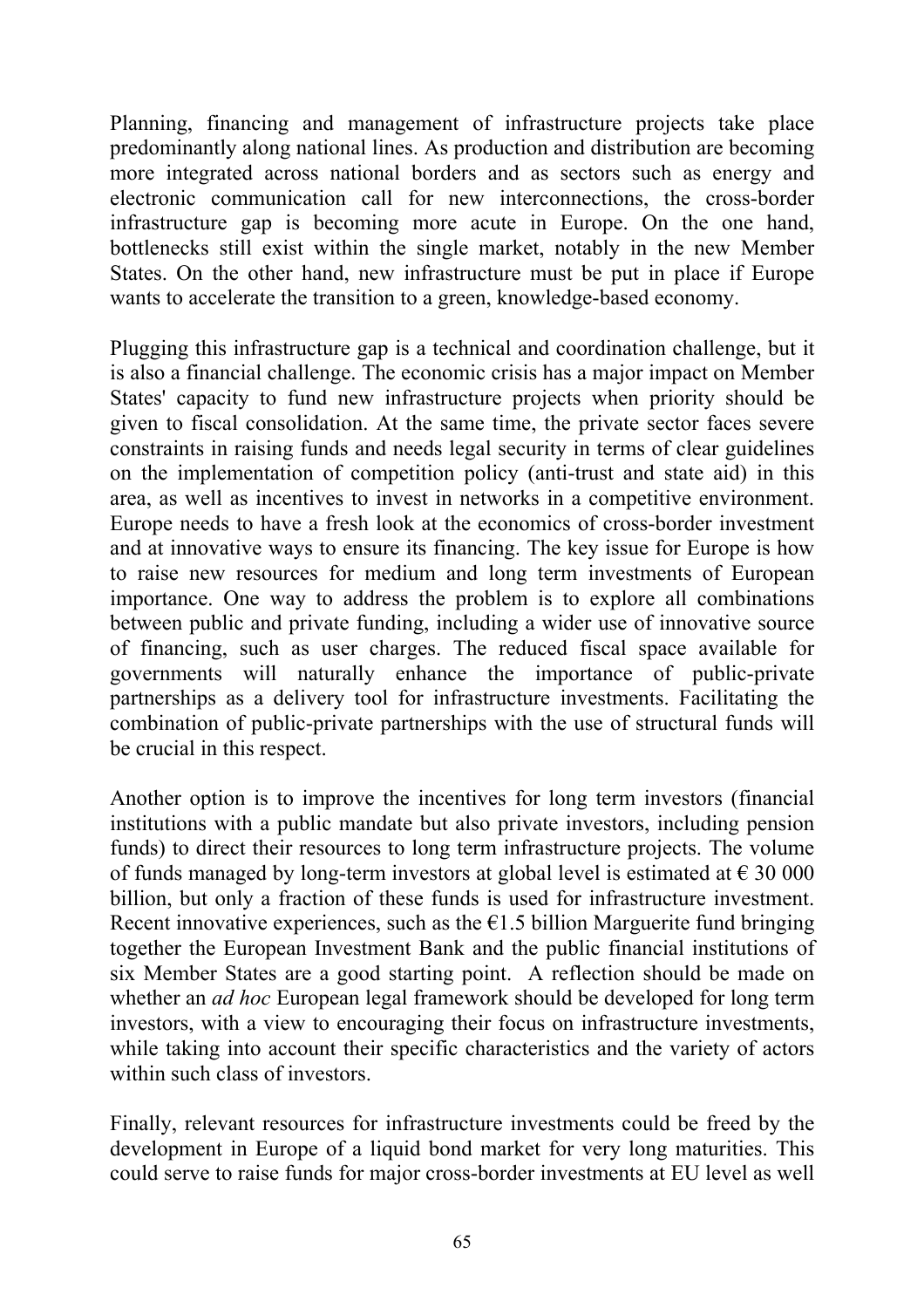Planning, financing and management of infrastructure projects take place predominantly along national lines. As production and distribution are becoming more integrated across national borders and as sectors such as energy and electronic communication call for new interconnections, the cross-border infrastructure gap is becoming more acute in Europe. On the one hand, bottlenecks still exist within the single market, notably in the new Member States. On the other hand, new infrastructure must be put in place if Europe wants to accelerate the transition to a green, knowledge-based economy.

Plugging this infrastructure gap is a technical and coordination challenge, but it is also a financial challenge. The economic crisis has a major impact on Member States' capacity to fund new infrastructure projects when priority should be given to fiscal consolidation. At the same time, the private sector faces severe constraints in raising funds and needs legal security in terms of clear guidelines on the implementation of competition policy (anti-trust and state aid) in this area, as well as incentives to invest in networks in a competitive environment. Europe needs to have a fresh look at the economics of cross-border investment and at innovative ways to ensure its financing. The key issue for Europe is how to raise new resources for medium and long term investments of European importance. One way to address the problem is to explore all combinations between public and private funding, including a wider use of innovative source of financing, such as user charges. The reduced fiscal space available for governments will naturally enhance the importance of public-private partnerships as a delivery tool for infrastructure investments. Facilitating the combination of public-private partnerships with the use of structural funds will be crucial in this respect.

Another option is to improve the incentives for long term investors (financial institutions with a public mandate but also private investors, including pension funds) to direct their resources to long term infrastructure projects. The volume of funds managed by long-term investors at global level is estimated at € 30 000 billion, but only a fraction of these funds is used for infrastructure investment. Recent innovative experiences, such as the €1.5 billion Marguerite fund bringing together the European Investment Bank and the public financial institutions of six Member States are a good starting point. A reflection should be made on whether an *ad hoc* European legal framework should be developed for long term investors, with a view to encouraging their focus on infrastructure investments, while taking into account their specific characteristics and the variety of actors within such class of investors.

Finally, relevant resources for infrastructure investments could be freed by the development in Europe of a liquid bond market for very long maturities. This could serve to raise funds for major cross-border investments at EU level as well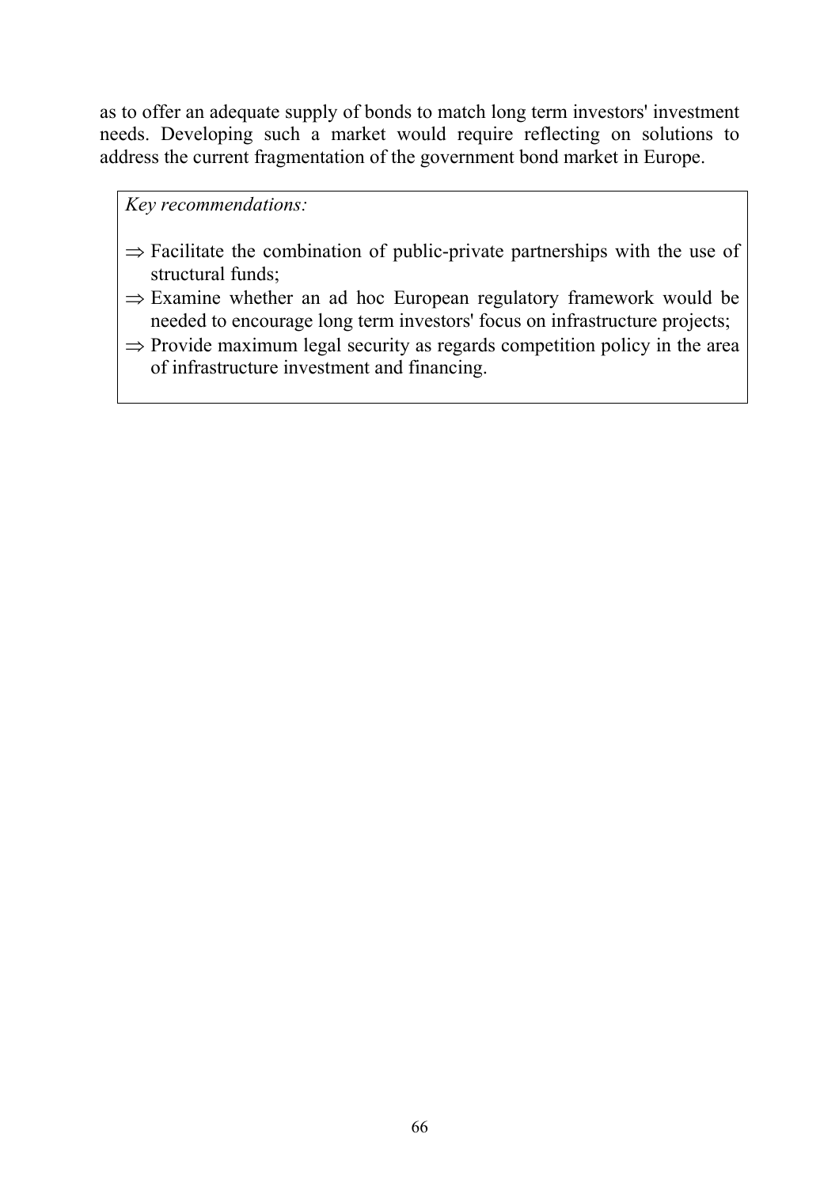as to offer an adequate supply of bonds to match long term investors' investment needs. Developing such a market would require reflecting on solutions to address the current fragmentation of the government bond market in Europe.

> *Key recommendations:*
>
> ⇒ Facilitate the combination of public-private partnerships with the use of structural funds;
>
> ⇒ Examine whether an ad hoc European regulatory framework would be needed to encourage long term investors' focus on infrastructure projects;
>
> ⇒ Provide maximum legal security as regards competition policy in the area of infrastructure investment and financing.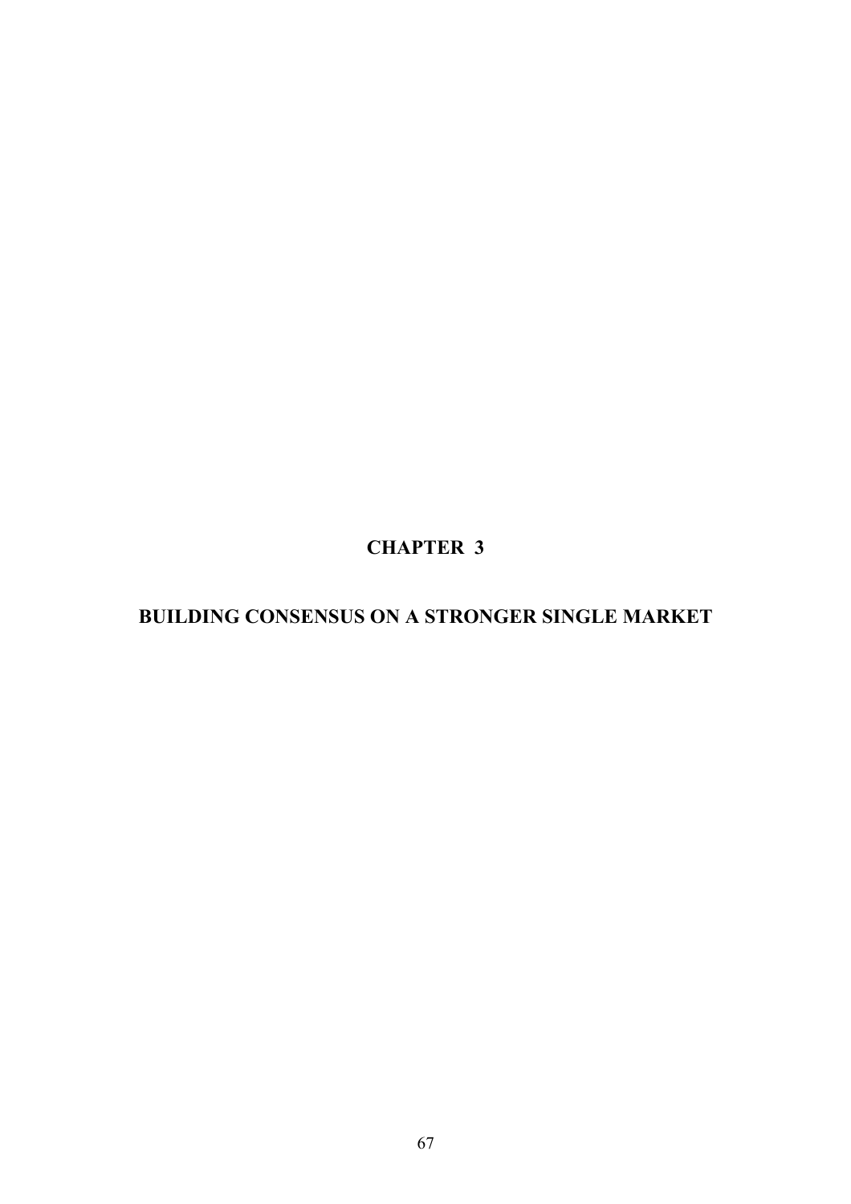# CHAPTER 3

# BUILDING CONSENSUS ON A STRONGER SINGLE MARKET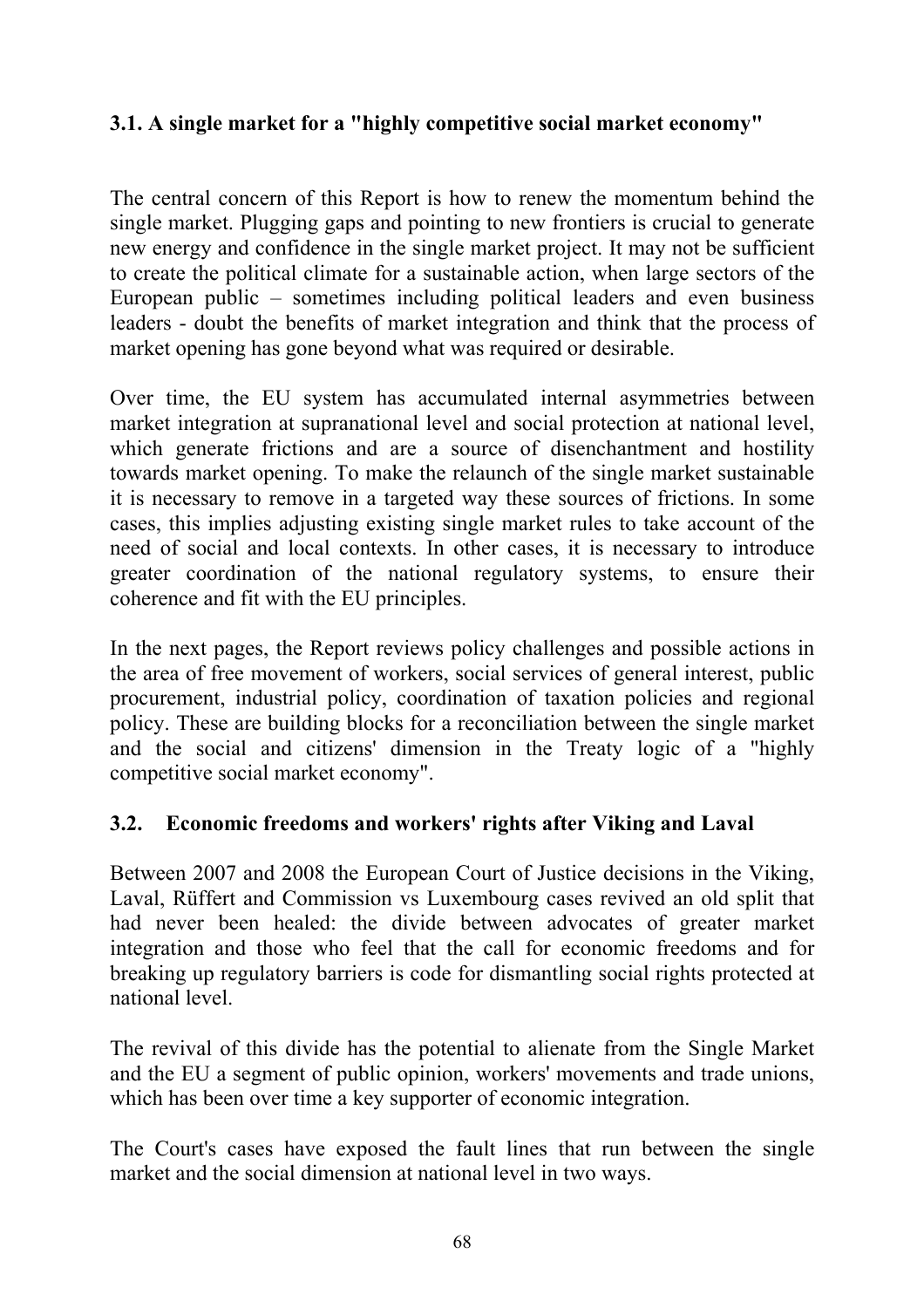### 3.1. A single market for a "highly competitive social market economy"

The central concern of this Report is how to renew the momentum behind the single market. Plugging gaps and pointing to new frontiers is crucial to generate new energy and confidence in the single market project. It may not be sufficient to create the political climate for a sustainable action, when large sectors of the European public – sometimes including political leaders and even business leaders - doubt the benefits of market integration and think that the process of market opening has gone beyond what was required or desirable.

Over time, the EU system has accumulated internal asymmetries between market integration at supranational level and social protection at national level, which generate frictions and are a source of disenchantment and hostility towards market opening. To make the relaunch of the single market sustainable it is necessary to remove in a targeted way these sources of frictions. In some cases, this implies adjusting existing single market rules to take account of the need of social and local contexts. In other cases, it is necessary to introduce greater coordination of the national regulatory systems, to ensure their coherence and fit with the EU principles.

In the next pages, the Report reviews policy challenges and possible actions in the area of free movement of workers, social services of general interest, public procurement, industrial policy, coordination of taxation policies and regional policy. These are building blocks for a reconciliation between the single market and the social and citizens' dimension in the Treaty logic of a "highly competitive social market economy".

### 3.2. Economic freedoms and workers' rights after Viking and Laval

Between 2007 and 2008 the European Court of Justice decisions in the Viking, Laval, Rüffert and Commission vs Luxembourg cases revived an old split that had never been healed: the divide between advocates of greater market integration and those who feel that the call for economic freedoms and for breaking up regulatory barriers is code for dismantling social rights protected at national level.

The revival of this divide has the potential to alienate from the Single Market and the EU a segment of public opinion, workers' movements and trade unions, which has been over time a key supporter of economic integration.

The Court's cases have exposed the fault lines that run between the single market and the social dimension at national level in two ways.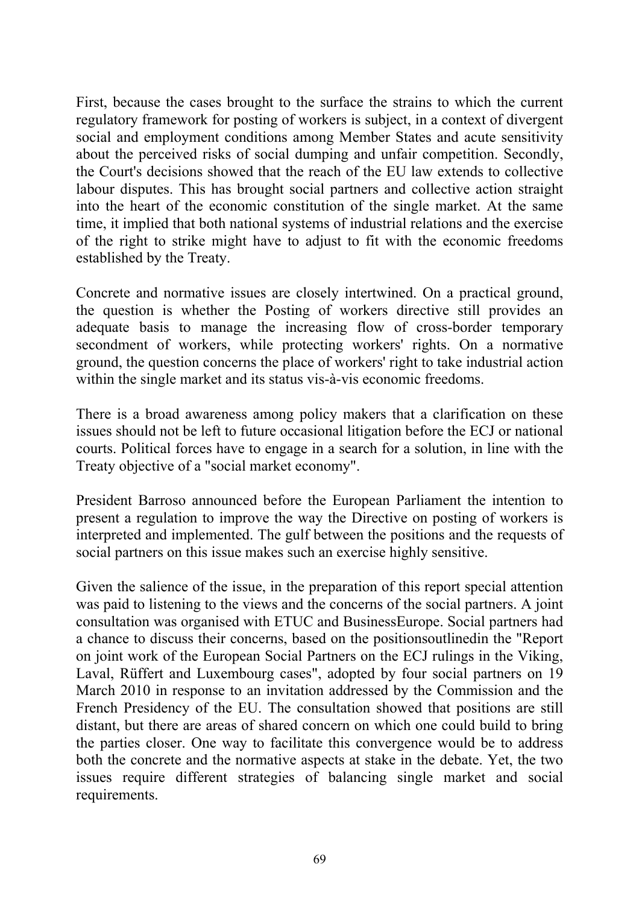First, because the cases brought to the surface the strains to which the current regulatory framework for posting of workers is subject, in a context of divergent social and employment conditions among Member States and acute sensitivity about the perceived risks of social dumping and unfair competition. Secondly, the Court's decisions showed that the reach of the EU law extends to collective labour disputes. This has brought social partners and collective action straight into the heart of the economic constitution of the single market. At the same time, it implied that both national systems of industrial relations and the exercise of the right to strike might have to adjust to fit with the economic freedoms established by the Treaty.

Concrete and normative issues are closely intertwined. On a practical ground, the question is whether the Posting of workers directive still provides an adequate basis to manage the increasing flow of cross-border temporary secondment of workers, while protecting workers' rights. On a normative ground, the question concerns the place of workers' right to take industrial action within the single market and its status vis-à-vis economic freedoms.

There is a broad awareness among policy makers that a clarification on these issues should not be left to future occasional litigation before the ECJ or national courts. Political forces have to engage in a search for a solution, in line with the Treaty objective of a "social market economy".

President Barroso announced before the European Parliament the intention to present a regulation to improve the way the Directive on posting of workers is interpreted and implemented. The gulf between the positions and the requests of social partners on this issue makes such an exercise highly sensitive.

Given the salience of the issue, in the preparation of this report special attention was paid to listening to the views and the concerns of the social partners. A joint consultation was organised with ETUC and BusinessEurope. Social partners had a chance to discuss their concerns, based on the positionsoutlinedin the "Report on joint work of the European Social Partners on the ECJ rulings in the Viking, Laval, Rüffert and Luxembourg cases", adopted by four social partners on 19 March 2010 in response to an invitation addressed by the Commission and the French Presidency of the EU. The consultation showed that positions are still distant, but there are areas of shared concern on which one could build to bring the parties closer. One way to facilitate this convergence would be to address both the concrete and the normative aspects at stake in the debate. Yet, the two issues require different strategies of balancing single market and social requirements.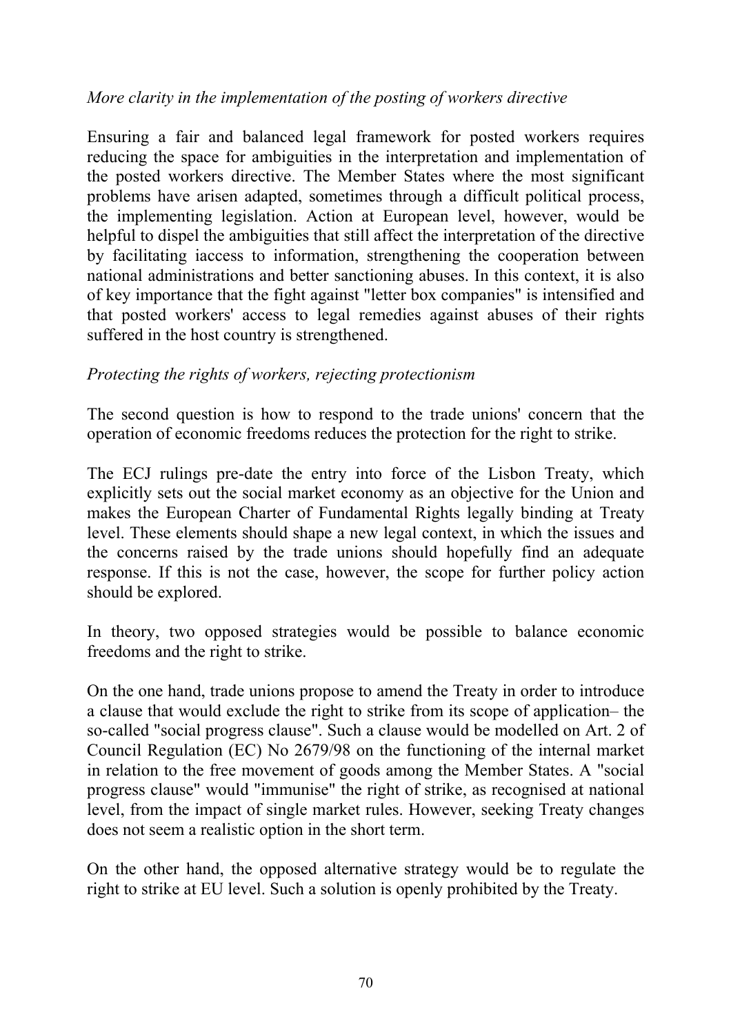*More clarity in the implementation of the posting of workers directive*

Ensuring a fair and balanced legal framework for posted workers requires reducing the space for ambiguities in the interpretation and implementation of the posted workers directive. The Member States where the most significant problems have arisen adapted, sometimes through a difficult political process, the implementing legislation. Action at European level, however, would be helpful to dispel the ambiguities that still affect the interpretation of the directive by facilitating iaccess to information, strengthening the cooperation between national administrations and better sanctioning abuses. In this context, it is also of key importance that the fight against "letter box companies" is intensified and that posted workers' access to legal remedies against abuses of their rights suffered in the host country is strengthened.

*Protecting the rights of workers, rejecting protectionism*

The second question is how to respond to the trade unions' concern that the operation of economic freedoms reduces the protection for the right to strike.

The ECJ rulings pre-date the entry into force of the Lisbon Treaty, which explicitly sets out the social market economy as an objective for the Union and makes the European Charter of Fundamental Rights legally binding at Treaty level. These elements should shape a new legal context, in which the issues and the concerns raised by the trade unions should hopefully find an adequate response. If this is not the case, however, the scope for further policy action should be explored.

In theory, two opposed strategies would be possible to balance economic freedoms and the right to strike.

On the one hand, trade unions propose to amend the Treaty in order to introduce a clause that would exclude the right to strike from its scope of application– the so-called "social progress clause". Such a clause would be modelled on Art. 2 of Council Regulation (EC) No 2679/98 on the functioning of the internal market in relation to the free movement of goods among the Member States. A "social progress clause" would "immunise" the right of strike, as recognised at national level, from the impact of single market rules. However, seeking Treaty changes does not seem a realistic option in the short term.

On the other hand, the opposed alternative strategy would be to regulate the right to strike at EU level. Such a solution is openly prohibited by the Treaty.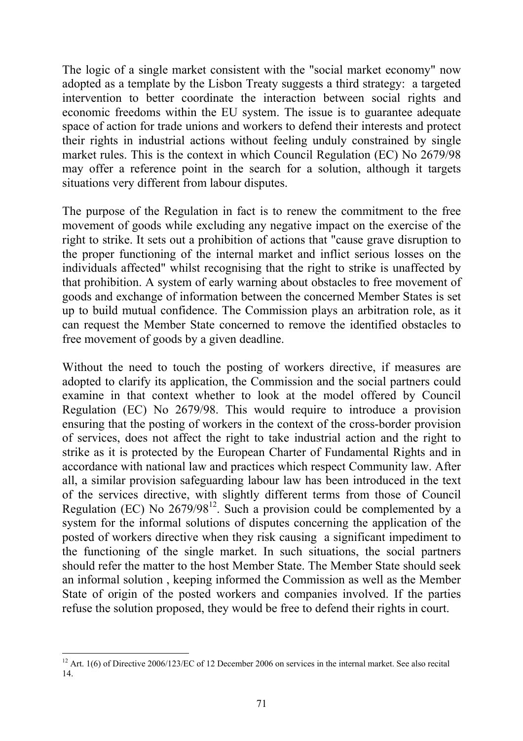The logic of a single market consistent with the "social market economy" now adopted as a template by the Lisbon Treaty suggests a third strategy: a targeted intervention to better coordinate the interaction between social rights and economic freedoms within the EU system. The issue is to guarantee adequate space of action for trade unions and workers to defend their interests and protect their rights in industrial actions without feeling unduly constrained by single market rules. This is the context in which Council Regulation (EC) No 2679/98 may offer a reference point in the search for a solution, although it targets situations very different from labour disputes.

The purpose of the Regulation in fact is to renew the commitment to the free movement of goods while excluding any negative impact on the exercise of the right to strike. It sets out a prohibition of actions that "cause grave disruption to the proper functioning of the internal market and inflict serious losses on the individuals affected" whilst recognising that the right to strike is unaffected by that prohibition. A system of early warning about obstacles to free movement of goods and exchange of information between the concerned Member States is set up to build mutual confidence. The Commission plays an arbitration role, as it can request the Member State concerned to remove the identified obstacles to free movement of goods by a given deadline.

Without the need to touch the posting of workers directive, if measures are adopted to clarify its application, the Commission and the social partners could examine in that context whether to look at the model offered by Council Regulation (EC) No 2679/98. This would require to introduce a provision ensuring that the posting of workers in the context of the cross-border provision of services, does not affect the right to take industrial action and the right to strike as it is protected by the European Charter of Fundamental Rights and in accordance with national law and practices which respect Community law. After all, a similar provision safeguarding labour law has been introduced in the text of the services directive, with slightly different terms from those of Council Regulation (EC) No 2679/98[12]. Such a provision could be complemented by a system for the informal solutions of disputes concerning the application of the posted of workers directive when they risk causing a significant impediment to the functioning of the single market. In such situations, the social partners should refer the matter to the host Member State. The Member State should seek an informal solution , keeping informed the Commission as well as the Member State of origin of the posted workers and companies involved. If the parties refuse the solution proposed, they would be free to defend their rights in court.

[12] Art. 1(6) of Directive 2006/123/EC of 12 December 2006 on services in the internal market. See also recital 14.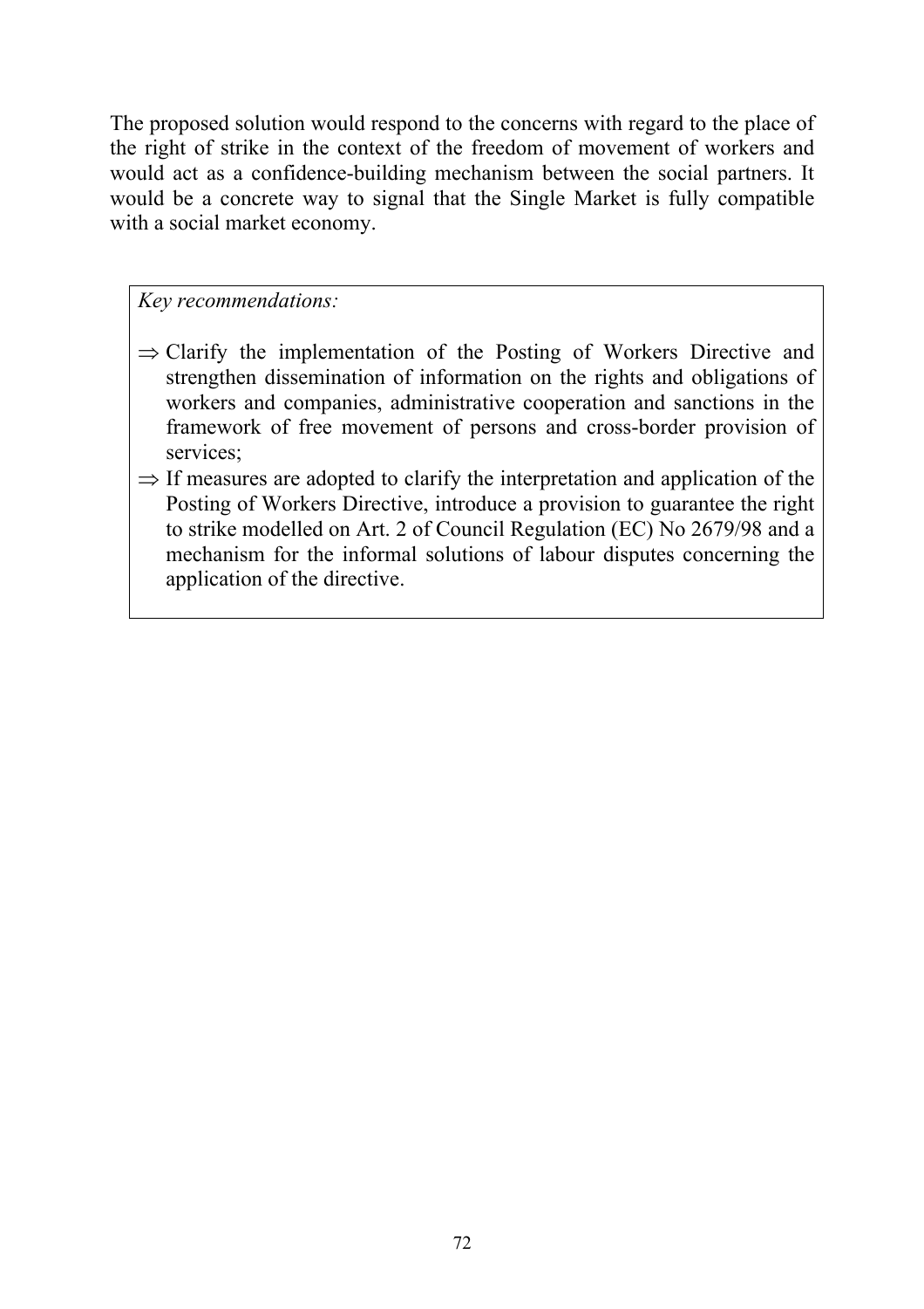The proposed solution would respond to the concerns with regard to the place of the right of strike in the context of the freedom of movement of workers and would act as a confidence-building mechanism between the social partners. It would be a concrete way to signal that the Single Market is fully compatible with a social market economy.

*Key recommendations:*

⇒ Clarify the implementation of the Posting of Workers Directive and strengthen dissemination of information on the rights and obligations of workers and companies, administrative cooperation and sanctions in the framework of free movement of persons and cross-border provision of services;

⇒ If measures are adopted to clarify the interpretation and application of the Posting of Workers Directive, introduce a provision to guarantee the right to strike modelled on Art. 2 of Council Regulation (EC) No 2679/98 and a mechanism for the informal solutions of labour disputes concerning the application of the directive.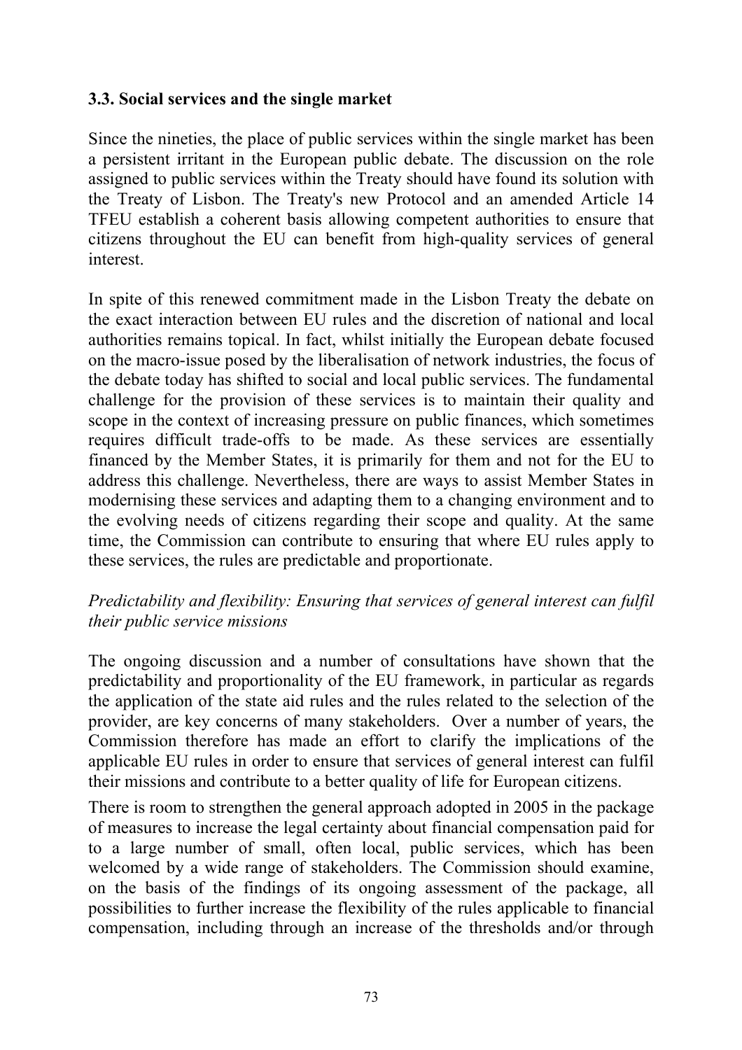### 3.3. Social services and the single market

Since the nineties, the place of public services within the single market has been a persistent irritant in the European public debate. The discussion on the role assigned to public services within the Treaty should have found its solution with the Treaty of Lisbon. The Treaty's new Protocol and an amended Article 14 TFEU establish a coherent basis allowing competent authorities to ensure that citizens throughout the EU can benefit from high-quality services of general interest.

In spite of this renewed commitment made in the Lisbon Treaty the debate on the exact interaction between EU rules and the discretion of national and local authorities remains topical. In fact, whilst initially the European debate focused on the macro-issue posed by the liberalisation of network industries, the focus of the debate today has shifted to social and local public services. The fundamental challenge for the provision of these services is to maintain their quality and scope in the context of increasing pressure on public finances, which sometimes requires difficult trade-offs to be made. As these services are essentially financed by the Member States, it is primarily for them and not for the EU to address this challenge. Nevertheless, there are ways to assist Member States in modernising these services and adapting them to a changing environment and to the evolving needs of citizens regarding their scope and quality. At the same time, the Commission can contribute to ensuring that where EU rules apply to these services, the rules are predictable and proportionate.

*Predictability and flexibility: Ensuring that services of general interest can fulfil their public service missions*

The ongoing discussion and a number of consultations have shown that the predictability and proportionality of the EU framework, in particular as regards the application of the state aid rules and the rules related to the selection of the provider, are key concerns of many stakeholders. Over a number of years, the Commission therefore has made an effort to clarify the implications of the applicable EU rules in order to ensure that services of general interest can fulfil their missions and contribute to a better quality of life for European citizens.

There is room to strengthen the general approach adopted in 2005 in the package of measures to increase the legal certainty about financial compensation paid for to a large number of small, often local, public services, which has been welcomed by a wide range of stakeholders. The Commission should examine, on the basis of the findings of its ongoing assessment of the package, all possibilities to further increase the flexibility of the rules applicable to financial compensation, including through an increase of the thresholds and/or through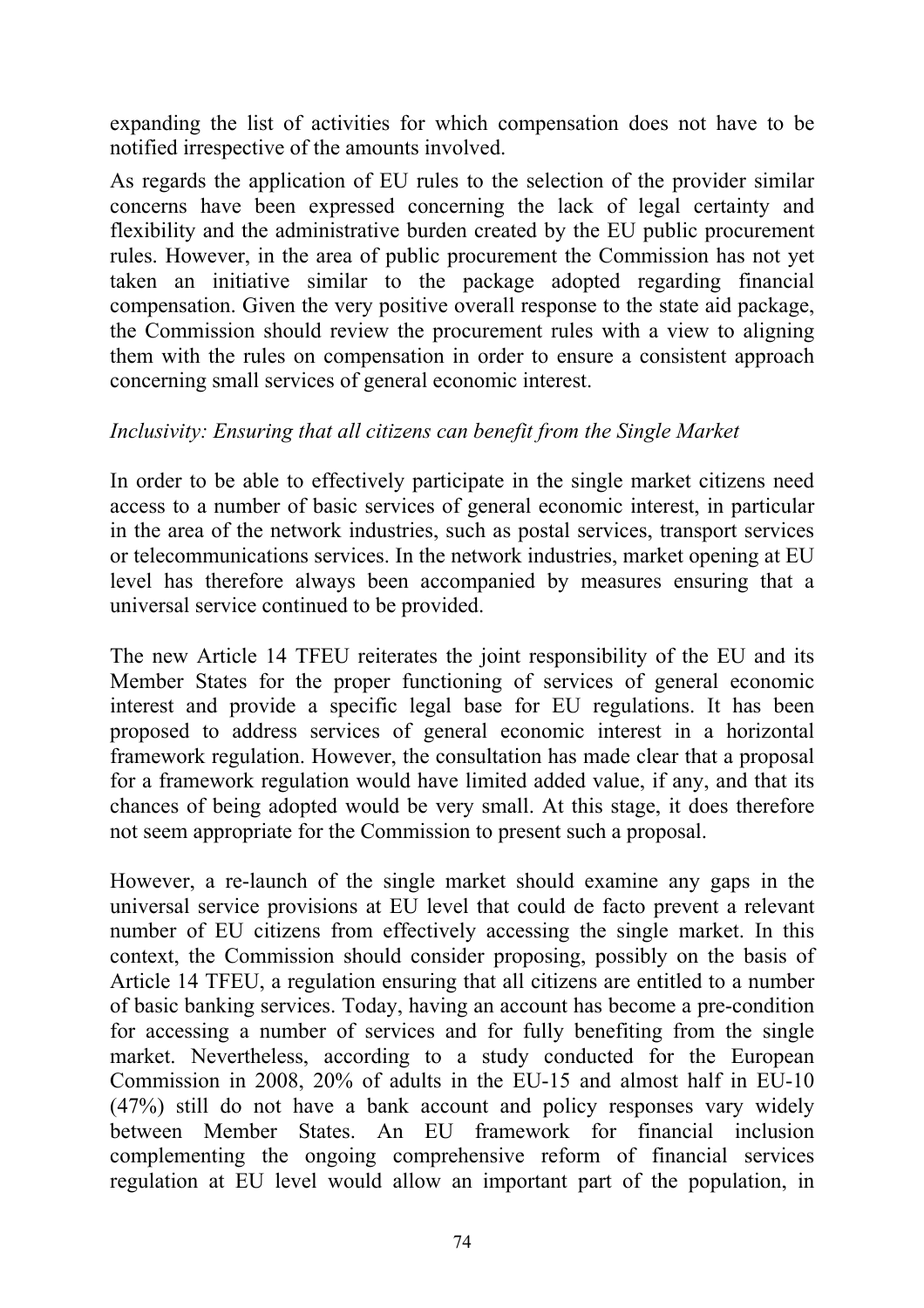expanding the list of activities for which compensation does not have to be notified irrespective of the amounts involved.

As regards the application of EU rules to the selection of the provider similar concerns have been expressed concerning the lack of legal certainty and flexibility and the administrative burden created by the EU public procurement rules. However, in the area of public procurement the Commission has not yet taken an initiative similar to the package adopted regarding financial compensation. Given the very positive overall response to the state aid package, the Commission should review the procurement rules with a view to aligning them with the rules on compensation in order to ensure a consistent approach concerning small services of general economic interest.

*Inclusivity: Ensuring that all citizens can benefit from the Single Market*

In order to be able to effectively participate in the single market citizens need access to a number of basic services of general economic interest, in particular in the area of the network industries, such as postal services, transport services or telecommunications services. In the network industries, market opening at EU level has therefore always been accompanied by measures ensuring that a universal service continued to be provided.

The new Article 14 TFEU reiterates the joint responsibility of the EU and its Member States for the proper functioning of services of general economic interest and provide a specific legal base for EU regulations. It has been proposed to address services of general economic interest in a horizontal framework regulation. However, the consultation has made clear that a proposal for a framework regulation would have limited added value, if any, and that its chances of being adopted would be very small. At this stage, it does therefore not seem appropriate for the Commission to present such a proposal.

However, a re-launch of the single market should examine any gaps in the universal service provisions at EU level that could de facto prevent a relevant number of EU citizens from effectively accessing the single market. In this context, the Commission should consider proposing, possibly on the basis of Article 14 TFEU, a regulation ensuring that all citizens are entitled to a number of basic banking services. Today, having an account has become a pre-condition for accessing a number of services and for fully benefiting from the single market. Nevertheless, according to a study conducted for the European Commission in 2008, 20% of adults in the EU-15 and almost half in EU-10 (47%) still do not have a bank account and policy responses vary widely between Member States. An EU framework for financial inclusion complementing the ongoing comprehensive reform of financial services regulation at EU level would allow an important part of the population, in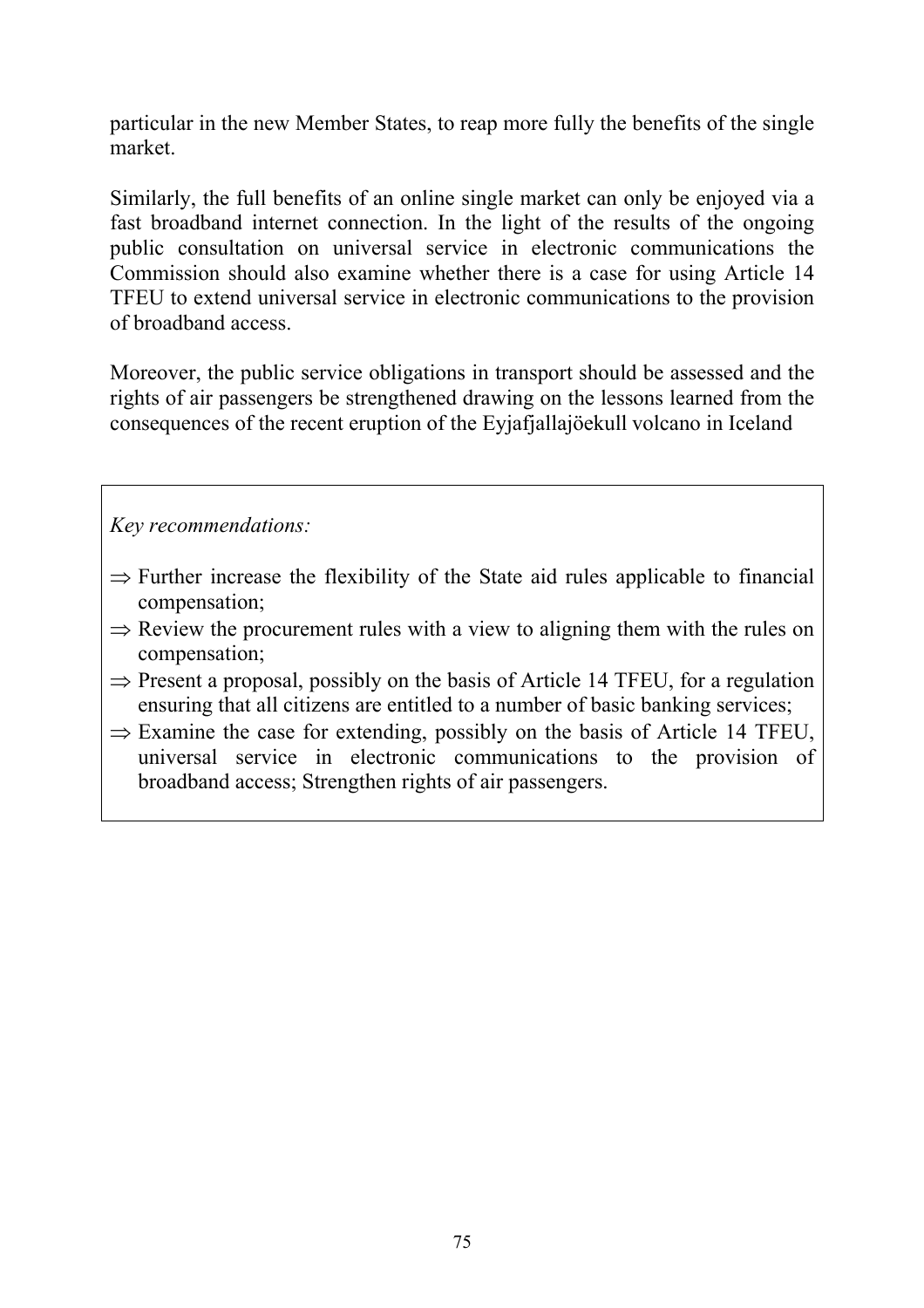particular in the new Member States, to reap more fully the benefits of the single market.

Similarly, the full benefits of an online single market can only be enjoyed via a fast broadband internet connection. In the light of the results of the ongoing public consultation on universal service in electronic communications the Commission should also examine whether there is a case for using Article 14 TFEU to extend universal service in electronic communications to the provision of broadband access.

Moreover, the public service obligations in transport should be assessed and the rights of air passengers be strengthened drawing on the lessons learned from the consequences of the recent eruption of the Eyjafjallajöekull volcano in Iceland

*Key recommendations:*

⇒ Further increase the flexibility of the State aid rules applicable to financial compensation;

⇒ Review the procurement rules with a view to aligning them with the rules on compensation;

⇒ Present a proposal, possibly on the basis of Article 14 TFEU, for a regulation ensuring that all citizens are entitled to a number of basic banking services;

⇒ Examine the case for extending, possibly on the basis of Article 14 TFEU, universal service in electronic communications to the provision of broadband access; Strengthen rights of air passengers.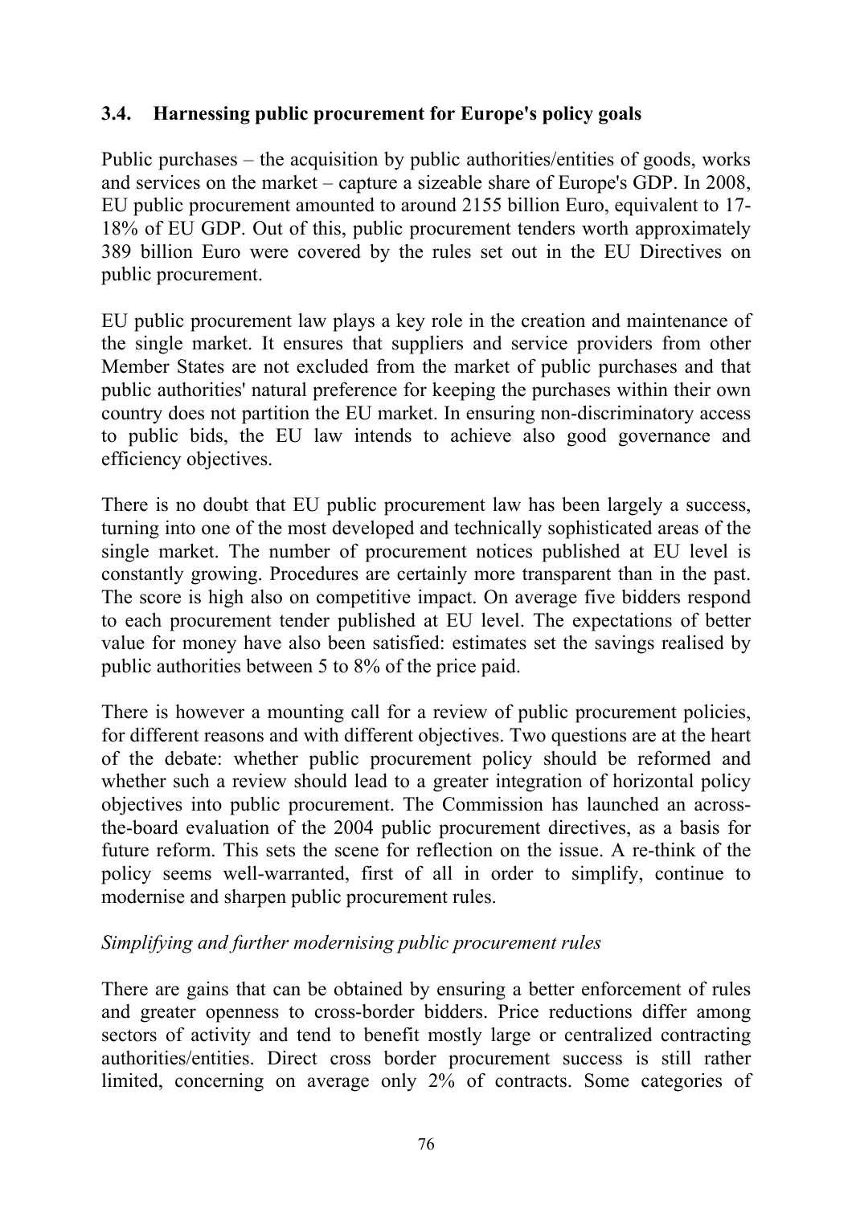### 3.4. Harnessing public procurement for Europe's policy goals

Public purchases – the acquisition by public authorities/entities of goods, works and services on the market – capture a sizeable share of Europe's GDP. In 2008, EU public procurement amounted to around 2155 billion Euro, equivalent to 17-18% of EU GDP. Out of this, public procurement tenders worth approximately 389 billion Euro were covered by the rules set out in the EU Directives on public procurement.

EU public procurement law plays a key role in the creation and maintenance of the single market. It ensures that suppliers and service providers from other Member States are not excluded from the market of public purchases and that public authorities' natural preference for keeping the purchases within their own country does not partition the EU market. In ensuring non-discriminatory access to public bids, the EU law intends to achieve also good governance and efficiency objectives.

There is no doubt that EU public procurement law has been largely a success, turning into one of the most developed and technically sophisticated areas of the single market. The number of procurement notices published at EU level is constantly growing. Procedures are certainly more transparent than in the past. The score is high also on competitive impact. On average five bidders respond to each procurement tender published at EU level. The expectations of better value for money have also been satisfied: estimates set the savings realised by public authorities between 5 to 8% of the price paid.

There is however a mounting call for a review of public procurement policies, for different reasons and with different objectives. Two questions are at the heart of the debate: whether public procurement policy should be reformed and whether such a review should lead to a greater integration of horizontal policy objectives into public procurement. The Commission has launched an across-the-board evaluation of the 2004 public procurement directives, as a basis for future reform. This sets the scene for reflection on the issue. A re-think of the policy seems well-warranted, first of all in order to simplify, continue to modernise and sharpen public procurement rules.

*Simplifying and further modernising public procurement rules*

There are gains that can be obtained by ensuring a better enforcement of rules and greater openness to cross-border bidders. Price reductions differ among sectors of activity and tend to benefit mostly large or centralized contracting authorities/entities. Direct cross border procurement success is still rather limited, concerning on average only 2% of contracts. Some categories of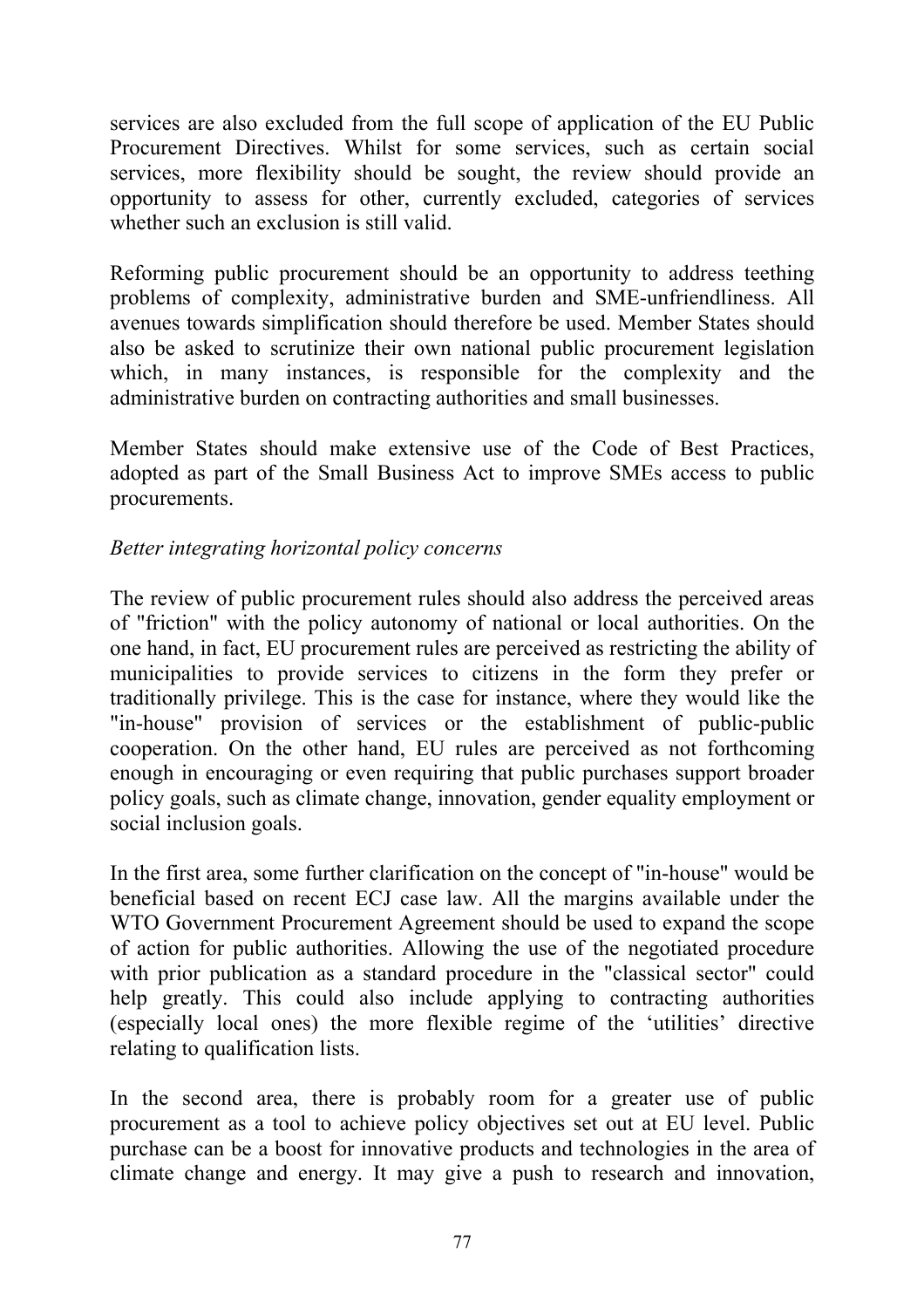services are also excluded from the full scope of application of the EU Public Procurement Directives. Whilst for some services, such as certain social services, more flexibility should be sought, the review should provide an opportunity to assess for other, currently excluded, categories of services whether such an exclusion is still valid.

Reforming public procurement should be an opportunity to address teething problems of complexity, administrative burden and SME-unfriendliness. All avenues towards simplification should therefore be used. Member States should also be asked to scrutinize their own national public procurement legislation which, in many instances, is responsible for the complexity and the administrative burden on contracting authorities and small businesses.

Member States should make extensive use of the Code of Best Practices, adopted as part of the Small Business Act to improve SMEs access to public procurements.

*Better integrating horizontal policy concerns*

The review of public procurement rules should also address the perceived areas of "friction" with the policy autonomy of national or local authorities. On the one hand, in fact, EU procurement rules are perceived as restricting the ability of municipalities to provide services to citizens in the form they prefer or traditionally privilege. This is the case for instance, where they would like the "in-house" provision of services or the establishment of public-public cooperation. On the other hand, EU rules are perceived as not forthcoming enough in encouraging or even requiring that public purchases support broader policy goals, such as climate change, innovation, gender equality employment or social inclusion goals.

In the first area, some further clarification on the concept of "in-house" would be beneficial based on recent ECJ case law. All the margins available under the WTO Government Procurement Agreement should be used to expand the scope of action for public authorities. Allowing the use of the negotiated procedure with prior publication as a standard procedure in the "classical sector" could help greatly. This could also include applying to contracting authorities (especially local ones) the more flexible regime of the 'utilities' directive relating to qualification lists.

In the second area, there is probably room for a greater use of public procurement as a tool to achieve policy objectives set out at EU level. Public purchase can be a boost for innovative products and technologies in the area of climate change and energy. It may give a push to research and innovation,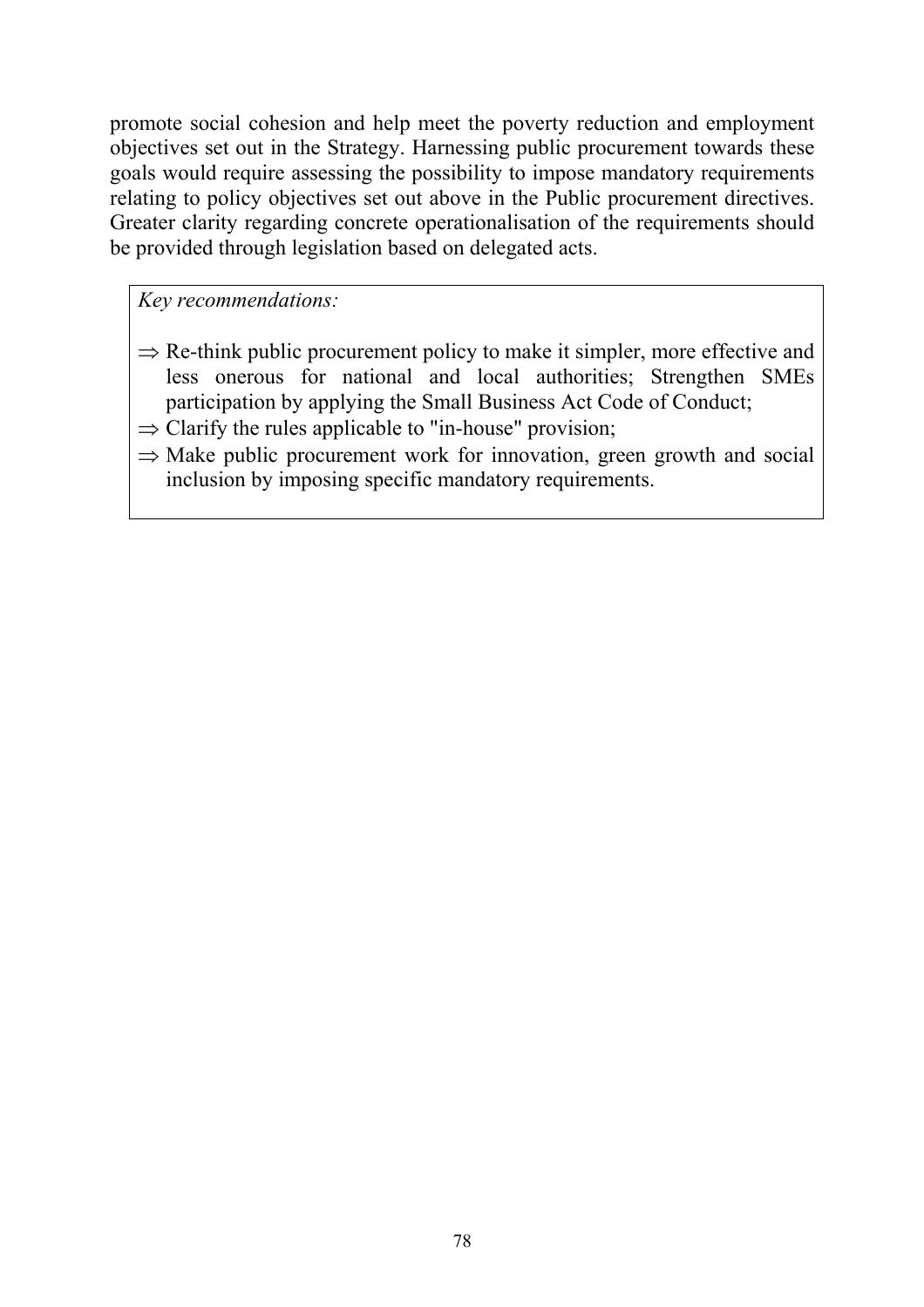promote social cohesion and help meet the poverty reduction and employment objectives set out in the Strategy. Harnessing public procurement towards these goals would require assessing the possibility to impose mandatory requirements relating to policy objectives set out above in the Public procurement directives. Greater clarity regarding concrete operationalisation of the requirements should be provided through legislation based on delegated acts.

*Key recommendations:*

⇒ Re-think public procurement policy to make it simpler, more effective and less onerous for national and local authorities; Strengthen SMEs participation by applying the Small Business Act Code of Conduct;

⇒ Clarify the rules applicable to "in-house" provision;

⇒ Make public procurement work for innovation, green growth and social inclusion by imposing specific mandatory requirements.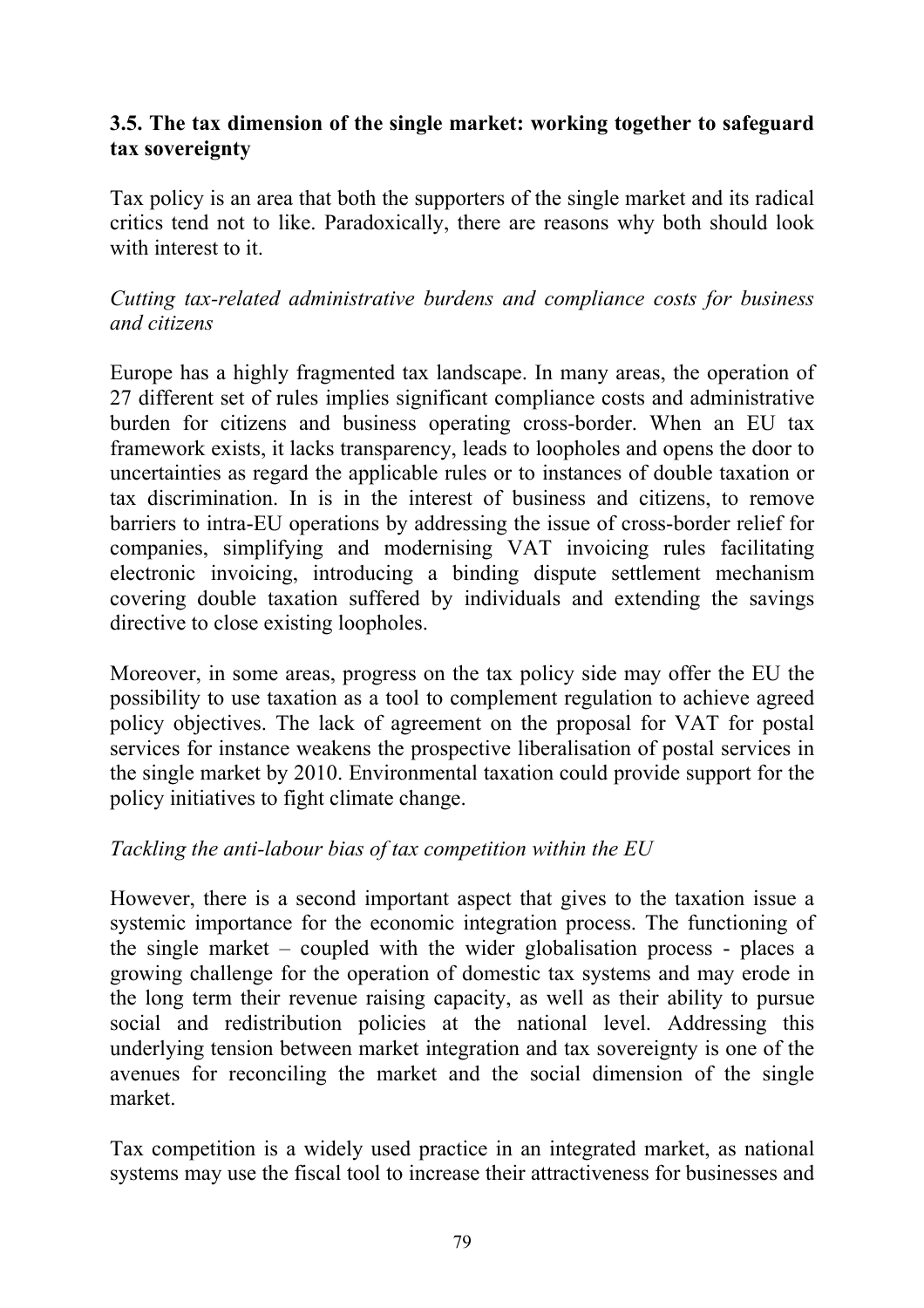### 3.5. The tax dimension of the single market: working together to safeguard tax sovereignty

Tax policy is an area that both the supporters of the single market and its radical critics tend not to like. Paradoxically, there are reasons why both should look with interest to it.

*Cutting tax-related administrative burdens and compliance costs for business and citizens*

Europe has a highly fragmented tax landscape. In many areas, the operation of 27 different set of rules implies significant compliance costs and administrative burden for citizens and business operating cross-border. When an EU tax framework exists, it lacks transparency, leads to loopholes and opens the door to uncertainties as regard the applicable rules or to instances of double taxation or tax discrimination. In is in the interest of business and citizens, to remove barriers to intra-EU operations by addressing the issue of cross-border relief for companies, simplifying and modernising VAT invoicing rules facilitating electronic invoicing, introducing a binding dispute settlement mechanism covering double taxation suffered by individuals and extending the savings directive to close existing loopholes.

Moreover, in some areas, progress on the tax policy side may offer the EU the possibility to use taxation as a tool to complement regulation to achieve agreed policy objectives. The lack of agreement on the proposal for VAT for postal services for instance weakens the prospective liberalisation of postal services in the single market by 2010. Environmental taxation could provide support for the policy initiatives to fight climate change.

*Tackling the anti-labour bias of tax competition within the EU*

However, there is a second important aspect that gives to the taxation issue a systemic importance for the economic integration process. The functioning of the single market – coupled with the wider globalisation process - places a growing challenge for the operation of domestic tax systems and may erode in the long term their revenue raising capacity, as well as their ability to pursue social and redistribution policies at the national level. Addressing this underlying tension between market integration and tax sovereignty is one of the avenues for reconciling the market and the social dimension of the single market.

Tax competition is a widely used practice in an integrated market, as national systems may use the fiscal tool to increase their attractiveness for businesses and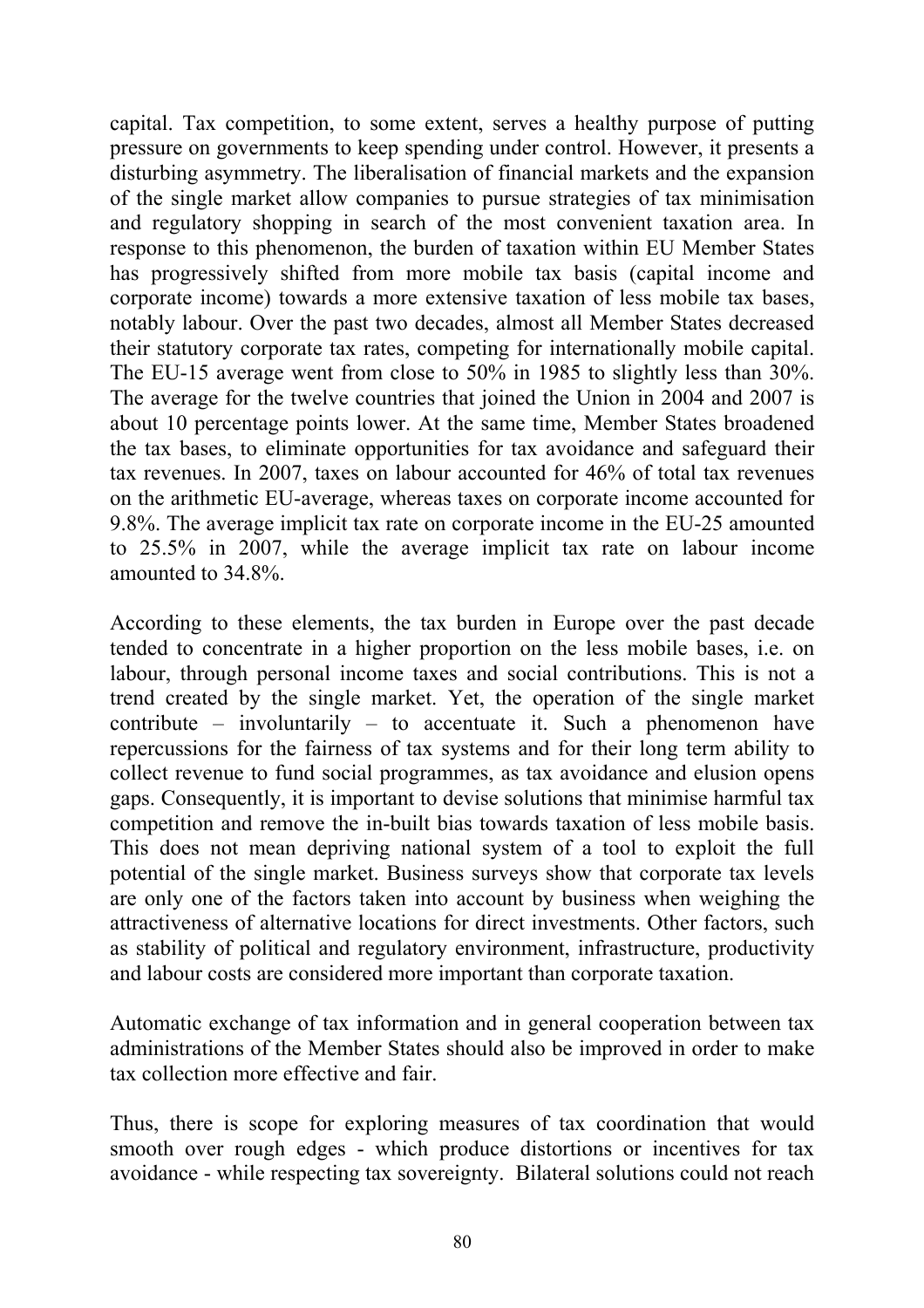capital. Tax competition, to some extent, serves a healthy purpose of putting pressure on governments to keep spending under control. However, it presents a disturbing asymmetry. The liberalisation of financial markets and the expansion of the single market allow companies to pursue strategies of tax minimisation and regulatory shopping in search of the most convenient taxation area. In response to this phenomenon, the burden of taxation within EU Member States has progressively shifted from more mobile tax basis (capital income and corporate income) towards a more extensive taxation of less mobile tax bases, notably labour. Over the past two decades, almost all Member States decreased their statutory corporate tax rates, competing for internationally mobile capital. The EU-15 average went from close to 50% in 1985 to slightly less than 30%. The average for the twelve countries that joined the Union in 2004 and 2007 is about 10 percentage points lower. At the same time, Member States broadened the tax bases, to eliminate opportunities for tax avoidance and safeguard their tax revenues. In 2007, taxes on labour accounted for 46% of total tax revenues on the arithmetic EU-average, whereas taxes on corporate income accounted for 9.8%. The average implicit tax rate on corporate income in the EU-25 amounted to 25.5% in 2007, while the average implicit tax rate on labour income amounted to 34.8%.

According to these elements, the tax burden in Europe over the past decade tended to concentrate in a higher proportion on the less mobile bases, i.e. on labour, through personal income taxes and social contributions. This is not a trend created by the single market. Yet, the operation of the single market contribute – involuntarily – to accentuate it. Such a phenomenon have repercussions for the fairness of tax systems and for their long term ability to collect revenue to fund social programmes, as tax avoidance and elusion opens gaps. Consequently, it is important to devise solutions that minimise harmful tax competition and remove the in-built bias towards taxation of less mobile basis. This does not mean depriving national system of a tool to exploit the full potential of the single market. Business surveys show that corporate tax levels are only one of the factors taken into account by business when weighing the attractiveness of alternative locations for direct investments. Other factors, such as stability of political and regulatory environment, infrastructure, productivity and labour costs are considered more important than corporate taxation.

Automatic exchange of tax information and in general cooperation between tax administrations of the Member States should also be improved in order to make tax collection more effective and fair.

Thus, there is scope for exploring measures of tax coordination that would smooth over rough edges - which produce distortions or incentives for tax avoidance - while respecting tax sovereignty. Bilateral solutions could not reach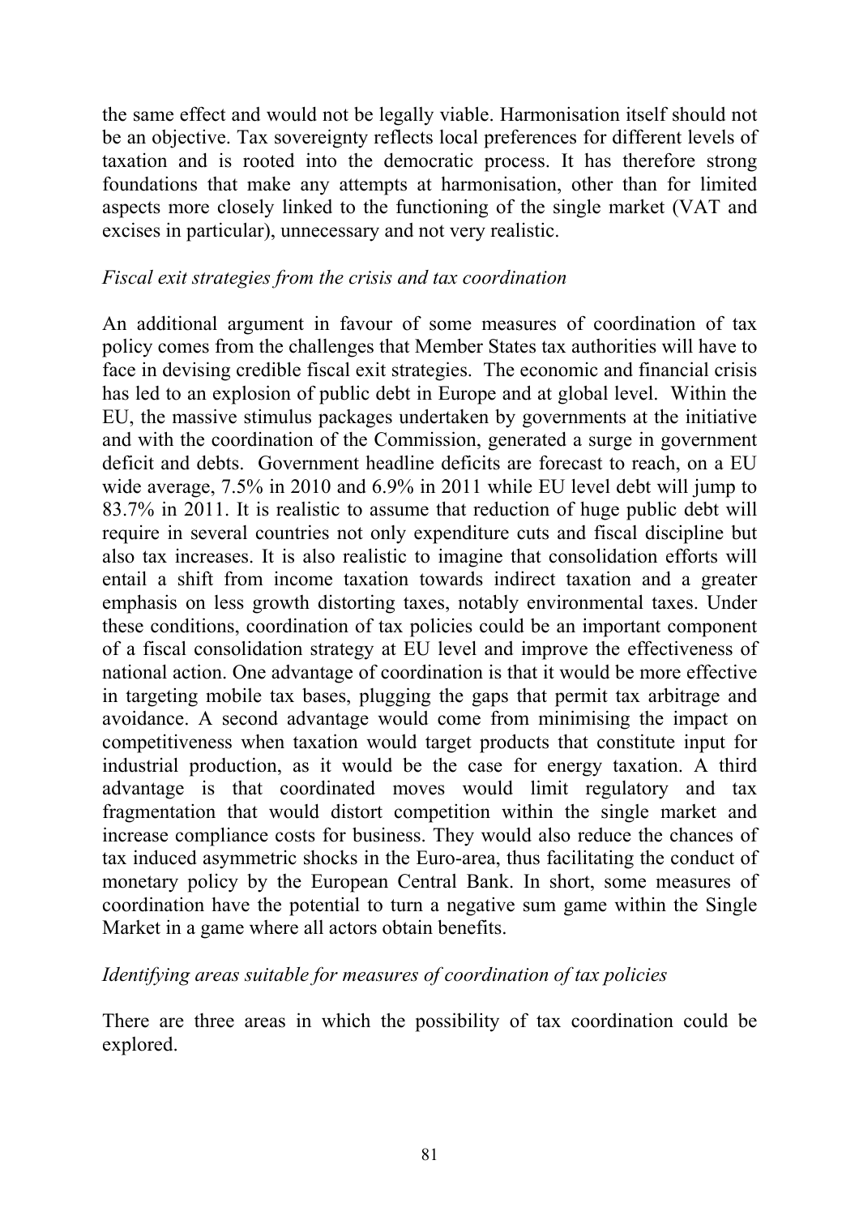the same effect and would not be legally viable. Harmonisation itself should not be an objective. Tax sovereignty reflects local preferences for different levels of taxation and is rooted into the democratic process. It has therefore strong foundations that make any attempts at harmonisation, other than for limited aspects more closely linked to the functioning of the single market (VAT and excises in particular), unnecessary and not very realistic.

*Fiscal exit strategies from the crisis and tax coordination*

An additional argument in favour of some measures of coordination of tax policy comes from the challenges that Member States tax authorities will have to face in devising credible fiscal exit strategies. The economic and financial crisis has led to an explosion of public debt in Europe and at global level. Within the EU, the massive stimulus packages undertaken by governments at the initiative and with the coordination of the Commission, generated a surge in government deficit and debts. Government headline deficits are forecast to reach, on a EU wide average, 7.5% in 2010 and 6.9% in 2011 while EU level debt will jump to 83.7% in 2011. It is realistic to assume that reduction of huge public debt will require in several countries not only expenditure cuts and fiscal discipline but also tax increases. It is also realistic to imagine that consolidation efforts will entail a shift from income taxation towards indirect taxation and a greater emphasis on less growth distorting taxes, notably environmental taxes. Under these conditions, coordination of tax policies could be an important component of a fiscal consolidation strategy at EU level and improve the effectiveness of national action. One advantage of coordination is that it would be more effective in targeting mobile tax bases, plugging the gaps that permit tax arbitrage and avoidance. A second advantage would come from minimising the impact on competitiveness when taxation would target products that constitute input for industrial production, as it would be the case for energy taxation. A third advantage is that coordinated moves would limit regulatory and tax fragmentation that would distort competition within the single market and increase compliance costs for business. They would also reduce the chances of tax induced asymmetric shocks in the Euro-area, thus facilitating the conduct of monetary policy by the European Central Bank. In short, some measures of coordination have the potential to turn a negative sum game within the Single Market in a game where all actors obtain benefits.

*Identifying areas suitable for measures of coordination of tax policies*

There are three areas in which the possibility of tax coordination could be explored.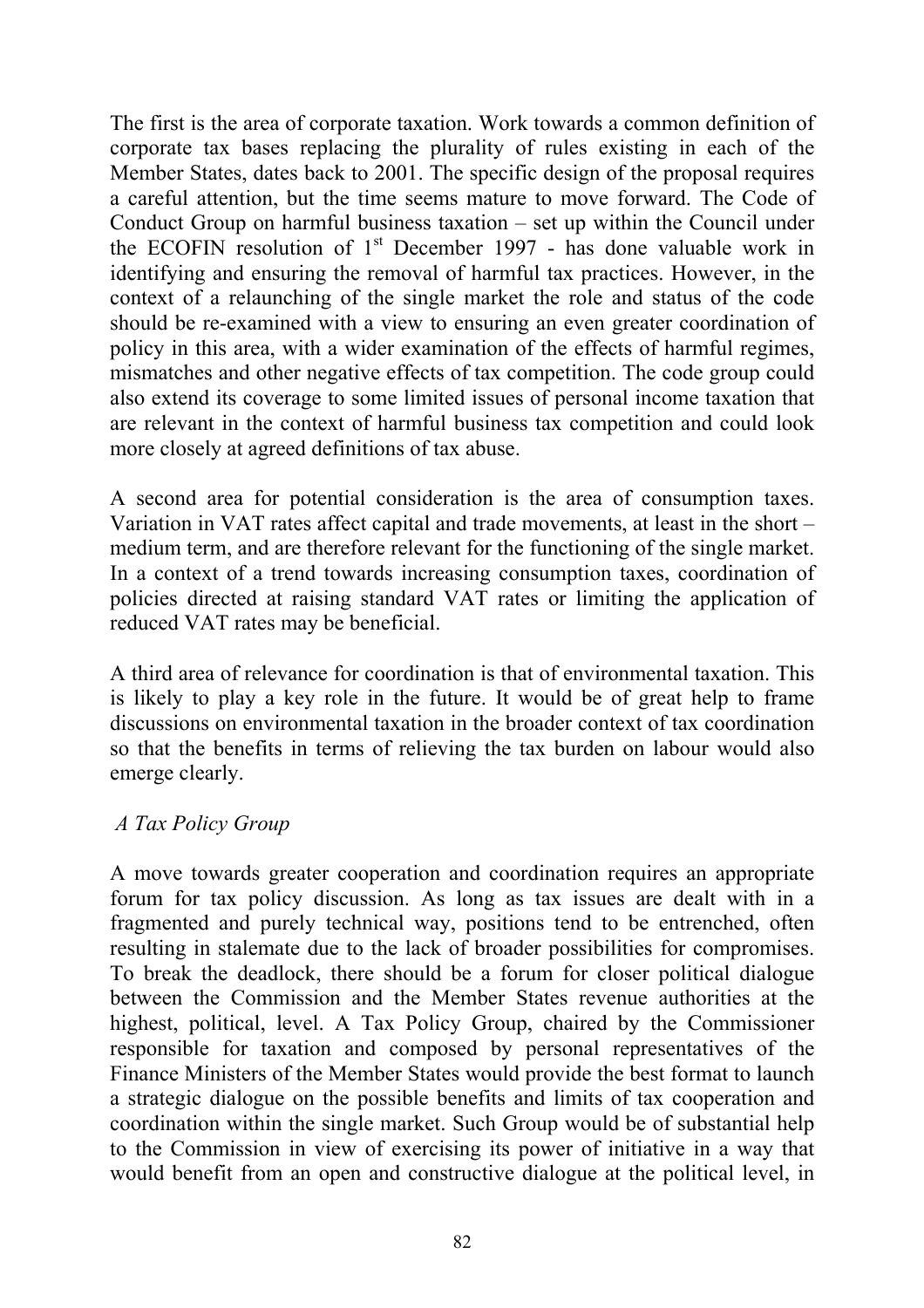The first is the area of corporate taxation. Work towards a common definition of corporate tax bases replacing the plurality of rules existing in each of the Member States, dates back to 2001. The specific design of the proposal requires a careful attention, but the time seems mature to move forward. The Code of Conduct Group on harmful business taxation – set up within the Council under the ECOFIN resolution of 1st December 1997 - has done valuable work in identifying and ensuring the removal of harmful tax practices. However, in the context of a relaunching of the single market the role and status of the code should be re-examined with a view to ensuring an even greater coordination of policy in this area, with a wider examination of the effects of harmful regimes, mismatches and other negative effects of tax competition. The code group could also extend its coverage to some limited issues of personal income taxation that are relevant in the context of harmful business tax competition and could look more closely at agreed definitions of tax abuse.

A second area for potential consideration is the area of consumption taxes. Variation in VAT rates affect capital and trade movements, at least in the short – medium term, and are therefore relevant for the functioning of the single market. In a context of a trend towards increasing consumption taxes, coordination of policies directed at raising standard VAT rates or limiting the application of reduced VAT rates may be beneficial.

A third area of relevance for coordination is that of environmental taxation. This is likely to play a key role in the future. It would be of great help to frame discussions on environmental taxation in the broader context of tax coordination so that the benefits in terms of relieving the tax burden on labour would also emerge clearly.

*A Tax Policy Group*

A move towards greater cooperation and coordination requires an appropriate forum for tax policy discussion. As long as tax issues are dealt with in a fragmented and purely technical way, positions tend to be entrenched, often resulting in stalemate due to the lack of broader possibilities for compromises. To break the deadlock, there should be a forum for closer political dialogue between the Commission and the Member States revenue authorities at the highest, political, level. A Tax Policy Group, chaired by the Commissioner responsible for taxation and composed by personal representatives of the Finance Ministers of the Member States would provide the best format to launch a strategic dialogue on the possible benefits and limits of tax cooperation and coordination within the single market. Such Group would be of substantial help to the Commission in view of exercising its power of initiative in a way that would benefit from an open and constructive dialogue at the political level, in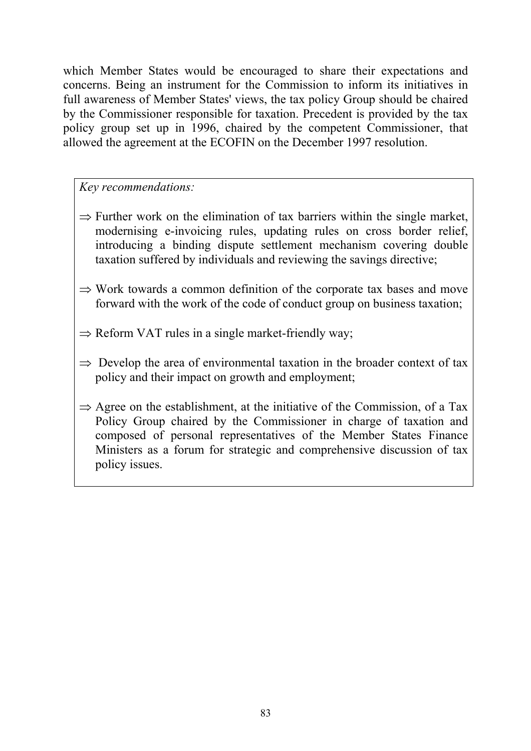which Member States would be encouraged to share their expectations and concerns. Being an instrument for the Commission to inform its initiatives in full awareness of Member States' views, the tax policy Group should be chaired by the Commissioner responsible for taxation. Precedent is provided by the tax policy group set up in 1996, chaired by the competent Commissioner, that allowed the agreement at the ECOFIN on the December 1997 resolution.

*Key recommendations:*

⇒ Further work on the elimination of tax barriers within the single market, modernising e-invoicing rules, updating rules on cross border relief, introducing a binding dispute settlement mechanism covering double taxation suffered by individuals and reviewing the savings directive;

⇒ Work towards a common definition of the corporate tax bases and move forward with the work of the code of conduct group on business taxation;

⇒ Reform VAT rules in a single market-friendly way;

⇒ Develop the area of environmental taxation in the broader context of tax policy and their impact on growth and employment;

⇒ Agree on the establishment, at the initiative of the Commission, of a Tax Policy Group chaired by the Commissioner in charge of taxation and composed of personal representatives of the Member States Finance Ministers as a forum for strategic and comprehensive discussion of tax policy issues.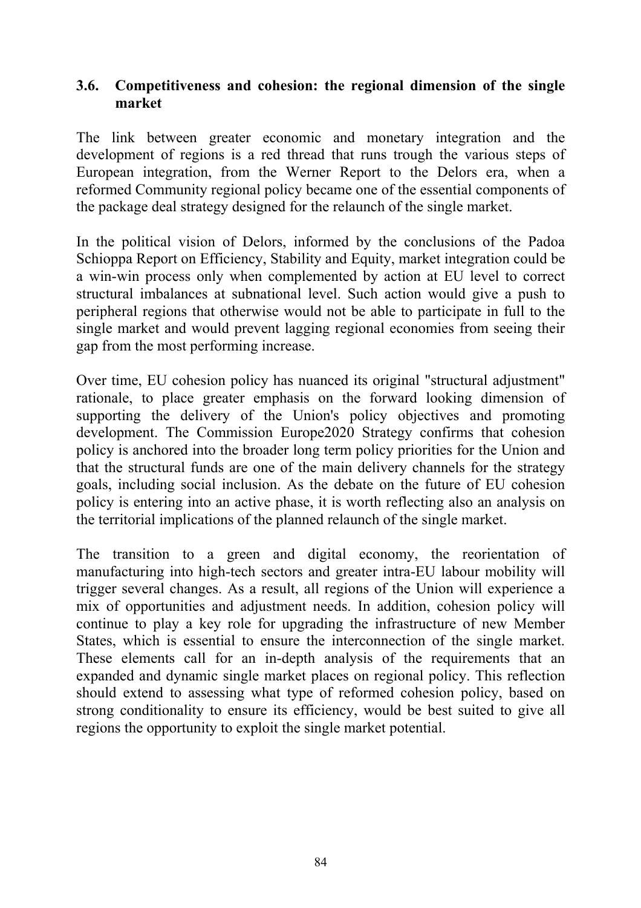### 3.6. Competitiveness and cohesion: the regional dimension of the single market

The link between greater economic and monetary integration and the development of regions is a red thread that runs trough the various steps of European integration, from the Werner Report to the Delors era, when a reformed Community regional policy became one of the essential components of the package deal strategy designed for the relaunch of the single market.

In the political vision of Delors, informed by the conclusions of the Padoa Schioppa Report on Efficiency, Stability and Equity, market integration could be a win-win process only when complemented by action at EU level to correct structural imbalances at subnational level. Such action would give a push to peripheral regions that otherwise would not be able to participate in full to the single market and would prevent lagging regional economies from seeing their gap from the most performing increase.

Over time, EU cohesion policy has nuanced its original "structural adjustment" rationale, to place greater emphasis on the forward looking dimension of supporting the delivery of the Union's policy objectives and promoting development. The Commission Europe2020 Strategy confirms that cohesion policy is anchored into the broader long term policy priorities for the Union and that the structural funds are one of the main delivery channels for the strategy goals, including social inclusion. As the debate on the future of EU cohesion policy is entering into an active phase, it is worth reflecting also an analysis on the territorial implications of the planned relaunch of the single market.

The transition to a green and digital economy, the reorientation of manufacturing into high-tech sectors and greater intra-EU labour mobility will trigger several changes. As a result, all regions of the Union will experience a mix of opportunities and adjustment needs. In addition, cohesion policy will continue to play a key role for upgrading the infrastructure of new Member States, which is essential to ensure the interconnection of the single market. These elements call for an in-depth analysis of the requirements that an expanded and dynamic single market places on regional policy. This reflection should extend to assessing what type of reformed cohesion policy, based on strong conditionality to ensure its efficiency, would be best suited to give all regions the opportunity to exploit the single market potential.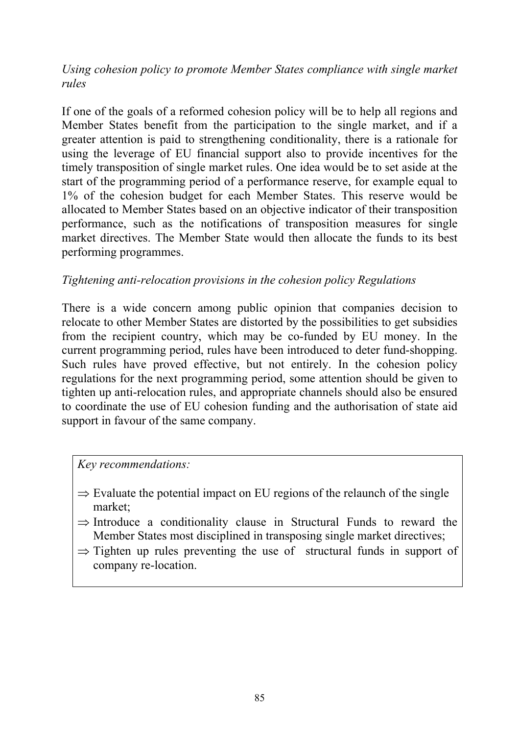*Using cohesion policy to promote Member States compliance with single market rules*

If one of the goals of a reformed cohesion policy will be to help all regions and Member States benefit from the participation to the single market, and if a greater attention is paid to strengthening conditionality, there is a rationale for using the leverage of EU financial support also to provide incentives for the timely transposition of single market rules. One idea would be to set aside at the start of the programming period of a performance reserve, for example equal to 1% of the cohesion budget for each Member States. This reserve would be allocated to Member States based on an objective indicator of their transposition performance, such as the notifications of transposition measures for single market directives. The Member State would then allocate the funds to its best performing programmes.

*Tightening anti-relocation provisions in the cohesion policy Regulations*

There is a wide concern among public opinion that companies decision to relocate to other Member States are distorted by the possibilities to get subsidies from the recipient country, which may be co-funded by EU money. In the current programming period, rules have been introduced to deter fund-shopping. Such rules have proved effective, but not entirely. In the cohesion policy regulations for the next programming period, some attention should be given to tighten up anti-relocation rules, and appropriate channels should also be ensured to coordinate the use of EU cohesion funding and the authorisation of state aid support in favour of the same company.

*Key recommendations:*

- ⇒ Evaluate the potential impact on EU regions of the relaunch of the single market;
- ⇒ Introduce a conditionality clause in Structural Funds to reward the Member States most disciplined in transposing single market directives;
- ⇒ Tighten up rules preventing the use of structural funds in support of company re-location.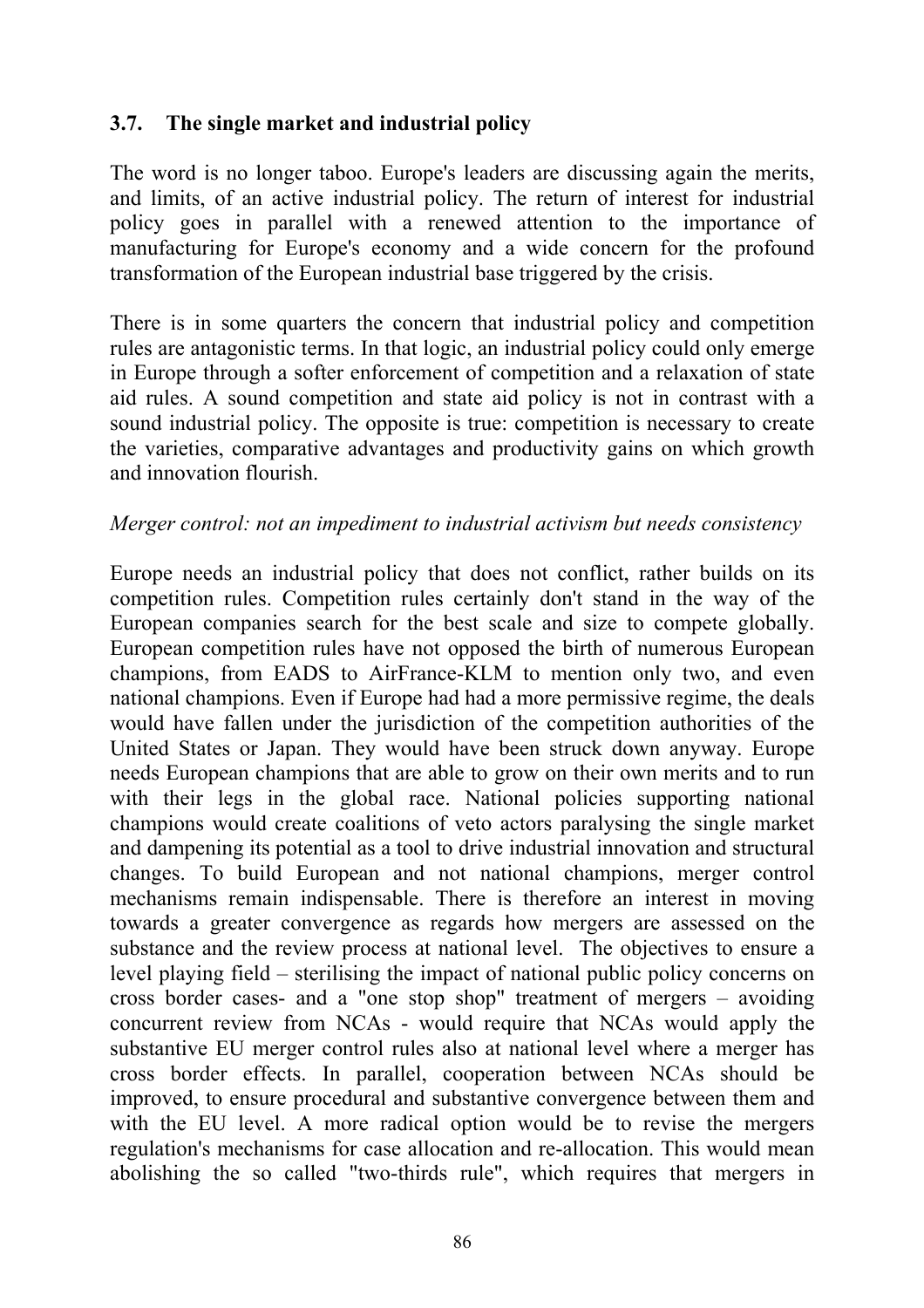### 3.7. The single market and industrial policy

The word is no longer taboo. Europe's leaders are discussing again the merits, and limits, of an active industrial policy. The return of interest for industrial policy goes in parallel with a renewed attention to the importance of manufacturing for Europe's economy and a wide concern for the profound transformation of the European industrial base triggered by the crisis.

There is in some quarters the concern that industrial policy and competition rules are antagonistic terms. In that logic, an industrial policy could only emerge in Europe through a softer enforcement of competition and a relaxation of state aid rules. A sound competition and state aid policy is not in contrast with a sound industrial policy. The opposite is true: competition is necessary to create the varieties, comparative advantages and productivity gains on which growth and innovation flourish.

*Merger control: not an impediment to industrial activism but needs consistency*

Europe needs an industrial policy that does not conflict, rather builds on its competition rules. Competition rules certainly don't stand in the way of the European companies search for the best scale and size to compete globally. European competition rules have not opposed the birth of numerous European champions, from EADS to AirFrance-KLM to mention only two, and even national champions. Even if Europe had had a more permissive regime, the deals would have fallen under the jurisdiction of the competition authorities of the United States or Japan. They would have been struck down anyway. Europe needs European champions that are able to grow on their own merits and to run with their legs in the global race. National policies supporting national champions would create coalitions of veto actors paralysing the single market and dampening its potential as a tool to drive industrial innovation and structural changes. To build European and not national champions, merger control mechanisms remain indispensable. There is therefore an interest in moving towards a greater convergence as regards how mergers are assessed on the substance and the review process at national level. The objectives to ensure a level playing field – sterilising the impact of national public policy concerns on cross border cases- and a "one stop shop" treatment of mergers – avoiding concurrent review from NCAs - would require that NCAs would apply the substantive EU merger control rules also at national level where a merger has cross border effects. In parallel, cooperation between NCAs should be improved, to ensure procedural and substantive convergence between them and with the EU level. A more radical option would be to revise the mergers regulation's mechanisms for case allocation and re-allocation. This would mean abolishing the so called "two-thirds rule", which requires that mergers in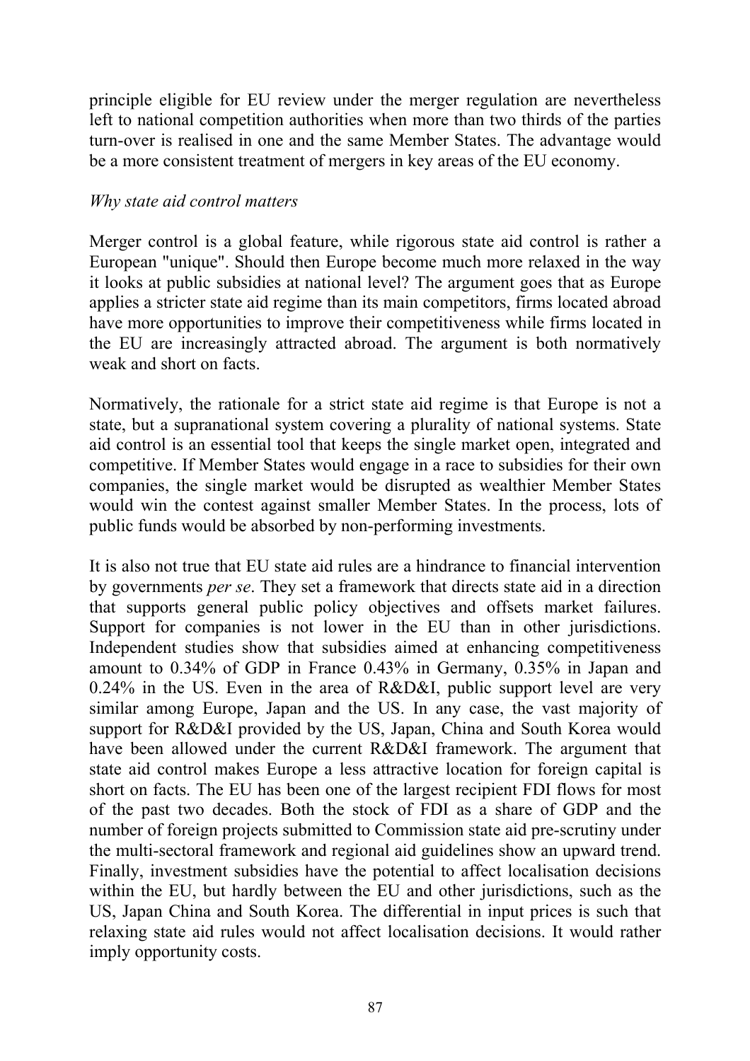principle eligible for EU review under the merger regulation are nevertheless left to national competition authorities when more than two thirds of the parties turn-over is realised in one and the same Member States. The advantage would be a more consistent treatment of mergers in key areas of the EU economy.

*Why state aid control matters*

Merger control is a global feature, while rigorous state aid control is rather a European "unique". Should then Europe become much more relaxed in the way it looks at public subsidies at national level? The argument goes that as Europe applies a stricter state aid regime than its main competitors, firms located abroad have more opportunities to improve their competitiveness while firms located in the EU are increasingly attracted abroad. The argument is both normatively weak and short on facts.

Normatively, the rationale for a strict state aid regime is that Europe is not a state, but a supranational system covering a plurality of national systems. State aid control is an essential tool that keeps the single market open, integrated and competitive. If Member States would engage in a race to subsidies for their own companies, the single market would be disrupted as wealthier Member States would win the contest against smaller Member States. In the process, lots of public funds would be absorbed by non-performing investments.

It is also not true that EU state aid rules are a hindrance to financial intervention by governments *per se*. They set a framework that directs state aid in a direction that supports general public policy objectives and offsets market failures. Support for companies is not lower in the EU than in other jurisdictions. Independent studies show that subsidies aimed at enhancing competitiveness amount to 0.34% of GDP in France 0.43% in Germany, 0.35% in Japan and 0.24% in the US. Even in the area of R&D&I, public support level are very similar among Europe, Japan and the US. In any case, the vast majority of support for R&D&I provided by the US, Japan, China and South Korea would have been allowed under the current R&D&I framework. The argument that state aid control makes Europe a less attractive location for foreign capital is short on facts. The EU has been one of the largest recipient FDI flows for most of the past two decades. Both the stock of FDI as a share of GDP and the number of foreign projects submitted to Commission state aid pre-scrutiny under the multi-sectoral framework and regional aid guidelines show an upward trend. Finally, investment subsidies have the potential to affect localisation decisions within the EU, but hardly between the EU and other jurisdictions, such as the US, Japan China and South Korea. The differential in input prices is such that relaxing state aid rules would not affect localisation decisions. It would rather imply opportunity costs.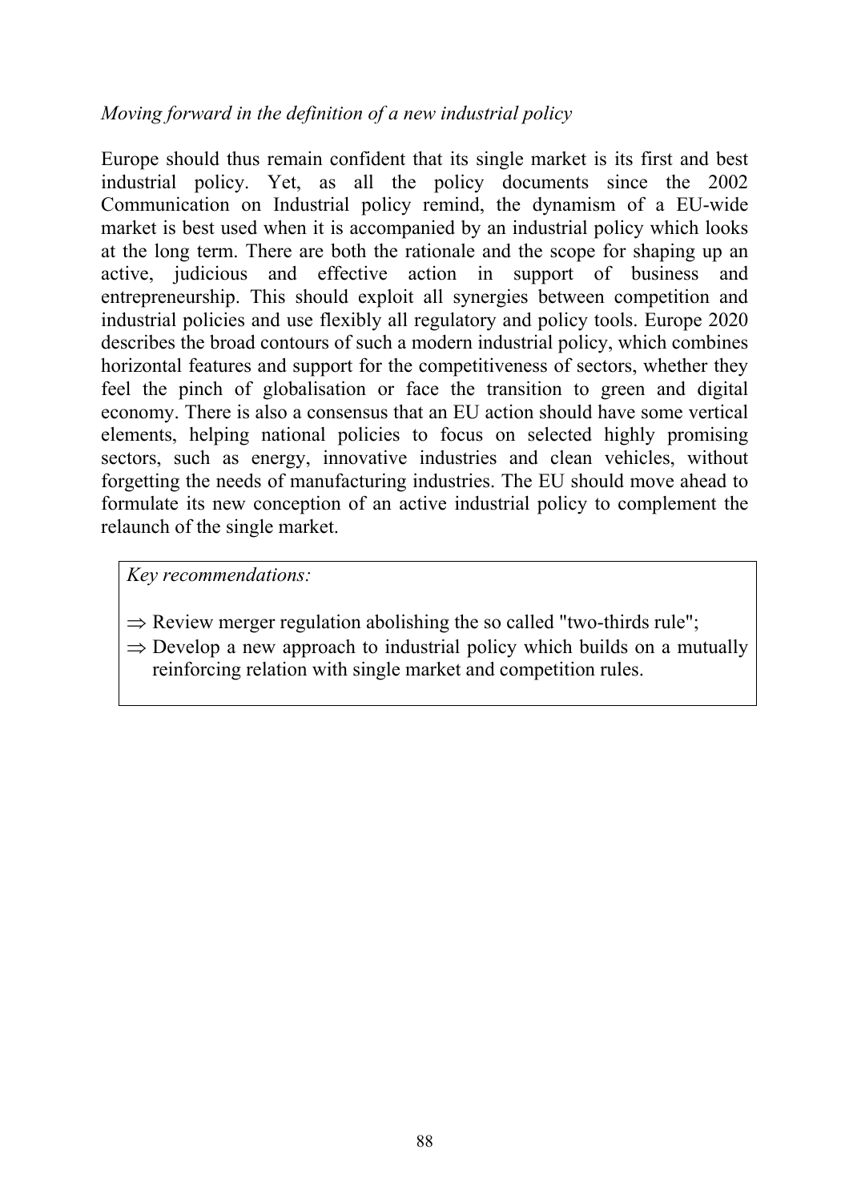*Moving forward in the definition of a new industrial policy*

Europe should thus remain confident that its single market is its first and best industrial policy. Yet, as all the policy documents since the 2002 Communication on Industrial policy remind, the dynamism of a EU-wide market is best used when it is accompanied by an industrial policy which looks at the long term. There are both the rationale and the scope for shaping up an active, judicious and effective action in support of business and entrepreneurship. This should exploit all synergies between competition and industrial policies and use flexibly all regulatory and policy tools. Europe 2020 describes the broad contours of such a modern industrial policy, which combines horizontal features and support for the competitiveness of sectors, whether they feel the pinch of globalisation or face the transition to green and digital economy. There is also a consensus that an EU action should have some vertical elements, helping national policies to focus on selected highly promising sectors, such as energy, innovative industries and clean vehicles, without forgetting the needs of manufacturing industries. The EU should move ahead to formulate its new conception of an active industrial policy to complement the relaunch of the single market.

*Key recommendations:*

- ⇒ Review merger regulation abolishing the so called "two-thirds rule";
- ⇒ Develop a new approach to industrial policy which builds on a mutually reinforcing relation with single market and competition rules.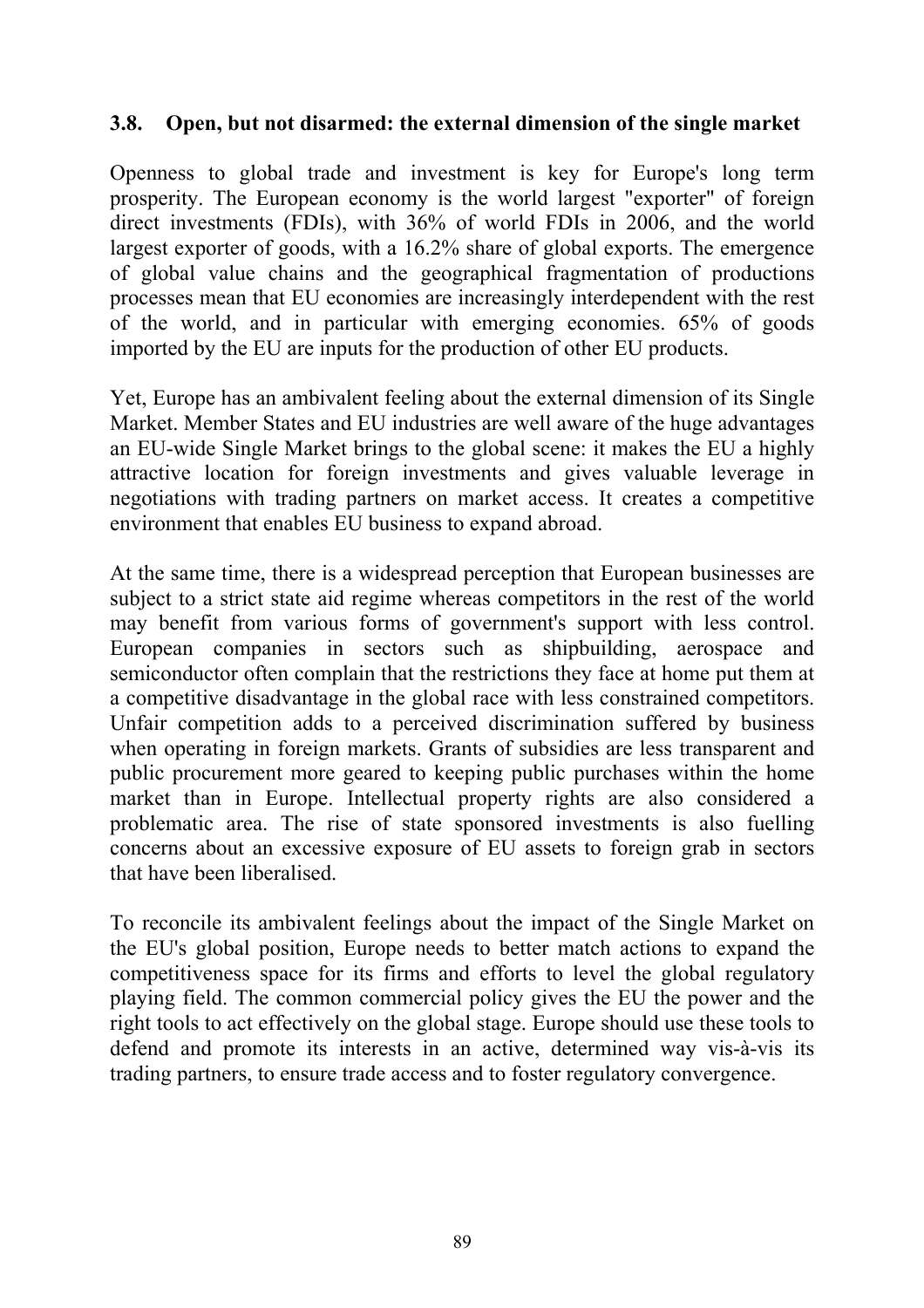### 3.8. Open, but not disarmed: the external dimension of the single market

Openness to global trade and investment is key for Europe's long term prosperity. The European economy is the world largest "exporter" of foreign direct investments (FDIs), with 36% of world FDIs in 2006, and the world largest exporter of goods, with a 16.2% share of global exports. The emergence of global value chains and the geographical fragmentation of productions processes mean that EU economies are increasingly interdependent with the rest of the world, and in particular with emerging economies. 65% of goods imported by the EU are inputs for the production of other EU products.

Yet, Europe has an ambivalent feeling about the external dimension of its Single Market. Member States and EU industries are well aware of the huge advantages an EU-wide Single Market brings to the global scene: it makes the EU a highly attractive location for foreign investments and gives valuable leverage in negotiations with trading partners on market access. It creates a competitive environment that enables EU business to expand abroad.

At the same time, there is a widespread perception that European businesses are subject to a strict state aid regime whereas competitors in the rest of the world may benefit from various forms of government's support with less control. European companies in sectors such as shipbuilding, aerospace and semiconductor often complain that the restrictions they face at home put them at a competitive disadvantage in the global race with less constrained competitors. Unfair competition adds to a perceived discrimination suffered by business when operating in foreign markets. Grants of subsidies are less transparent and public procurement more geared to keeping public purchases within the home market than in Europe. Intellectual property rights are also considered a problematic area. The rise of state sponsored investments is also fuelling concerns about an excessive exposure of EU assets to foreign grab in sectors that have been liberalised.

To reconcile its ambivalent feelings about the impact of the Single Market on the EU's global position, Europe needs to better match actions to expand the competitiveness space for its firms and efforts to level the global regulatory playing field. The common commercial policy gives the EU the power and the right tools to act effectively on the global stage. Europe should use these tools to defend and promote its interests in an active, determined way vis-à-vis its trading partners, to ensure trade access and to foster regulatory convergence.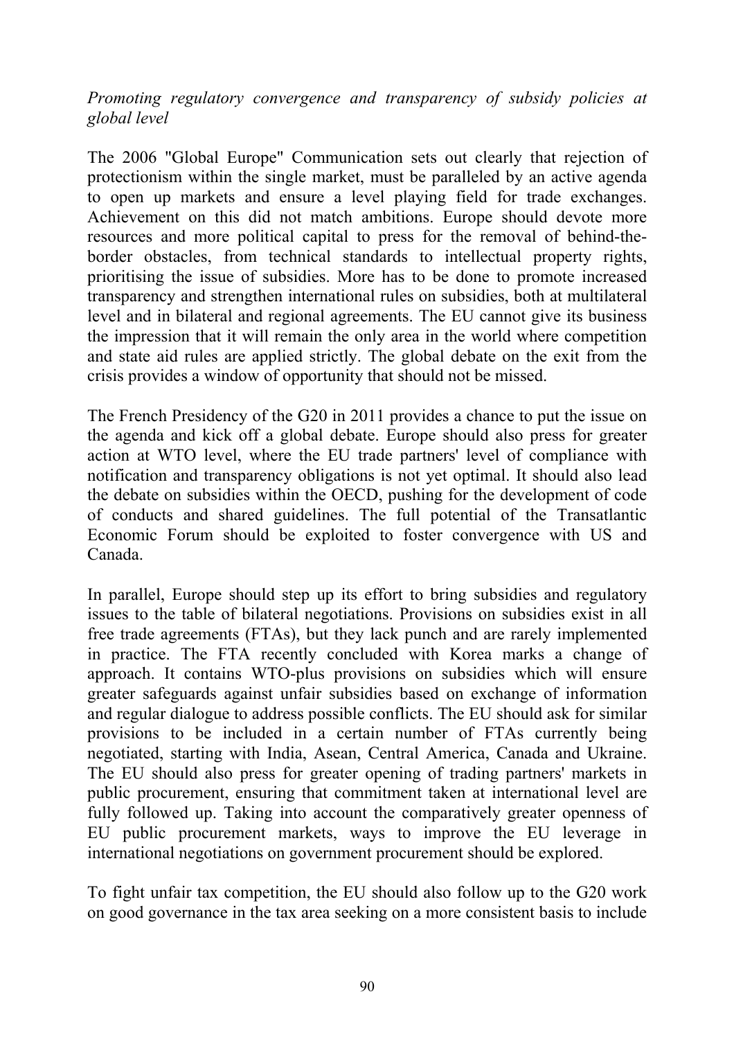*Promoting regulatory convergence and transparency of subsidy policies at global level*

The 2006 "Global Europe" Communication sets out clearly that rejection of protectionism within the single market, must be paralleled by an active agenda to open up markets and ensure a level playing field for trade exchanges. Achievement on this did not match ambitions. Europe should devote more resources and more political capital to press for the removal of behind-the-border obstacles, from technical standards to intellectual property rights, prioritising the issue of subsidies. More has to be done to promote increased transparency and strengthen international rules on subsidies, both at multilateral level and in bilateral and regional agreements. The EU cannot give its business the impression that it will remain the only area in the world where competition and state aid rules are applied strictly. The global debate on the exit from the crisis provides a window of opportunity that should not be missed.

The French Presidency of the G20 in 2011 provides a chance to put the issue on the agenda and kick off a global debate. Europe should also press for greater action at WTO level, where the EU trade partners' level of compliance with notification and transparency obligations is not yet optimal. It should also lead the debate on subsidies within the OECD, pushing for the development of code of conducts and shared guidelines. The full potential of the Transatlantic Economic Forum should be exploited to foster convergence with US and Canada.

In parallel, Europe should step up its effort to bring subsidies and regulatory issues to the table of bilateral negotiations. Provisions on subsidies exist in all free trade agreements (FTAs), but they lack punch and are rarely implemented in practice. The FTA recently concluded with Korea marks a change of approach. It contains WTO-plus provisions on subsidies which will ensure greater safeguards against unfair subsidies based on exchange of information and regular dialogue to address possible conflicts. The EU should ask for similar provisions to be included in a certain number of FTAs currently being negotiated, starting with India, Asean, Central America, Canada and Ukraine. The EU should also press for greater opening of trading partners' markets in public procurement, ensuring that commitment taken at international level are fully followed up. Taking into account the comparatively greater openness of EU public procurement markets, ways to improve the EU leverage in international negotiations on government procurement should be explored.

To fight unfair tax competition, the EU should also follow up to the G20 work on good governance in the tax area seeking on a more consistent basis to include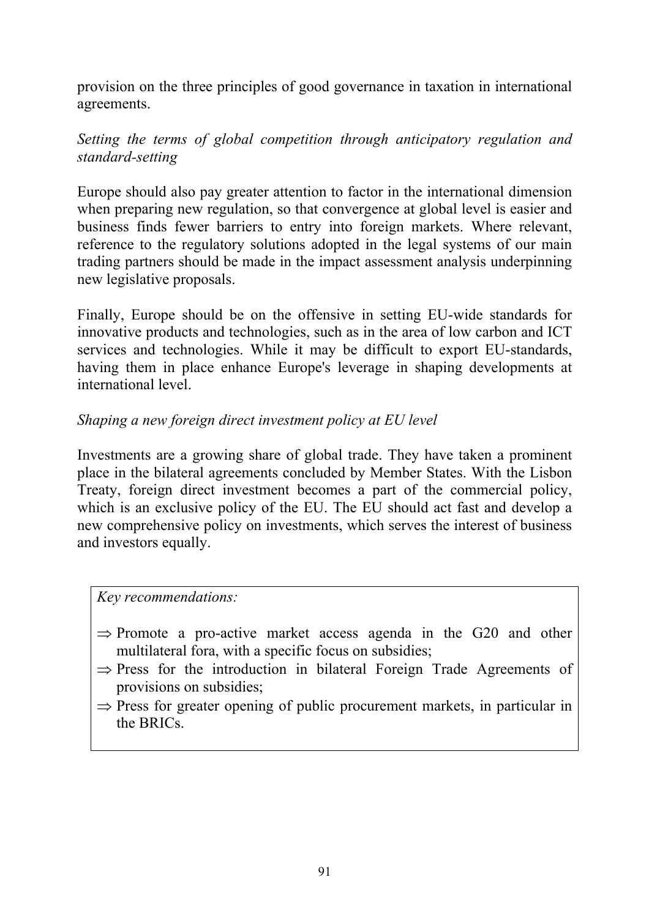provision on the three principles of good governance in taxation in international agreements.

*Setting the terms of global competition through anticipatory regulation and standard-setting*

Europe should also pay greater attention to factor in the international dimension when preparing new regulation, so that convergence at global level is easier and business finds fewer barriers to entry into foreign markets. Where relevant, reference to the regulatory solutions adopted in the legal systems of our main trading partners should be made in the impact assessment analysis underpinning new legislative proposals.

Finally, Europe should be on the offensive in setting EU-wide standards for innovative products and technologies, such as in the area of low carbon and ICT services and technologies. While it may be difficult to export EU-standards, having them in place enhance Europe's leverage in shaping developments at international level.

*Shaping a new foreign direct investment policy at EU level*

Investments are a growing share of global trade. They have taken a prominent place in the bilateral agreements concluded by Member States. With the Lisbon Treaty, foreign direct investment becomes a part of the commercial policy, which is an exclusive policy of the EU. The EU should act fast and develop a new comprehensive policy on investments, which serves the interest of business and investors equally.

*Key recommendations:*

- ⇒ Promote a pro-active market access agenda in the G20 and other multilateral fora, with a specific focus on subsidies;
- ⇒ Press for the introduction in bilateral Foreign Trade Agreements of provisions on subsidies;
- ⇒ Press for greater opening of public procurement markets, in particular in the BRICs.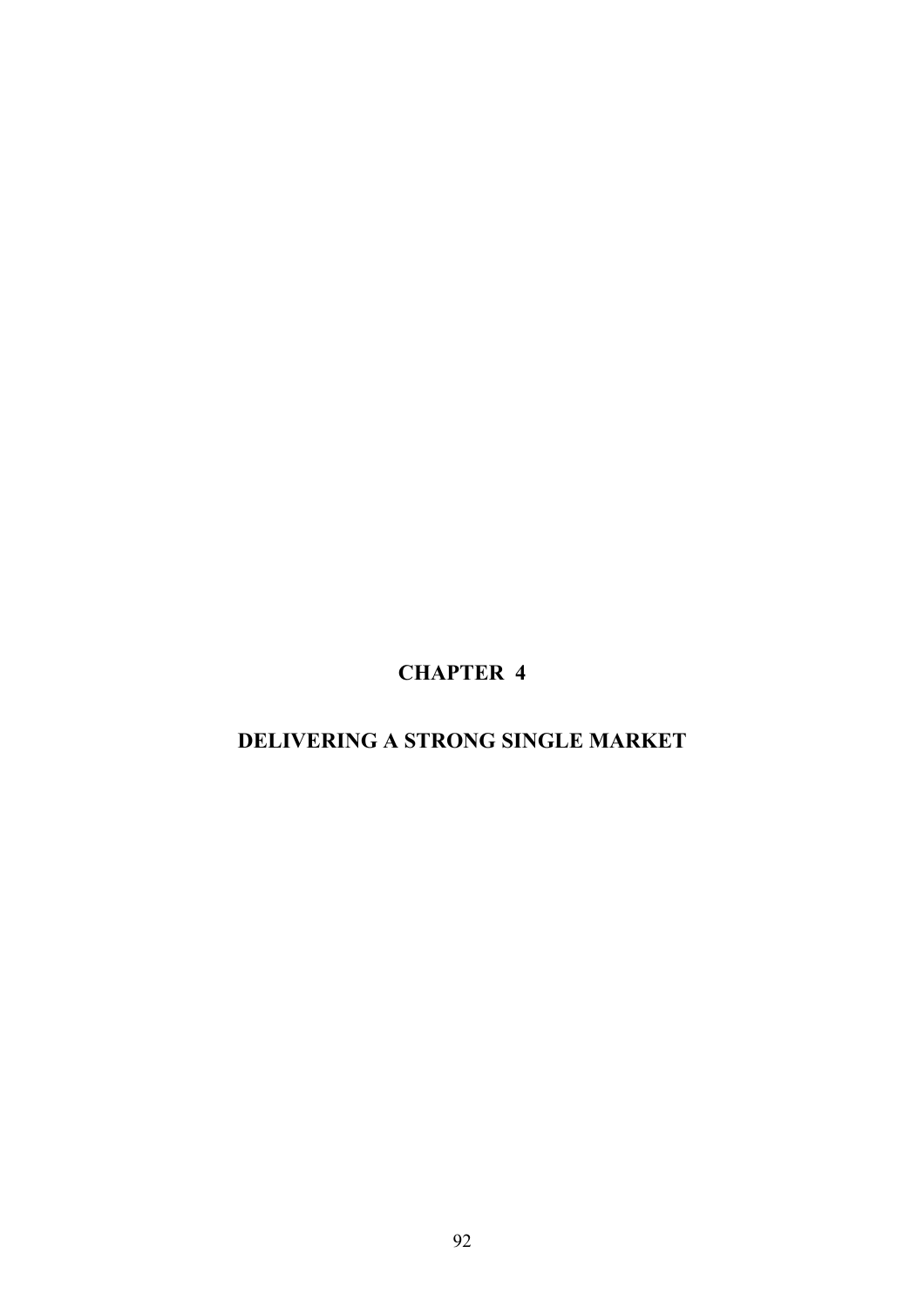# CHAPTER 4

# DELIVERING A STRONG SINGLE MARKET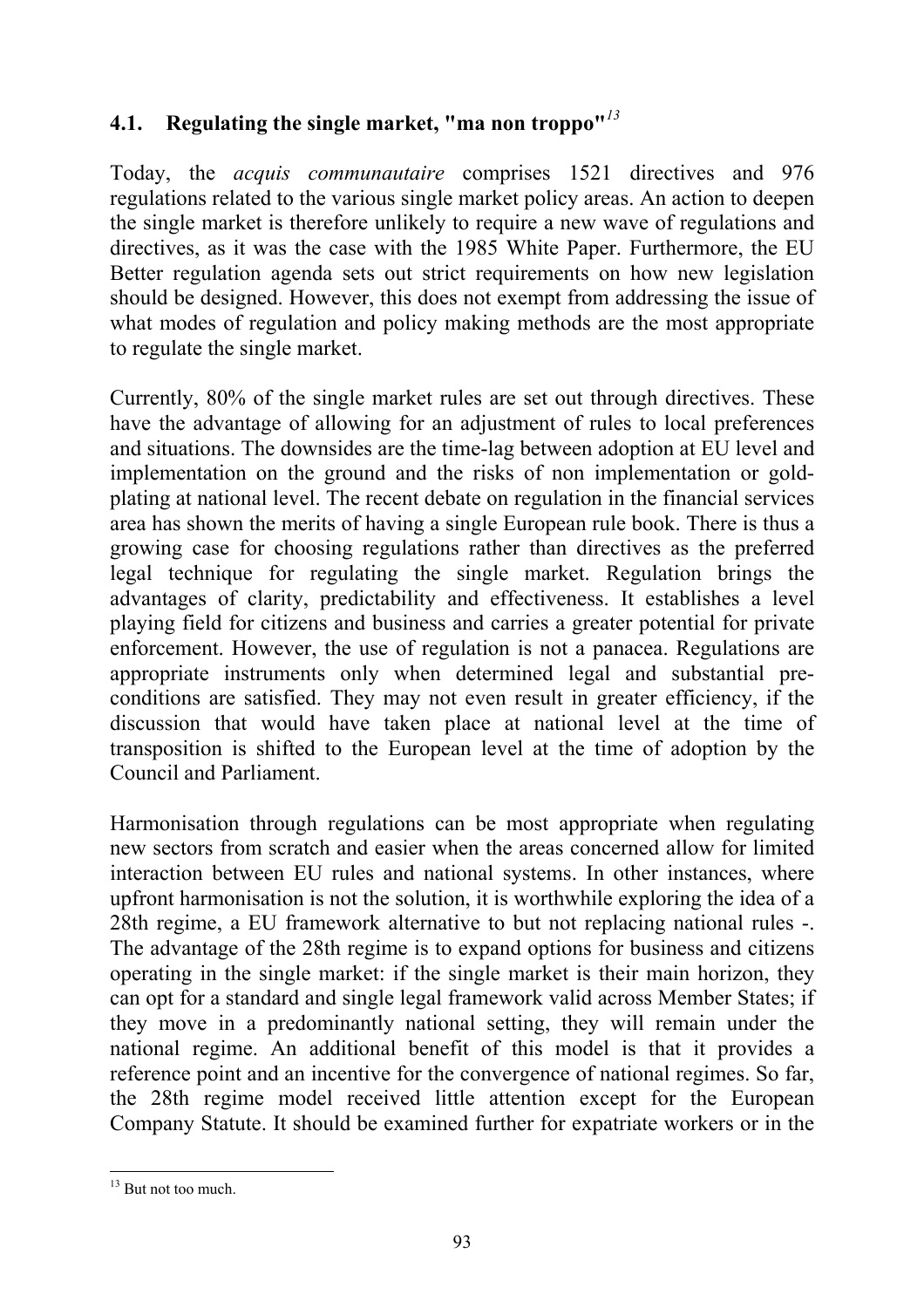### 4.1. Regulating the single market, "ma non troppo"[13]

Today, the *acquis communautaire* comprises 1521 directives and 976 regulations related to the various single market policy areas. An action to deepen the single market is therefore unlikely to require a new wave of regulations and directives, as it was the case with the 1985 White Paper. Furthermore, the EU Better regulation agenda sets out strict requirements on how new legislation should be designed. However, this does not exempt from addressing the issue of what modes of regulation and policy making methods are the most appropriate to regulate the single market.

Currently, 80% of the single market rules are set out through directives. These have the advantage of allowing for an adjustment of rules to local preferences and situations. The downsides are the time-lag between adoption at EU level and implementation on the ground and the risks of non implementation or gold-plating at national level. The recent debate on regulation in the financial services area has shown the merits of having a single European rule book. There is thus a growing case for choosing regulations rather than directives as the preferred legal technique for regulating the single market. Regulation brings the advantages of clarity, predictability and effectiveness. It establishes a level playing field for citizens and business and carries a greater potential for private enforcement. However, the use of regulation is not a panacea. Regulations are appropriate instruments only when determined legal and substantial pre-conditions are satisfied. They may not even result in greater efficiency, if the discussion that would have taken place at national level at the time of transposition is shifted to the European level at the time of adoption by the Council and Parliament.

Harmonisation through regulations can be most appropriate when regulating new sectors from scratch and easier when the areas concerned allow for limited interaction between EU rules and national systems. In other instances, where upfront harmonisation is not the solution, it is worthwhile exploring the idea of a 28th regime, a EU framework alternative to but not replacing national rules -. The advantage of the 28th regime is to expand options for business and citizens operating in the single market: if the single market is their main horizon, they can opt for a standard and single legal framework valid across Member States; if they move in a predominantly national setting, they will remain under the national regime. An additional benefit of this model is that it provides a reference point and an incentive for the convergence of national regimes. So far, the 28th regime model received little attention except for the European Company Statute. It should be examined further for expatriate workers or in the

[13] But not too much.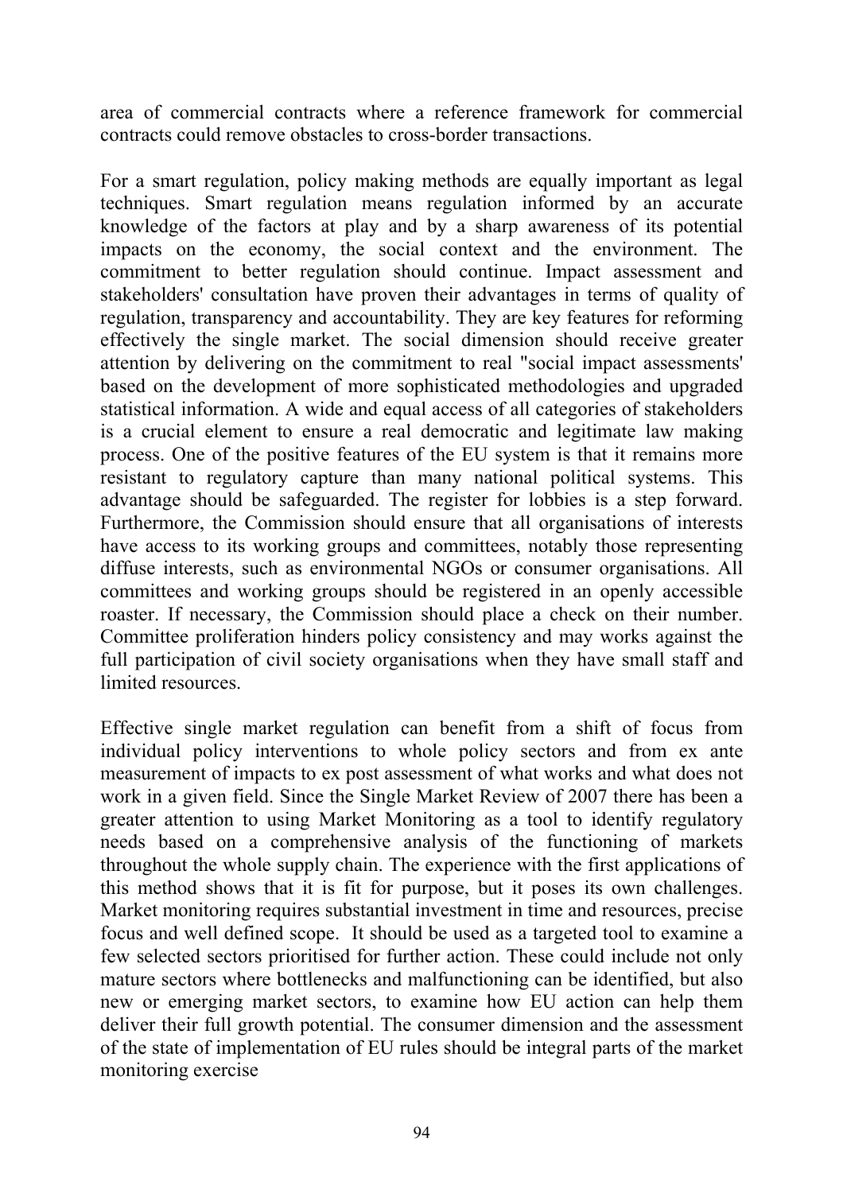area of commercial contracts where a reference framework for commercial contracts could remove obstacles to cross-border transactions.

For a smart regulation, policy making methods are equally important as legal techniques. Smart regulation means regulation informed by an accurate knowledge of the factors at play and by a sharp awareness of its potential impacts on the economy, the social context and the environment. The commitment to better regulation should continue. Impact assessment and stakeholders' consultation have proven their advantages in terms of quality of regulation, transparency and accountability. They are key features for reforming effectively the single market. The social dimension should receive greater attention by delivering on the commitment to real "social impact assessments' based on the development of more sophisticated methodologies and upgraded statistical information. A wide and equal access of all categories of stakeholders is a crucial element to ensure a real democratic and legitimate law making process. One of the positive features of the EU system is that it remains more resistant to regulatory capture than many national political systems. This advantage should be safeguarded. The register for lobbies is a step forward. Furthermore, the Commission should ensure that all organisations of interests have access to its working groups and committees, notably those representing diffuse interests, such as environmental NGOs or consumer organisations. All committees and working groups should be registered in an openly accessible roaster. If necessary, the Commission should place a check on their number. Committee proliferation hinders policy consistency and may works against the full participation of civil society organisations when they have small staff and limited resources.

Effective single market regulation can benefit from a shift of focus from individual policy interventions to whole policy sectors and from ex ante measurement of impacts to ex post assessment of what works and what does not work in a given field. Since the Single Market Review of 2007 there has been a greater attention to using Market Monitoring as a tool to identify regulatory needs based on a comprehensive analysis of the functioning of markets throughout the whole supply chain. The experience with the first applications of this method shows that it is fit for purpose, but it poses its own challenges. Market monitoring requires substantial investment in time and resources, precise focus and well defined scope. It should be used as a targeted tool to examine a few selected sectors prioritised for further action. These could include not only mature sectors where bottlenecks and malfunctioning can be identified, but also new or emerging market sectors, to examine how EU action can help them deliver their full growth potential. The consumer dimension and the assessment of the state of implementation of EU rules should be integral parts of the market monitoring exercise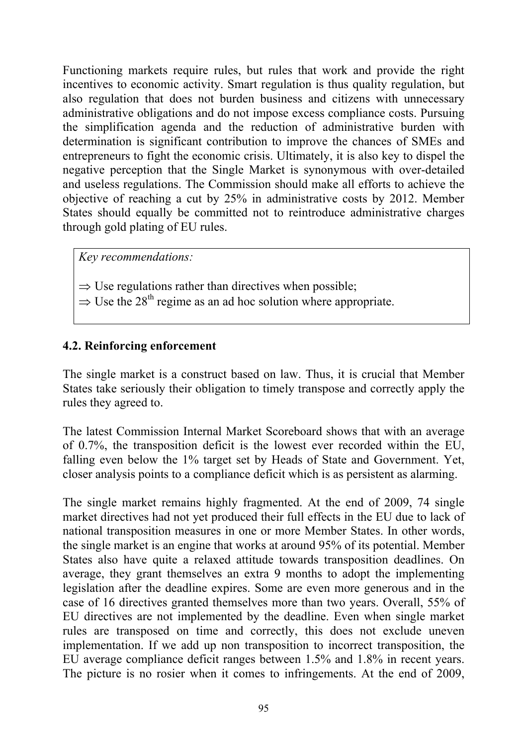Functioning markets require rules, but rules that work and provide the right incentives to economic activity. Smart regulation is thus quality regulation, but also regulation that does not burden business and citizens with unnecessary administrative obligations and do not impose excess compliance costs. Pursuing the simplification agenda and the reduction of administrative burden with determination is significant contribution to improve the chances of SMEs and entrepreneurs to fight the economic crisis. Ultimately, it is also key to dispel the negative perception that the Single Market is synonymous with over-detailed and useless regulations. The Commission should make all efforts to achieve the objective of reaching a cut by 25% in administrative costs by 2012. Member States should equally be committed not to reintroduce administrative charges through gold plating of EU rules.

> *Key recommendations:*
>
> ⇒ Use regulations rather than directives when possible;
> ⇒ Use the 28th regime as an ad hoc solution where appropriate.

### 4.2. Reinforcing enforcement

The single market is a construct based on law. Thus, it is crucial that Member States take seriously their obligation to timely transpose and correctly apply the rules they agreed to.

The latest Commission Internal Market Scoreboard shows that with an average of 0.7%, the transposition deficit is the lowest ever recorded within the EU, falling even below the 1% target set by Heads of State and Government. Yet, closer analysis points to a compliance deficit which is as persistent as alarming.

The single market remains highly fragmented. At the end of 2009, 74 single market directives had not yet produced their full effects in the EU due to lack of national transposition measures in one or more Member States. In other words, the single market is an engine that works at around 95% of its potential. Member States also have quite a relaxed attitude towards transposition deadlines. On average, they grant themselves an extra 9 months to adopt the implementing legislation after the deadline expires. Some are even more generous and in the case of 16 directives granted themselves more than two years. Overall, 55% of EU directives are not implemented by the deadline. Even when single market rules are transposed on time and correctly, this does not exclude uneven implementation. If we add up non transposition to incorrect transposition, the EU average compliance deficit ranges between 1.5% and 1.8% in recent years. The picture is no rosier when it comes to infringements. At the end of 2009,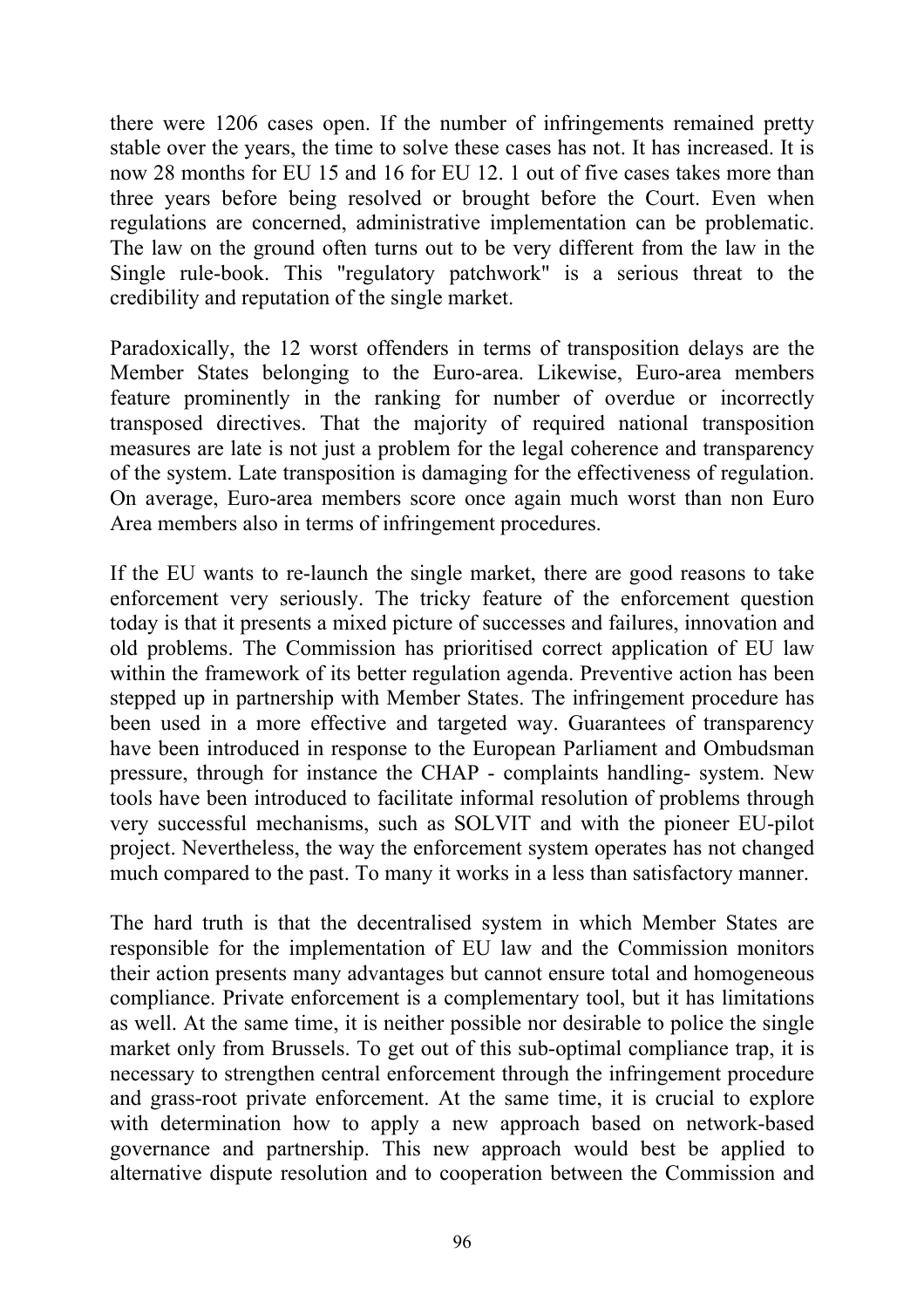there were 1206 cases open. If the number of infringements remained pretty stable over the years, the time to solve these cases has not. It has increased. It is now 28 months for EU 15 and 16 for EU 12. 1 out of five cases takes more than three years before being resolved or brought before the Court. Even when regulations are concerned, administrative implementation can be problematic. The law on the ground often turns out to be very different from the law in the Single rule-book. This "regulatory patchwork" is a serious threat to the credibility and reputation of the single market.

Paradoxically, the 12 worst offenders in terms of transposition delays are the Member States belonging to the Euro-area. Likewise, Euro-area members feature prominently in the ranking for number of overdue or incorrectly transposed directives. That the majority of required national transposition measures are late is not just a problem for the legal coherence and transparency of the system. Late transposition is damaging for the effectiveness of regulation. On average, Euro-area members score once again much worst than non Euro Area members also in terms of infringement procedures.

If the EU wants to re-launch the single market, there are good reasons to take enforcement very seriously. The tricky feature of the enforcement question today is that it presents a mixed picture of successes and failures, innovation and old problems. The Commission has prioritised correct application of EU law within the framework of its better regulation agenda. Preventive action has been stepped up in partnership with Member States. The infringement procedure has been used in a more effective and targeted way. Guarantees of transparency have been introduced in response to the European Parliament and Ombudsman pressure, through for instance the CHAP - complaints handling- system. New tools have been introduced to facilitate informal resolution of problems through very successful mechanisms, such as SOLVIT and with the pioneer EU-pilot project. Nevertheless, the way the enforcement system operates has not changed much compared to the past. To many it works in a less than satisfactory manner.

The hard truth is that the decentralised system in which Member States are responsible for the implementation of EU law and the Commission monitors their action presents many advantages but cannot ensure total and homogeneous compliance. Private enforcement is a complementary tool, but it has limitations as well. At the same time, it is neither possible nor desirable to police the single market only from Brussels. To get out of this sub-optimal compliance trap, it is necessary to strengthen central enforcement through the infringement procedure and grass-root private enforcement. At the same time, it is crucial to explore with determination how to apply a new approach based on network-based governance and partnership. This new approach would best be applied to alternative dispute resolution and to cooperation between the Commission and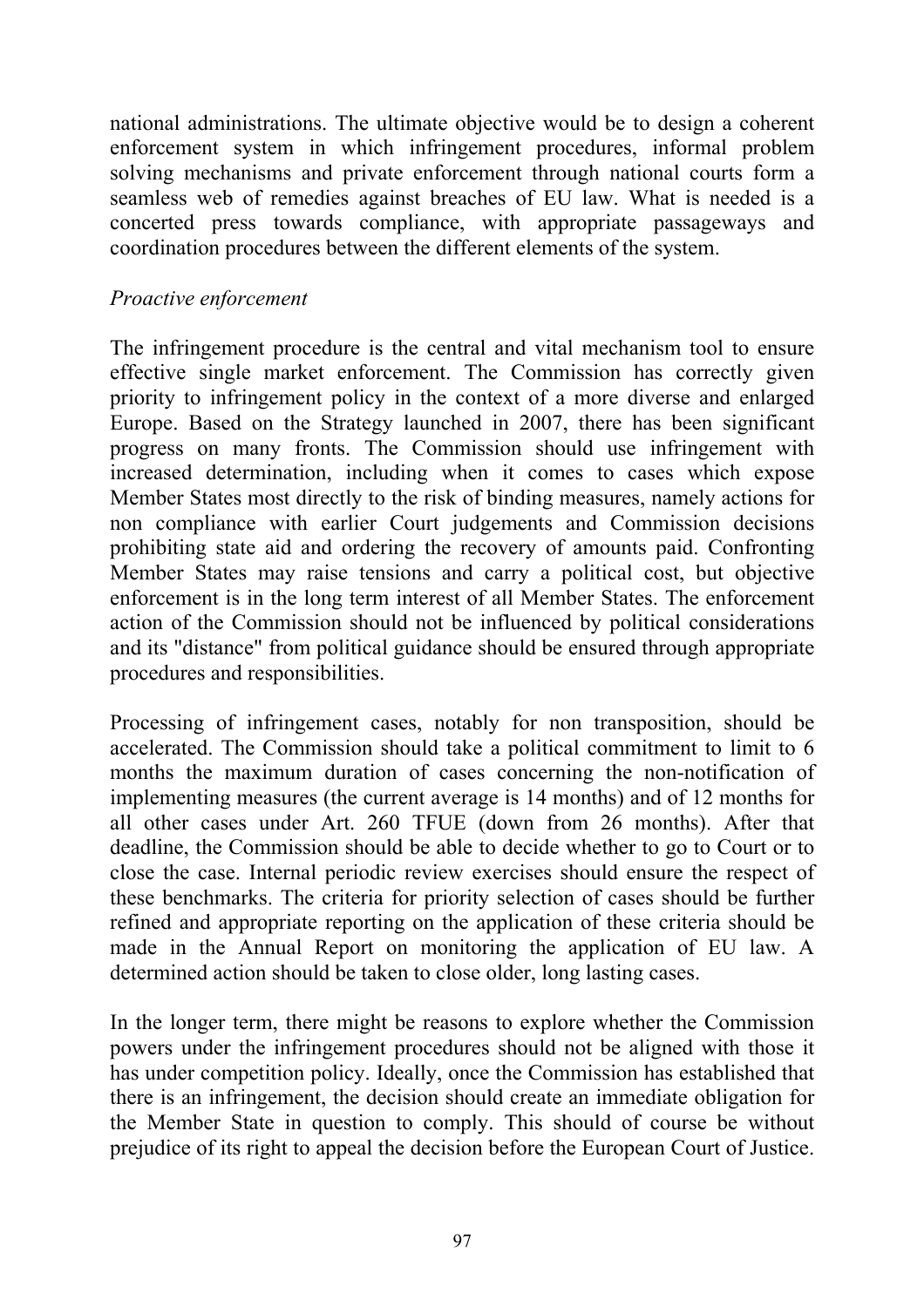national administrations. The ultimate objective would be to design a coherent enforcement system in which infringement procedures, informal problem solving mechanisms and private enforcement through national courts form a seamless web of remedies against breaches of EU law. What is needed is a concerted press towards compliance, with appropriate passageways and coordination procedures between the different elements of the system.

*Proactive enforcement*

The infringement procedure is the central and vital mechanism tool to ensure effective single market enforcement. The Commission has correctly given priority to infringement policy in the context of a more diverse and enlarged Europe. Based on the Strategy launched in 2007, there has been significant progress on many fronts. The Commission should use infringement with increased determination, including when it comes to cases which expose Member States most directly to the risk of binding measures, namely actions for non compliance with earlier Court judgements and Commission decisions prohibiting state aid and ordering the recovery of amounts paid. Confronting Member States may raise tensions and carry a political cost, but objective enforcement is in the long term interest of all Member States. The enforcement action of the Commission should not be influenced by political considerations and its "distance" from political guidance should be ensured through appropriate procedures and responsibilities.

Processing of infringement cases, notably for non transposition, should be accelerated. The Commission should take a political commitment to limit to 6 months the maximum duration of cases concerning the non-notification of implementing measures (the current average is 14 months) and of 12 months for all other cases under Art. 260 TFUE (down from 26 months). After that deadline, the Commission should be able to decide whether to go to Court or to close the case. Internal periodic review exercises should ensure the respect of these benchmarks. The criteria for priority selection of cases should be further refined and appropriate reporting on the application of these criteria should be made in the Annual Report on monitoring the application of EU law. A determined action should be taken to close older, long lasting cases.

In the longer term, there might be reasons to explore whether the Commission powers under the infringement procedures should not be aligned with those it has under competition policy. Ideally, once the Commission has established that there is an infringement, the decision should create an immediate obligation for the Member State in question to comply. This should of course be without prejudice of its right to appeal the decision before the European Court of Justice.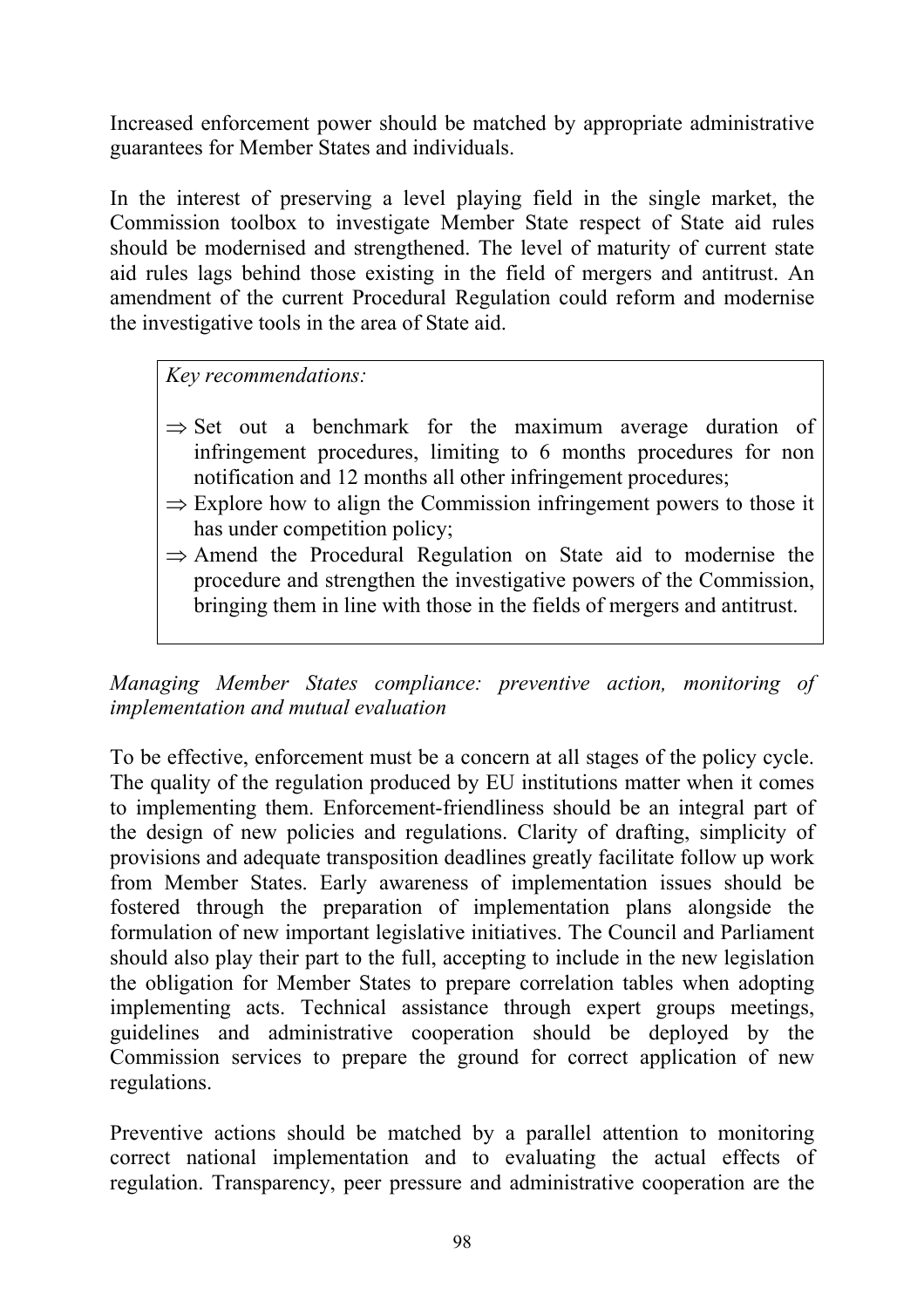Increased enforcement power should be matched by appropriate administrative guarantees for Member States and individuals.

In the interest of preserving a level playing field in the single market, the Commission toolbox to investigate Member State respect of State aid rules should be modernised and strengthened. The level of maturity of current state aid rules lags behind those existing in the field of mergers and antitrust. An amendment of the current Procedural Regulation could reform and modernise the investigative tools in the area of State aid.

> *Key recommendations:*
>
> ⇒ Set out a benchmark for the maximum average duration of infringement procedures, limiting to 6 months procedures for non notification and 12 months all other infringement procedures;
>
> ⇒ Explore how to align the Commission infringement powers to those it has under competition policy;
>
> ⇒ Amend the Procedural Regulation on State aid to modernise the procedure and strengthen the investigative powers of the Commission, bringing them in line with those in the fields of mergers and antitrust.

*Managing Member States compliance: preventive action, monitoring of implementation and mutual evaluation*

To be effective, enforcement must be a concern at all stages of the policy cycle. The quality of the regulation produced by EU institutions matter when it comes to implementing them. Enforcement-friendliness should be an integral part of the design of new policies and regulations. Clarity of drafting, simplicity of provisions and adequate transposition deadlines greatly facilitate follow up work from Member States. Early awareness of implementation issues should be fostered through the preparation of implementation plans alongside the formulation of new important legislative initiatives. The Council and Parliament should also play their part to the full, accepting to include in the new legislation the obligation for Member States to prepare correlation tables when adopting implementing acts. Technical assistance through expert groups meetings, guidelines and administrative cooperation should be deployed by the Commission services to prepare the ground for correct application of new regulations.

Preventive actions should be matched by a parallel attention to monitoring correct national implementation and to evaluating the actual effects of regulation. Transparency, peer pressure and administrative cooperation are the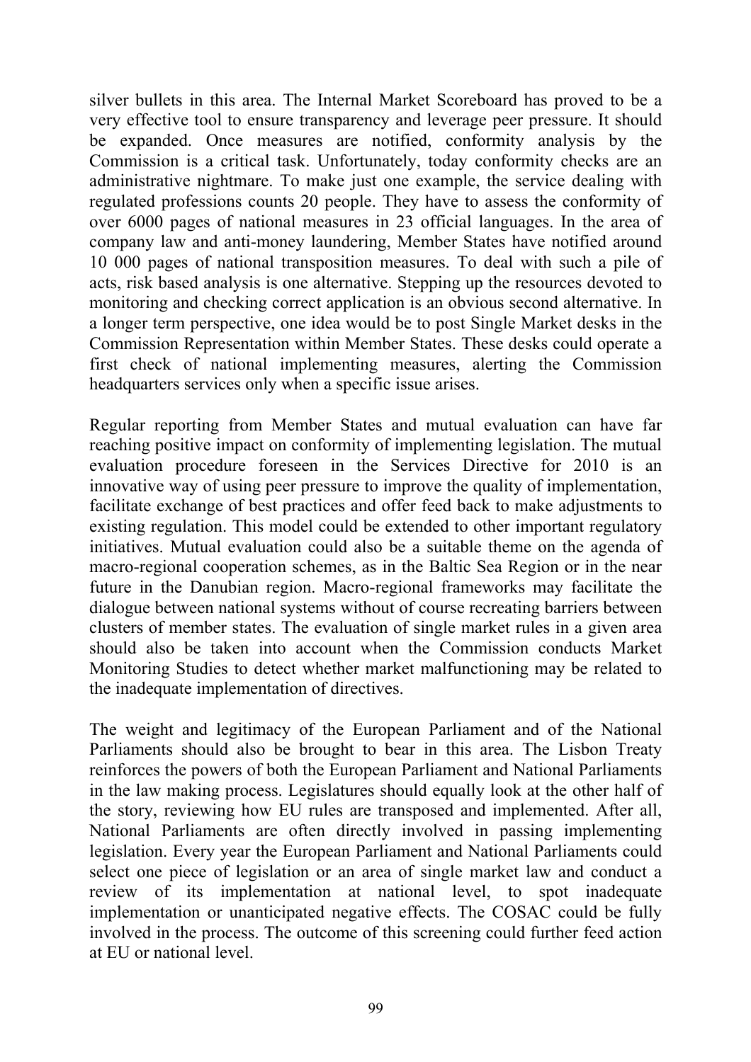silver bullets in this area. The Internal Market Scoreboard has proved to be a very effective tool to ensure transparency and leverage peer pressure. It should be expanded. Once measures are notified, conformity analysis by the Commission is a critical task. Unfortunately, today conformity checks are an administrative nightmare. To make just one example, the service dealing with regulated professions counts 20 people. They have to assess the conformity of over 6000 pages of national measures in 23 official languages. In the area of company law and anti-money laundering, Member States have notified around 10 000 pages of national transposition measures. To deal with such a pile of acts, risk based analysis is one alternative. Stepping up the resources devoted to monitoring and checking correct application is an obvious second alternative. In a longer term perspective, one idea would be to post Single Market desks in the Commission Representation within Member States. These desks could operate a first check of national implementing measures, alerting the Commission headquarters services only when a specific issue arises.

Regular reporting from Member States and mutual evaluation can have far reaching positive impact on conformity of implementing legislation. The mutual evaluation procedure foreseen in the Services Directive for 2010 is an innovative way of using peer pressure to improve the quality of implementation, facilitate exchange of best practices and offer feed back to make adjustments to existing regulation. This model could be extended to other important regulatory initiatives. Mutual evaluation could also be a suitable theme on the agenda of macro-regional cooperation schemes, as in the Baltic Sea Region or in the near future in the Danubian region. Macro-regional frameworks may facilitate the dialogue between national systems without of course recreating barriers between clusters of member states. The evaluation of single market rules in a given area should also be taken into account when the Commission conducts Market Monitoring Studies to detect whether market malfunctioning may be related to the inadequate implementation of directives.

The weight and legitimacy of the European Parliament and of the National Parliaments should also be brought to bear in this area. The Lisbon Treaty reinforces the powers of both the European Parliament and National Parliaments in the law making process. Legislatures should equally look at the other half of the story, reviewing how EU rules are transposed and implemented. After all, National Parliaments are often directly involved in passing implementing legislation. Every year the European Parliament and National Parliaments could select one piece of legislation or an area of single market law and conduct a review of its implementation at national level, to spot inadequate implementation or unanticipated negative effects. The COSAC could be fully involved in the process. The outcome of this screening could further feed action at EU or national level.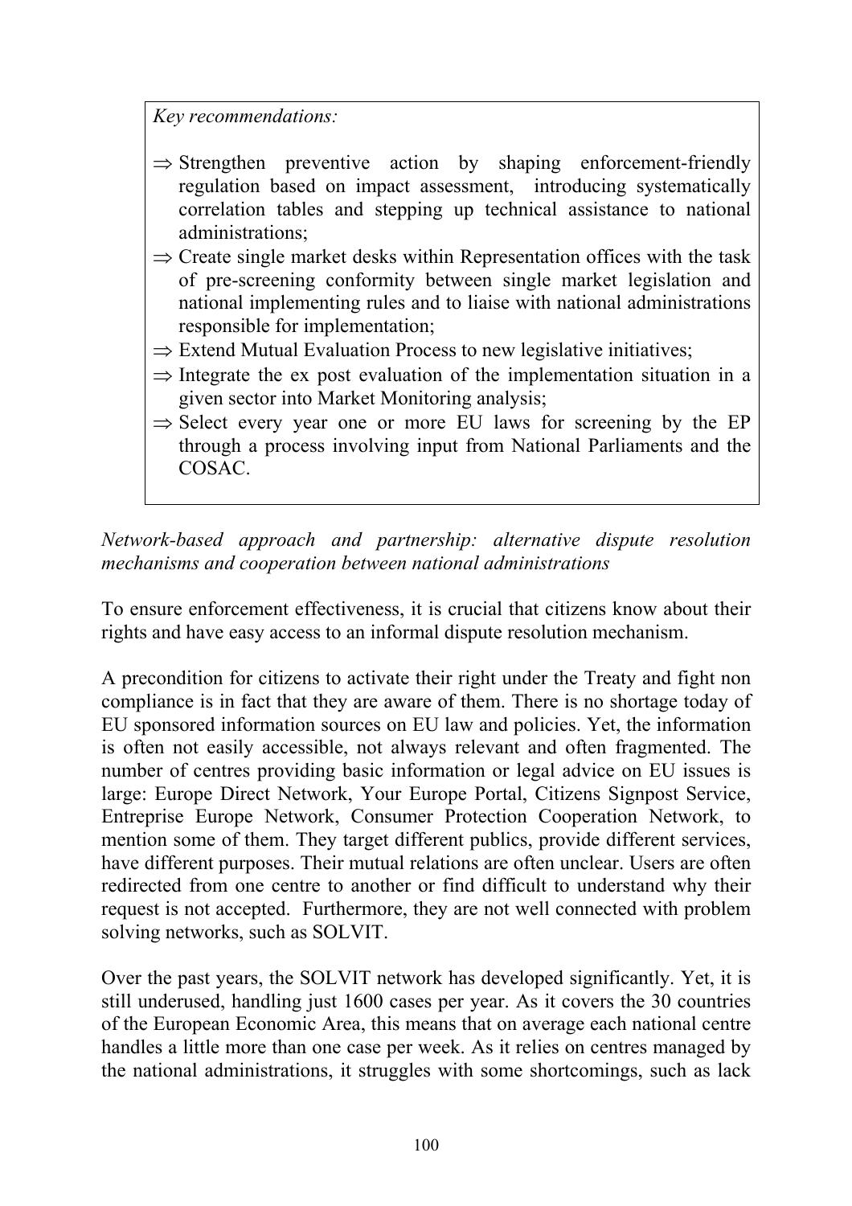*Key recommendations:*

- ⇒ Strengthen preventive action by shaping enforcement-friendly regulation based on impact assessment, introducing systematically correlation tables and stepping up technical assistance to national administrations;
- ⇒ Create single market desks within Representation offices with the task of pre-screening conformity between single market legislation and national implementing rules and to liaise with national administrations responsible for implementation;
- ⇒ Extend Mutual Evaluation Process to new legislative initiatives;
- ⇒ Integrate the ex post evaluation of the implementation situation in a given sector into Market Monitoring analysis;
- ⇒ Select every year one or more EU laws for screening by the EP through a process involving input from National Parliaments and the COSAC.

*Network-based approach and partnership: alternative dispute resolution mechanisms and cooperation between national administrations*

To ensure enforcement effectiveness, it is crucial that citizens know about their rights and have easy access to an informal dispute resolution mechanism.

A precondition for citizens to activate their right under the Treaty and fight non compliance is in fact that they are aware of them. There is no shortage today of EU sponsored information sources on EU law and policies. Yet, the information is often not easily accessible, not always relevant and often fragmented. The number of centres providing basic information or legal advice on EU issues is large: Europe Direct Network, Your Europe Portal, Citizens Signpost Service, Entreprise Europe Network, Consumer Protection Cooperation Network, to mention some of them. They target different publics, provide different services, have different purposes. Their mutual relations are often unclear. Users are often redirected from one centre to another or find difficult to understand why their request is not accepted. Furthermore, they are not well connected with problem solving networks, such as SOLVIT.

Over the past years, the SOLVIT network has developed significantly. Yet, it is still underused, handling just 1600 cases per year. As it covers the 30 countries of the European Economic Area, this means that on average each national centre handles a little more than one case per week. As it relies on centres managed by the national administrations, it struggles with some shortcomings, such as lack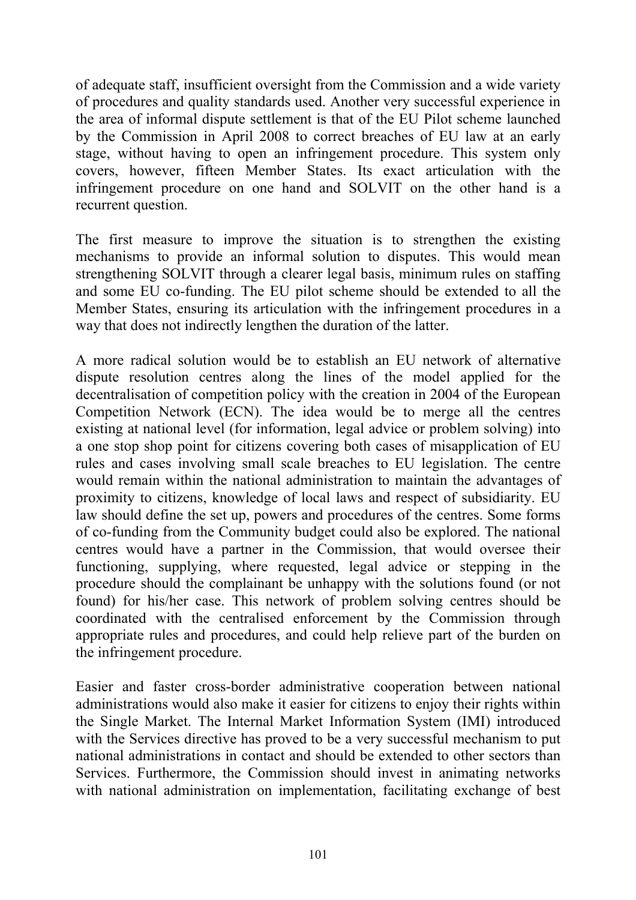of adequate staff, insufficient oversight from the Commission and a wide variety of procedures and quality standards used. Another very successful experience in the area of informal dispute settlement is that of the EU Pilot scheme launched by the Commission in April 2008 to correct breaches of EU law at an early stage, without having to open an infringement procedure. This system only covers, however, fifteen Member States. Its exact articulation with the infringement procedure on one hand and SOLVIT on the other hand is a recurrent question.

The first measure to improve the situation is to strengthen the existing mechanisms to provide an informal solution to disputes. This would mean strengthening SOLVIT through a clearer legal basis, minimum rules on staffing and some EU co-funding. The EU pilot scheme should be extended to all the Member States, ensuring its articulation with the infringement procedures in a way that does not indirectly lengthen the duration of the latter.

A more radical solution would be to establish an EU network of alternative dispute resolution centres along the lines of the model applied for the decentralisation of competition policy with the creation in 2004 of the European Competition Network (ECN). The idea would be to merge all the centres existing at national level (for information, legal advice or problem solving) into a one stop shop point for citizens covering both cases of misapplication of EU rules and cases involving small scale breaches to EU legislation. The centre would remain within the national administration to maintain the advantages of proximity to citizens, knowledge of local laws and respect of subsidiarity. EU law should define the set up, powers and procedures of the centres. Some forms of co-funding from the Community budget could also be explored. The national centres would have a partner in the Commission, that would oversee their functioning, supplying, where requested, legal advice or stepping in the procedure should the complainant be unhappy with the solutions found (or not found) for his/her case. This network of problem solving centres should be coordinated with the centralised enforcement by the Commission through appropriate rules and procedures, and could help relieve part of the burden on the infringement procedure.

Easier and faster cross-border administrative cooperation between national administrations would also make it easier for citizens to enjoy their rights within the Single Market. The Internal Market Information System (IMI) introduced with the Services directive has proved to be a very successful mechanism to put national administrations in contact and should be extended to other sectors than Services. Furthermore, the Commission should invest in animating networks with national administration on implementation, facilitating exchange of best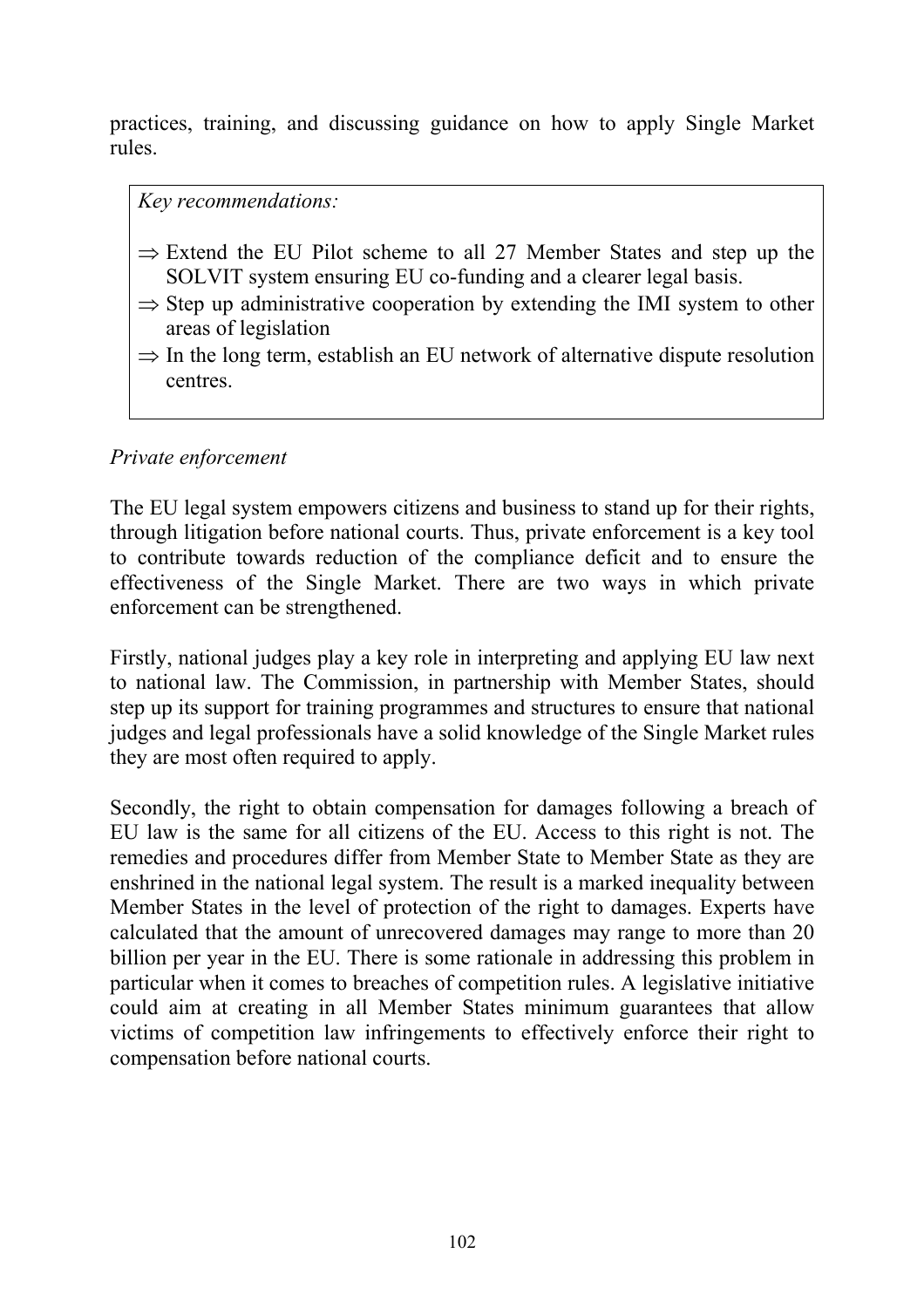practices, training, and discussing guidance on how to apply Single Market rules.

*Key recommendations:*

⇒ Extend the EU Pilot scheme to all 27 Member States and step up the SOLVIT system ensuring EU co-funding and a clearer legal basis.

⇒ Step up administrative cooperation by extending the IMI system to other areas of legislation

⇒ In the long term, establish an EU network of alternative dispute resolution centres.

*Private enforcement*

The EU legal system empowers citizens and business to stand up for their rights, through litigation before national courts. Thus, private enforcement is a key tool to contribute towards reduction of the compliance deficit and to ensure the effectiveness of the Single Market. There are two ways in which private enforcement can be strengthened.

Firstly, national judges play a key role in interpreting and applying EU law next to national law. The Commission, in partnership with Member States, should step up its support for training programmes and structures to ensure that national judges and legal professionals have a solid knowledge of the Single Market rules they are most often required to apply.

Secondly, the right to obtain compensation for damages following a breach of EU law is the same for all citizens of the EU. Access to this right is not. The remedies and procedures differ from Member State to Member State as they are enshrined in the national legal system. The result is a marked inequality between Member States in the level of protection of the right to damages. Experts have calculated that the amount of unrecovered damages may range to more than 20 billion per year in the EU. There is some rationale in addressing this problem in particular when it comes to breaches of competition rules. A legislative initiative could aim at creating in all Member States minimum guarantees that allow victims of competition law infringements to effectively enforce their right to compensation before national courts.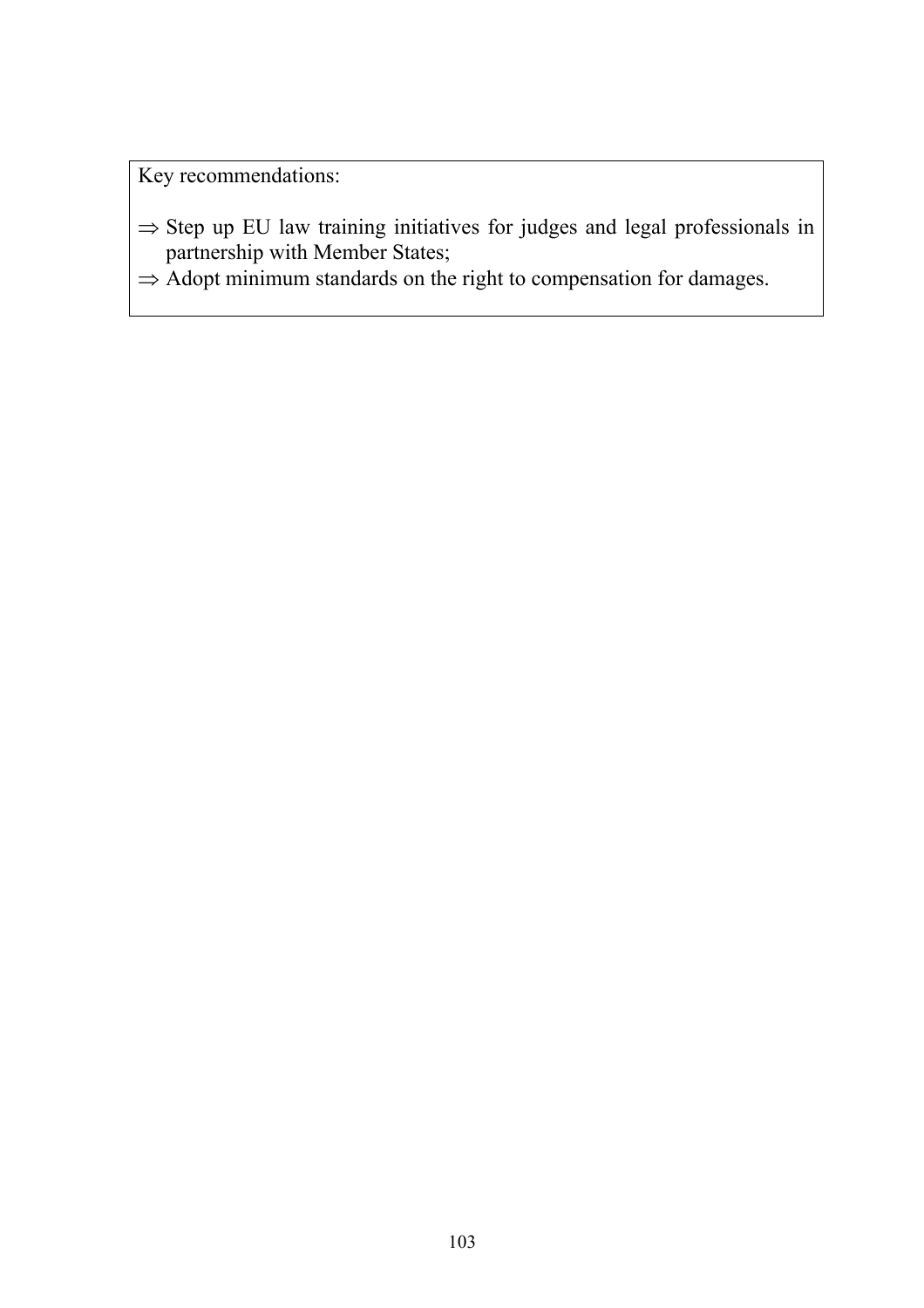Key recommendations:

⇒ Step up EU law training initiatives for judges and legal professionals in partnership with Member States;

⇒ Adopt minimum standards on the right to compensation for damages.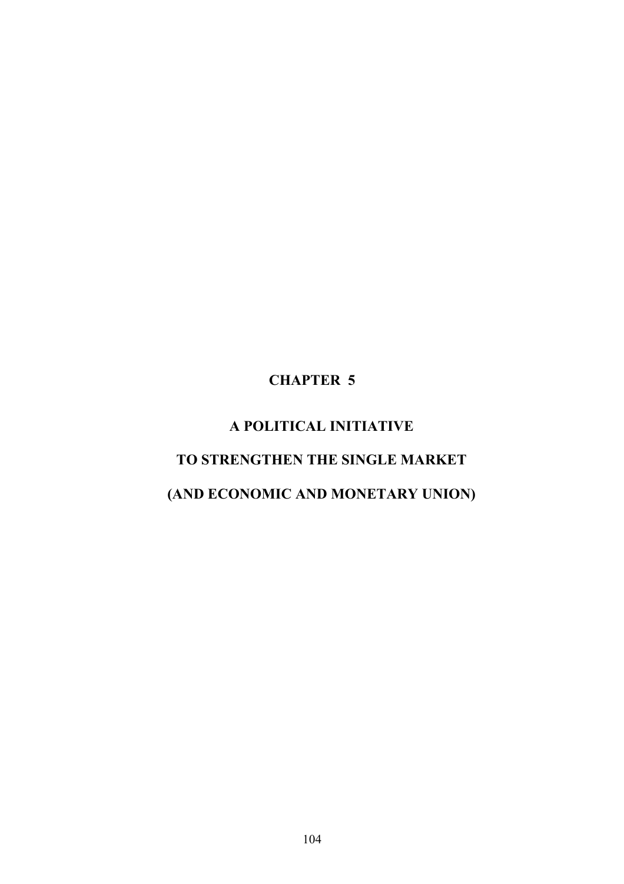# CHAPTER 5

# A POLITICAL INITIATIVE
# TO STRENGTHEN THE SINGLE MARKET
# (AND ECONOMIC AND MONETARY UNION)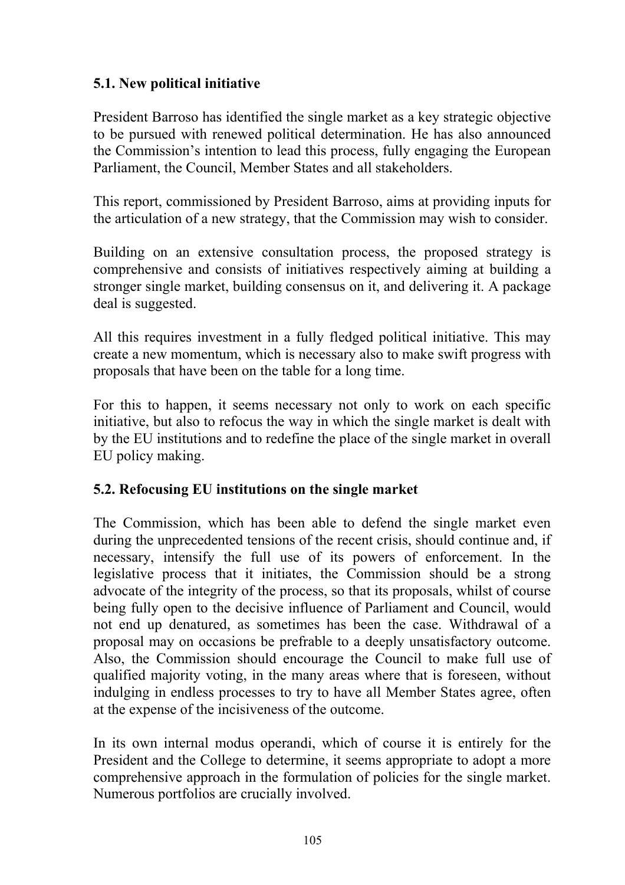### 5.1. New political initiative

President Barroso has identified the single market as a key strategic objective to be pursued with renewed political determination. He has also announced the Commission's intention to lead this process, fully engaging the European Parliament, the Council, Member States and all stakeholders.

This report, commissioned by President Barroso, aims at providing inputs for the articulation of a new strategy, that the Commission may wish to consider.

Building on an extensive consultation process, the proposed strategy is comprehensive and consists of initiatives respectively aiming at building a stronger single market, building consensus on it, and delivering it. A package deal is suggested.

All this requires investment in a fully fledged political initiative. This may create a new momentum, which is necessary also to make swift progress with proposals that have been on the table for a long time.

For this to happen, it seems necessary not only to work on each specific initiative, but also to refocus the way in which the single market is dealt with by the EU institutions and to redefine the place of the single market in overall EU policy making.

### 5.2. Refocusing EU institutions on the single market

The Commission, which has been able to defend the single market even during the unprecedented tensions of the recent crisis, should continue and, if necessary, intensify the full use of its powers of enforcement. In the legislative process that it initiates, the Commission should be a strong advocate of the integrity of the process, so that its proposals, whilst of course being fully open to the decisive influence of Parliament and Council, would not end up denatured, as sometimes has been the case. Withdrawal of a proposal may on occasions be prefrable to a deeply unsatisfactory outcome. Also, the Commission should encourage the Council to make full use of qualified majority voting, in the many areas where that is foreseen, without indulging in endless processes to try to have all Member States agree, often at the expense of the incisiveness of the outcome.

In its own internal modus operandi, which of course it is entirely for the President and the College to determine, it seems appropriate to adopt a more comprehensive approach in the formulation of policies for the single market. Numerous portfolios are crucially involved.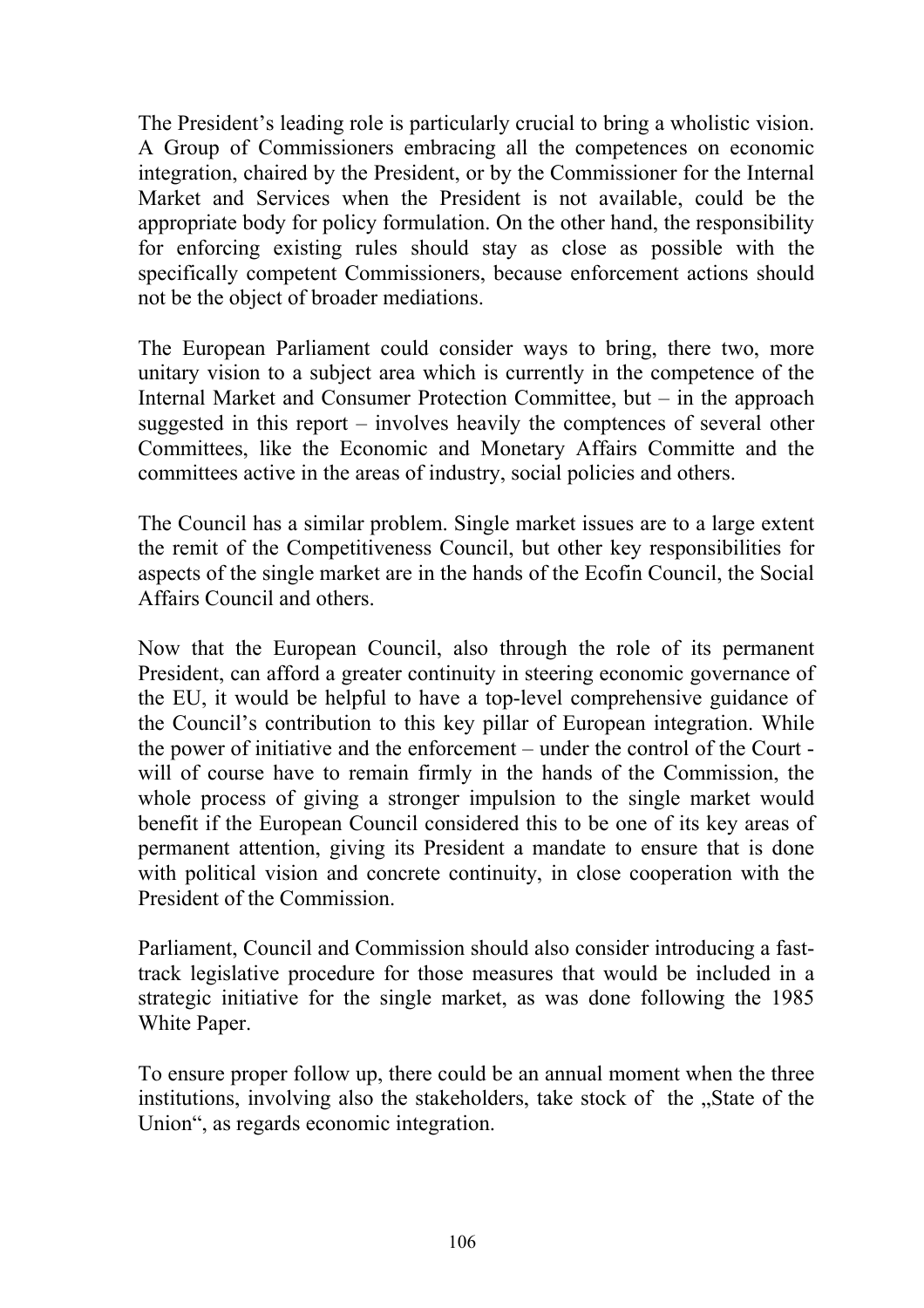The President's leading role is particularly crucial to bring a wholistic vision. A Group of Commissioners embracing all the competences on economic integration, chaired by the President, or by the Commissioner for the Internal Market and Services when the President is not available, could be the appropriate body for policy formulation. On the other hand, the responsibility for enforcing existing rules should stay as close as possible with the specifically competent Commissioners, because enforcement actions should not be the object of broader mediations.

The European Parliament could consider ways to bring, there two, more unitary vision to a subject area which is currently in the competence of the Internal Market and Consumer Protection Committee, but – in the approach suggested in this report – involves heavily the comptences of several other Committees, like the Economic and Monetary Affairs Committe and the committees active in the areas of industry, social policies and others.

The Council has a similar problem. Single market issues are to a large extent the remit of the Competitiveness Council, but other key responsibilities for aspects of the single market are in the hands of the Ecofin Council, the Social Affairs Council and others.

Now that the European Council, also through the role of its permanent President, can afford a greater continuity in steering economic governance of the EU, it would be helpful to have a top-level comprehensive guidance of the Council's contribution to this key pillar of European integration. While the power of initiative and the enforcement – under the control of the Court - will of course have to remain firmly in the hands of the Commission, the whole process of giving a stronger impulsion to the single market would benefit if the European Council considered this to be one of its key areas of permanent attention, giving its President a mandate to ensure that is done with political vision and concrete continuity, in close cooperation with the President of the Commission.

Parliament, Council and Commission should also consider introducing a fast-track legislative procedure for those measures that would be included in a strategic initiative for the single market, as was done following the 1985 White Paper.

To ensure proper follow up, there could be an annual moment when the three institutions, involving also the stakeholders, take stock of the „State of the Union", as regards economic integration.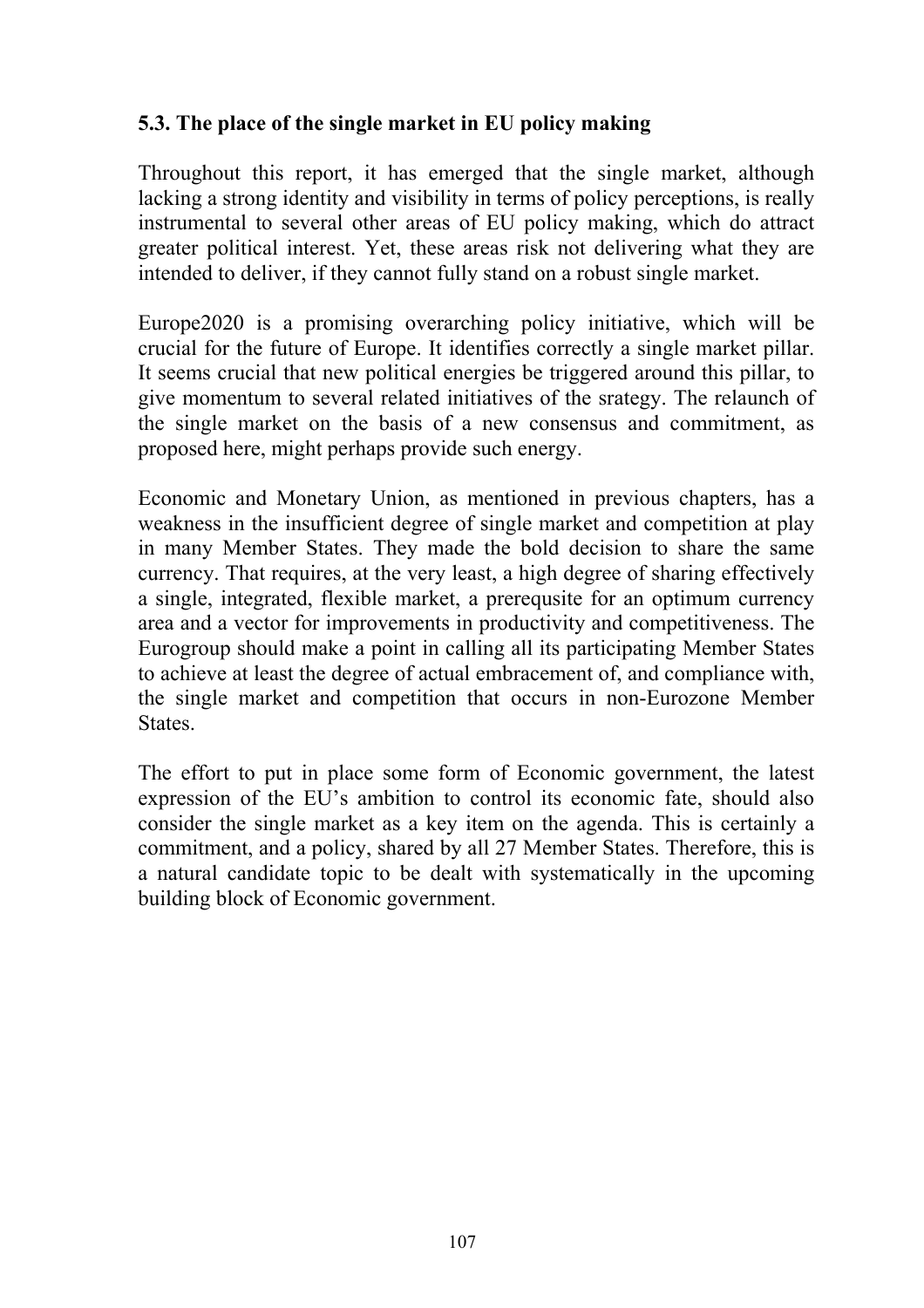### 5.3. The place of the single market in EU policy making

Throughout this report, it has emerged that the single market, although lacking a strong identity and visibility in terms of policy perceptions, is really instrumental to several other areas of EU policy making, which do attract greater political interest. Yet, these areas risk not delivering what they are intended to deliver, if they cannot fully stand on a robust single market.

Europe2020 is a promising overarching policy initiative, which will be crucial for the future of Europe. It identifies correctly a single market pillar. It seems crucial that new political energies be triggered around this pillar, to give momentum to several related initiatives of the srategy. The relaunch of the single market on the basis of a new consensus and commitment, as proposed here, might perhaps provide such energy.

Economic and Monetary Union, as mentioned in previous chapters, has a weakness in the insufficient degree of single market and competition at play in many Member States. They made the bold decision to share the same currency. That requires, at the very least, a high degree of sharing effectively a single, integrated, flexible market, a prerequsite for an optimum currency area and a vector for improvements in productivity and competitiveness. The Eurogroup should make a point in calling all its participating Member States to achieve at least the degree of actual embracement of, and compliance with, the single market and competition that occurs in non-Eurozone Member States.

The effort to put in place some form of Economic government, the latest expression of the EU's ambition to control its economic fate, should also consider the single market as a key item on the agenda. This is certainly a commitment, and a policy, shared by all 27 Member States. Therefore, this is a natural candidate topic to be dealt with systematically in the upcoming building block of Economic government.